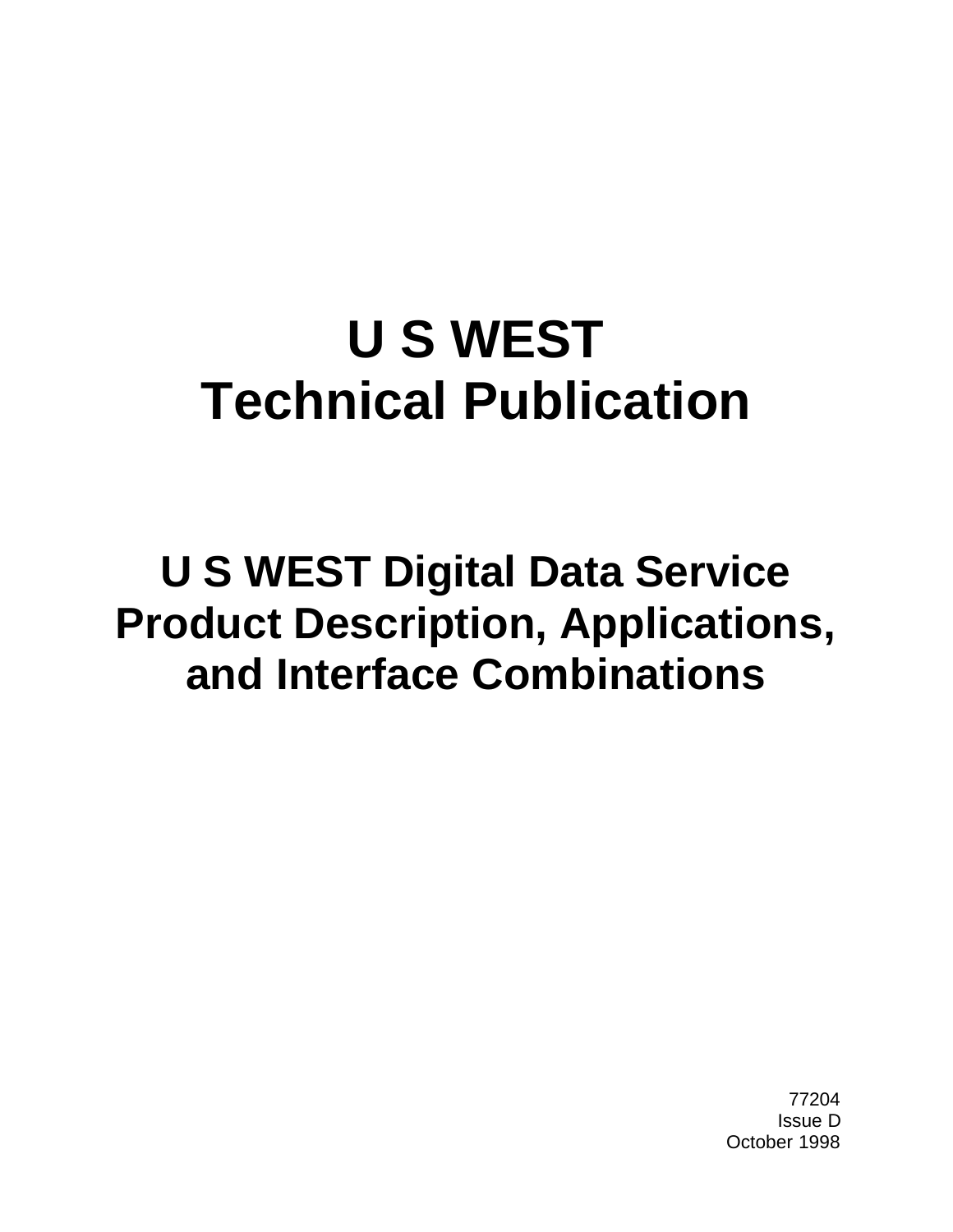# U S WEST
# Technical Publication

## U S WEST Digital Data Service
## Product Description, Applications, and Interface Combinations

77204
Issue D
October 1998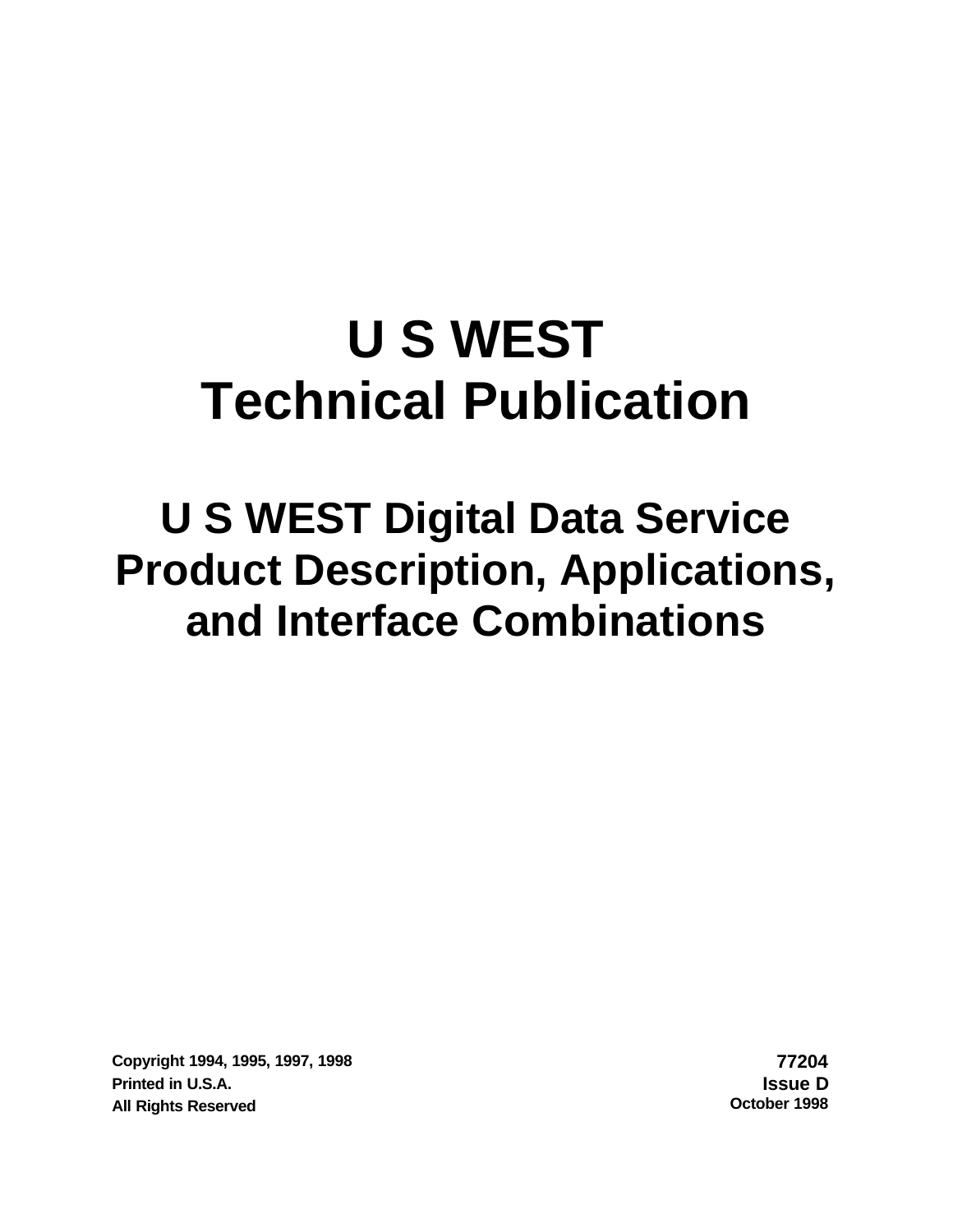# U S WEST Technical Publication

## U S WEST Digital Data Service Product Description, Applications, and Interface Combinations

**Copyright 1994, 1995, 1997, 1998**
**Printed in U.S.A.**
**All Rights Reserved**

**77204**
**Issue D**
**October 1998**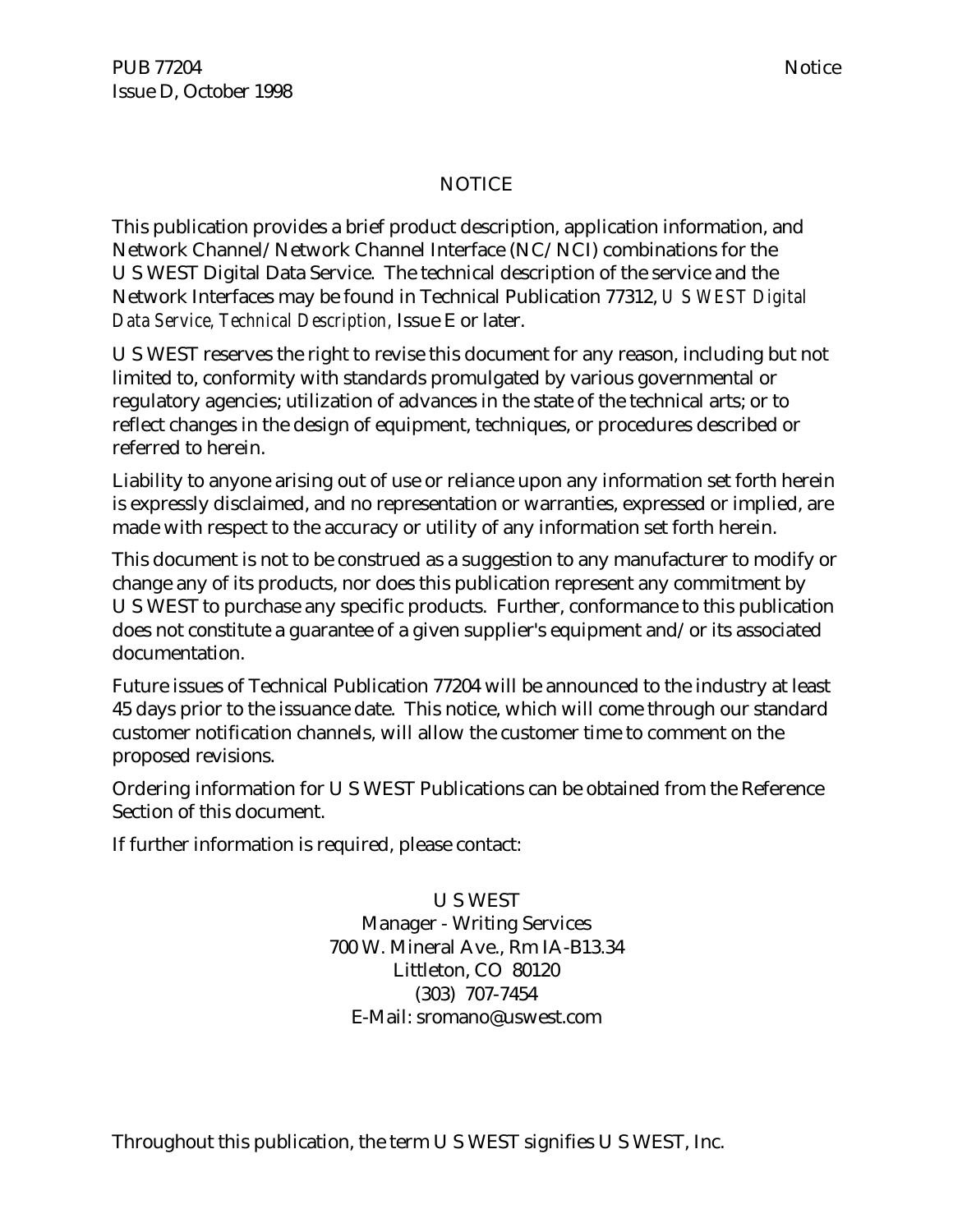# NOTICE

This publication provides a brief product description, application information, and Network Channel/Network Channel Interface (NC/NCI) combinations for the U S WEST Digital Data Service. The technical description of the service and the Network Interfaces may be found in Technical Publication 77312, *U S WEST Digital Data Service, Technical Description,* Issue E or later.

U S WEST reserves the right to revise this document for any reason, including but not limited to, conformity with standards promulgated by various governmental or regulatory agencies; utilization of advances in the state of the technical arts; or to reflect changes in the design of equipment, techniques, or procedures described or referred to herein.

Liability to anyone arising out of use or reliance upon any information set forth herein is expressly disclaimed, and no representation or warranties, expressed or implied, are made with respect to the accuracy or utility of any information set forth herein.

This document is not to be construed as a suggestion to any manufacturer to modify or change any of its products, nor does this publication represent any commitment by U S WEST to purchase any specific products. Further, conformance to this publication does not constitute a guarantee of a given supplier's equipment and/or its associated documentation.

Future issues of Technical Publication 77204 will be announced to the industry at least 45 days prior to the issuance date. This notice, which will come through our standard customer notification channels, will allow the customer time to comment on the proposed revisions.

Ordering information for U S WEST Publications can be obtained from the Reference Section of this document.

If further information is required, please contact:

U S WEST
Manager - Writing Services
700 W. Mineral Ave., Rm IA-B13.34
Littleton, CO 80120
(303) 707-7454
E-Mail: sromano@uswest.com

Throughout this publication, the term U S WEST signifies U S WEST, Inc.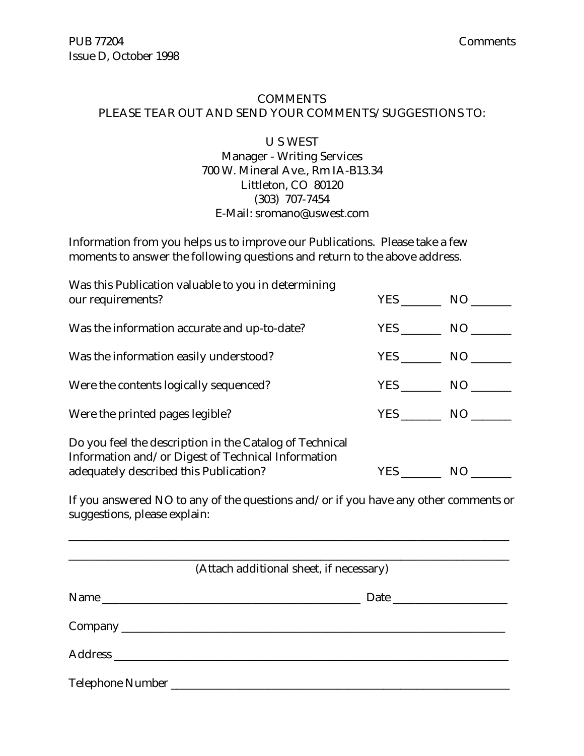# COMMENTS

PLEASE TEAR OUT AND SEND YOUR COMMENTS/SUGGESTIONS TO:

U S WEST
Manager - Writing Services
700 W. Mineral Ave., Rm IA-B13.34
Littleton, CO 80120
(303) 707-7454
E-Mail: sromano@uswest.com

Information from you helps us to improve our Publications. Please take a few moments to answer the following questions and return to the above address.

| | | |
|---|---|---|
| Was this Publication valuable to you in determining our requirements? | YES _______ | NO _______ |
| Was the information accurate and up-to-date? | YES _______ | NO _______ |
| Was the information easily understood? | YES _______ | NO _______ |
| Were the contents logically sequenced? | YES _______ | NO _______ |
| Were the printed pages legible? | YES _______ | NO _______ |
| Do you feel the description in the Catalog of Technical Information and/or Digest of Technical Information adequately described this Publication? | YES _______ | NO _______ |

If you answered NO to any of the questions and/or if you have any other comments or suggestions, please explain:

_______________________________________________________________________________

_______________________________________________________________________________

(Attach additional sheet, if necessary)

Name _______________________________________________ Date ____________________

Company _______________________________________________________________________

Address ________________________________________________________________________

Telephone Number _______________________________________________________________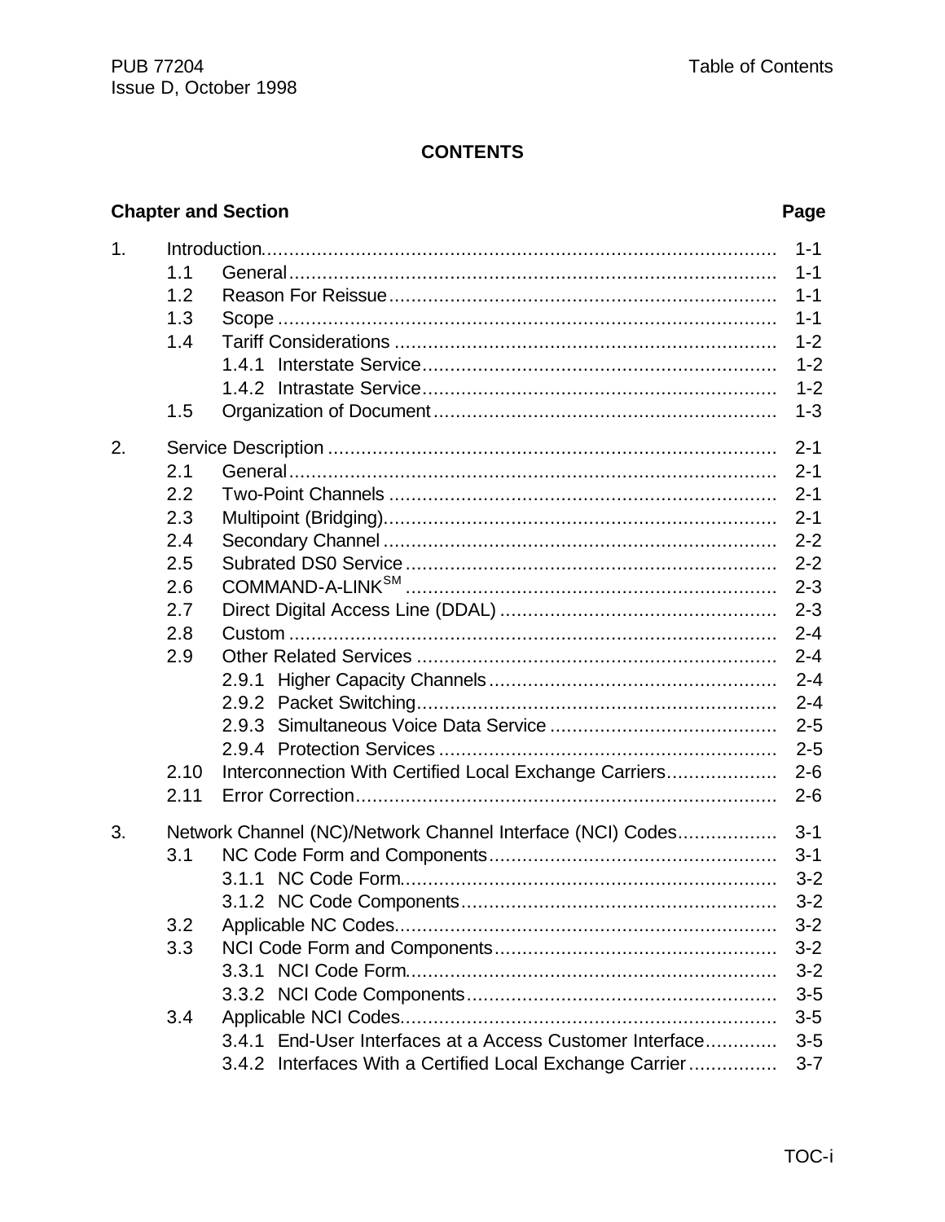**CONTENTS**

| Chapter and Section | | | Page |
|---|---|---|---|
| 1. | Introduction | | 1-1 |
| | 1.1 | General | 1-1 |
| | 1.2 | Reason For Reissue | 1-1 |
| | 1.3 | Scope | 1-1 |
| | 1.4 | Tariff Considerations | 1-2 |
| | | 1.4.1 Interstate Service | 1-2 |
| | | 1.4.2 Intrastate Service | 1-2 |
| | 1.5 | Organization of Document | 1-3 |
| 2. | Service Description | | 2-1 |
| | 2.1 | General | 2-1 |
| | 2.2 | Two-Point Channels | 2-1 |
| | 2.3 | Multipoint (Bridging) | 2-1 |
| | 2.4 | Secondary Channel | 2-2 |
| | 2.5 | Subrated DS0 Service | 2-2 |
| | 2.6 | COMMAND-A-LINK[SM] | 2-3 |
| | 2.7 | Direct Digital Access Line (DDAL) | 2-3 |
| | 2.8 | Custom | 2-4 |
| | 2.9 | Other Related Services | 2-4 |
| | | 2.9.1 Higher Capacity Channels | 2-4 |
| | | 2.9.2 Packet Switching | 2-4 |
| | | 2.9.3 Simultaneous Voice Data Service | 2-5 |
| | | 2.9.4 Protection Services | 2-5 |
| | 2.10 | Interconnection With Certified Local Exchange Carriers | 2-6 |
| | 2.11 | Error Correction | 2-6 |
| 3. | Network Channel (NC)/Network Channel Interface (NCI) Codes | | 3-1 |
| | 3.1 | NC Code Form and Components | 3-1 |
| | | 3.1.1 NC Code Form | 3-2 |
| | | 3.1.2 NC Code Components | 3-2 |
| | 3.2 | Applicable NC Codes | 3-2 |
| | 3.3 | NCI Code Form and Components | 3-2 |
| | | 3.3.1 NCI Code Form | 3-2 |
| | | 3.3.2 NCI Code Components | 3-5 |
| | 3.4 | Applicable NCI Codes | 3-5 |
| | | 3.4.1 End-User Interfaces at a Access Customer Interface | 3-5 |
| | | 3.4.2 Interfaces With a Certified Local Exchange Carrier | 3-7 |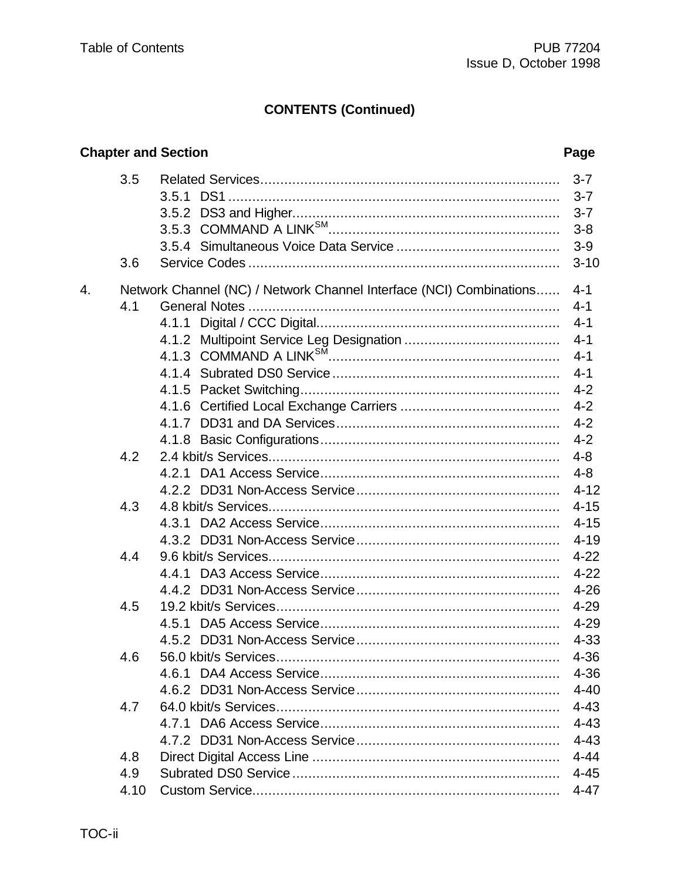**CONTENTS (Continued)**

| Chapter and Section | Page |
|---|---|
| 3.5 Related Services | 3-7 |
| 3.5.1 DS1 | 3-7 |
| 3.5.2 DS3 and Higher | 3-7 |
| 3.5.3 COMMAND A LINK[SM] | 3-8 |
| 3.5.4 Simultaneous Voice Data Service | 3-9 |
| 3.6 Service Codes | 3-10 |
| 4. Network Channel (NC) / Network Channel Interface (NCI) Combinations | 4-1 |
| 4.1 General Notes | 4-1 |
| 4.1.1 Digital / CCC Digital | 4-1 |
| 4.1.2 Multipoint Service Leg Designation | 4-1 |
| 4.1.3 COMMAND A LINK[SM] | 4-1 |
| 4.1.4 Subrated DS0 Service | 4-1 |
| 4.1.5 Packet Switching | 4-2 |
| 4.1.6 Certified Local Exchange Carriers | 4-2 |
| 4.1.7 DD31 and DA Services | 4-2 |
| 4.1.8 Basic Configurations | 4-2 |
| 4.2 2.4 kbit/s Services | 4-8 |
| 4.2.1 DA1 Access Service | 4-8 |
| 4.2.2 DD31 Non-Access Service | 4-12 |
| 4.3 4.8 kbit/s Services | 4-15 |
| 4.3.1 DA2 Access Service | 4-15 |
| 4.3.2 DD31 Non-Access Service | 4-19 |
| 4.4 9.6 kbit/s Services | 4-22 |
| 4.4.1 DA3 Access Service | 4-22 |
| 4.4.2 DD31 Non-Access Service | 4-26 |
| 4.5 19.2 kbit/s Services | 4-29 |
| 4.5.1 DA5 Access Service | 4-29 |
| 4.5.2 DD31 Non-Access Service | 4-33 |
| 4.6 56.0 kbit/s Services | 4-36 |
| 4.6.1 DA4 Access Service | 4-36 |
| 4.6.2 DD31 Non-Access Service | 4-40 |
| 4.7 64.0 kbit/s Services | 4-43 |
| 4.7.1 DA6 Access Service | 4-43 |
| 4.7.2 DD31 Non-Access Service | 4-43 |
| 4.8 Direct Digital Access Line | 4-44 |
| 4.9 Subrated DS0 Service | 4-45 |
| 4.10 Custom Service | 4-47 |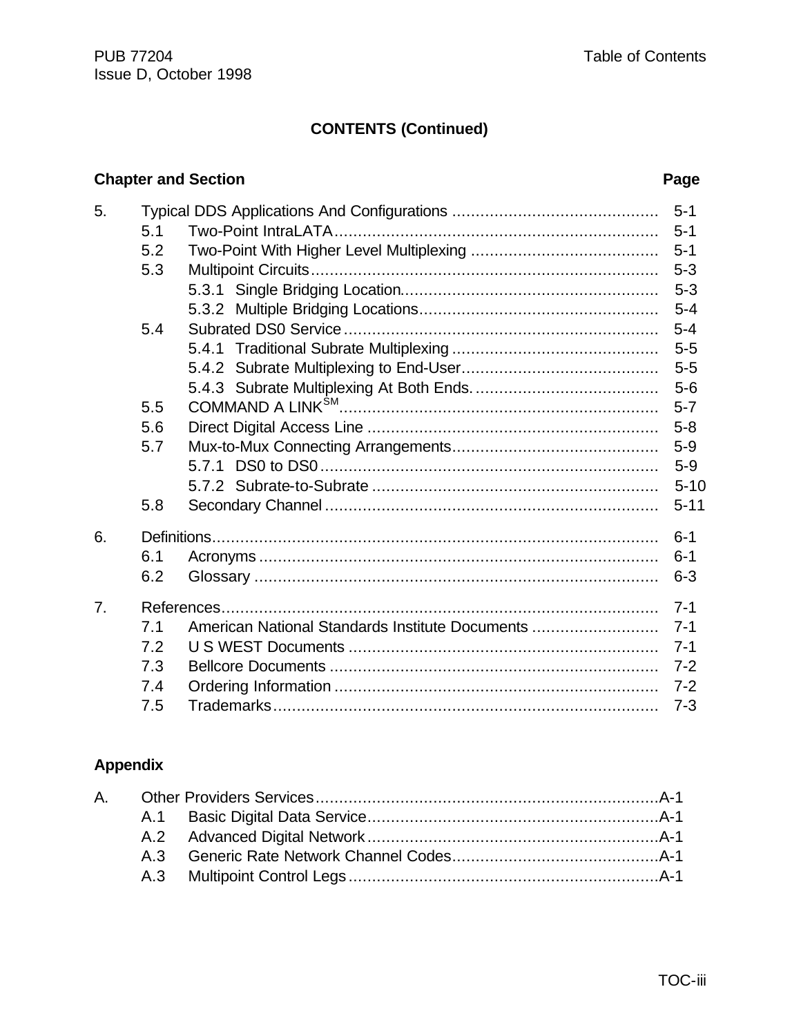**CONTENTS (Continued)**

| Chapter and Section | | | Page |
|---|---|---|---|
| 5. | Typical DDS Applications And Configurations | | 5-1 |
| | 5.1 | Two-Point IntraLATA | 5-1 |
| | 5.2 | Two-Point With Higher Level Multiplexing | 5-1 |
| | 5.3 | Multipoint Circuits | 5-3 |
| | | 5.3.1 Single Bridging Location | 5-3 |
| | | 5.3.2 Multiple Bridging Locations | 5-4 |
| | 5.4 | Subrated DS0 Service | 5-4 |
| | | 5.4.1 Traditional Subrate Multiplexing | 5-5 |
| | | 5.4.2 Subrate Multiplexing to End-User | 5-5 |
| | | 5.4.3 Subrate Multiplexing At Both Ends. | 5-6 |
| | 5.5 | COMMAND A LINK[SM] | 5-7 |
| | 5.6 | Direct Digital Access Line | 5-8 |
| | 5.7 | Mux-to-Mux Connecting Arrangements | 5-9 |
| | | 5.7.1 DS0 to DS0 | 5-9 |
| | | 5.7.2 Subrate-to-Subrate | 5-10 |
| | 5.8 | Secondary Channel | 5-11 |
| 6. | Definitions | | 6-1 |
| | 6.1 | Acronyms | 6-1 |
| | 6.2 | Glossary | 6-3 |
| 7. | References | | 7-1 |
| | 7.1 | American National Standards Institute Documents | 7-1 |
| | 7.2 | U S WEST Documents | 7-1 |
| | 7.3 | Bellcore Documents | 7-2 |
| | 7.4 | Ordering Information | 7-2 |
| | 7.5 | Trademarks | 7-3 |

**Appendix**

| | | | |
|---|---|---|---|
| A. | Other Providers Services | | A-1 |
| | A.1 | Basic Digital Data Service | A-1 |
| | A.2 | Advanced Digital Network | A-1 |
| | A.3 | Generic Rate Network Channel Codes | A-1 |
| | A.3 | Multipoint Control Legs | A-1 |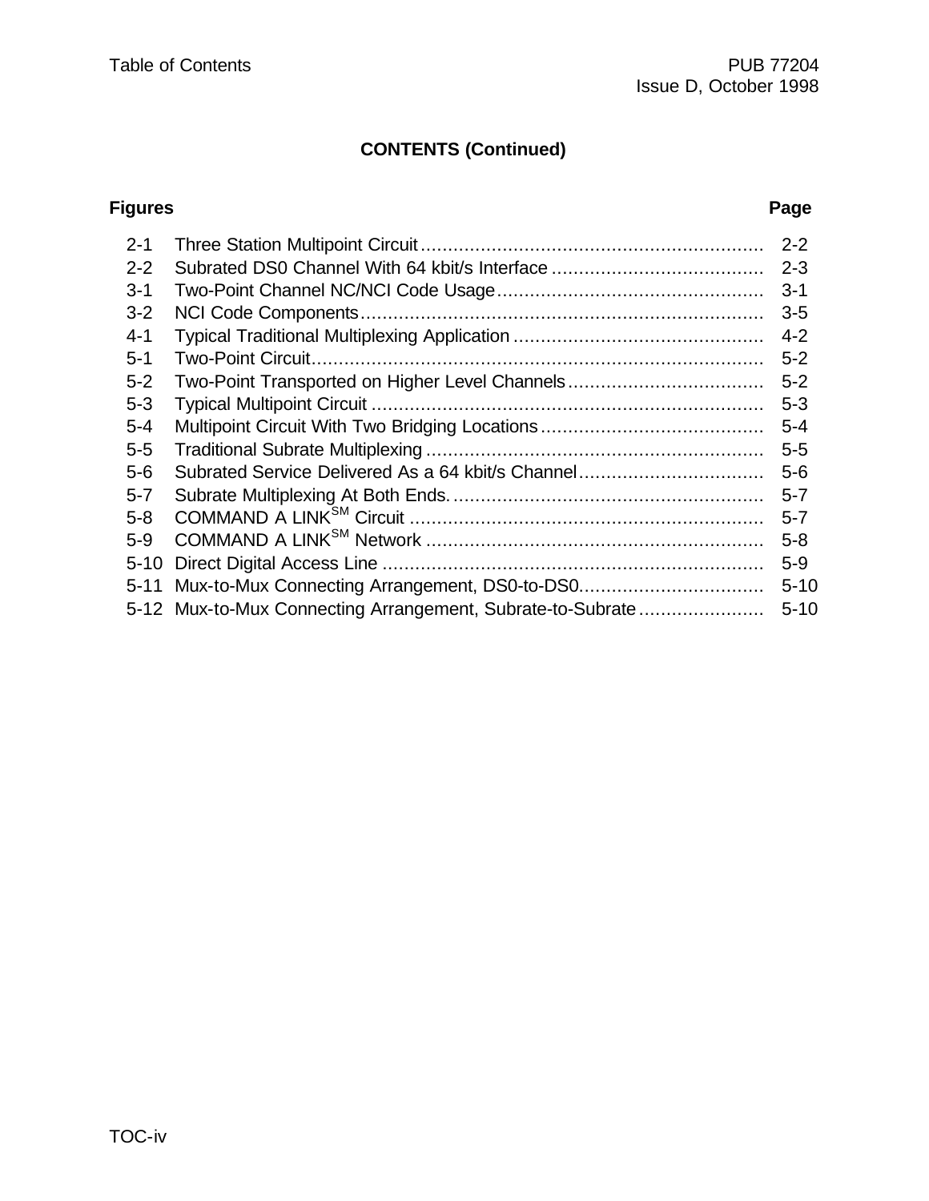## CONTENTS (Continued)

| Figures | | Page |
|---|---|---|
| 2-1 | Three Station Multipoint Circuit | 2-2 |
| 2-2 | Subrated DS0 Channel With 64 kbit/s Interface | 2-3 |
| 3-1 | Two-Point Channel NC/NCI Code Usage | 3-1 |
| 3-2 | NCI Code Components | 3-5 |
| 4-1 | Typical Traditional Multiplexing Application | 4-2 |
| 5-1 | Two-Point Circuit | 5-2 |
| 5-2 | Two-Point Transported on Higher Level Channels | 5-2 |
| 5-3 | Typical Multipoint Circuit | 5-3 |
| 5-4 | Multipoint Circuit With Two Bridging Locations | 5-4 |
| 5-5 | Traditional Subrate Multiplexing | 5-5 |
| 5-6 | Subrated Service Delivered As a 64 kbit/s Channel | 5-6 |
| 5-7 | Subrate Multiplexing At Both Ends. | 5-7 |
| 5-8 | COMMAND A LINK[SM] Circuit | 5-7 |
| 5-9 | COMMAND A LINK[SM] Network | 5-8 |
| 5-10 | Direct Digital Access Line | 5-9 |
| 5-11 | Mux-to-Mux Connecting Arrangement, DS0-to-DS0. | 5-10 |
| 5-12 | Mux-to-Mux Connecting Arrangement, Subrate-to-Subrate | 5-10 |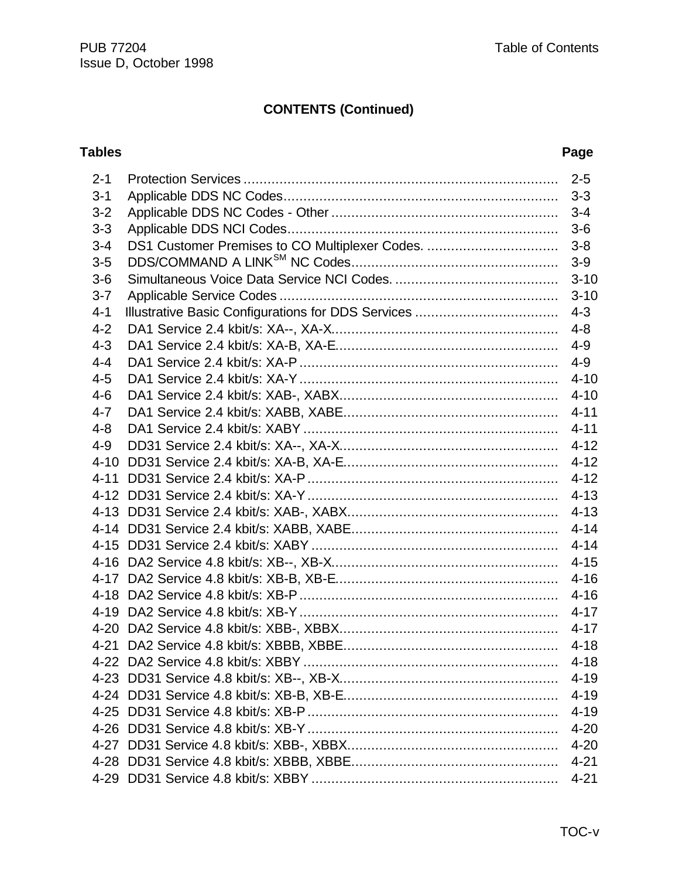## CONTENTS (Continued)

| Tables | | Page |
|---|---|---|
| 2-1 | Protection Services | 2-5 |
| 3-1 | Applicable DDS NC Codes | 3-3 |
| 3-2 | Applicable DDS NC Codes - Other | 3-4 |
| 3-3 | Applicable DDS NCI Codes | 3-6 |
| 3-4 | DS1 Customer Premises to CO Multiplexer Codes. | 3-8 |
| 3-5 | DDS/COMMAND A LINK[SM] NC Codes | 3-9 |
| 3-6 | Simultaneous Voice Data Service NCI Codes. | 3-10 |
| 3-7 | Applicable Service Codes | 3-10 |
| 4-1 | Illustrative Basic Configurations for DDS Services | 4-3 |
| 4-2 | DA1 Service 2.4 kbit/s: XA--, XA-X | 4-8 |
| 4-3 | DA1 Service 2.4 kbit/s: XA-B, XA-E | 4-9 |
| 4-4 | DA1 Service 2.4 kbit/s: XA-P | 4-9 |
| 4-5 | DA1 Service 2.4 kbit/s: XA-Y | 4-10 |
| 4-6 | DA1 Service 2.4 kbit/s: XAB-, XABX | 4-10 |
| 4-7 | DA1 Service 2.4 kbit/s: XABB, XABE | 4-11 |
| 4-8 | DA1 Service 2.4 kbit/s: XABY | 4-11 |
| 4-9 | DD31 Service 2.4 kbit/s: XA--, XA-X | 4-12 |
| 4-10 | DD31 Service 2.4 kbit/s: XA-B, XA-E | 4-12 |
| 4-11 | DD31 Service 2.4 kbit/s: XA-P | 4-12 |
| 4-12 | DD31 Service 2.4 kbit/s: XA-Y | 4-13 |
| 4-13 | DD31 Service 2.4 kbit/s: XAB-, XABX | 4-13 |
| 4-14 | DD31 Service 2.4 kbit/s: XABB, XABE | 4-14 |
| 4-15 | DD31 Service 2.4 kbit/s: XABY | 4-14 |
| 4-16 | DA2 Service 4.8 kbit/s: XB--, XB-X | 4-15 |
| 4-17 | DA2 Service 4.8 kbit/s: XB-B, XB-E | 4-16 |
| 4-18 | DA2 Service 4.8 kbit/s: XB-P | 4-16 |
| 4-19 | DA2 Service 4.8 kbit/s: XB-Y | 4-17 |
| 4-20 | DA2 Service 4.8 kbit/s: XBB-, XBBX | 4-17 |
| 4-21 | DA2 Service 4.8 kbit/s: XBBB, XBBE | 4-18 |
| 4-22 | DA2 Service 4.8 kbit/s: XBBY | 4-18 |
| 4-23 | DD31 Service 4.8 kbit/s: XB--, XB-X | 4-19 |
| 4-24 | DD31 Service 4.8 kbit/s: XB-B, XB-E | 4-19 |
| 4-25 | DD31 Service 4.8 kbit/s: XB-P | 4-19 |
| 4-26 | DD31 Service 4.8 kbit/s: XB-Y | 4-20 |
| 4-27 | DD31 Service 4.8 kbit/s: XBB-, XBBX | 4-20 |
| 4-28 | DD31 Service 4.8 kbit/s: XBBB, XBBE | 4-21 |
| 4-29 | DD31 Service 4.8 kbit/s: XBBY | 4-21 |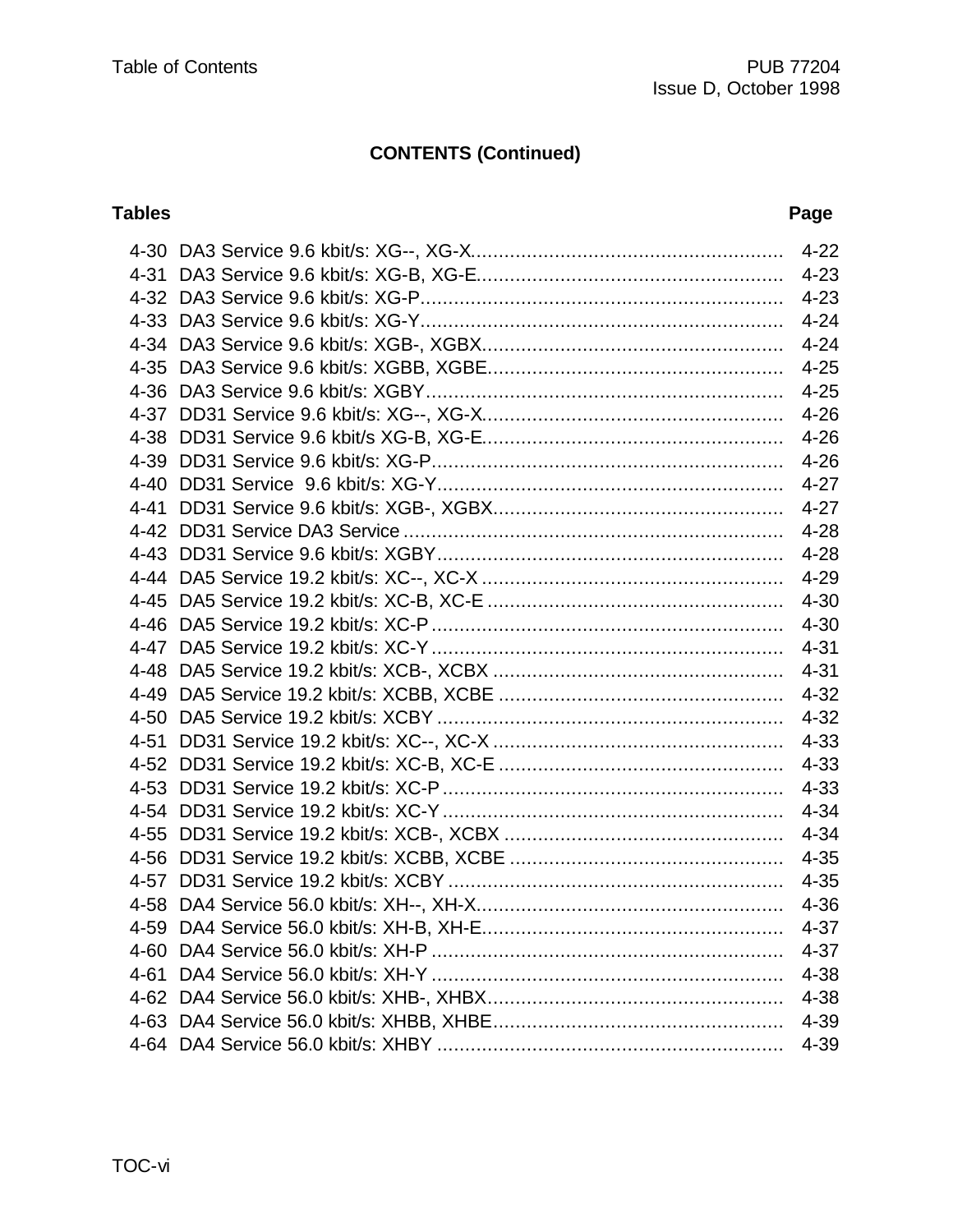## CONTENTS (Continued)

| Tables | | Page |
|---|---|---|
| 4-30 | DA3 Service 9.6 kbit/s: XG--, XG-X | 4-22 |
| 4-31 | DA3 Service 9.6 kbit/s: XG-B, XG-E | 4-23 |
| 4-32 | DA3 Service 9.6 kbit/s: XG-P | 4-23 |
| 4-33 | DA3 Service 9.6 kbit/s: XG-Y | 4-24 |
| 4-34 | DA3 Service 9.6 kbit/s: XGB-, XGBX | 4-24 |
| 4-35 | DA3 Service 9.6 kbit/s: XGBB, XGBE | 4-25 |
| 4-36 | DA3 Service 9.6 kbit/s: XGBY | 4-25 |
| 4-37 | DD31 Service 9.6 kbit/s: XG--, XG-X | 4-26 |
| 4-38 | DD31 Service 9.6 kbit/s XG-B, XG-E | 4-26 |
| 4-39 | DD31 Service 9.6 kbit/s: XG-P | 4-26 |
| 4-40 | DD31 Service 9.6 kbit/s: XG-Y | 4-27 |
| 4-41 | DD31 Service 9.6 kbit/s: XGB-, XGBX | 4-27 |
| 4-42 | DD31 Service DA3 Service | 4-28 |
| 4-43 | DD31 Service 9.6 kbit/s: XGBY | 4-28 |
| 4-44 | DA5 Service 19.2 kbit/s: XC--, XC-X | 4-29 |
| 4-45 | DA5 Service 19.2 kbit/s: XC-B, XC-E | 4-30 |
| 4-46 | DA5 Service 19.2 kbit/s: XC-P | 4-30 |
| 4-47 | DA5 Service 19.2 kbit/s: XC-Y | 4-31 |
| 4-48 | DA5 Service 19.2 kbit/s: XCB-, XCBX | 4-31 |
| 4-49 | DA5 Service 19.2 kbit/s: XCBB, XCBE | 4-32 |
| 4-50 | DA5 Service 19.2 kbit/s: XCBY | 4-32 |
| 4-51 | DD31 Service 19.2 kbit/s: XC--, XC-X | 4-33 |
| 4-52 | DD31 Service 19.2 kbit/s: XC-B, XC-E | 4-33 |
| 4-53 | DD31 Service 19.2 kbit/s: XC-P | 4-33 |
| 4-54 | DD31 Service 19.2 kbit/s: XC-Y | 4-34 |
| 4-55 | DD31 Service 19.2 kbit/s: XCB-, XCBX | 4-34 |
| 4-56 | DD31 Service 19.2 kbit/s: XCBB, XCBE | 4-35 |
| 4-57 | DD31 Service 19.2 kbit/s: XCBY | 4-35 |
| 4-58 | DA4 Service 56.0 kbit/s: XH--, XH-X | 4-36 |
| 4-59 | DA4 Service 56.0 kbit/s: XH-B, XH-E | 4-37 |
| 4-60 | DA4 Service 56.0 kbit/s: XH-P | 4-37 |
| 4-61 | DA4 Service 56.0 kbit/s: XH-Y | 4-38 |
| 4-62 | DA4 Service 56.0 kbit/s: XHB-, XHBX | 4-38 |
| 4-63 | DA4 Service 56.0 kbit/s: XHBB, XHBE | 4-39 |
| 4-64 | DA4 Service 56.0 kbit/s: XHBY | 4-39 |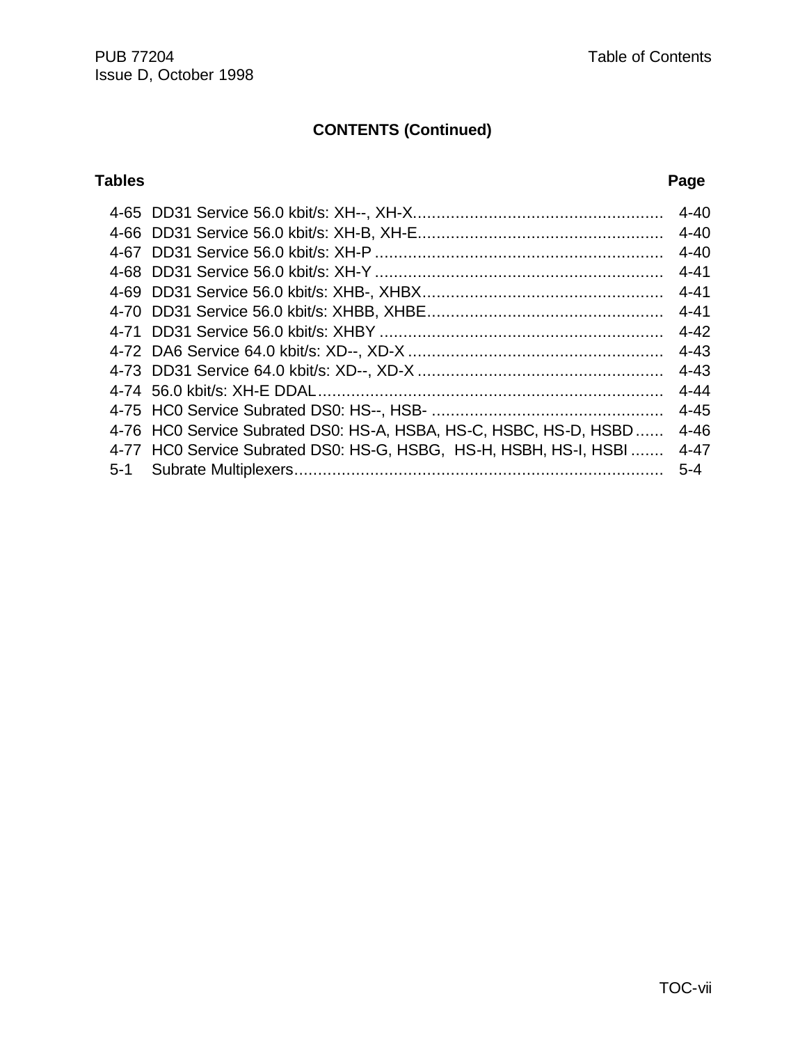## CONTENTS (Continued)

| Tables | | Page |
|---|---|---|
| 4-65 | DD31 Service 56.0 kbit/s: XH--, XH-X | 4-40 |
| 4-66 | DD31 Service 56.0 kbit/s: XH-B, XH-E | 4-40 |
| 4-67 | DD31 Service 56.0 kbit/s: XH-P | 4-40 |
| 4-68 | DD31 Service 56.0 kbit/s: XH-Y | 4-41 |
| 4-69 | DD31 Service 56.0 kbit/s: XHB-, XHBX | 4-41 |
| 4-70 | DD31 Service 56.0 kbit/s: XHBB, XHBE | 4-41 |
| 4-71 | DD31 Service 56.0 kbit/s: XHBY | 4-42 |
| 4-72 | DA6 Service 64.0 kbit/s: XD--, XD-X | 4-43 |
| 4-73 | DD31 Service 64.0 kbit/s: XD--, XD-X | 4-43 |
| 4-74 | 56.0 kbit/s: XH-E DDAL | 4-44 |
| 4-75 | HC0 Service Subrated DS0: HS--, HSB- | 4-45 |
| 4-76 | HC0 Service Subrated DS0: HS-A, HSBA, HS-C, HSBC, HS-D, HSBD | 4-46 |
| 4-77 | HC0 Service Subrated DS0: HS-G, HSBG, HS-H, HSBH, HS-I, HSBI | 4-47 |
| 5-1 | Subrate Multiplexers | 5-4 |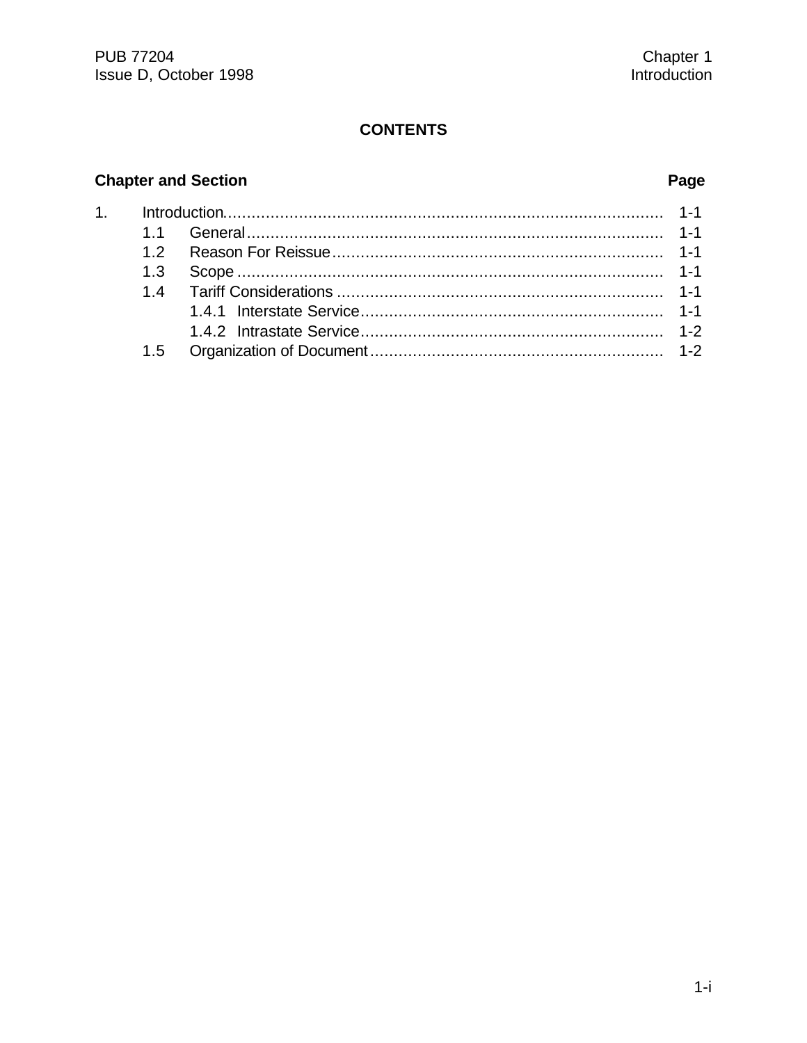## CONTENTS

| Chapter and Section | | | Page |
|---|---|---|---|
| 1. | Introduction | | 1-1 |
| | 1.1 | General | 1-1 |
| | 1.2 | Reason For Reissue | 1-1 |
| | 1.3 | Scope | 1-1 |
| | 1.4 | Tariff Considerations | 1-1 |
| | | 1.4.1 Interstate Service | 1-1 |
| | | 1.4.2 Intrastate Service | 1-2 |
| | 1.5 | Organization of Document | 1-2 |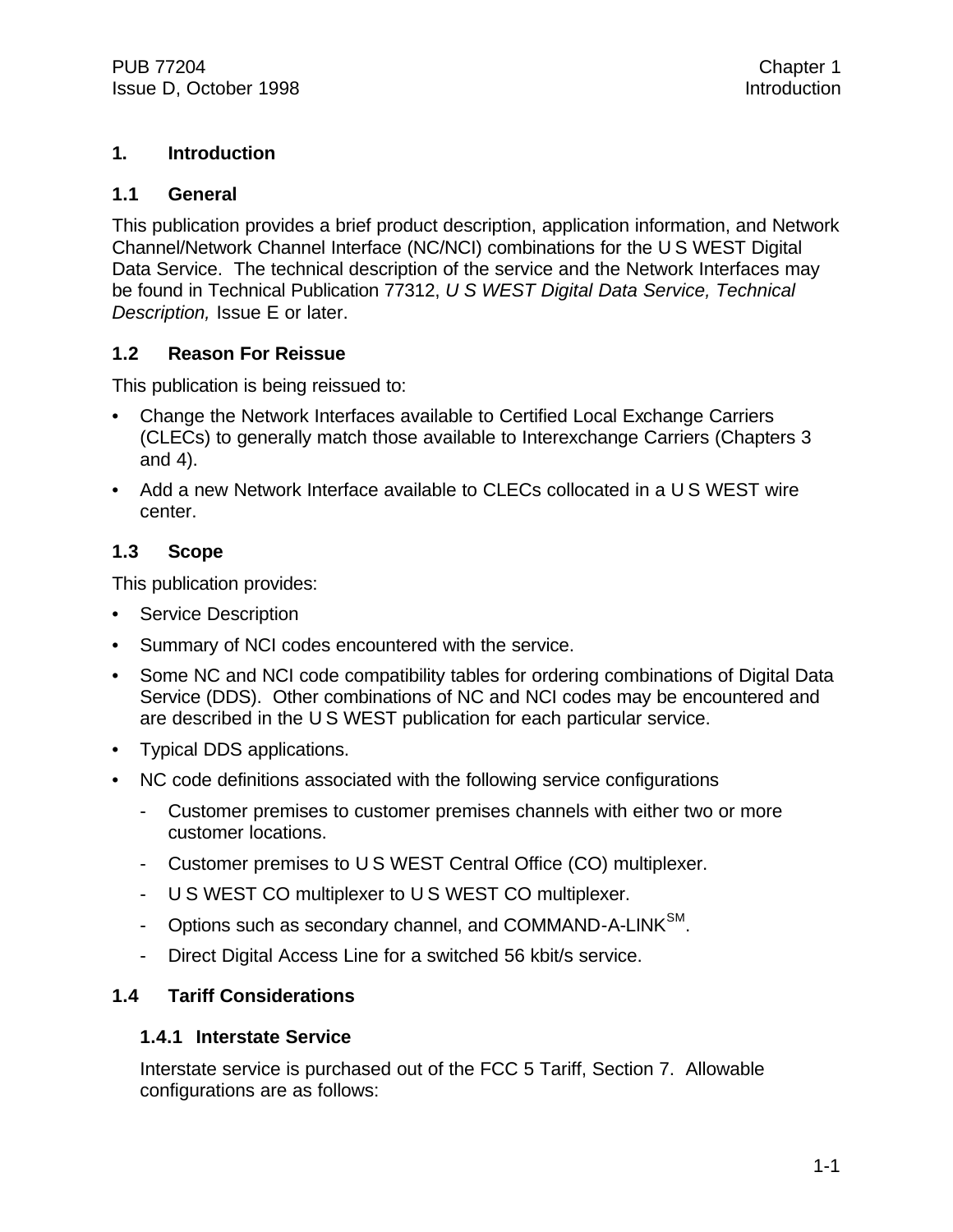# 1. Introduction

## 1.1 General

This publication provides a brief product description, application information, and Network Channel/Network Channel Interface (NC/NCI) combinations for the U S WEST Digital Data Service. The technical description of the service and the Network Interfaces may be found in Technical Publication 77312, *U S WEST Digital Data Service, Technical Description,* Issue E or later.

## 1.2 Reason For Reissue

This publication is being reissued to:

- Change the Network Interfaces available to Certified Local Exchange Carriers (CLECs) to generally match those available to Interexchange Carriers (Chapters 3 and 4).
- Add a new Network Interface available to CLECs collocated in a U S WEST wire center.

## 1.3 Scope

This publication provides:

- Service Description
- Summary of NCI codes encountered with the service.
- Some NC and NCI code compatibility tables for ordering combinations of Digital Data Service (DDS). Other combinations of NC and NCI codes may be encountered and are described in the U S WEST publication for each particular service.
- Typical DDS applications.
- NC code definitions associated with the following service configurations
  - Customer premises to customer premises channels with either two or more customer locations.
  - Customer premises to U S WEST Central Office (CO) multiplexer.
  - U S WEST CO multiplexer to U S WEST CO multiplexer.
  - Options such as secondary channel, and COMMAND-A-LINK[SM].
  - Direct Digital Access Line for a switched 56 kbit/s service.

## 1.4 Tariff Considerations

### 1.4.1 Interstate Service

Interstate service is purchased out of the FCC 5 Tariff, Section 7. Allowable configurations are as follows: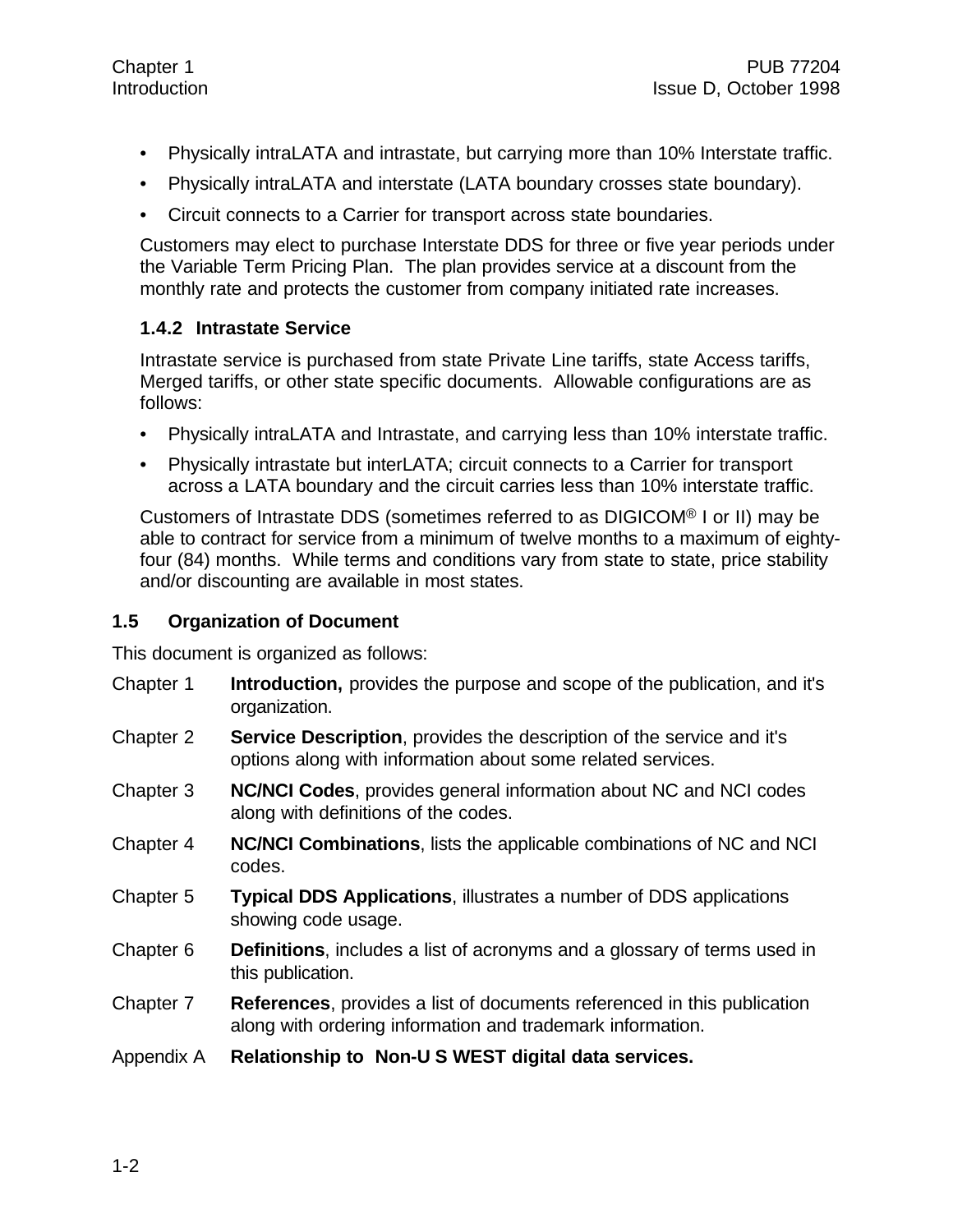- Physically intraLATA and intrastate, but carrying more than 10% Interstate traffic.
- Physically intraLATA and interstate (LATA boundary crosses state boundary).
- Circuit connects to a Carrier for transport across state boundaries.

Customers may elect to purchase Interstate DDS for three or five year periods under the Variable Term Pricing Plan. The plan provides service at a discount from the monthly rate and protects the customer from company initiated rate increases.

### 1.4.2 Intrastate Service

Intrastate service is purchased from state Private Line tariffs, state Access tariffs, Merged tariffs, or other state specific documents. Allowable configurations are as follows:

- Physically intraLATA and Intrastate, and carrying less than 10% interstate traffic.
- Physically intrastate but interLATA; circuit connects to a Carrier for transport across a LATA boundary and the circuit carries less than 10% interstate traffic.

Customers of Intrastate DDS (sometimes referred to as DIGICOM® I or II) may be able to contract for service from a minimum of twelve months to a maximum of eighty-four (84) months. While terms and conditions vary from state to state, price stability and/or discounting are available in most states.

## 1.5 Organization of Document

This document is organized as follows:

Chapter 1 **Introduction,** provides the purpose and scope of the publication, and it's organization.

Chapter 2 **Service Description**, provides the description of the service and it's options along with information about some related services.

Chapter 3 **NC/NCI Codes**, provides general information about NC and NCI codes along with definitions of the codes.

Chapter 4 **NC/NCI Combinations**, lists the applicable combinations of NC and NCI codes.

Chapter 5 **Typical DDS Applications**, illustrates a number of DDS applications showing code usage.

Chapter 6 **Definitions**, includes a list of acronyms and a glossary of terms used in this publication.

Chapter 7 **References**, provides a list of documents referenced in this publication along with ordering information and trademark information.

Appendix A **Relationship to Non-U S WEST digital data services.**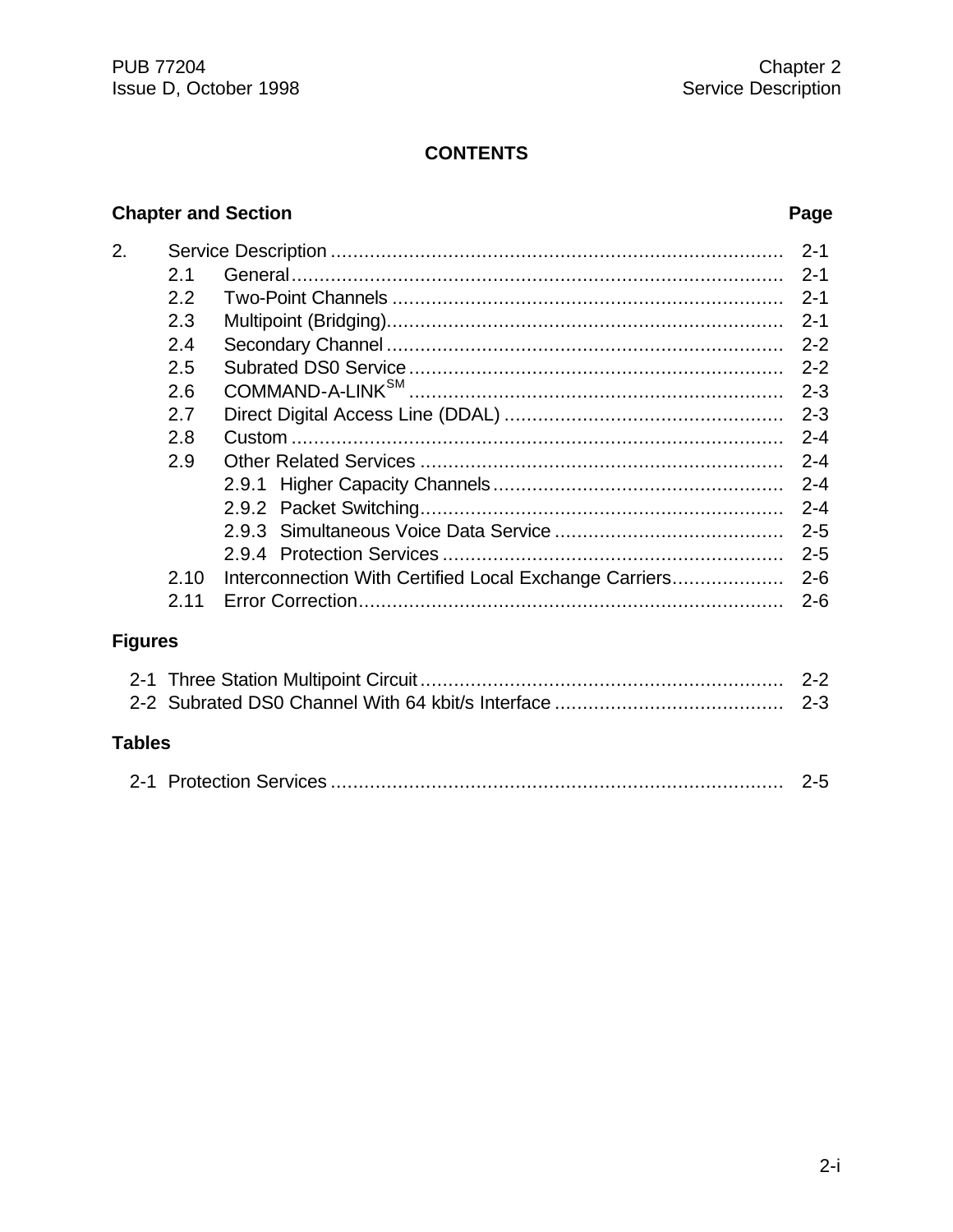## CONTENTS

| Chapter and Section | | | Page |
|---|---|---|---|
| 2. | Service Description | | 2-1 |
| | 2.1 | General | 2-1 |
| | 2.2 | Two-Point Channels | 2-1 |
| | 2.3 | Multipoint (Bridging) | 2-1 |
| | 2.4 | Secondary Channel | 2-2 |
| | 2.5 | Subrated DS0 Service | 2-2 |
| | 2.6 | COMMAND-A-LINK℠ | 2-3 |
| | 2.7 | Direct Digital Access Line (DDAL) | 2-3 |
| | 2.8 | Custom | 2-4 |
| | 2.9 | Other Related Services | 2-4 |
| | | 2.9.1 Higher Capacity Channels | 2-4 |
| | | 2.9.2 Packet Switching | 2-4 |
| | | 2.9.3 Simultaneous Voice Data Service | 2-5 |
| | | 2.9.4 Protection Services | 2-5 |
| | 2.10 | Interconnection With Certified Local Exchange Carriers | 2-6 |
| | 2.11 | Error Correction | 2-6 |

**Figures**

| Figure | Title | Page |
|---|---|---|
| 2-1 | Three Station Multipoint Circuit | 2-2 |
| 2-2 | Subrated DS0 Channel With 64 kbit/s Interface | 2-3 |

**Tables**

| Table | Title | Page |
|---|---|---|
| 2-1 | Protection Services | 2-5 |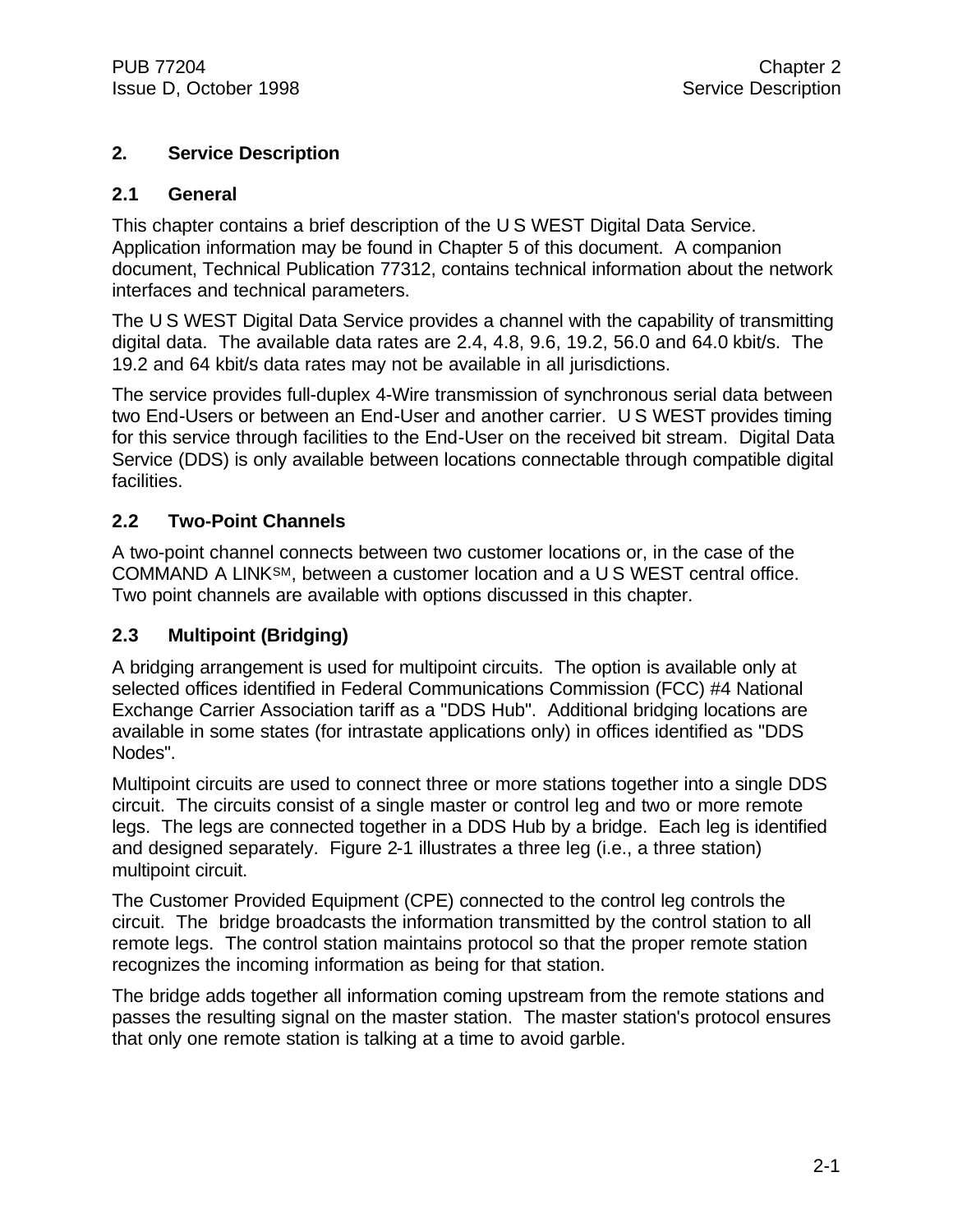# 2. Service Description

## 2.1 General

This chapter contains a brief description of the U S WEST Digital Data Service. Application information may be found in Chapter 5 of this document. A companion document, Technical Publication 77312, contains technical information about the network interfaces and technical parameters.

The U S WEST Digital Data Service provides a channel with the capability of transmitting digital data. The available data rates are 2.4, 4.8, 9.6, 19.2, 56.0 and 64.0 kbit/s. The 19.2 and 64 kbit/s data rates may not be available in all jurisdictions.

The service provides full-duplex 4-Wire transmission of synchronous serial data between two End-Users or between an End-User and another carrier. U S WEST provides timing for this service through facilities to the End-User on the received bit stream. Digital Data Service (DDS) is only available between locations connectable through compatible digital facilities.

## 2.2 Two-Point Channels

A two-point channel connects between two customer locations or, in the case of the COMMAND A LINKSM, between a customer location and a U S WEST central office. Two point channels are available with options discussed in this chapter.

## 2.3 Multipoint (Bridging)

A bridging arrangement is used for multipoint circuits. The option is available only at selected offices identified in Federal Communications Commission (FCC) #4 National Exchange Carrier Association tariff as a "DDS Hub". Additional bridging locations are available in some states (for intrastate applications only) in offices identified as "DDS Nodes".

Multipoint circuits are used to connect three or more stations together into a single DDS circuit. The circuits consist of a single master or control leg and two or more remote legs. The legs are connected together in a DDS Hub by a bridge. Each leg is identified and designed separately. Figure 2-1 illustrates a three leg (i.e., a three station) multipoint circuit.

The Customer Provided Equipment (CPE) connected to the control leg controls the circuit. The bridge broadcasts the information transmitted by the control station to all remote legs. The control station maintains protocol so that the proper remote station recognizes the incoming information as being for that station.

The bridge adds together all information coming upstream from the remote stations and passes the resulting signal on the master station. The master station's protocol ensures that only one remote station is talking at a time to avoid garble.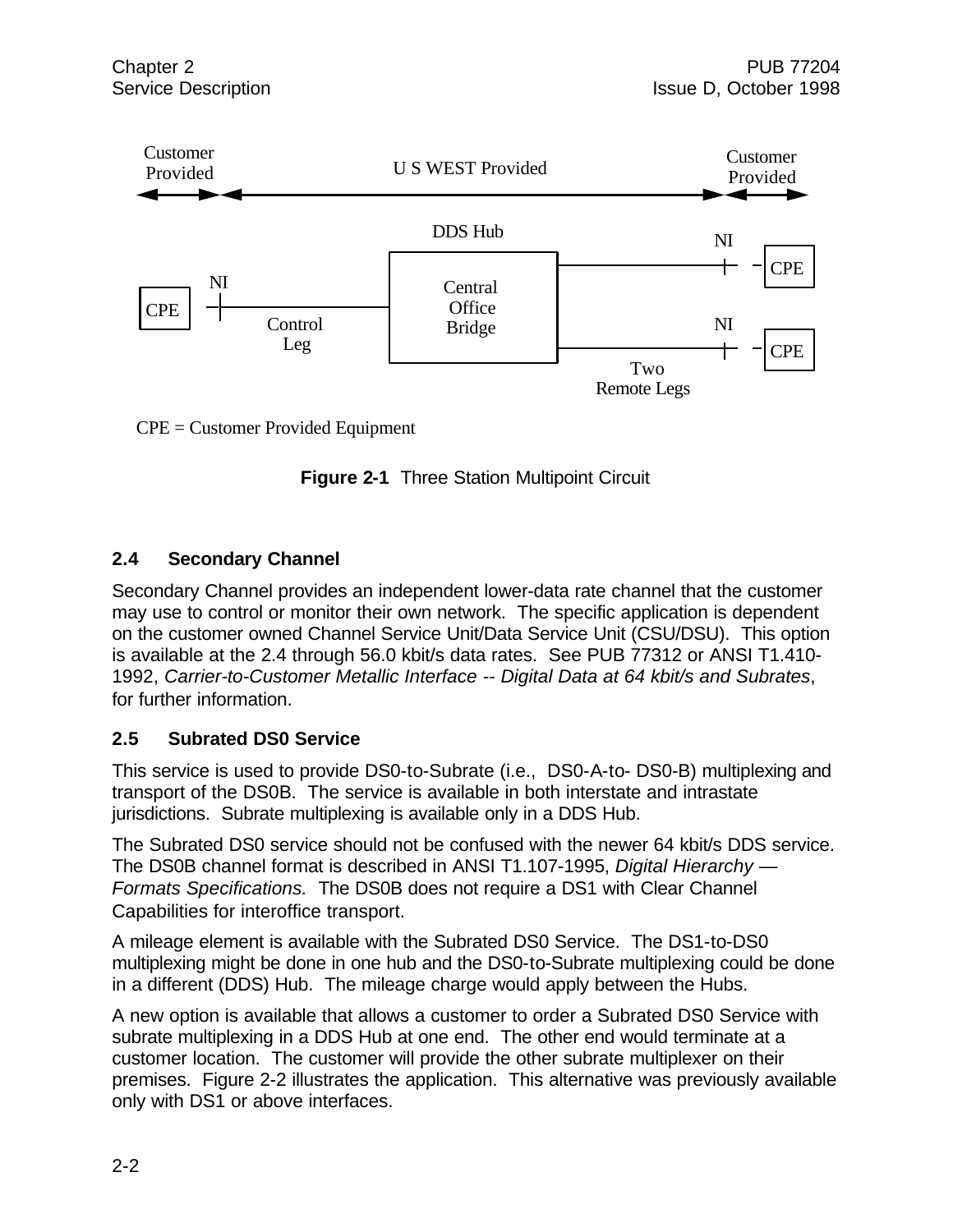Customer Provided | U S WEST Provided | Customer Provided

DDS Hub

CPE — NI — Control Leg — Central Office Bridge — Two Remote Legs — NI — CPE; NI — CPE

CPE = Customer Provided Equipment

**Figure 2-1** Three Station Multipoint Circuit

### 2.4 Secondary Channel

Secondary Channel provides an independent lower-data rate channel that the customer may use to control or monitor their own network. The specific application is dependent on the customer owned Channel Service Unit/Data Service Unit (CSU/DSU). This option is available at the 2.4 through 56.0 kbit/s data rates. See PUB 77312 or ANSI T1.410-1992, *Carrier-to-Customer Metallic Interface -- Digital Data at 64 kbit/s and Subrates*, for further information.

### 2.5 Subrated DS0 Service

This service is used to provide DS0-to-Subrate (i.e., DS0-A-to- DS0-B) multiplexing and transport of the DS0B. The service is available in both interstate and intrastate jurisdictions. Subrate multiplexing is available only in a DDS Hub.

The Subrated DS0 service should not be confused with the newer 64 kbit/s DDS service. The DS0B channel format is described in ANSI T1.107-1995, *Digital Hierarchy — Formats Specifications.* The DS0B does not require a DS1 with Clear Channel Capabilities for interoffice transport.

A mileage element is available with the Subrated DS0 Service. The DS1-to-DS0 multiplexing might be done in one hub and the DS0-to-Subrate multiplexing could be done in a different (DDS) Hub. The mileage charge would apply between the Hubs.

A new option is available that allows a customer to order a Subrated DS0 Service with subrate multiplexing in a DDS Hub at one end. The other end would terminate at a customer location. The customer will provide the other subrate multiplexer on their premises. Figure 2-2 illustrates the application. This alternative was previously available only with DS1 or above interfaces.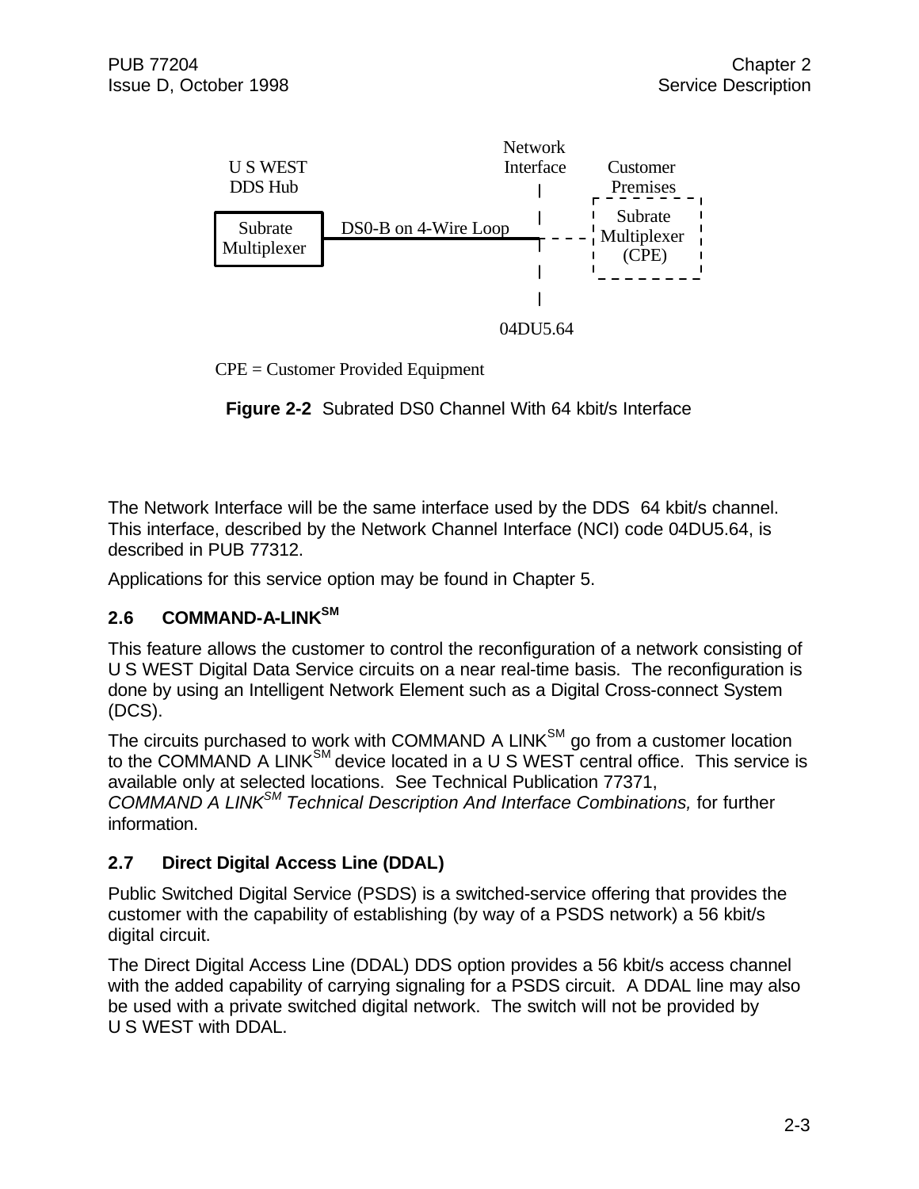U S WEST DDS Hub

Subrate Multiplexer — DS0-B on 4-Wire Loop — Network Interface (04DU5.64) — Customer Premises: Subrate Multiplexer (CPE)

CPE = Customer Provided Equipment

**Figure 2-2** Subrated DS0 Channel With 64 kbit/s Interface

The Network Interface will be the same interface used by the DDS 64 kbit/s channel. This interface, described by the Network Channel Interface (NCI) code 04DU5.64, is described in PUB 77312.

Applications for this service option may be found in Chapter 5.

## 2.6 COMMAND-A-LINK[SM]

This feature allows the customer to control the reconfiguration of a network consisting of U S WEST Digital Data Service circuits on a near real-time basis. The reconfiguration is done by using an Intelligent Network Element such as a Digital Cross-connect System (DCS).

The circuits purchased to work with COMMAND A LINK[SM] go from a customer location to the COMMAND A LINK[SM] device located in a U S WEST central office. This service is available only at selected locations. See Technical Publication 77371, *COMMAND A LINK[SM] Technical Description And Interface Combinations,* for further information.

## 2.7 Direct Digital Access Line (DDAL)

Public Switched Digital Service (PSDS) is a switched-service offering that provides the customer with the capability of establishing (by way of a PSDS network) a 56 kbit/s digital circuit.

The Direct Digital Access Line (DDAL) DDS option provides a 56 kbit/s access channel with the added capability of carrying signaling for a PSDS circuit. A DDAL line may also be used with a private switched digital network. The switch will not be provided by U S WEST with DDAL.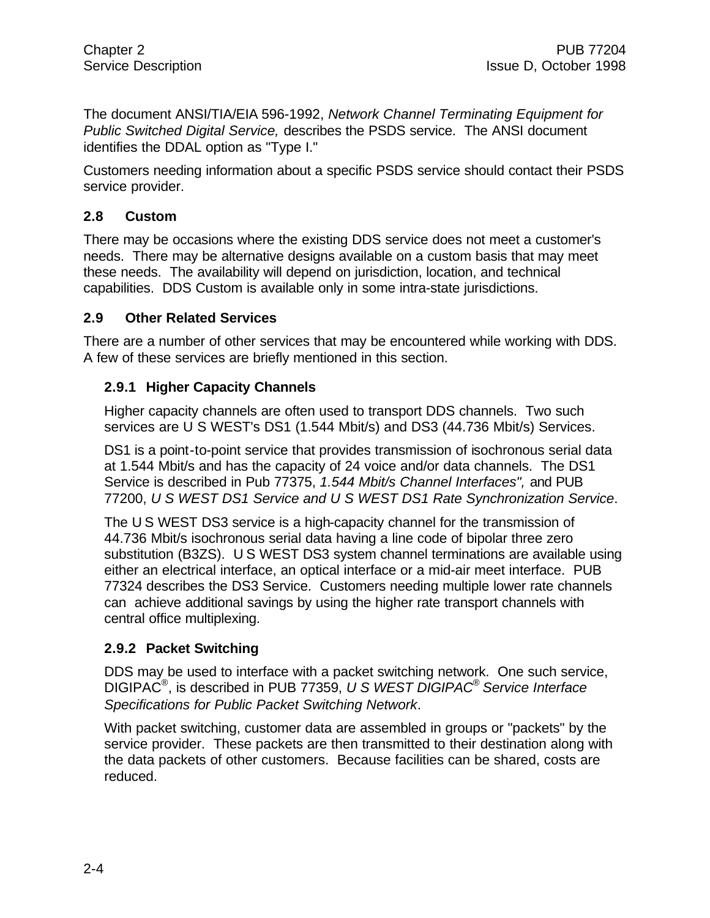The document ANSI/TIA/EIA 596-1992, *Network Channel Terminating Equipment for Public Switched Digital Service,* describes the PSDS service. The ANSI document identifies the DDAL option as "Type I."

Customers needing information about a specific PSDS service should contact their PSDS service provider.

## 2.8 Custom

There may be occasions where the existing DDS service does not meet a customer's needs. There may be alternative designs available on a custom basis that may meet these needs. The availability will depend on jurisdiction, location, and technical capabilities. DDS Custom is available only in some intra-state jurisdictions.

## 2.9 Other Related Services

There are a number of other services that may be encountered while working with DDS. A few of these services are briefly mentioned in this section.

### 2.9.1 Higher Capacity Channels

Higher capacity channels are often used to transport DDS channels. Two such services are U S WEST's DS1 (1.544 Mbit/s) and DS3 (44.736 Mbit/s) Services.

DS1 is a point-to-point service that provides transmission of isochronous serial data at 1.544 Mbit/s and has the capacity of 24 voice and/or data channels. The DS1 Service is described in Pub 77375, *1.544 Mbit/s Channel Interfaces",* and PUB 77200, *U S WEST DS1 Service and U S WEST DS1 Rate Synchronization Service*.

The U S WEST DS3 service is a high-capacity channel for the transmission of 44.736 Mbit/s isochronous serial data having a line code of bipolar three zero substitution (B3ZS). U S WEST DS3 system channel terminations are available using either an electrical interface, an optical interface or a mid-air meet interface. PUB 77324 describes the DS3 Service. Customers needing multiple lower rate channels can achieve additional savings by using the higher rate transport channels with central office multiplexing.

### 2.9.2 Packet Switching

DDS may be used to interface with a packet switching network. One such service, DIGIPAC®, is described in PUB 77359, *U S WEST DIGIPAC® Service Interface Specifications for Public Packet Switching Network*.

With packet switching, customer data are assembled in groups or "packets" by the service provider. These packets are then transmitted to their destination along with the data packets of other customers. Because facilities can be shared, costs are reduced.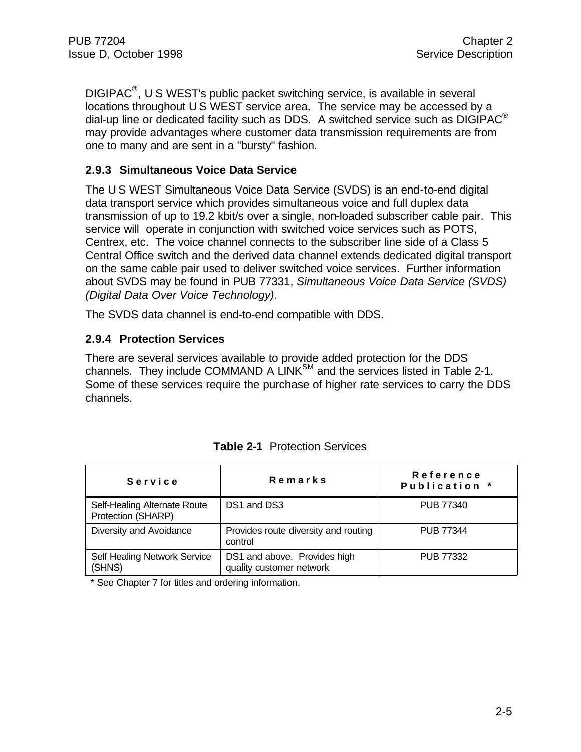DIGIPAC®, U S WEST's public packet switching service, is available in several locations throughout U S WEST service area. The service may be accessed by a dial-up line or dedicated facility such as DDS. A switched service such as DIGIPAC® may provide advantages where customer data transmission requirements are from one to many and are sent in a "bursty" fashion.

### 2.9.3 Simultaneous Voice Data Service

The U S WEST Simultaneous Voice Data Service (SVDS) is an end-to-end digital data transport service which provides simultaneous voice and full duplex data transmission of up to 19.2 kbit/s over a single, non-loaded subscriber cable pair. This service will operate in conjunction with switched voice services such as POTS, Centrex, etc. The voice channel connects to the subscriber line side of a Class 5 Central Office switch and the derived data channel extends dedicated digital transport on the same cable pair used to deliver switched voice services. Further information about SVDS may be found in PUB 77331, *Simultaneous Voice Data Service (SVDS) (Digital Data Over Voice Technology)*.

The SVDS data channel is end-to-end compatible with DDS.

### 2.9.4 Protection Services

There are several services available to provide added protection for the DDS channels. They include COMMAND A LINK℠ and the services listed in Table 2-1. Some of these services require the purchase of higher rate services to carry the DDS channels.

**Table 2-1** Protection Services

| Service | Remarks | Reference Publication * |
|---|---|---|
| Self-Healing Alternate Route Protection (SHARP) | DS1 and DS3 | PUB 77340 |
| Diversity and Avoidance | Provides route diversity and routing control | PUB 77344 |
| Self Healing Network Service (SHNS) | DS1 and above. Provides high quality customer network | PUB 77332 |

\* See Chapter 7 for titles and ordering information.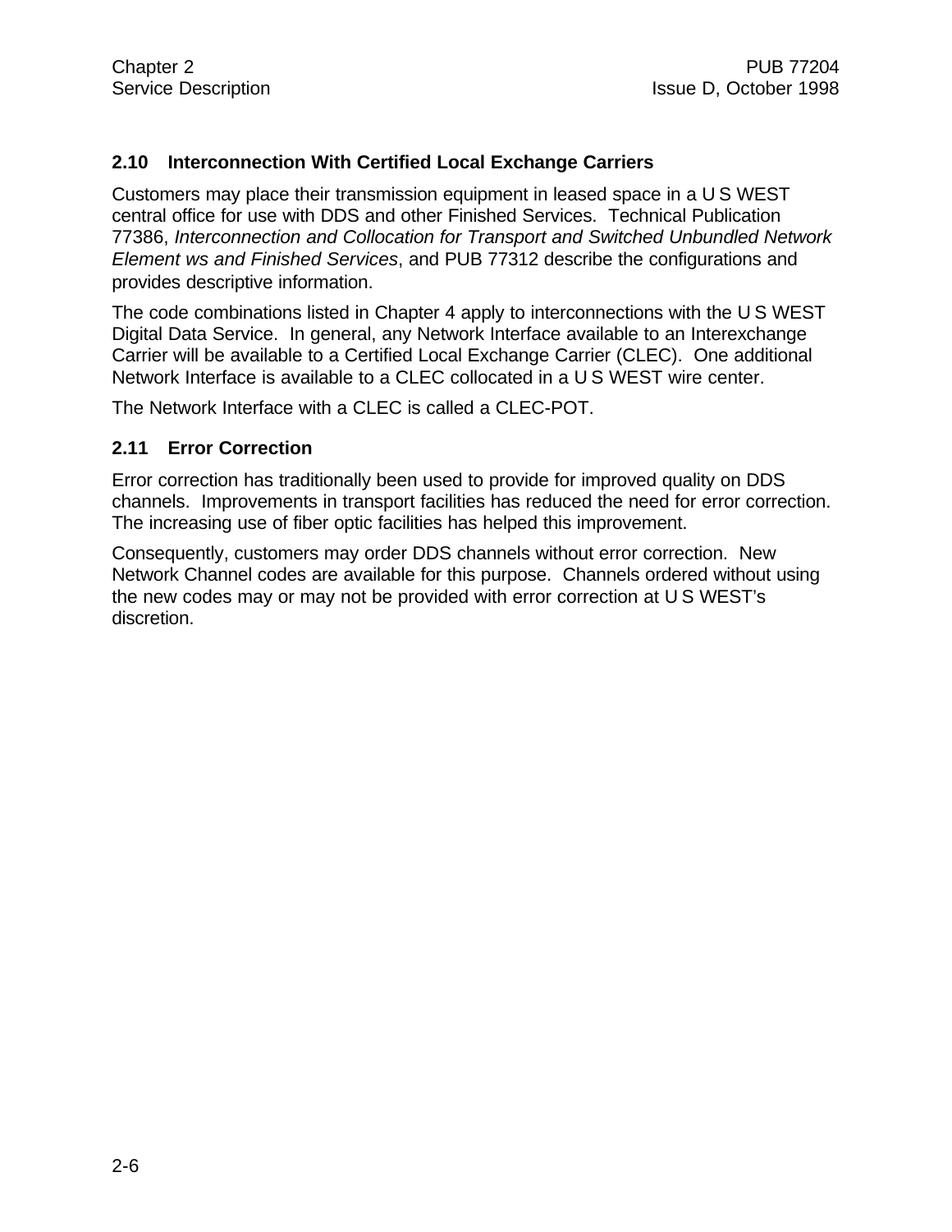## 2.10 Interconnection With Certified Local Exchange Carriers

Customers may place their transmission equipment in leased space in a U S WEST central office for use with DDS and other Finished Services. Technical Publication 77386, *Interconnection and Collocation for Transport and Switched Unbundled Network Element ws and Finished Services*, and PUB 77312 describe the configurations and provides descriptive information.

The code combinations listed in Chapter 4 apply to interconnections with the U S WEST Digital Data Service. In general, any Network Interface available to an Interexchange Carrier will be available to a Certified Local Exchange Carrier (CLEC). One additional Network Interface is available to a CLEC collocated in a U S WEST wire center.

The Network Interface with a CLEC is called a CLEC-POT.

## 2.11 Error Correction

Error correction has traditionally been used to provide for improved quality on DDS channels. Improvements in transport facilities has reduced the need for error correction. The increasing use of fiber optic facilities has helped this improvement.

Consequently, customers may order DDS channels without error correction. New Network Channel codes are available for this purpose. Channels ordered without using the new codes may or may not be provided with error correction at U S WEST's discretion.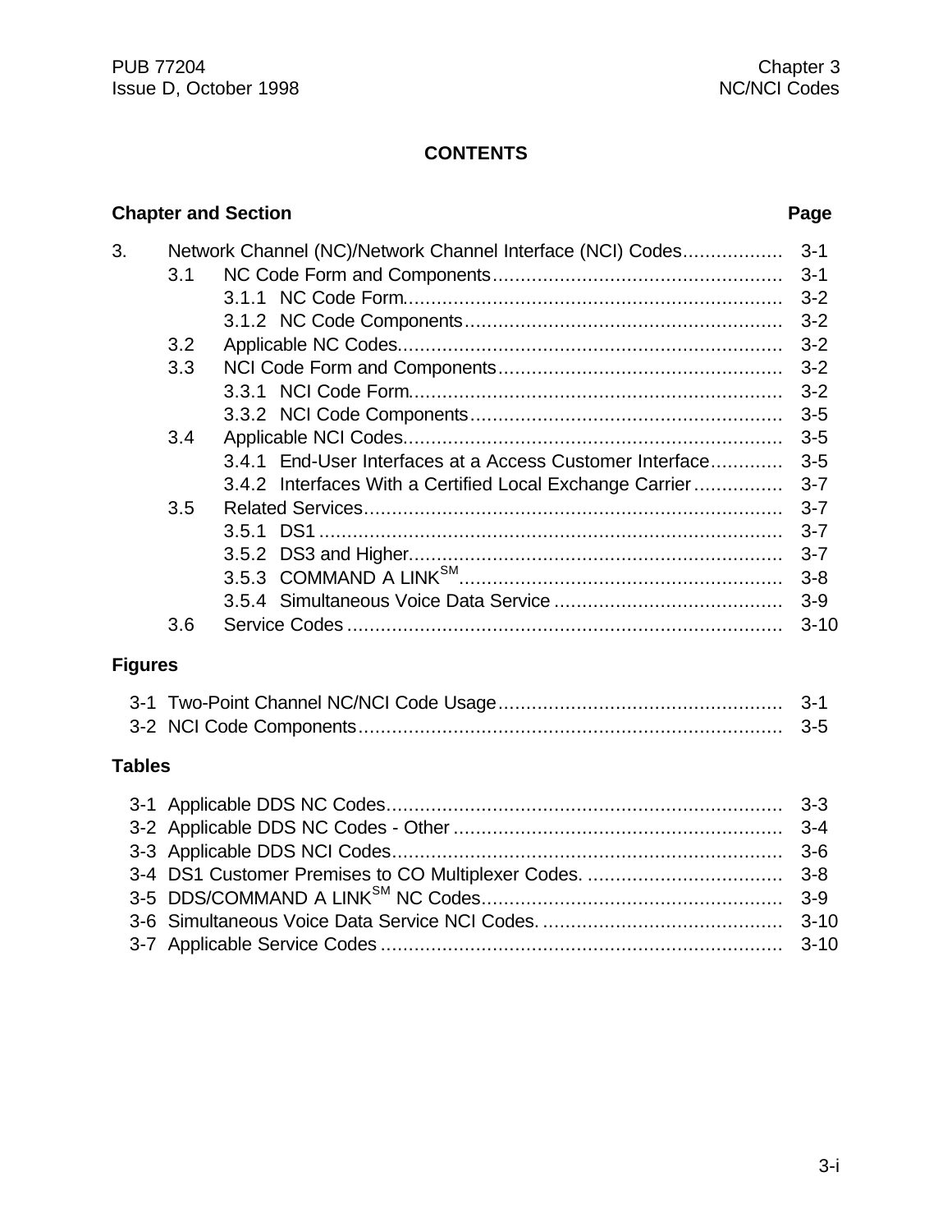# CONTENTS

| Chapter and Section | Page |
|---|---|
| 3. Network Channel (NC)/Network Channel Interface (NCI) Codes | 3-1 |
| 3.1 NC Code Form and Components | 3-1 |
| 3.1.1 NC Code Form | 3-2 |
| 3.1.2 NC Code Components | 3-2 |
| 3.2 Applicable NC Codes | 3-2 |
| 3.3 NCI Code Form and Components | 3-2 |
| 3.3.1 NCI Code Form | 3-2 |
| 3.3.2 NCI Code Components | 3-5 |
| 3.4 Applicable NCI Codes | 3-5 |
| 3.4.1 End-User Interfaces at a Access Customer Interface | 3-5 |
| 3.4.2 Interfaces With a Certified Local Exchange Carrier | 3-7 |
| 3.5 Related Services | 3-7 |
| 3.5.1 DS1 | 3-7 |
| 3.5.2 DS3 and Higher | 3-7 |
| 3.5.3 COMMAND A LINK[SM] | 3-8 |
| 3.5.4 Simultaneous Voice Data Service | 3-9 |
| 3.6 Service Codes | 3-10 |

## Figures

| Figure | Page |
|---|---|
| 3-1 Two-Point Channel NC/NCI Code Usage | 3-1 |
| 3-2 NCI Code Components | 3-5 |

## Tables

| Table | Page |
|---|---|
| 3-1 Applicable DDS NC Codes | 3-3 |
| 3-2 Applicable DDS NC Codes - Other | 3-4 |
| 3-3 Applicable DDS NCI Codes | 3-6 |
| 3-4 DS1 Customer Premises to CO Multiplexer Codes. | 3-8 |
| 3-5 DDS/COMMAND A LINK[SM] NC Codes | 3-9 |
| 3-6 Simultaneous Voice Data Service NCI Codes. | 3-10 |
| 3-7 Applicable Service Codes | 3-10 |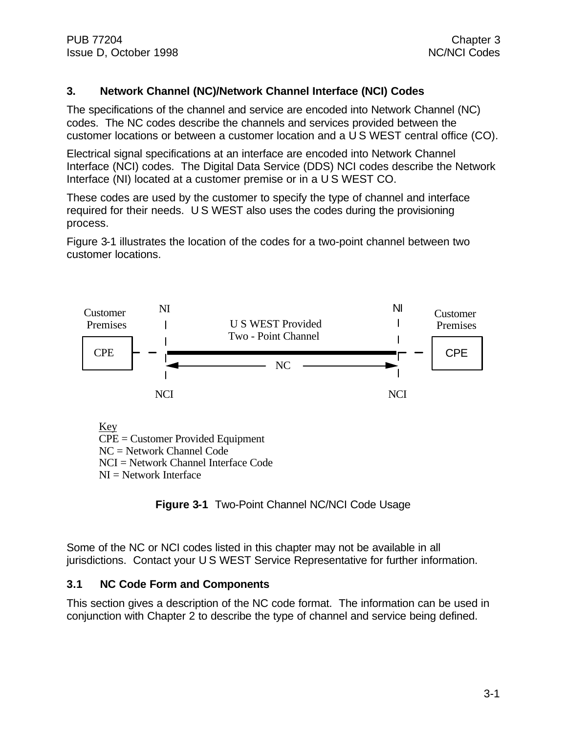## 3. Network Channel (NC)/Network Channel Interface (NCI) Codes

The specifications of the channel and service are encoded into Network Channel (NC) codes. The NC codes describe the channels and services provided between the customer locations or between a customer location and a U S WEST central office (CO).

Electrical signal specifications at an interface are encoded into Network Channel Interface (NCI) codes. The Digital Data Service (DDS) NCI codes describe the Network Interface (NI) located at a customer premise or in a U S WEST CO.

These codes are used by the customer to specify the type of channel and interface required for their needs. U S WEST also uses the codes during the provisioning process.

Figure 3-1 illustrates the location of the codes for a two-point channel between two customer locations.

Customer Premises | NI | U S WEST Provided Two - Point Channel | NI | Customer Premises

CPE — NC — CPE

NCI | NCI

Key
CPE = Customer Provided Equipment
NC = Network Channel Code
NCI = Network Channel Interface Code
NI = Network Interface

**Figure 3-1** Two-Point Channel NC/NCI Code Usage

Some of the NC or NCI codes listed in this chapter may not be available in all jurisdictions. Contact your U S WEST Service Representative for further information.

### 3.1 NC Code Form and Components

This section gives a description of the NC code format. The information can be used in conjunction with Chapter 2 to describe the type of channel and service being defined.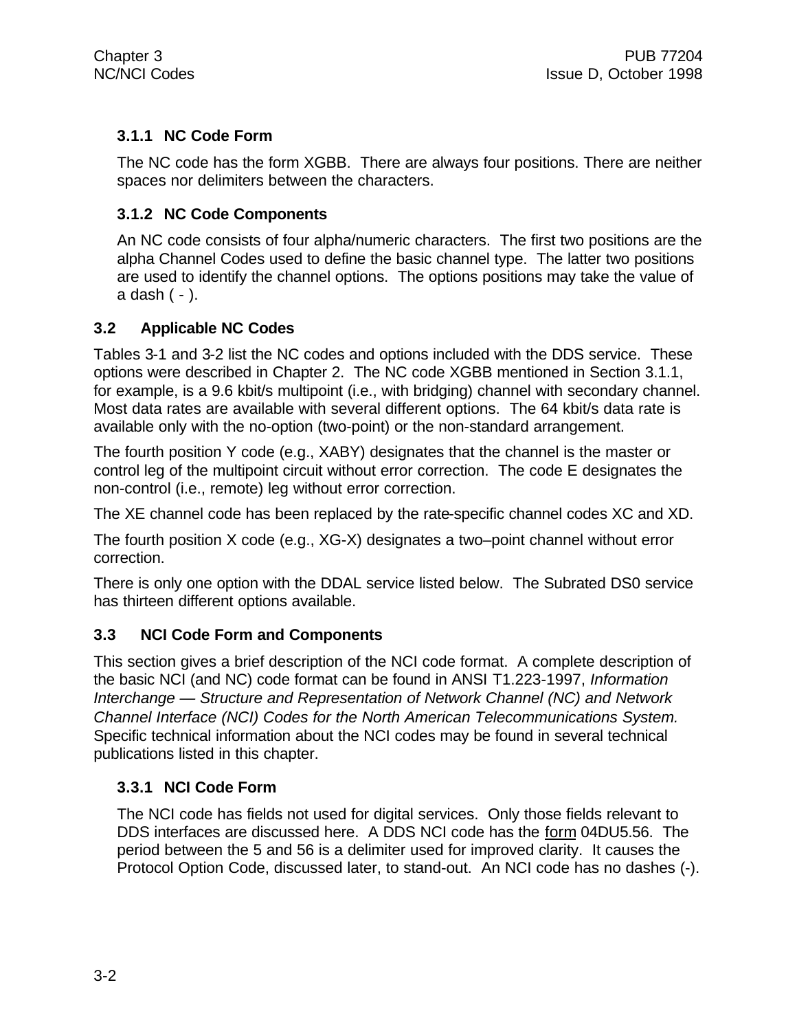### 3.1.1 NC Code Form

The NC code has the form XGBB. There are always four positions. There are neither spaces nor delimiters between the characters.

### 3.1.2 NC Code Components

An NC code consists of four alpha/numeric characters. The first two positions are the alpha Channel Codes used to define the basic channel type. The latter two positions are used to identify the channel options. The options positions may take the value of a dash ( - ).

## 3.2 Applicable NC Codes

Tables 3-1 and 3-2 list the NC codes and options included with the DDS service. These options were described in Chapter 2. The NC code XGBB mentioned in Section 3.1.1, for example, is a 9.6 kbit/s multipoint (i.e., with bridging) channel with secondary channel. Most data rates are available with several different options. The 64 kbit/s data rate is available only with the no-option (two-point) or the non-standard arrangement.

The fourth position Y code (e.g., XABY) designates that the channel is the master or control leg of the multipoint circuit without error correction. The code E designates the non-control (i.e., remote) leg without error correction.

The XE channel code has been replaced by the rate-specific channel codes XC and XD.

The fourth position X code (e.g., XG-X) designates a two–point channel without error correction.

There is only one option with the DDAL service listed below. The Subrated DS0 service has thirteen different options available.

## 3.3 NCI Code Form and Components

This section gives a brief description of the NCI code format. A complete description of the basic NCI (and NC) code format can be found in ANSI T1.223-1997, *Information Interchange — Structure and Representation of Network Channel (NC) and Network Channel Interface (NCI) Codes for the North American Telecommunications System.* Specific technical information about the NCI codes may be found in several technical publications listed in this chapter.

### 3.3.1 NCI Code Form

The NCI code has fields not used for digital services. Only those fields relevant to DDS interfaces are discussed here. A DDS NCI code has the form 04DU5.56. The period between the 5 and 56 is a delimiter used for improved clarity. It causes the Protocol Option Code, discussed later, to stand-out. An NCI code has no dashes (-).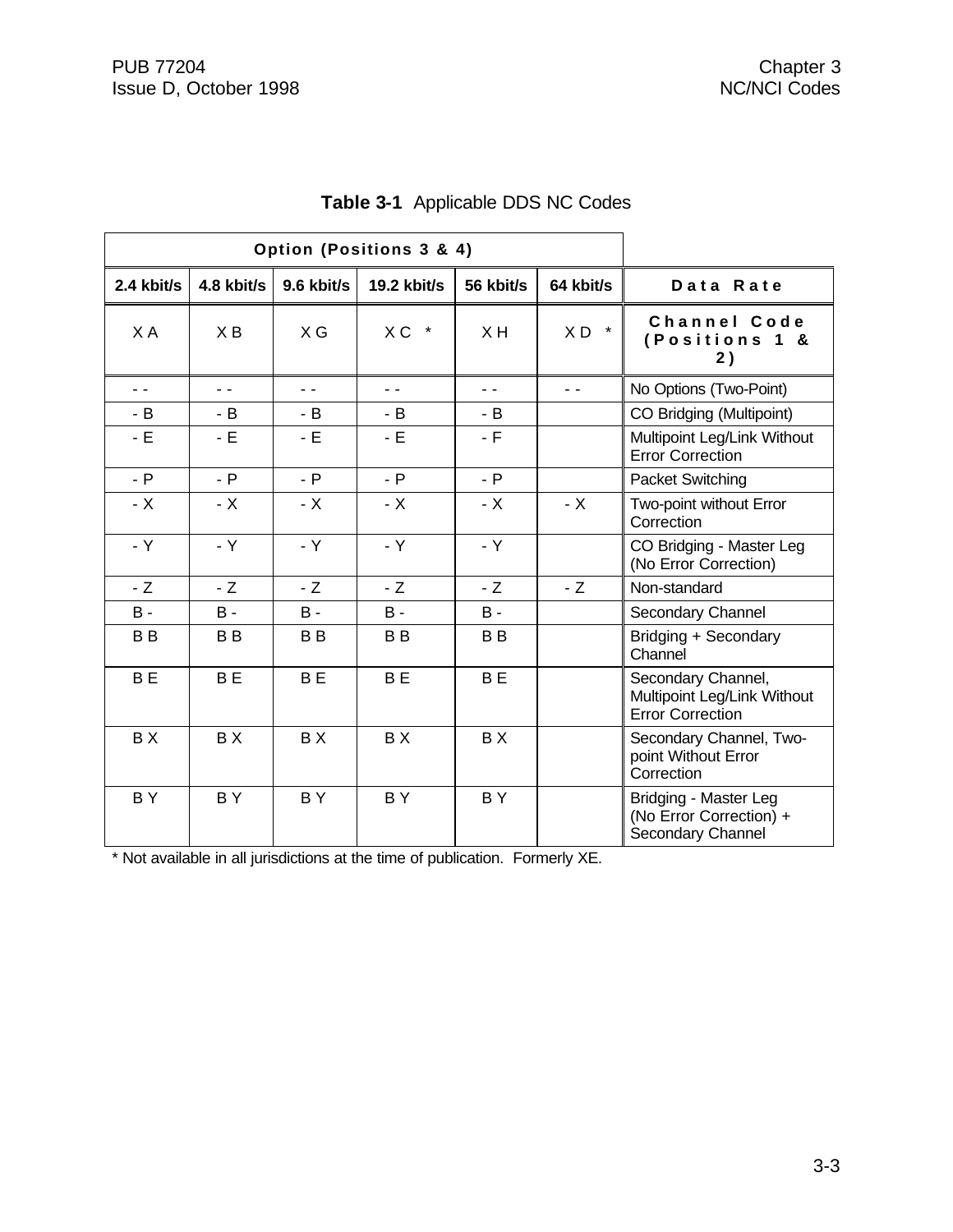**Table 3-1** Applicable DDS NC Codes

| Option (Positions 3 & 4) | | | | | | |
|---|---|---|---|---|---|---|
| 2.4 kbit/s | 4.8 kbit/s | 9.6 kbit/s | 19.2 kbit/s | 56 kbit/s | 64 kbit/s | Data Rate |
| X A | X B | X G | X C * | X H | X D * | Channel Code (Positions 1 & 2) |
| - - | - - | - - | - - | - - | - - | No Options (Two-Point) |
| - B | - B | - B | - B | - B | | CO Bridging (Multipoint) |
| - E | - E | - E | - E | - F | | Multipoint Leg/Link Without Error Correction |
| - P | - P | - P | - P | - P | | Packet Switching |
| - X | - X | - X | - X | - X | - X | Two-point without Error Correction |
| - Y | - Y | - Y | - Y | - Y | | CO Bridging - Master Leg (No Error Correction) |
| - Z | - Z | - Z | - Z | - Z | - Z | Non-standard |
| B - | B - | B - | B - | B - | | Secondary Channel |
| B B | B B | B B | B B | B B | | Bridging + Secondary Channel |
| B E | B E | B E | B E | B E | | Secondary Channel, Multipoint Leg/Link Without Error Correction |
| B X | B X | B X | B X | B X | | Secondary Channel, Two-point Without Error Correction |
| B Y | B Y | B Y | B Y | B Y | | Bridging - Master Leg (No Error Correction) + Secondary Channel |

* Not available in all jurisdictions at the time of publication. Formerly XE.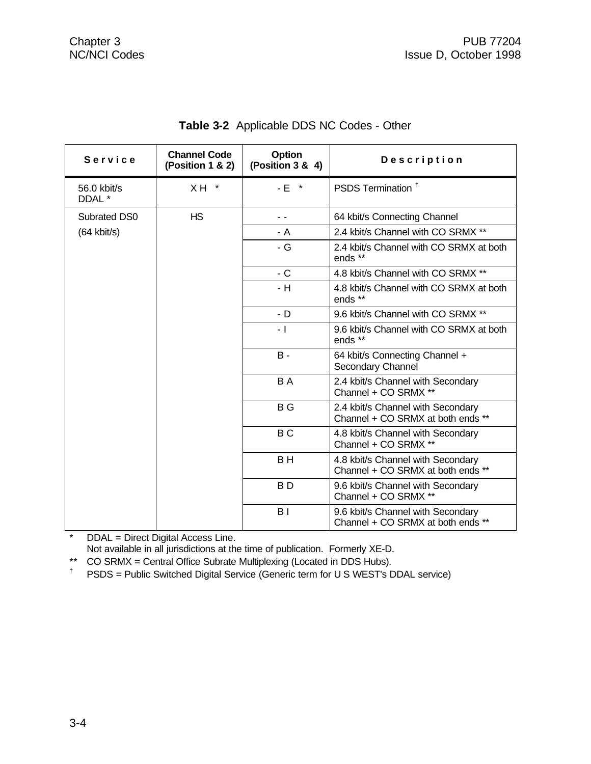**Table 3-2** Applicable DDS NC Codes - Other

| Service | Channel Code (Position 1 & 2) | Option (Position 3 & 4) | Description |
|---|---|---|---|
| 56.0 kbit/s DDAL * | X H * | - E * | PSDS Termination † |
| Subrated DS0 (64 kbit/s) | HS | - - | 64 kbit/s Connecting Channel |
| | | - A | 2.4 kbit/s Channel with CO SRMX ** |
| | | - G | 2.4 kbit/s Channel with CO SRMX at both ends ** |
| | | - C | 4.8 kbit/s Channel with CO SRMX ** |
| | | - H | 4.8 kbit/s Channel with CO SRMX at both ends ** |
| | | - D | 9.6 kbit/s Channel with CO SRMX ** |
| | | - I | 9.6 kbit/s Channel with CO SRMX at both ends ** |
| | | B - | 64 kbit/s Connecting Channel + Secondary Channel |
| | | B A | 2.4 kbit/s Channel with Secondary Channel + CO SRMX ** |
| | | B G | 2.4 kbit/s Channel with Secondary Channel + CO SRMX at both ends ** |
| | | B C | 4.8 kbit/s Channel with Secondary Channel + CO SRMX ** |
| | | B H | 4.8 kbit/s Channel with Secondary Channel + CO SRMX at both ends ** |
| | | B D | 9.6 kbit/s Channel with Secondary Channel + CO SRMX ** |
| | | B I | 9.6 kbit/s Channel with Secondary Channel + CO SRMX at both ends ** |

\* DDAL = Direct Digital Access Line.
Not available in all jurisdictions at the time of publication. Formerly XE-D.

** CO SRMX = Central Office Subrate Multiplexing (Located in DDS Hubs).

† PSDS = Public Switched Digital Service (Generic term for U S WEST's DDAL service)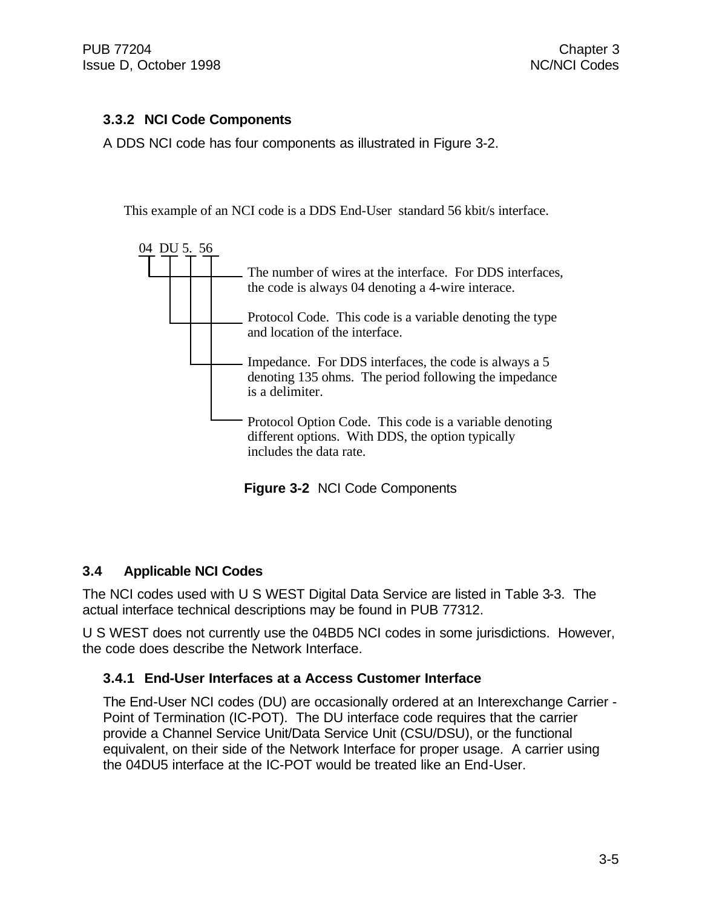### 3.3.2 NCI Code Components

A DDS NCI code has four components as illustrated in Figure 3-2.

This example of an NCI code is a DDS End-User standard 56 kbit/s interface.

04 DU 5. 56

- **04** — The number of wires at the interface. For DDS interfaces, the code is always 04 denoting a 4-wire interace.
- **DU** — Protocol Code. This code is a variable denoting the type and location of the interface.
- **5.** — Impedance. For DDS interfaces, the code is always a 5 denoting 135 ohms. The period following the impedance is a delimiter.
- **56** — Protocol Option Code. This code is a variable denoting different options. With DDS, the option typically includes the data rate.

**Figure 3-2** NCI Code Components

## 3.4 Applicable NCI Codes

The NCI codes used with U S WEST Digital Data Service are listed in Table 3-3. The actual interface technical descriptions may be found in PUB 77312.

U S WEST does not currently use the 04BD5 NCI codes in some jurisdictions. However, the code does describe the Network Interface.

### 3.4.1 End-User Interfaces at a Access Customer Interface

The End-User NCI codes (DU) are occasionally ordered at an Interexchange Carrier - Point of Termination (IC-POT). The DU interface code requires that the carrier provide a Channel Service Unit/Data Service Unit (CSU/DSU), or the functional equivalent, on their side of the Network Interface for proper usage. A carrier using the 04DU5 interface at the IC-POT would be treated like an End-User.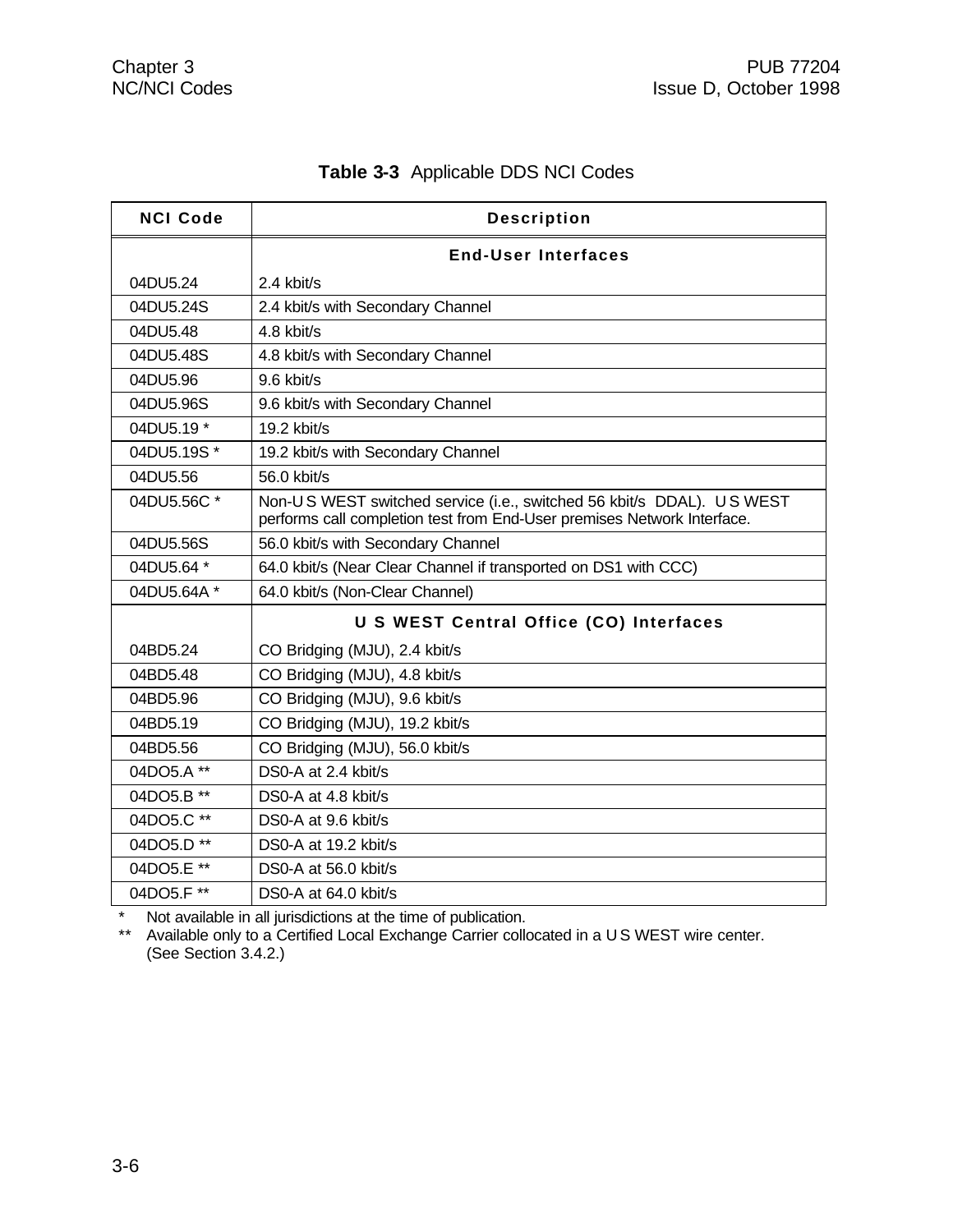**Table 3-3** Applicable DDS NCI Codes

| NCI Code | Description |
| --- | --- |
| | **End-User Interfaces** |
| 04DU5.24 | 2.4 kbit/s |
| 04DU5.24S | 2.4 kbit/s with Secondary Channel |
| 04DU5.48 | 4.8 kbit/s |
| 04DU5.48S | 4.8 kbit/s with Secondary Channel |
| 04DU5.96 | 9.6 kbit/s |
| 04DU5.96S | 9.6 kbit/s with Secondary Channel |
| 04DU5.19 * | 19.2 kbit/s |
| 04DU5.19S * | 19.2 kbit/s with Secondary Channel |
| 04DU5.56 | 56.0 kbit/s |
| 04DU5.56C * | Non-U S WEST switched service (i.e., switched 56 kbit/s DDAL). U S WEST performs call completion test from End-User premises Network Interface. |
| 04DU5.56S | 56.0 kbit/s with Secondary Channel |
| 04DU5.64 * | 64.0 kbit/s (Near Clear Channel if transported on DS1 with CCC) |
| 04DU5.64A * | 64.0 kbit/s (Non-Clear Channel) |
| | **U S WEST Central Office (CO) Interfaces** |
| 04BD5.24 | CO Bridging (MJU), 2.4 kbit/s |
| 04BD5.48 | CO Bridging (MJU), 4.8 kbit/s |
| 04BD5.96 | CO Bridging (MJU), 9.6 kbit/s |
| 04BD5.19 | CO Bridging (MJU), 19.2 kbit/s |
| 04BD5.56 | CO Bridging (MJU), 56.0 kbit/s |
| 04DO5.A ** | DS0-A at 2.4 kbit/s |
| 04DO5.B ** | DS0-A at 4.8 kbit/s |
| 04DO5.C ** | DS0-A at 9.6 kbit/s |
| 04DO5.D ** | DS0-A at 19.2 kbit/s |
| 04DO5.E ** | DS0-A at 56.0 kbit/s |
| 04DO5.F ** | DS0-A at 64.0 kbit/s |

\* Not available in all jurisdictions at the time of publication.

** Available only to a Certified Local Exchange Carrier collocated in a U S WEST wire center. (See Section 3.4.2.)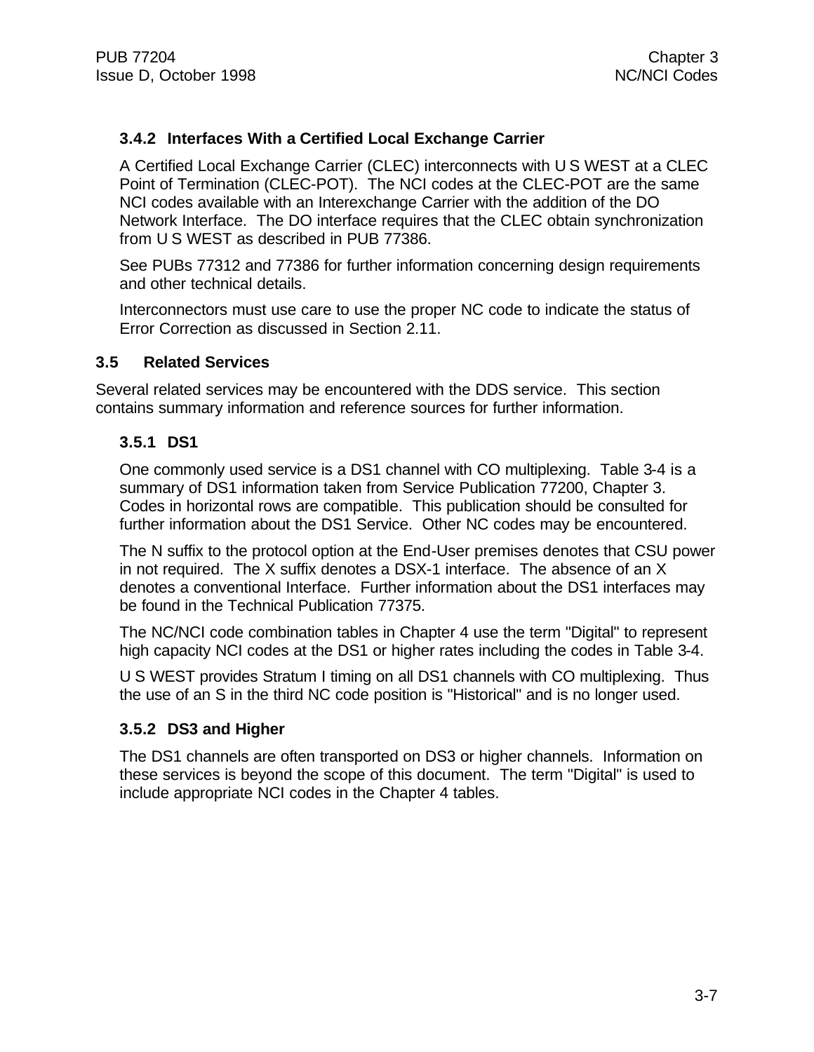### 3.4.2 Interfaces With a Certified Local Exchange Carrier

A Certified Local Exchange Carrier (CLEC) interconnects with U S WEST at a CLEC Point of Termination (CLEC-POT). The NCI codes at the CLEC-POT are the same NCI codes available with an Interexchange Carrier with the addition of the DO Network Interface. The DO interface requires that the CLEC obtain synchronization from U S WEST as described in PUB 77386.

See PUBs 77312 and 77386 for further information concerning design requirements and other technical details.

Interconnectors must use care to use the proper NC code to indicate the status of Error Correction as discussed in Section 2.11.

## 3.5 Related Services

Several related services may be encountered with the DDS service. This section contains summary information and reference sources for further information.

### 3.5.1 DS1

One commonly used service is a DS1 channel with CO multiplexing. Table 3-4 is a summary of DS1 information taken from Service Publication 77200, Chapter 3. Codes in horizontal rows are compatible. This publication should be consulted for further information about the DS1 Service. Other NC codes may be encountered.

The N suffix to the protocol option at the End-User premises denotes that CSU power in not required. The X suffix denotes a DSX-1 interface. The absence of an X denotes a conventional Interface. Further information about the DS1 interfaces may be found in the Technical Publication 77375.

The NC/NCI code combination tables in Chapter 4 use the term "Digital" to represent high capacity NCI codes at the DS1 or higher rates including the codes in Table 3-4.

U S WEST provides Stratum I timing on all DS1 channels with CO multiplexing. Thus the use of an S in the third NC code position is "Historical" and is no longer used.

### 3.5.2 DS3 and Higher

The DS1 channels are often transported on DS3 or higher channels. Information on these services is beyond the scope of this document. The term "Digital" is used to include appropriate NCI codes in the Chapter 4 tables.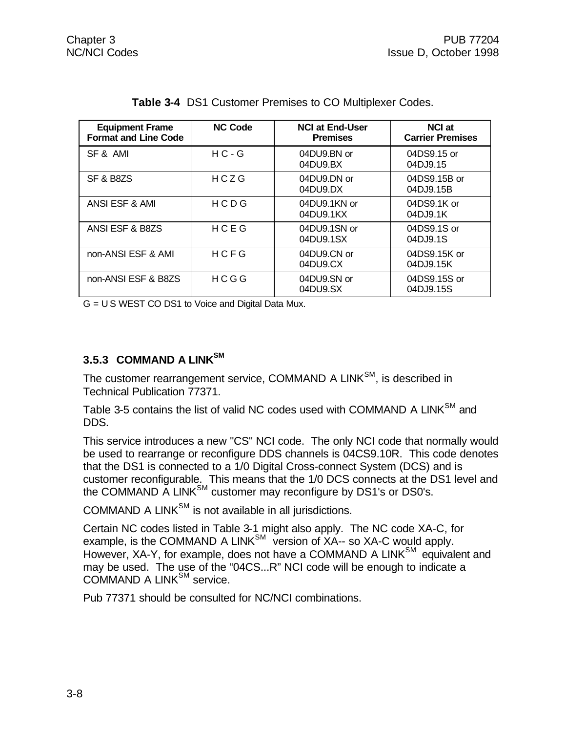**Table 3-4** DS1 Customer Premises to CO Multiplexer Codes.

| Equipment Frame Format and Line Code | NC Code | NCI at End-User Premises | NCI at Carrier Premises |
|---|---|---|---|
| SF & AMI | H C - G | 04DU9.BN or 04DU9.BX | 04DS9.15 or 04DJ9.15 |
| SF & B8ZS | H C Z G | 04DU9.DN or 04DU9.DX | 04DS9.15B or 04DJ9.15B |
| ANSI ESF & AMI | H C D G | 04DU9.1KN or 04DU9.1KX | 04DS9.1K or 04DJ9.1K |
| ANSI ESF & B8ZS | H C E G | 04DU9.1SN or 04DU9.1SX | 04DS9.1S or 04DJ9.1S |
| non-ANSI ESF & AMI | H C F G | 04DU9.CN or 04DU9.CX | 04DS9.15K or 04DJ9.15K |
| non-ANSI ESF & B8ZS | H C G G | 04DU9.SN or 04DU9.SX | 04DS9.15S or 04DJ9.15S |

G = U S WEST CO DS1 to Voice and Digital Data Mux.

### 3.5.3 COMMAND A LINK[SM]

The customer rearrangement service, COMMAND A LINK[SM], is described in Technical Publication 77371.

Table 3-5 contains the list of valid NC codes used with COMMAND A LINK[SM] and DDS.

This service introduces a new "CS" NCI code. The only NCI code that normally would be used to rearrange or reconfigure DDS channels is 04CS9.10R. This code denotes that the DS1 is connected to a 1/0 Digital Cross-connect System (DCS) and is customer reconfigurable. This means that the 1/0 DCS connects at the DS1 level and the COMMAND A LINK[SM] customer may reconfigure by DS1's or DS0's.

COMMAND A LINK[SM] is not available in all jurisdictions.

Certain NC codes listed in Table 3-1 might also apply. The NC code XA-C, for example, is the COMMAND A LINK[SM] version of XA-- so XA-C would apply. However, XA-Y, for example, does not have a COMMAND A LINK[SM] equivalent and may be used. The use of the "04CS...R" NCI code will be enough to indicate a COMMAND A LINK[SM] service.

Pub 77371 should be consulted for NC/NCI combinations.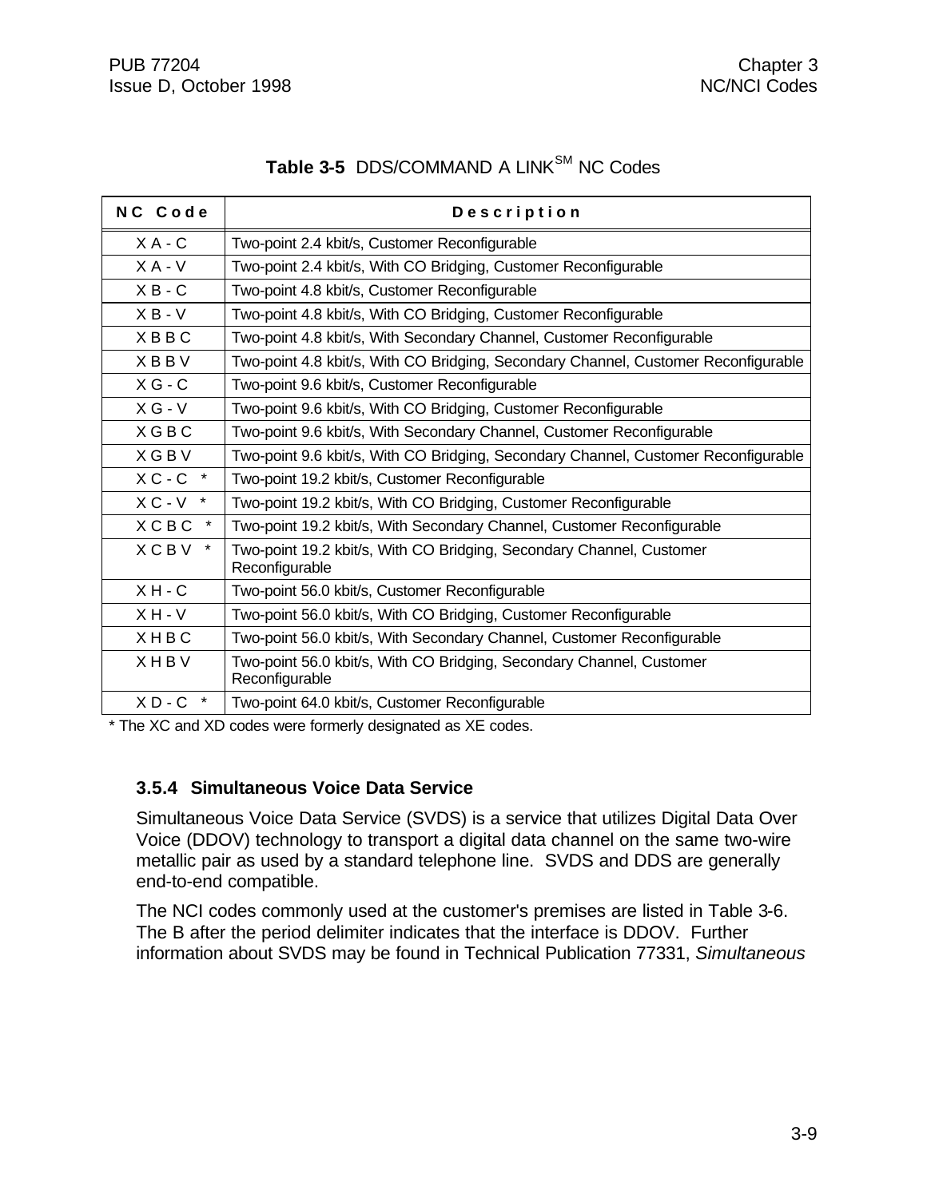**Table 3-5** DDS/COMMAND A LINK[SM] NC Codes

| NC Code | Description |
|---|---|
| X A - C | Two-point 2.4 kbit/s, Customer Reconfigurable |
| X A - V | Two-point 2.4 kbit/s, With CO Bridging, Customer Reconfigurable |
| X B - C | Two-point 4.8 kbit/s, Customer Reconfigurable |
| X B - V | Two-point 4.8 kbit/s, With CO Bridging, Customer Reconfigurable |
| X B B C | Two-point 4.8 kbit/s, With Secondary Channel, Customer Reconfigurable |
| X B B V | Two-point 4.8 kbit/s, With CO Bridging, Secondary Channel, Customer Reconfigurable |
| X G - C | Two-point 9.6 kbit/s, Customer Reconfigurable |
| X G - V | Two-point 9.6 kbit/s, With CO Bridging, Customer Reconfigurable |
| X G B C | Two-point 9.6 kbit/s, With Secondary Channel, Customer Reconfigurable |
| X G B V | Two-point 9.6 kbit/s, With CO Bridging, Secondary Channel, Customer Reconfigurable |
| X C - C * | Two-point 19.2 kbit/s, Customer Reconfigurable |
| X C - V * | Two-point 19.2 kbit/s, With CO Bridging, Customer Reconfigurable |
| X C B C * | Two-point 19.2 kbit/s, With Secondary Channel, Customer Reconfigurable |
| X C B V * | Two-point 19.2 kbit/s, With CO Bridging, Secondary Channel, Customer Reconfigurable |
| X H - C | Two-point 56.0 kbit/s, Customer Reconfigurable |
| X H - V | Two-point 56.0 kbit/s, With CO Bridging, Customer Reconfigurable |
| X H B C | Two-point 56.0 kbit/s, With Secondary Channel, Customer Reconfigurable |
| X H B V | Two-point 56.0 kbit/s, With CO Bridging, Secondary Channel, Customer Reconfigurable |
| X D - C * | Two-point 64.0 kbit/s, Customer Reconfigurable |

* The XC and XD codes were formerly designated as XE codes.

### 3.5.4 Simultaneous Voice Data Service

Simultaneous Voice Data Service (SVDS) is a service that utilizes Digital Data Over Voice (DDOV) technology to transport a digital data channel on the same two-wire metallic pair as used by a standard telephone line. SVDS and DDS are generally end-to-end compatible.

The NCI codes commonly used at the customer's premises are listed in Table 3-6. The B after the period delimiter indicates that the interface is DDOV. Further information about SVDS may be found in Technical Publication 77331, *Simultaneous*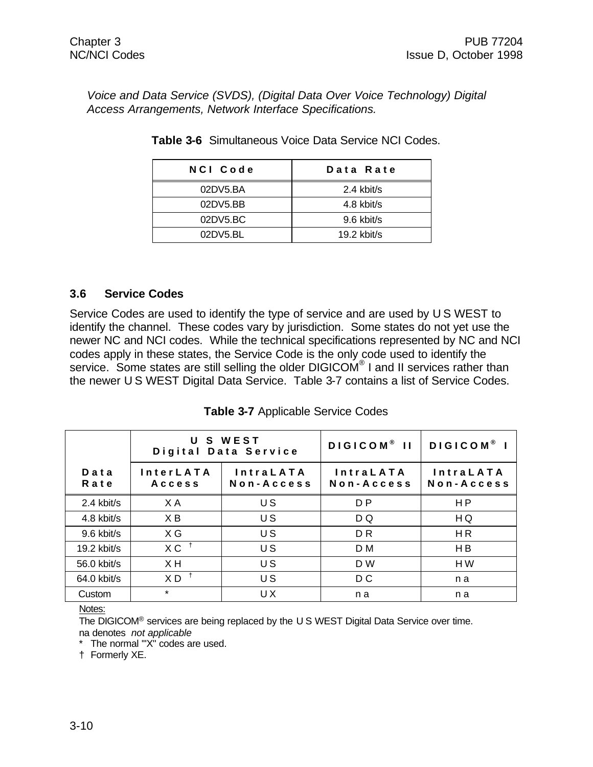*Voice and Data Service (SVDS), (Digital Data Over Voice Technology) Digital Access Arrangements, Network Interface Specifications.*

**Table 3-6** Simultaneous Voice Data Service NCI Codes.

| NCI Code | Data Rate |
|---|---|
| 02DV5.BA | 2.4 kbit/s |
| 02DV5.BB | 4.8 kbit/s |
| 02DV5.BC | 9.6 kbit/s |
| 02DV5.BL | 19.2 kbit/s |

### 3.6 Service Codes

Service Codes are used to identify the type of service and are used by U S WEST to identify the channel. These codes vary by jurisdiction. Some states do not yet use the newer NC and NCI codes. While the technical specifications represented by NC and NCI codes apply in these states, the Service Code is the only code used to identify the service. Some states are still selling the older DIGICOM® I and II services rather than the newer U S WEST Digital Data Service. Table 3-7 contains a list of Service Codes.

**Table 3-7** Applicable Service Codes

| | U S WEST Digital Data Service | | DIGICOM® II | DIGICOM® I |
|---|---|---|---|---|
| Data Rate | InterLATA Access | IntraLATA Non-Access | IntraLATA Non-Access | IntraLATA Non-Access |
| 2.4 kbit/s | X A | U S | D P | H P |
| 4.8 kbit/s | X B | U S | D Q | H Q |
| 9.6 kbit/s | X G | U S | D R | H R |
| 19.2 kbit/s | X C † | U S | D M | H B |
| 56.0 kbit/s | X H | U S | D W | H W |
| 64.0 kbit/s | X D † | U S | D C | n a |
| Custom | * | U X | n a | n a |

Notes:

The DIGICOM® services are being replaced by the U S WEST Digital Data Service over time.

na denotes *not applicable*

\* The normal "X" codes are used.

† Formerly XE.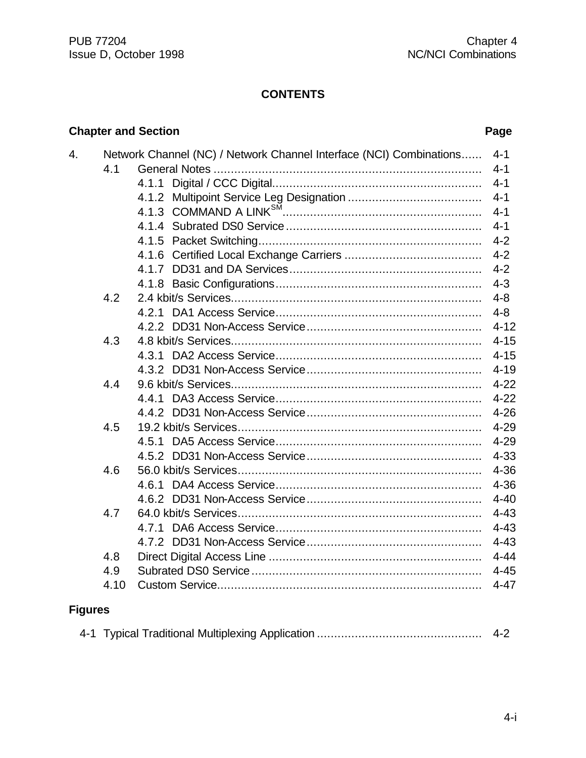# CONTENTS

| Chapter and Section | | | Page |
|---|---|---|---|
| 4. | Network Channel (NC) / Network Channel Interface (NCI) Combinations | | 4-1 |
| | 4.1 | General Notes | 4-1 |
| | | 4.1.1 Digital / CCC Digital | 4-1 |
| | | 4.1.2 Multipoint Service Leg Designation | 4-1 |
| | | 4.1.3 COMMAND A LINK[SM] | 4-1 |
| | | 4.1.4 Subrated DS0 Service | 4-1 |
| | | 4.1.5 Packet Switching | 4-2 |
| | | 4.1.6 Certified Local Exchange Carriers | 4-2 |
| | | 4.1.7 DD31 and DA Services | 4-2 |
| | | 4.1.8 Basic Configurations | 4-3 |
| | 4.2 | 2.4 kbit/s Services | 4-8 |
| | | 4.2.1 DA1 Access Service | 4-8 |
| | | 4.2.2 DD31 Non-Access Service | 4-12 |
| | 4.3 | 4.8 kbit/s Services | 4-15 |
| | | 4.3.1 DA2 Access Service | 4-15 |
| | | 4.3.2 DD31 Non-Access Service | 4-19 |
| | 4.4 | 9.6 kbit/s Services | 4-22 |
| | | 4.4.1 DA3 Access Service | 4-22 |
| | | 4.4.2 DD31 Non-Access Service | 4-26 |
| | 4.5 | 19.2 kbit/s Services | 4-29 |
| | | 4.5.1 DA5 Access Service | 4-29 |
| | | 4.5.2 DD31 Non-Access Service | 4-33 |
| | 4.6 | 56.0 kbit/s Services | 4-36 |
| | | 4.6.1 DA4 Access Service | 4-36 |
| | | 4.6.2 DD31 Non-Access Service | 4-40 |
| | 4.7 | 64.0 kbit/s Services | 4-43 |
| | | 4.7.1 DA6 Access Service | 4-43 |
| | | 4.7.2 DD31 Non-Access Service | 4-43 |
| | 4.8 | Direct Digital Access Line | 4-44 |
| | 4.9 | Subrated DS0 Service | 4-45 |
| | 4.10 | Custom Service | 4-47 |

## Figures

| | | |
|---|---|---|
| 4-1 | Typical Traditional Multiplexing Application | 4-2 |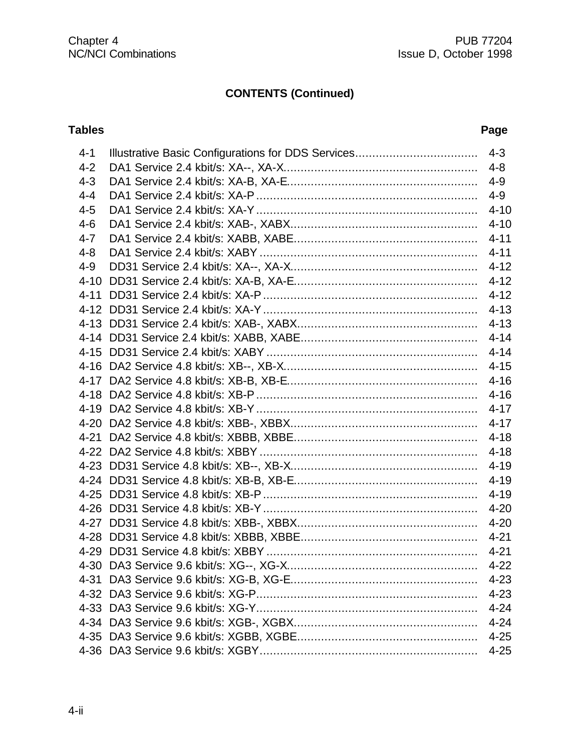**CONTENTS (Continued)**

| Tables | | Page |
|---|---|---|
| 4-1 | Illustrative Basic Configurations for DDS Services | 4-3 |
| 4-2 | DA1 Service 2.4 kbit/s: XA--, XA-X | 4-8 |
| 4-3 | DA1 Service 2.4 kbit/s: XA-B, XA-E | 4-9 |
| 4-4 | DA1 Service 2.4 kbit/s: XA-P | 4-9 |
| 4-5 | DA1 Service 2.4 kbit/s: XA-Y | 4-10 |
| 4-6 | DA1 Service 2.4 kbit/s: XAB-, XABX | 4-10 |
| 4-7 | DA1 Service 2.4 kbit/s: XABB, XABE | 4-11 |
| 4-8 | DA1 Service 2.4 kbit/s: XABY | 4-11 |
| 4-9 | DD31 Service 2.4 kbit/s: XA--, XA-X | 4-12 |
| 4-10 | DD31 Service 2.4 kbit/s: XA-B, XA-E | 4-12 |
| 4-11 | DD31 Service 2.4 kbit/s: XA-P | 4-12 |
| 4-12 | DD31 Service 2.4 kbit/s: XA-Y | 4-13 |
| 4-13 | DD31 Service 2.4 kbit/s: XAB-, XABX | 4-13 |
| 4-14 | DD31 Service 2.4 kbit/s: XABB, XABE | 4-14 |
| 4-15 | DD31 Service 2.4 kbit/s: XABY | 4-14 |
| 4-16 | DA2 Service 4.8 kbit/s: XB--, XB-X | 4-15 |
| 4-17 | DA2 Service 4.8 kbit/s: XB-B, XB-E | 4-16 |
| 4-18 | DA2 Service 4.8 kbit/s: XB-P | 4-16 |
| 4-19 | DA2 Service 4.8 kbit/s: XB-Y | 4-17 |
| 4-20 | DA2 Service 4.8 kbit/s: XBB-, XBBX | 4-17 |
| 4-21 | DA2 Service 4.8 kbit/s: XBBB, XBBE | 4-18 |
| 4-22 | DA2 Service 4.8 kbit/s: XBBY | 4-18 |
| 4-23 | DD31 Service 4.8 kbit/s: XB--, XB-X | 4-19 |
| 4-24 | DD31 Service 4.8 kbit/s: XB-B, XB-E | 4-19 |
| 4-25 | DD31 Service 4.8 kbit/s: XB-P | 4-19 |
| 4-26 | DD31 Service 4.8 kbit/s: XB-Y | 4-20 |
| 4-27 | DD31 Service 4.8 kbit/s: XBB-, XBBX | 4-20 |
| 4-28 | DD31 Service 4.8 kbit/s: XBBB, XBBE | 4-21 |
| 4-29 | DD31 Service 4.8 kbit/s: XBBY | 4-21 |
| 4-30 | DA3 Service 9.6 kbit/s: XG--, XG-X | 4-22 |
| 4-31 | DA3 Service 9.6 kbit/s: XG-B, XG-E | 4-23 |
| 4-32 | DA3 Service 9.6 kbit/s: XG-P | 4-23 |
| 4-33 | DA3 Service 9.6 kbit/s: XG-Y | 4-24 |
| 4-34 | DA3 Service 9.6 kbit/s: XGB-, XGBX | 4-24 |
| 4-35 | DA3 Service 9.6 kbit/s: XGBB, XGBE | 4-25 |
| 4-36 | DA3 Service 9.6 kbit/s: XGBY | 4-25 |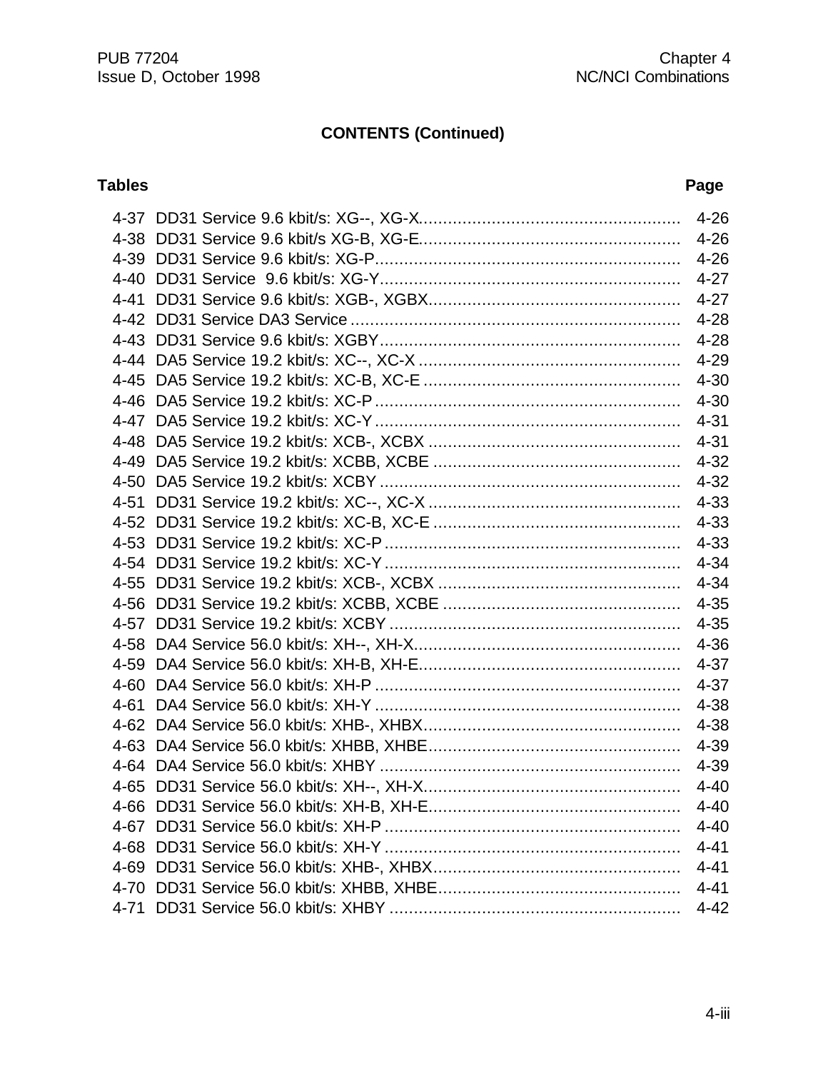## CONTENTS (Continued)

| Tables | | Page |
|---|---|---|
| 4-37 | DD31 Service 9.6 kbit/s: XG--, XG-X | 4-26 |
| 4-38 | DD31 Service 9.6 kbit/s XG-B, XG-E | 4-26 |
| 4-39 | DD31 Service 9.6 kbit/s: XG-P | 4-26 |
| 4-40 | DD31 Service 9.6 kbit/s: XG-Y | 4-27 |
| 4-41 | DD31 Service 9.6 kbit/s: XGB-, XGBX | 4-27 |
| 4-42 | DD31 Service DA3 Service | 4-28 |
| 4-43 | DD31 Service 9.6 kbit/s: XGBY | 4-28 |
| 4-44 | DA5 Service 19.2 kbit/s: XC--, XC-X | 4-29 |
| 4-45 | DA5 Service 19.2 kbit/s: XC-B, XC-E | 4-30 |
| 4-46 | DA5 Service 19.2 kbit/s: XC-P | 4-30 |
| 4-47 | DA5 Service 19.2 kbit/s: XC-Y | 4-31 |
| 4-48 | DA5 Service 19.2 kbit/s: XCB-, XCBX | 4-31 |
| 4-49 | DA5 Service 19.2 kbit/s: XCBB, XCBE | 4-32 |
| 4-50 | DA5 Service 19.2 kbit/s: XCBY | 4-32 |
| 4-51 | DD31 Service 19.2 kbit/s: XC--, XC-X | 4-33 |
| 4-52 | DD31 Service 19.2 kbit/s: XC-B, XC-E | 4-33 |
| 4-53 | DD31 Service 19.2 kbit/s: XC-P | 4-33 |
| 4-54 | DD31 Service 19.2 kbit/s: XC-Y | 4-34 |
| 4-55 | DD31 Service 19.2 kbit/s: XCB-, XCBX | 4-34 |
| 4-56 | DD31 Service 19.2 kbit/s: XCBB, XCBE | 4-35 |
| 4-57 | DD31 Service 19.2 kbit/s: XCBY | 4-35 |
| 4-58 | DA4 Service 56.0 kbit/s: XH--, XH-X | 4-36 |
| 4-59 | DA4 Service 56.0 kbit/s: XH-B, XH-E | 4-37 |
| 4-60 | DA4 Service 56.0 kbit/s: XH-P | 4-37 |
| 4-61 | DA4 Service 56.0 kbit/s: XH-Y | 4-38 |
| 4-62 | DA4 Service 56.0 kbit/s: XHB-, XHBX | 4-38 |
| 4-63 | DA4 Service 56.0 kbit/s: XHBB, XHBE | 4-39 |
| 4-64 | DA4 Service 56.0 kbit/s: XHBY | 4-39 |
| 4-65 | DD31 Service 56.0 kbit/s: XH--, XH-X | 4-40 |
| 4-66 | DD31 Service 56.0 kbit/s: XH-B, XH-E | 4-40 |
| 4-67 | DD31 Service 56.0 kbit/s: XH-P | 4-40 |
| 4-68 | DD31 Service 56.0 kbit/s: XH-Y | 4-41 |
| 4-69 | DD31 Service 56.0 kbit/s: XHB-, XHBX | 4-41 |
| 4-70 | DD31 Service 56.0 kbit/s: XHBB, XHBE | 4-41 |
| 4-71 | DD31 Service 56.0 kbit/s: XHBY | 4-42 |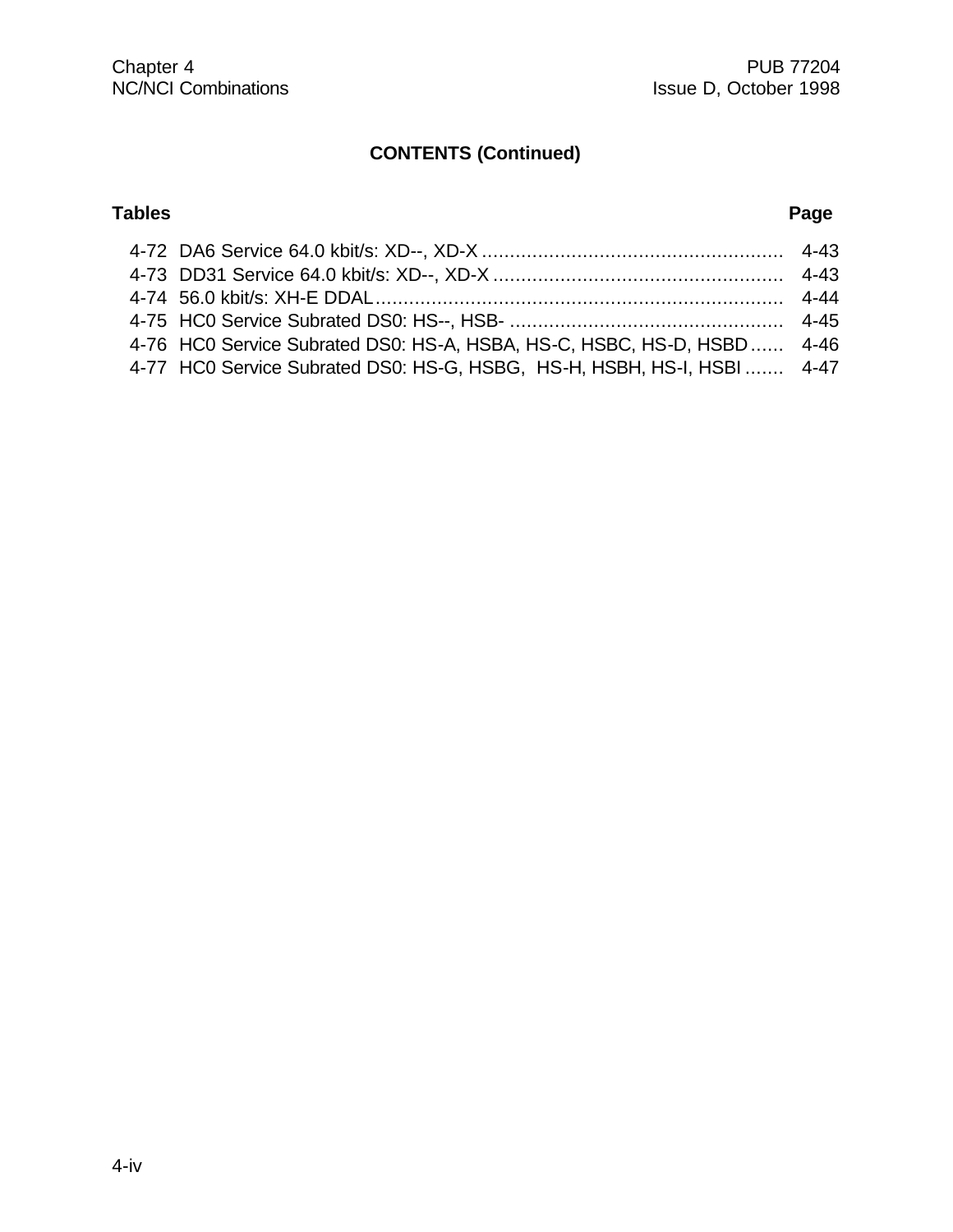## CONTENTS (Continued)

| Tables | | Page |
|---|---|---|
| 4-72 | DA6 Service 64.0 kbit/s: XD--, XD-X | 4-43 |
| 4-73 | DD31 Service 64.0 kbit/s: XD--, XD-X | 4-43 |
| 4-74 | 56.0 kbit/s: XH-E DDAL | 4-44 |
| 4-75 | HC0 Service Subrated DS0: HS--, HSB- | 4-45 |
| 4-76 | HC0 Service Subrated DS0: HS-A, HSBA, HS-C, HSBC, HS-D, HSBD | 4-46 |
| 4-77 | HC0 Service Subrated DS0: HS-G, HSBG, HS-H, HSBH, HS-I, HSBI | 4-47 |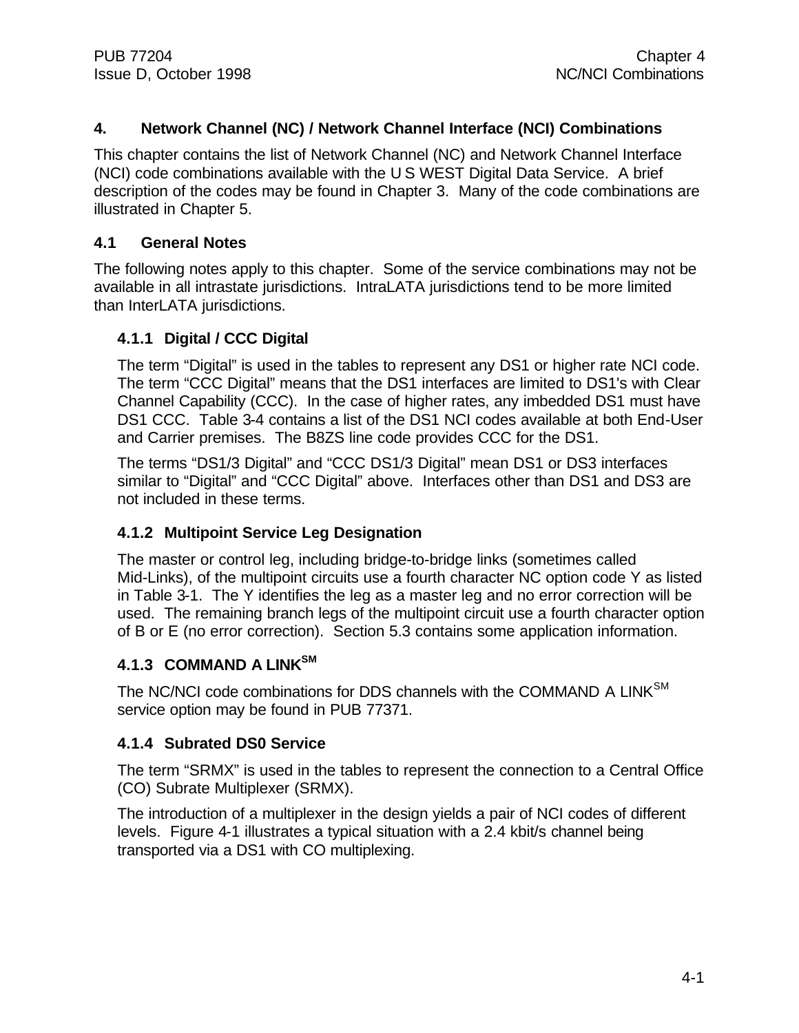# 4. Network Channel (NC) / Network Channel Interface (NCI) Combinations

This chapter contains the list of Network Channel (NC) and Network Channel Interface (NCI) code combinations available with the U S WEST Digital Data Service. A brief description of the codes may be found in Chapter 3. Many of the code combinations are illustrated in Chapter 5.

## 4.1 General Notes

The following notes apply to this chapter. Some of the service combinations may not be available in all intrastate jurisdictions. IntraLATA jurisdictions tend to be more limited than InterLATA jurisdictions.

### 4.1.1 Digital / CCC Digital

The term "Digital" is used in the tables to represent any DS1 or higher rate NCI code. The term "CCC Digital" means that the DS1 interfaces are limited to DS1's with Clear Channel Capability (CCC). In the case of higher rates, any imbedded DS1 must have DS1 CCC. Table 3-4 contains a list of the DS1 NCI codes available at both End-User and Carrier premises. The B8ZS line code provides CCC for the DS1.

The terms "DS1/3 Digital" and "CCC DS1/3 Digital" mean DS1 or DS3 interfaces similar to "Digital" and "CCC Digital" above. Interfaces other than DS1 and DS3 are not included in these terms.

### 4.1.2 Multipoint Service Leg Designation

The master or control leg, including bridge-to-bridge links (sometimes called Mid-Links), of the multipoint circuits use a fourth character NC option code Y as listed in Table 3-1. The Y identifies the leg as a master leg and no error correction will be used. The remaining branch legs of the multipoint circuit use a fourth character option of B or E (no error correction). Section 5.3 contains some application information.

### 4.1.3 COMMAND A LINK[SM]

The NC/NCI code combinations for DDS channels with the COMMAND A LINK[SM] service option may be found in PUB 77371.

### 4.1.4 Subrated DS0 Service

The term "SRMX" is used in the tables to represent the connection to a Central Office (CO) Subrate Multiplexer (SRMX).

The introduction of a multiplexer in the design yields a pair of NCI codes of different levels. Figure 4-1 illustrates a typical situation with a 2.4 kbit/s channel being transported via a DS1 with CO multiplexing.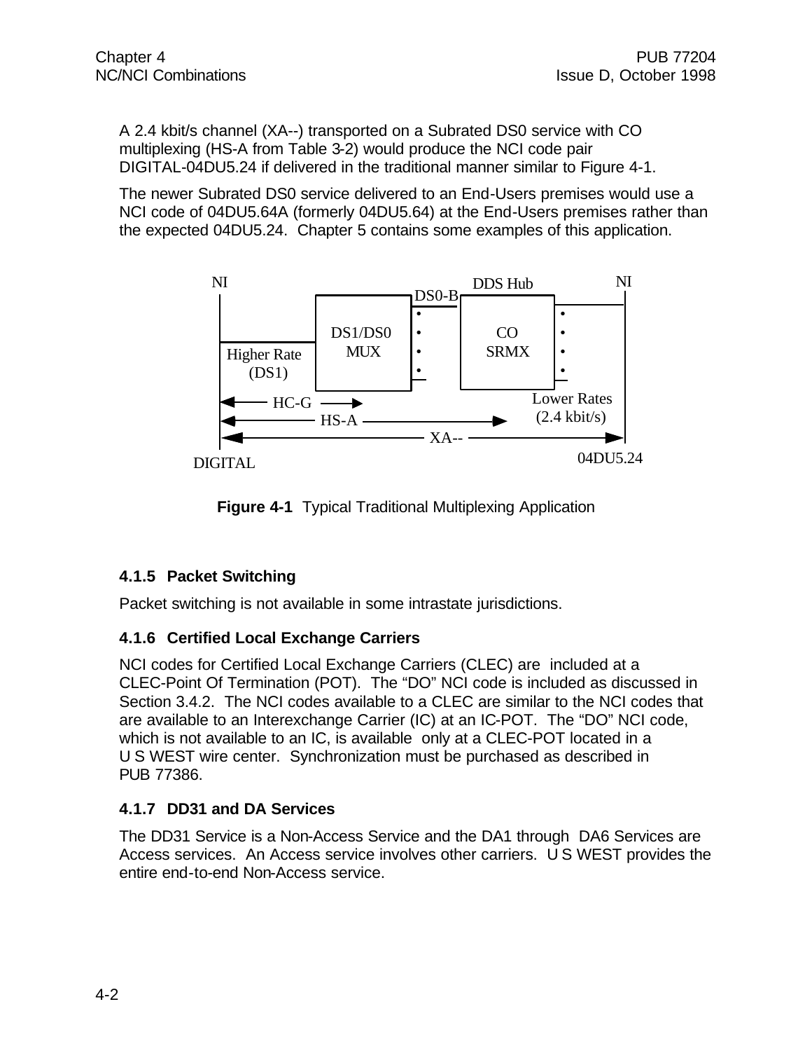A 2.4 kbit/s channel (XA--) transported on a Subrated DS0 service with CO multiplexing (HS-A from Table 3-2) would produce the NCI code pair DIGITAL-04DU5.24 if delivered in the traditional manner similar to Figure 4-1.

The newer Subrated DS0 service delivered to an End-Users premises would use a NCI code of 04DU5.64A (formerly 04DU5.64) at the End-Users premises rather than the expected 04DU5.24. Chapter 5 contains some examples of this application.

**Figure 4-1** Typical Traditional Multiplexing Application

### 4.1.5 Packet Switching

Packet switching is not available in some intrastate jurisdictions.

### 4.1.6 Certified Local Exchange Carriers

NCI codes for Certified Local Exchange Carriers (CLEC) are included at a CLEC-Point Of Termination (POT). The “DO” NCI code is included as discussed in Section 3.4.2. The NCI codes available to a CLEC are similar to the NCI codes that are available to an Interexchange Carrier (IC) at an IC-POT. The “DO” NCI code, which is not available to an IC, is available only at a CLEC-POT located in a U S WEST wire center. Synchronization must be purchased as described in PUB 77386.

### 4.1.7 DD31 and DA Services

The DD31 Service is a Non-Access Service and the DA1 through DA6 Services are Access services. An Access service involves other carriers. U S WEST provides the entire end-to-end Non-Access service.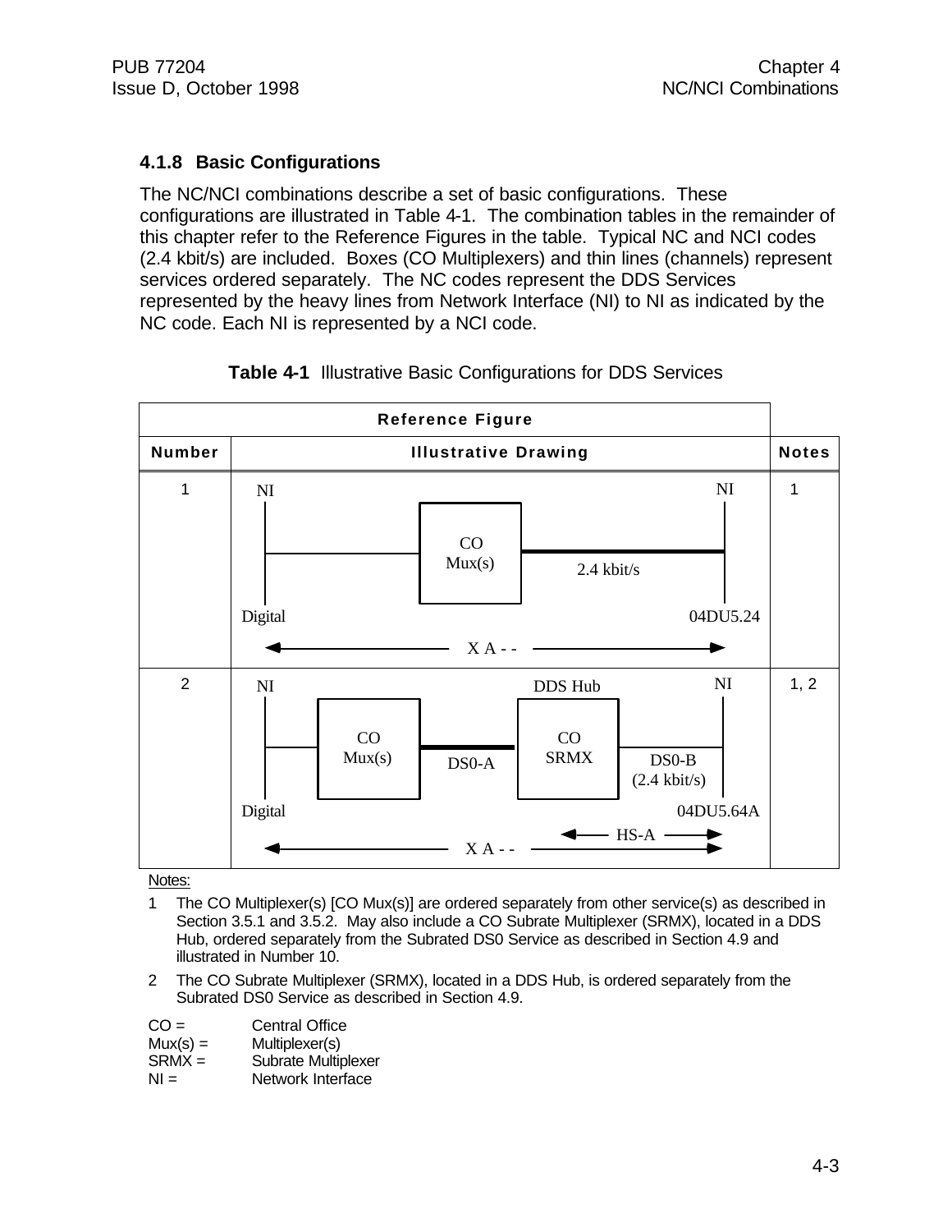### 4.1.8 Basic Configurations

The NC/NCI combinations describe a set of basic configurations. These configurations are illustrated in Table 4-1. The combination tables in the remainder of this chapter refer to the Reference Figures in the table. Typical NC and NCI codes (2.4 kbit/s) are included. Boxes (CO Multiplexers) and thin lines (channels) represent services ordered separately. The NC codes represent the DDS Services represented by the heavy lines from Network Interface (NI) to NI as indicated by the NC code. Each NI is represented by a NCI code.

**Table 4-1** Illustrative Basic Configurations for DDS Services

| Reference Figure | | |
|---|---|---|
| **Number** | **Illustrative Drawing** | **Notes** |
| 1 | NI — CO Mux(s) — 2.4 kbit/s — NI; Digital; 04DU5.24; X A - - | 1 |
| 2 | NI — CO Mux(s) — DS0-A — DDS Hub CO SRMX — DS0-B (2.4 kbit/s) — NI; Digital; 04DU5.64A; HS-A; X A - - | 1, 2 |

Notes:

1 The CO Multiplexer(s) [CO Mux(s)] are ordered separately from other service(s) as described in Section 3.5.1 and 3.5.2. May also include a CO Subrate Multiplexer (SRMX), located in a DDS Hub, ordered separately from the Subrated DS0 Service as described in Section 4.9 and illustrated in Number 10.

2 The CO Subrate Multiplexer (SRMX), located in a DDS Hub, is ordered separately from the Subrated DS0 Service as described in Section 4.9.

CO = Central Office
Mux(s) = Multiplexer(s)
SRMX = Subrate Multiplexer
NI = Network Interface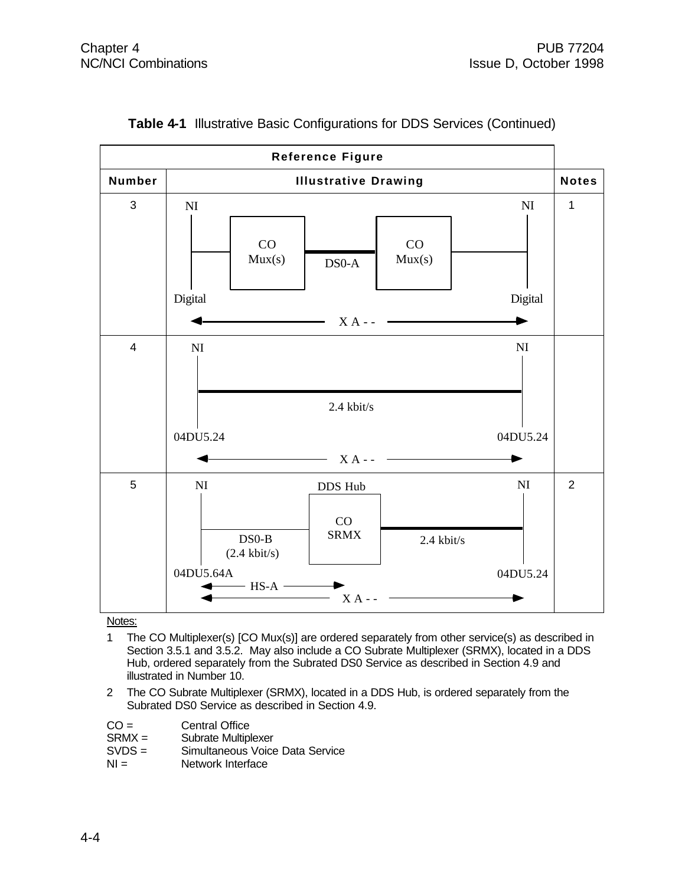**Table 4-1** Illustrative Basic Configurations for DDS Services (Continued)

| Reference Figure | | |
|---|---|---|
| **Number** | **Illustrative Drawing** | **Notes** |
| 3 | NI — CO Mux(s) — DS0-A — CO Mux(s) — NI; Digital ... Digital; ◄── X A - - ──► | 1 |
| 4 | NI — 2.4 kbit/s — NI; 04DU5.24 ... 04DU5.24; ◄── X A - - ──► | |
| 5 | NI — DS0-B (2.4 kbit/s) — DDS Hub: CO SRMX — 2.4 kbit/s — NI; 04DU5.64A ... 04DU5.24; ◄── HS-A ──►; ◄── X A - - ──► | 2 |

Notes:

1 The CO Multiplexer(s) [CO Mux(s)] are ordered separately from other service(s) as described in Section 3.5.1 and 3.5.2. May also include a CO Subrate Multiplexer (SRMX), located in a DDS Hub, ordered separately from the Subrated DS0 Service as described in Section 4.9 and illustrated in Number 10.

2 The CO Subrate Multiplexer (SRMX), located in a DDS Hub, is ordered separately from the Subrated DS0 Service as described in Section 4.9.

CO = Central Office
SRMX = Subrate Multiplexer
SVDS = Simultaneous Voice Data Service
NI = Network Interface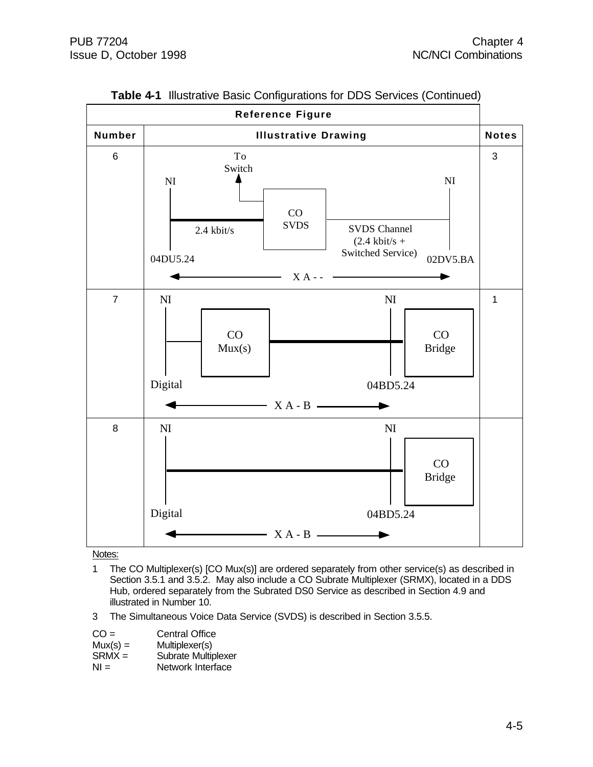**Table 4-1** Illustrative Basic Configurations for DDS Services (Continued)

| Reference Figure | | |
|---|---|---|
| **Number** | **Illustrative Drawing** | **Notes** |
| 6 | To Switch; NI; NI; CO SVDS; 2.4 kbit/s; SVDS Channel (2.4 kbit/s + Switched Service); 04DU5.24; 02DV5.BA; X A - - | 3 |
| 7 | NI; NI; CO Mux(s); CO Bridge; Digital; 04BD5.24; X A - B | 1 |
| 8 | NI; NI; CO Bridge; Digital; 04BD5.24; X A - B | |

Notes:

1 The CO Multiplexer(s) [CO Mux(s)] are ordered separately from other service(s) as described in Section 3.5.1 and 3.5.2. May also include a CO Subrate Multiplexer (SRMX), located in a DDS Hub, ordered separately from the Subrated DS0 Service as described in Section 4.9 and illustrated in Number 10.

3 The Simultaneous Voice Data Service (SVDS) is described in Section 3.5.5.

CO = Central Office
Mux(s) = Multiplexer(s)
SRMX = Subrate Multiplexer
NI = Network Interface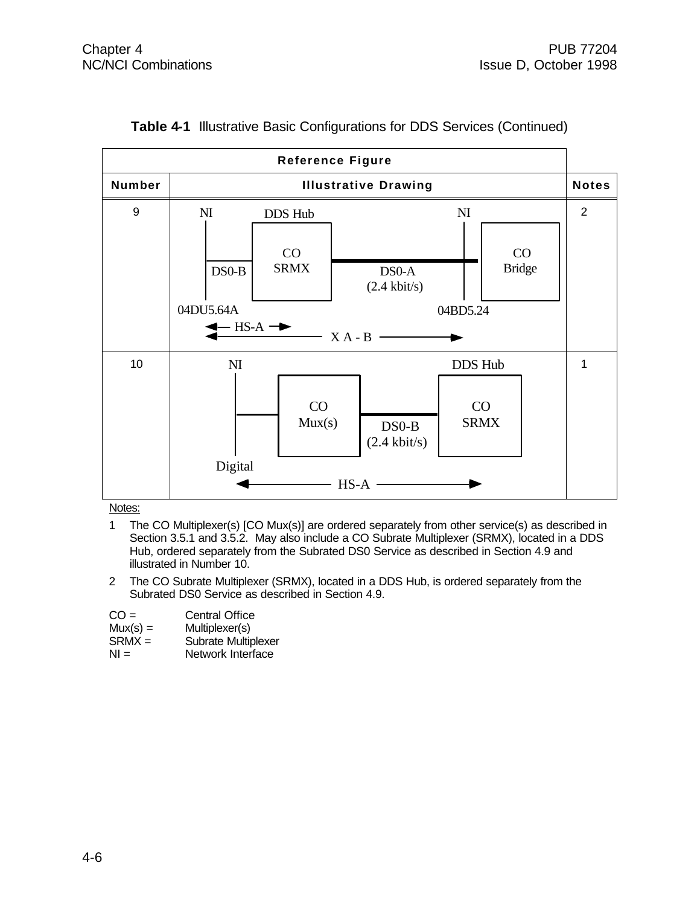**Table 4-1** Illustrative Basic Configurations for DDS Services (Continued)

| Reference Figure | | |
|---|---|---|
| **Number** | **Illustrative Drawing** | **Notes** |
| 9 | NI — DS0-B — DDS Hub: CO SRMX — DS0-A (2.4 kbit/s) — NI — CO Bridge; 04DU5.64A; 04BD5.24; ← HS-A →; ← X A - B → | 2 |
| 10 | NI — CO Mux(s) — DS0-B (2.4 kbit/s) — DDS Hub: CO SRMX; Digital; ← HS-A → | 1 |

Notes:

1. The CO Multiplexer(s) [CO Mux(s)] are ordered separately from other service(s) as described in Section 3.5.1 and 3.5.2. May also include a CO Subrate Multiplexer (SRMX), located in a DDS Hub, ordered separately from the Subrated DS0 Service as described in Section 4.9 and illustrated in Number 10.
2. The CO Subrate Multiplexer (SRMX), located in a DDS Hub, is ordered separately from the Subrated DS0 Service as described in Section 4.9.

CO = Central Office
Mux(s) = Multiplexer(s)
SRMX = Subrate Multiplexer
NI = Network Interface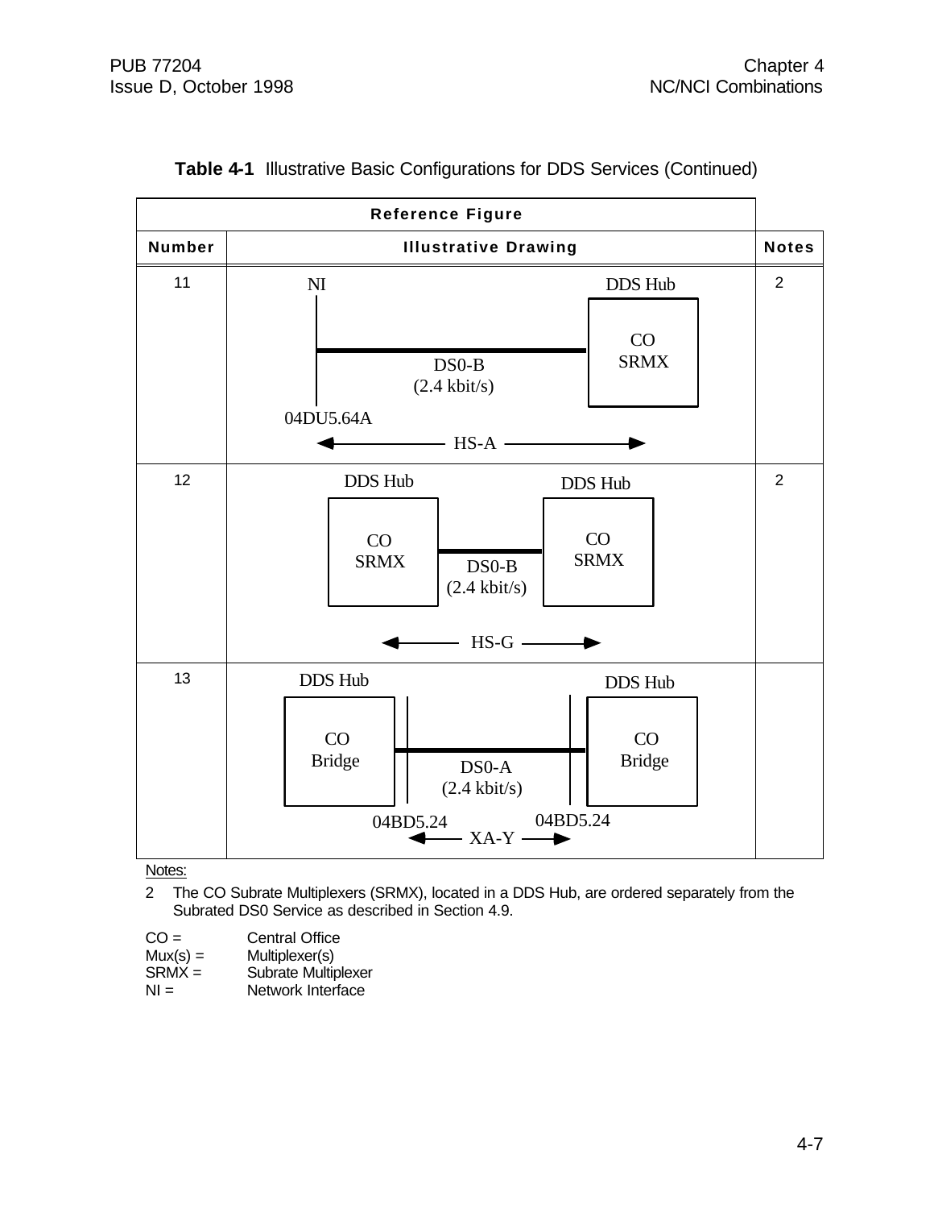**Table 4-1** Illustrative Basic Configurations for DDS Services (Continued)

| Reference Figure | | |
|---|---|---|
| **Number** | **Illustrative Drawing** | **Notes** |
| 11 | NI — DS0-B (2.4 kbit/s) — DDS Hub (CO SRMX); 04DU5.64A; HS-A | 2 |
| 12 | DDS Hub (CO SRMX) — DS0-B (2.4 kbit/s) — DDS Hub (CO SRMX); HS-G | 2 |
| 13 | DDS Hub (CO Bridge) — DS0-A (2.4 kbit/s) — DDS Hub (CO Bridge); 04BD5.24, 04BD5.24; XA-Y | |

Notes:

2 The CO Subrate Multiplexers (SRMX), located in a DDS Hub, are ordered separately from the Subrated DS0 Service as described in Section 4.9.

CO = Central Office
Mux(s) = Multiplexer(s)
SRMX = Subrate Multiplexer
NI = Network Interface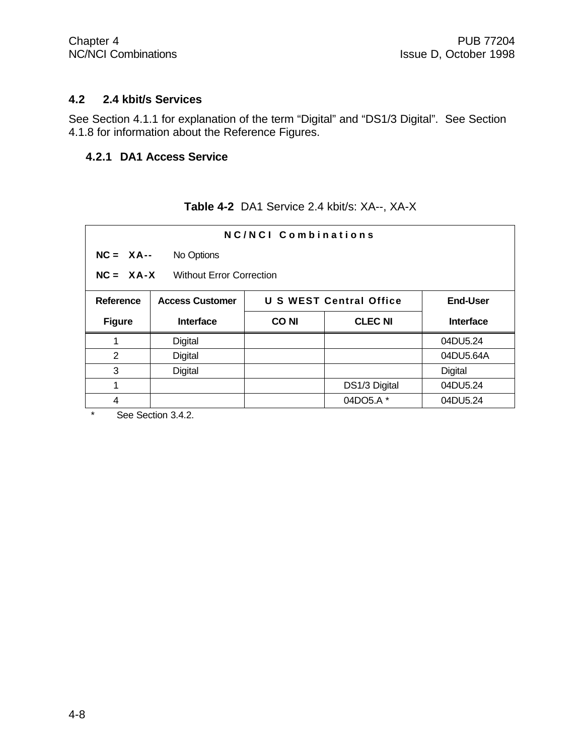## 4.2 2.4 kbit/s Services

See Section 4.1.1 for explanation of the term “Digital” and “DS1/3 Digital”. See Section 4.1.8 for information about the Reference Figures.

### 4.2.1 DA1 Access Service

**Table 4-2** DA1 Service 2.4 kbit/s: XA--, XA-X

| **NC/NCI Combinations** | | | | |
|---|---|---|---|---|
| **NC = XA--** No Options | | | | |
| **NC = XA-X** Without Error Correction | | | | |
| **Reference Figure** | **Access Customer Interface** | **U S WEST Central Office** | | **End-User Interface** |
| | | **CO NI** | **CLEC NI** | |
| 1 | Digital | | | 04DU5.24 |
| 2 | Digital | | | 04DU5.64A |
| 3 | Digital | | | Digital |
| 1 | | | DS1/3 Digital | 04DU5.24 |
| 4 | | | 04DO5.A * | 04DU5.24 |

\* See Section 3.4.2.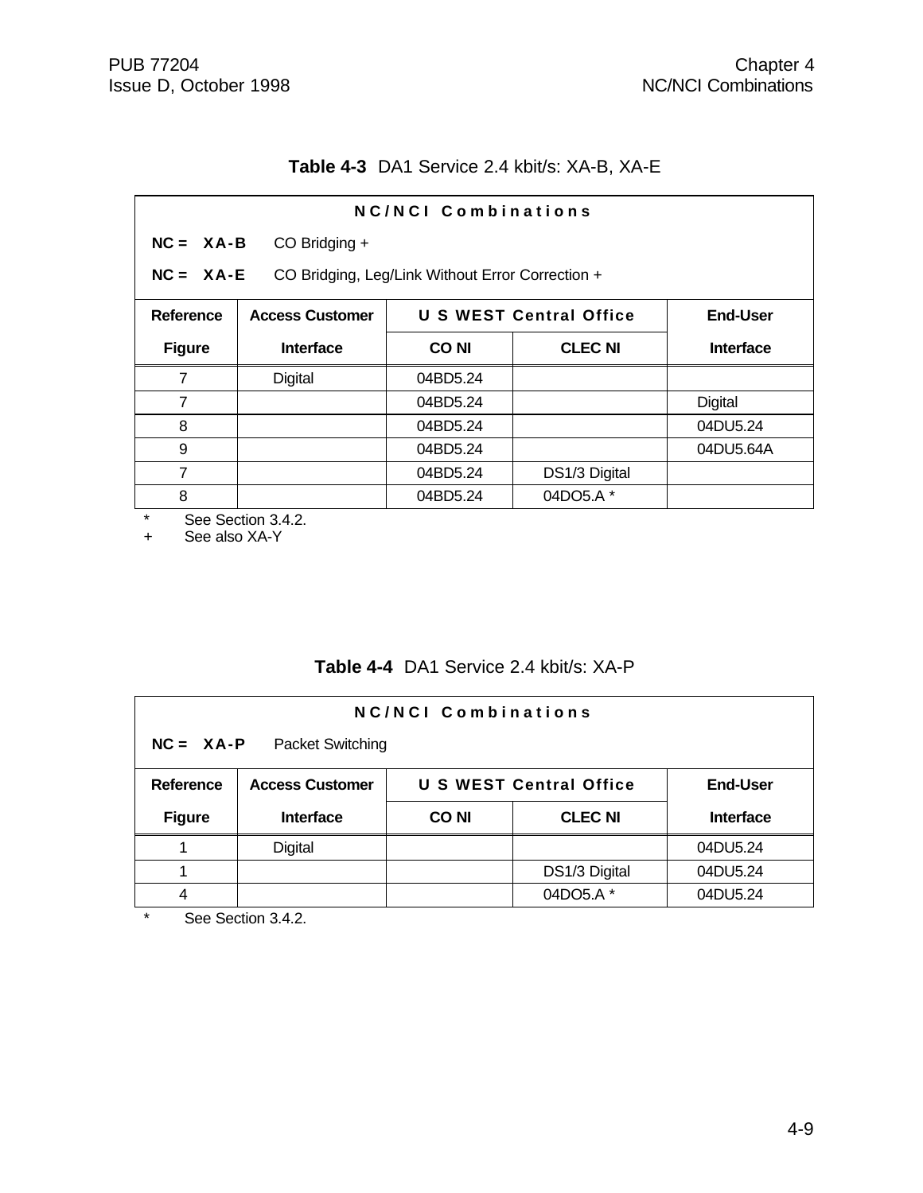**Table 4-3** DA1 Service 2.4 kbit/s: XA-B, XA-E

| NC/NCI Combinations | | | | |
|---|---|---|---|---|
| **NC = XA-B** CO Bridging + | | | | |
| **NC = XA-E** CO Bridging, Leg/Link Without Error Correction + | | | | |
| **Reference** | **Access Customer** | **U S WEST Central Office** | | **End-User** |
| **Figure** | **Interface** | **CO NI** | **CLEC NI** | **Interface** |
| 7 | Digital | 04BD5.24 | | |
| 7 | | 04BD5.24 | | Digital |
| 8 | | 04BD5.24 | | 04DU5.24 |
| 9 | | 04BD5.24 | | 04DU5.64A |
| 7 | | 04BD5.24 | DS1/3 Digital | |
| 8 | | 04BD5.24 | 04DO5.A * | |

\* See Section 3.4.2.
\+ See also XA-Y

**Table 4-4** DA1 Service 2.4 kbit/s: XA-P

| NC/NCI Combinations | | | | |
|---|---|---|---|---|
| **NC = XA-P** Packet Switching | | | | |
| **Reference** | **Access Customer** | **U S WEST Central Office** | | **End-User** |
| **Figure** | **Interface** | **CO NI** | **CLEC NI** | **Interface** |
| 1 | Digital | | | 04DU5.24 |
| 1 | | | DS1/3 Digital | 04DU5.24 |
| 4 | | | 04DO5.A * | 04DU5.24 |

\* See Section 3.4.2.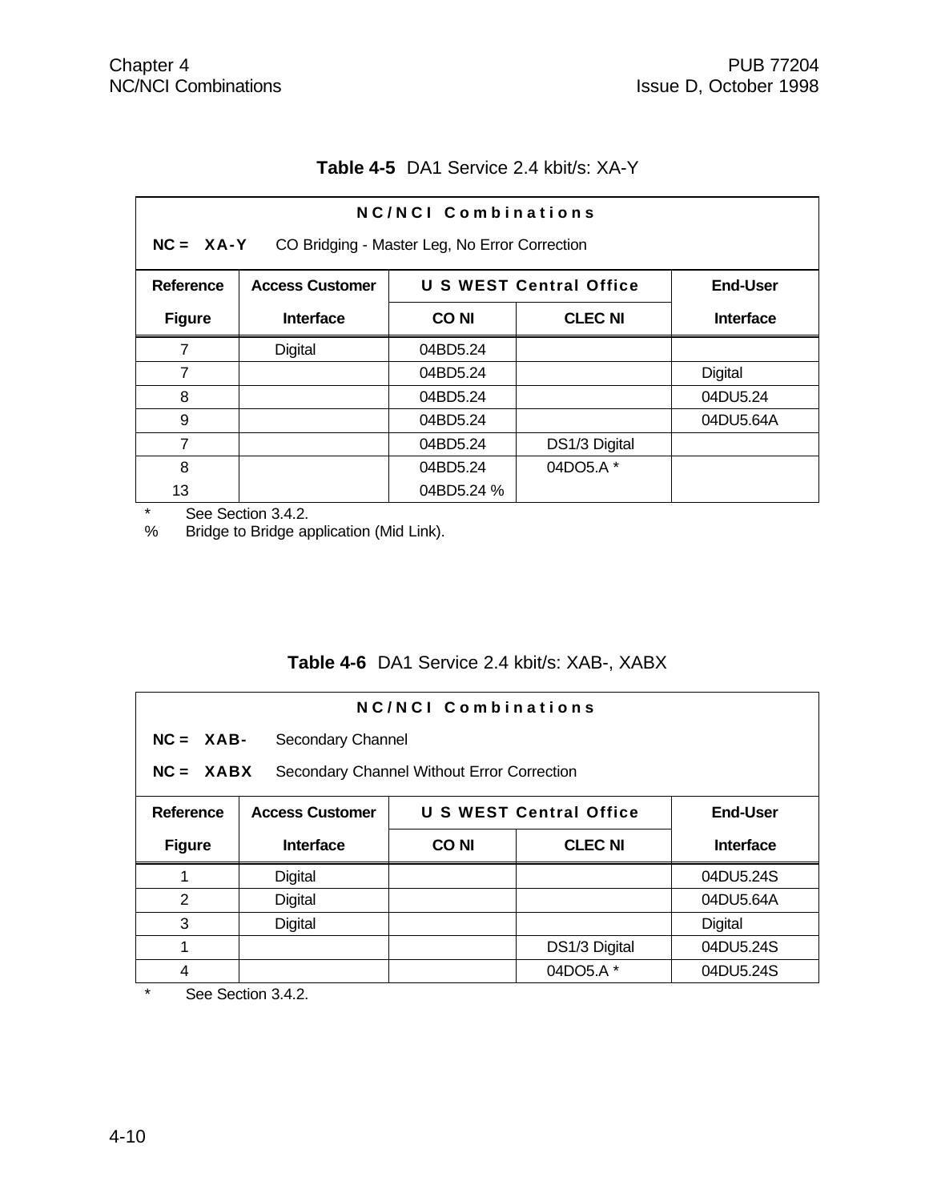**Table 4-5** DA1 Service 2.4 kbit/s: XA-Y

| NC/NCI Combinations | | | | |
|---|---|---|---|---|
| **NC = XA-Y** CO Bridging - Master Leg, No Error Correction | | | | |
| **Reference** | **Access Customer** | **U S WEST Central Office** | | **End-User** |
| **Figure** | **Interface** | **CO NI** | **CLEC NI** | **Interface** |
| 7 | Digital | 04BD5.24 | | |
| 7 | | 04BD5.24 | | Digital |
| 8 | | 04BD5.24 | | 04DU5.24 |
| 9 | | 04BD5.24 | | 04DU5.64A |
| 7 | | 04BD5.24 | DS1/3 Digital | |
| 8<br>13 | | 04BD5.24<br>04BD5.24 % | 04DO5.A * | |

* See Section 3.4.2.
% Bridge to Bridge application (Mid Link).

**Table 4-6** DA1 Service 2.4 kbit/s: XAB-, XABX

| NC/NCI Combinations | | | | |
|---|---|---|---|---|
| **NC = XAB-** Secondary Channel | | | | |
| **NC = XABX** Secondary Channel Without Error Correction | | | | |
| **Reference** | **Access Customer** | **U S WEST Central Office** | | **End-User** |
| **Figure** | **Interface** | **CO NI** | **CLEC NI** | **Interface** |
| 1 | Digital | | | 04DU5.24S |
| 2 | Digital | | | 04DU5.64A |
| 3 | Digital | | | Digital |
| 1 | | | DS1/3 Digital | 04DU5.24S |
| 4 | | | 04DO5.A * | 04DU5.24S |

* See Section 3.4.2.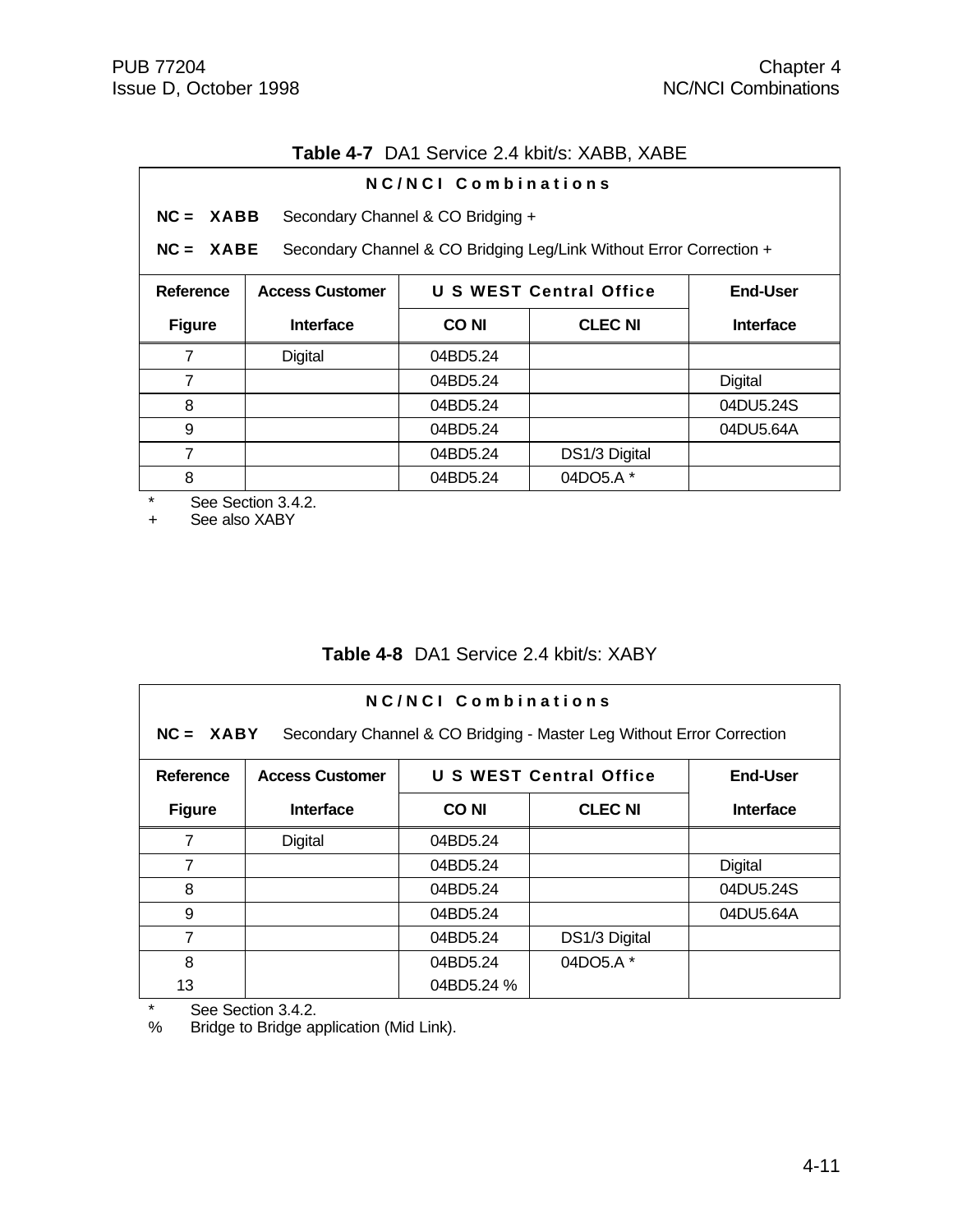**Table 4-7** DA1 Service 2.4 kbit/s: XABB, XABE

| NC/NCI Combinations | | | | |
|---|---|---|---|---|
| **NC = XABB** Secondary Channel & CO Bridging + | | | | |
| **NC = XABE** Secondary Channel & CO Bridging Leg/Link Without Error Correction + | | | | |
| **Reference** | **Access Customer** | **U S WEST Central Office** | | **End-User** |
| **Figure** | **Interface** | **CO NI** | **CLEC NI** | **Interface** |
| 7 | Digital | 04BD5.24 | | |
| 7 | | 04BD5.24 | | Digital |
| 8 | | 04BD5.24 | | 04DU5.24S |
| 9 | | 04BD5.24 | | 04DU5.64A |
| 7 | | 04BD5.24 | DS1/3 Digital | |
| 8 | | 04BD5.24 | 04DO5.A * | |

\* See Section 3.4.2.
\+ See also XABY

**Table 4-8** DA1 Service 2.4 kbit/s: XABY

| NC/NCI Combinations | | | | |
|---|---|---|---|---|
| **NC = XABY** Secondary Channel & CO Bridging - Master Leg Without Error Correction | | | | |
| **Reference** | **Access Customer** | **U S WEST Central Office** | | **End-User** |
| **Figure** | **Interface** | **CO NI** | **CLEC NI** | **Interface** |
| 7 | Digital | 04BD5.24 | | |
| 7 | | 04BD5.24 | | Digital |
| 8 | | 04BD5.24 | | 04DU5.24S |
| 9 | | 04BD5.24 | | 04DU5.64A |
| 7 | | 04BD5.24 | DS1/3 Digital | |
| 8 | | 04BD5.24 | 04DO5.A * | |
| 13 | | 04BD5.24 % | | |

\* See Section 3.4.2.
% Bridge to Bridge application (Mid Link).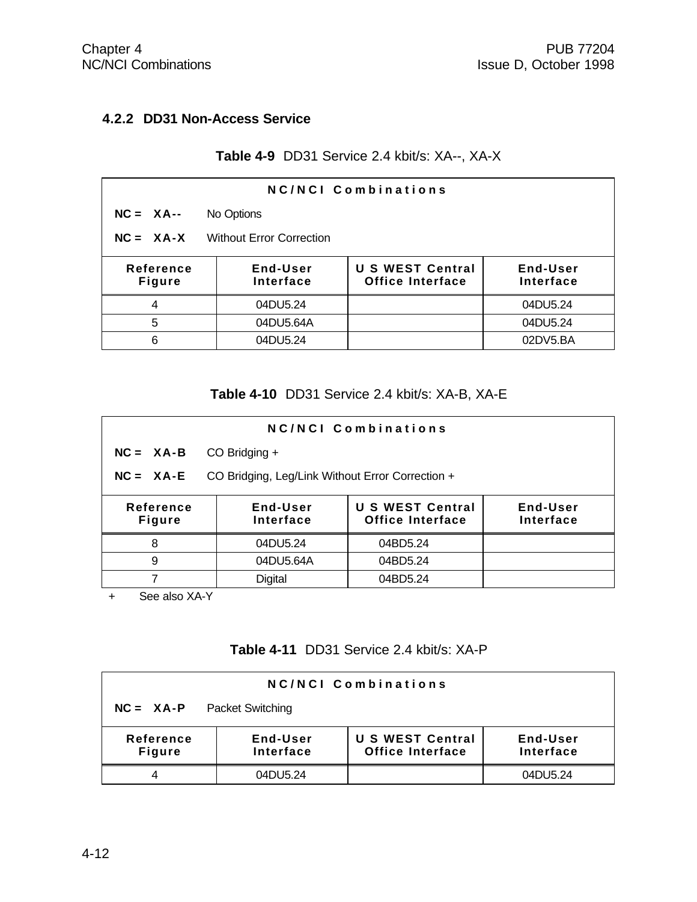### 4.2.2 DD31 Non-Access Service

**Table 4-9** DD31 Service 2.4 kbit/s: XA--, XA-X

| NC/NCI Combinations | | | |
|---|---|---|---|
| **NC = XA--** No Options | | | |
| **NC = XA-X** Without Error Correction | | | |
| **Reference Figure** | **End-User Interface** | **U S WEST Central Office Interface** | **End-User Interface** |
| 4 | 04DU5.24 | | 04DU5.24 |
| 5 | 04DU5.64A | | 04DU5.24 |
| 6 | 04DU5.24 | | 02DV5.BA |

**Table 4-10** DD31 Service 2.4 kbit/s: XA-B, XA-E

| NC/NCI Combinations | | | |
|---|---|---|---|
| **NC = XA-B** CO Bridging + | | | |
| **NC = XA-E** CO Bridging, Leg/Link Without Error Correction + | | | |
| **Reference Figure** | **End-User Interface** | **U S WEST Central Office Interface** | **End-User Interface** |
| 8 | 04DU5.24 | 04BD5.24 | |
| 9 | 04DU5.64A | 04BD5.24 | |
| 7 | Digital | 04BD5.24 | |

+ See also XA-Y

**Table 4-11** DD31 Service 2.4 kbit/s: XA-P

| NC/NCI Combinations | | | |
|---|---|---|---|
| **NC = XA-P** Packet Switching | | | |
| **Reference Figure** | **End-User Interface** | **U S WEST Central Office Interface** | **End-User Interface** |
| 4 | 04DU5.24 | | 04DU5.24 |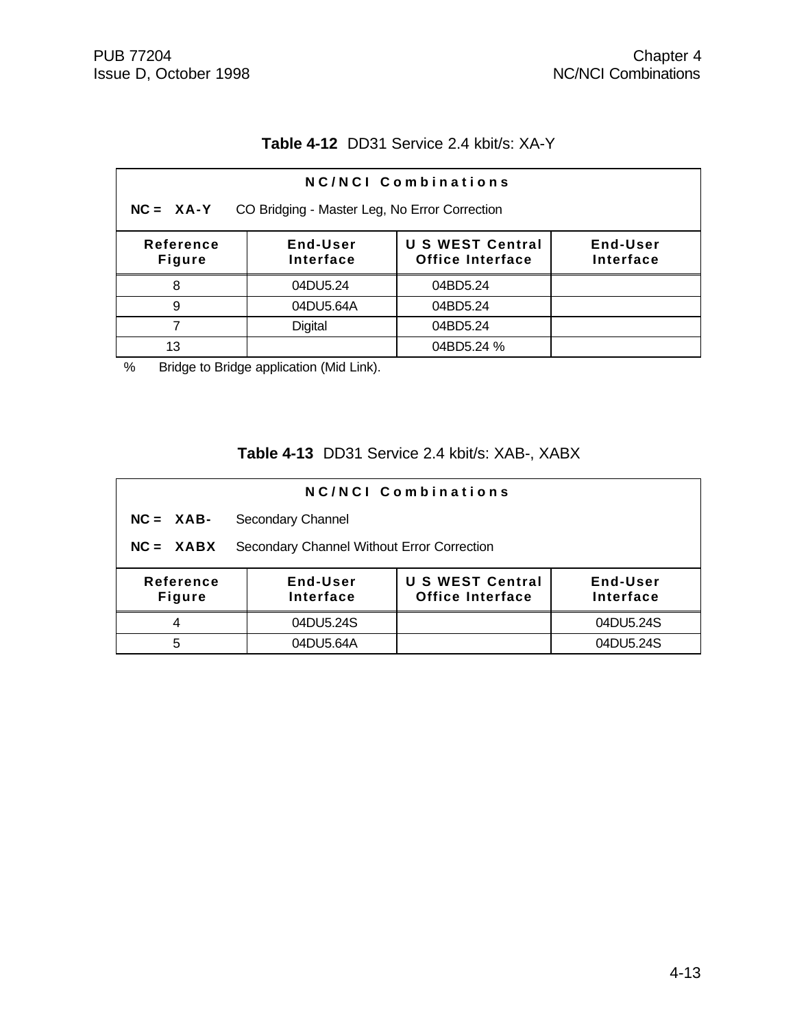**Table 4-12** DD31 Service 2.4 kbit/s: XA-Y

| NC/NCI Combinations | | | |
|---|---|---|---|
| **NC = XA-Y** CO Bridging - Master Leg, No Error Correction | | | |
| **Reference Figure** | **End-User Interface** | **U S WEST Central Office Interface** | **End-User Interface** |
| 8 | 04DU5.24 | 04BD5.24 | |
| 9 | 04DU5.64A | 04BD5.24 | |
| 7 | Digital | 04BD5.24 | |
| 13 | | 04BD5.24 % | |

% Bridge to Bridge application (Mid Link).

**Table 4-13** DD31 Service 2.4 kbit/s: XAB-, XABX

| NC/NCI Combinations | | | |
|---|---|---|---|
| **NC = XAB-** Secondary Channel | | | |
| **NC = XABX** Secondary Channel Without Error Correction | | | |
| **Reference Figure** | **End-User Interface** | **U S WEST Central Office Interface** | **End-User Interface** |
| 4 | 04DU5.24S | | 04DU5.24S |
| 5 | 04DU5.64A | | 04DU5.24S |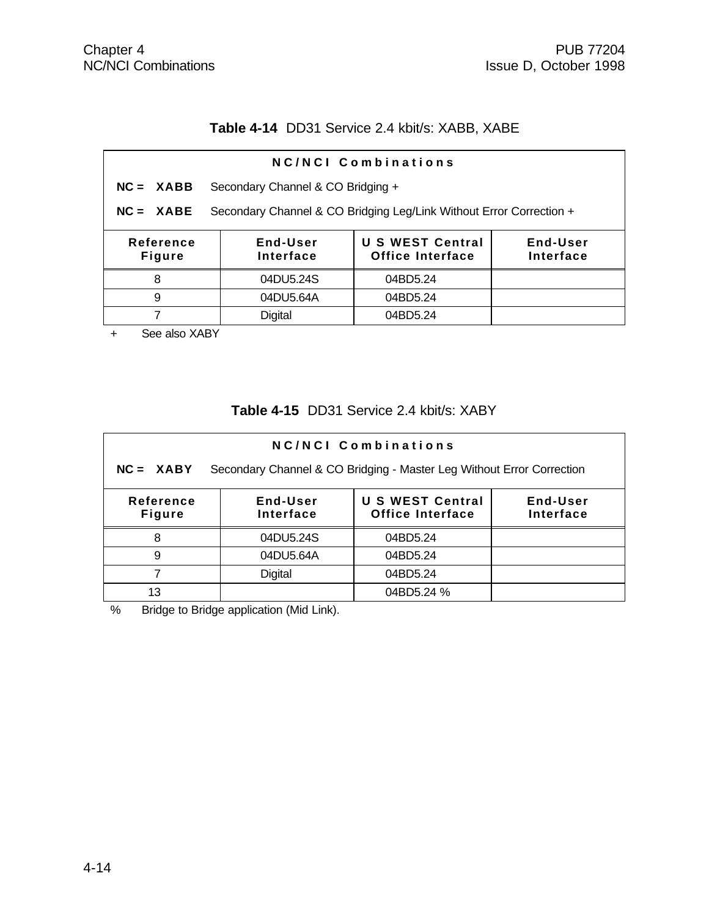**Table 4-14** DD31 Service 2.4 kbit/s: XABB, XABE

| NC/NCI Combinations | | | |
|---|---|---|---|
| **NC = XABB** Secondary Channel & CO Bridging + | | | |
| **NC = XABE** Secondary Channel & CO Bridging Leg/Link Without Error Correction + | | | |
| **Reference Figure** | **End-User Interface** | **U S WEST Central Office Interface** | **End-User Interface** |
| 8 | 04DU5.24S | 04BD5.24 | |
| 9 | 04DU5.64A | 04BD5.24 | |
| 7 | Digital | 04BD5.24 | |

\+ See also XABY

**Table 4-15** DD31 Service 2.4 kbit/s: XABY

| NC/NCI Combinations | | | |
|---|---|---|---|
| **NC = XABY** Secondary Channel & CO Bridging - Master Leg Without Error Correction | | | |
| **Reference Figure** | **End-User Interface** | **U S WEST Central Office Interface** | **End-User Interface** |
| 8 | 04DU5.24S | 04BD5.24 | |
| 9 | 04DU5.64A | 04BD5.24 | |
| 7 | Digital | 04BD5.24 | |
| 13 | | 04BD5.24 % | |

% Bridge to Bridge application (Mid Link).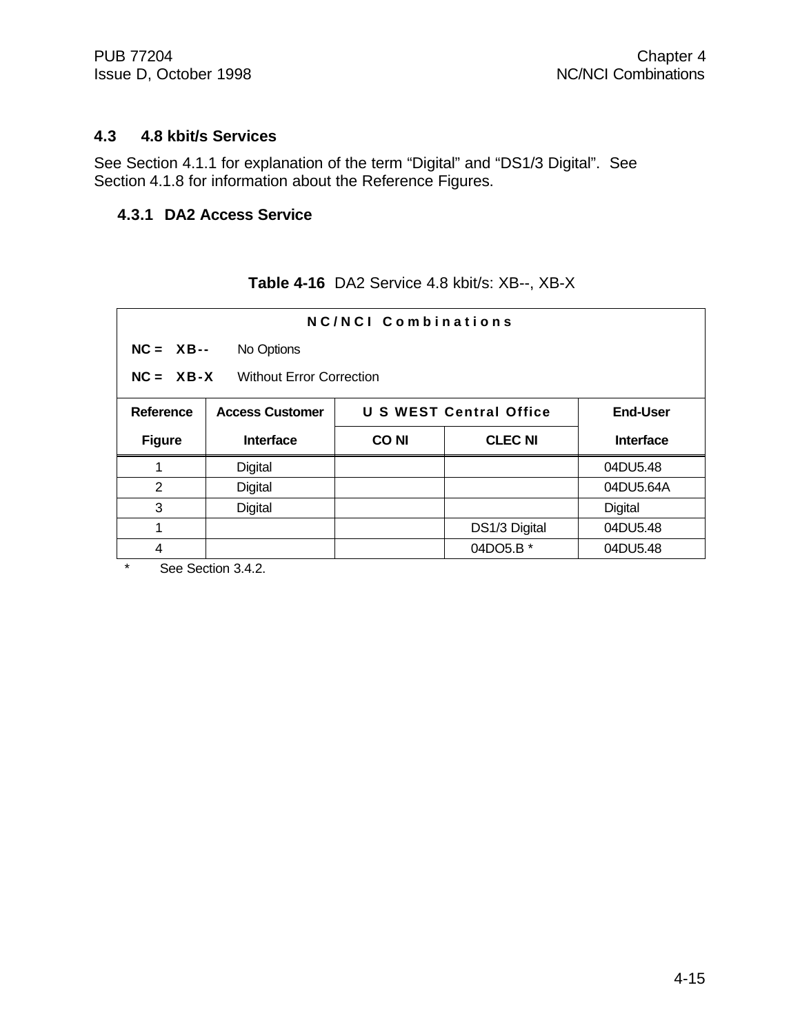## 4.3 4.8 kbit/s Services

See Section 4.1.1 for explanation of the term “Digital” and “DS1/3 Digital”. See Section 4.1.8 for information about the Reference Figures.

### 4.3.1 DA2 Access Service

**Table 4-16** DA2 Service 4.8 kbit/s: XB--, XB-X

| NC/NCI Combinations | | | | |
|---|---|---|---|---|
| **NC = XB--** No Options | | | | |
| **NC = XB-X** Without Error Correction | | | | |
| **Reference** | **Access Customer** | **U S WEST Central Office** | | **End-User** |
| **Figure** | **Interface** | **CO NI** | **CLEC NI** | **Interface** |
| 1 | Digital | | | 04DU5.48 |
| 2 | Digital | | | 04DU5.64A |
| 3 | Digital | | | Digital |
| 1 | | | DS1/3 Digital | 04DU5.48 |
| 4 | | | 04DO5.B * | 04DU5.48 |

\* See Section 3.4.2.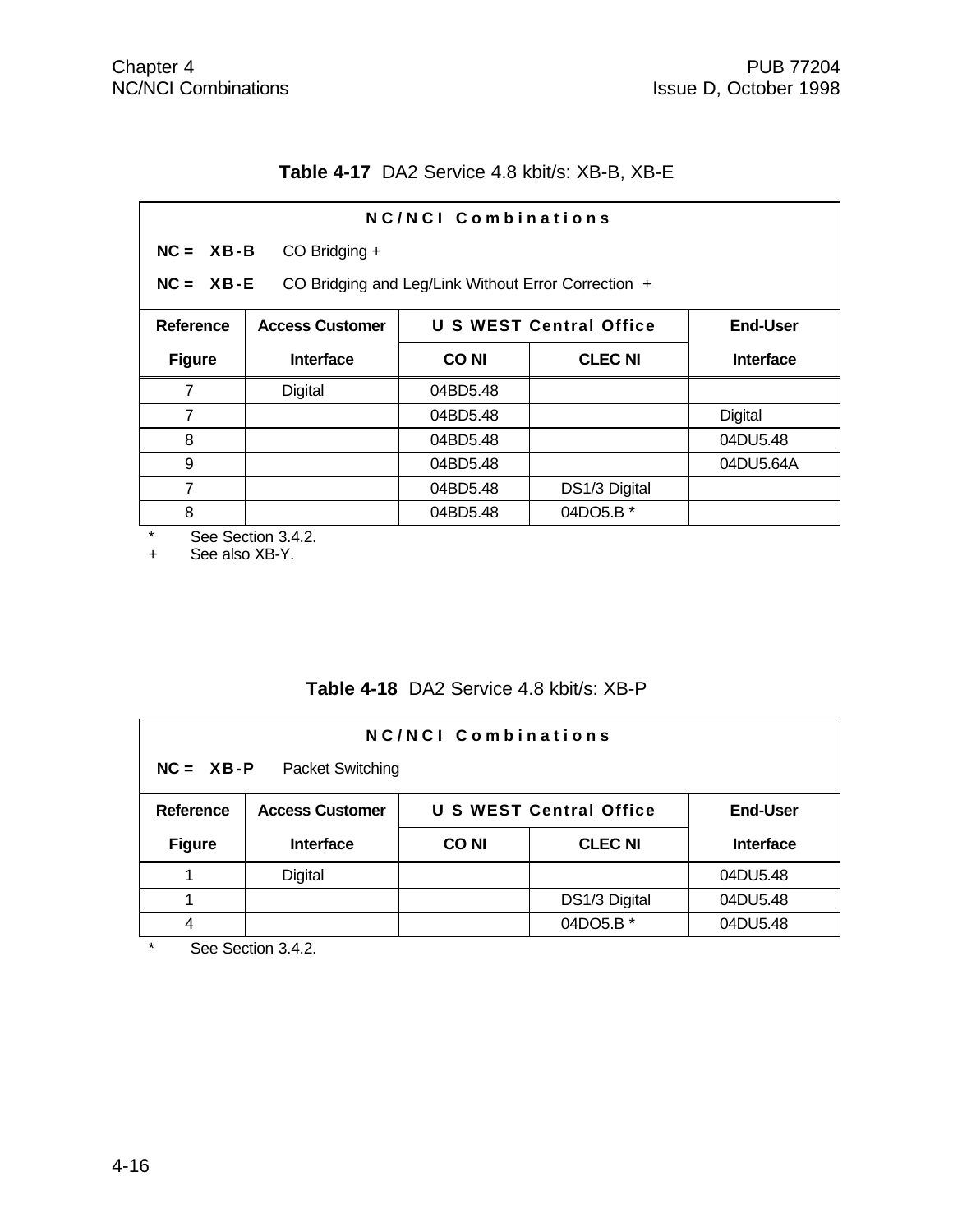**Table 4-17** DA2 Service 4.8 kbit/s: XB-B, XB-E

**NC/NCI Combinations**

**NC = XB-B** CO Bridging +

**NC = XB-E** CO Bridging and Leg/Link Without Error Correction +

| Reference | Access Customer | U S WEST Central Office | | End-User |
|---|---|---|---|---|
| Figure | Interface | CO NI | CLEC NI | Interface |
| 7 | Digital | 04BD5.48 | | |
| 7 | | 04BD5.48 | | Digital |
| 8 | | 04BD5.48 | | 04DU5.48 |
| 9 | | 04BD5.48 | | 04DU5.64A |
| 7 | | 04BD5.48 | DS1/3 Digital | |
| 8 | | 04BD5.48 | 04DO5.B * | |

\* See Section 3.4.2.
\+ See also XB-Y.

**Table 4-18** DA2 Service 4.8 kbit/s: XB-P

**NC/NCI Combinations**

**NC = XB-P** Packet Switching

| Reference | Access Customer | U S WEST Central Office | | End-User |
|---|---|---|---|---|
| Figure | Interface | CO NI | CLEC NI | Interface |
| 1 | Digital | | | 04DU5.48 |
| 1 | | | DS1/3 Digital | 04DU5.48 |
| 4 | | | 04DO5.B * | 04DU5.48 |

\* See Section 3.4.2.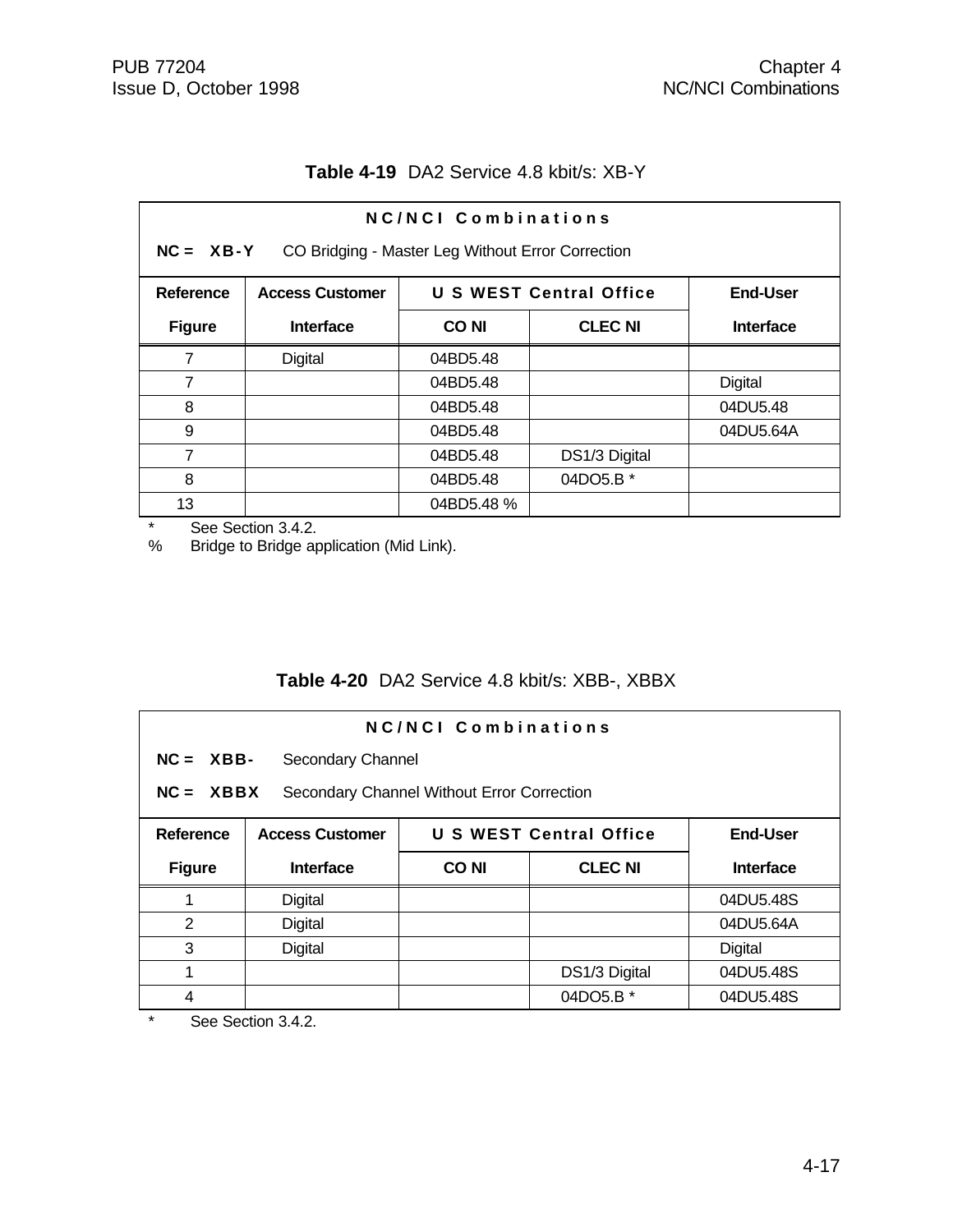**Table 4-19** DA2 Service 4.8 kbit/s: XB-Y

| NC/NCI Combinations | | | | |
|---|---|---|---|---|
| **NC = XB-Y** CO Bridging - Master Leg Without Error Correction | | | | |
| **Reference** | **Access Customer** | **U S WEST Central Office** | | **End-User** |
| **Figure** | **Interface** | **CO NI** | **CLEC NI** | **Interface** |
| 7 | Digital | 04BD5.48 | | |
| 7 | | 04BD5.48 | | Digital |
| 8 | | 04BD5.48 | | 04DU5.48 |
| 9 | | 04BD5.48 | | 04DU5.64A |
| 7 | | 04BD5.48 | DS1/3 Digital | |
| 8 | | 04BD5.48 | 04DO5.B * | |
| 13 | | 04BD5.48 % | | |

\* See Section 3.4.2.
% Bridge to Bridge application (Mid Link).

**Table 4-20** DA2 Service 4.8 kbit/s: XBB-, XBBX

| NC/NCI Combinations | | | | |
|---|---|---|---|---|
| **NC = XBB-** Secondary Channel | | | | |
| **NC = XBBX** Secondary Channel Without Error Correction | | | | |
| **Reference** | **Access Customer** | **U S WEST Central Office** | | **End-User** |
| **Figure** | **Interface** | **CO NI** | **CLEC NI** | **Interface** |
| 1 | Digital | | | 04DU5.48S |
| 2 | Digital | | | 04DU5.64A |
| 3 | Digital | | | Digital |
| 1 | | | DS1/3 Digital | 04DU5.48S |
| 4 | | | 04DO5.B * | 04DU5.48S |

\* See Section 3.4.2.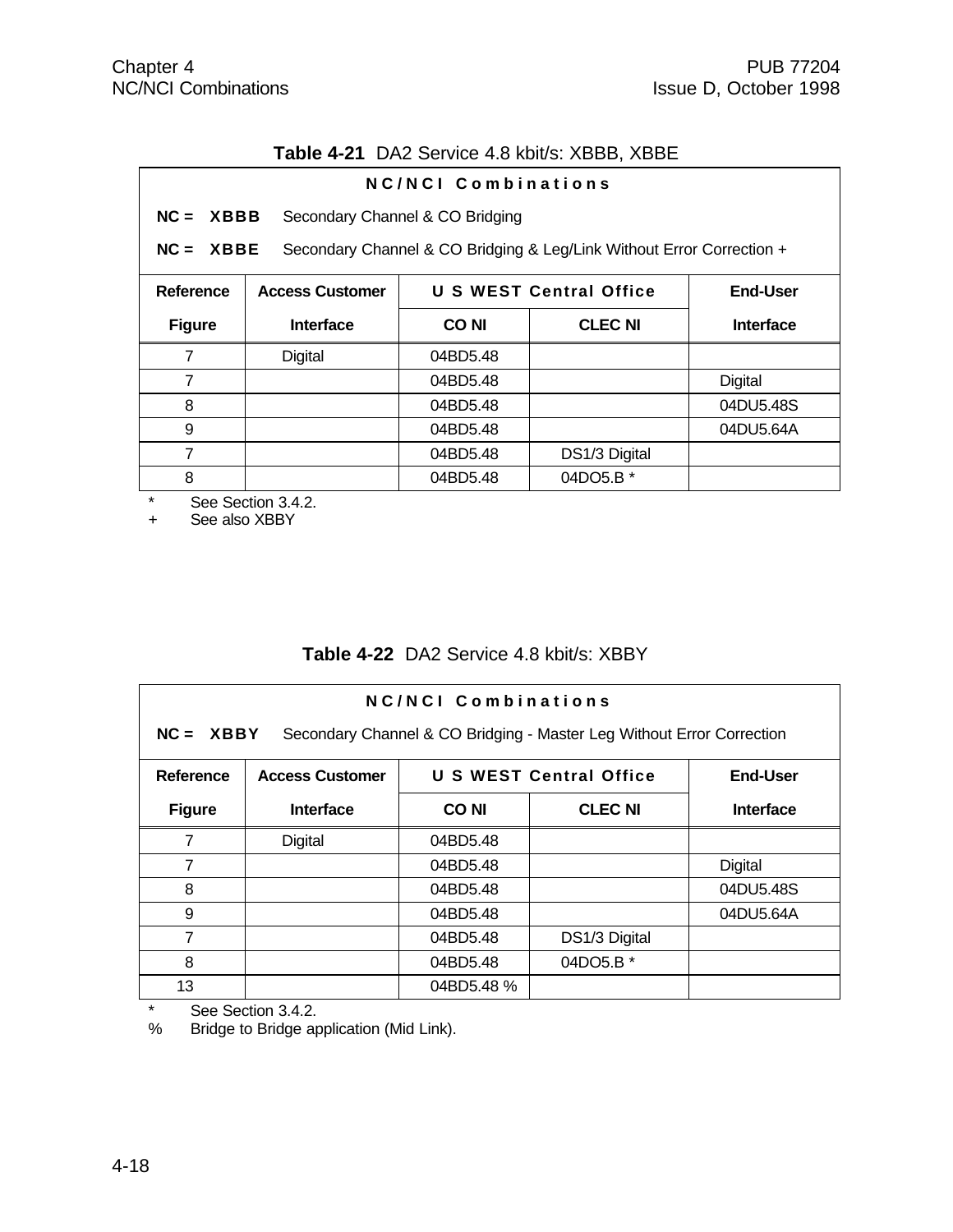**Table 4-21** DA2 Service 4.8 kbit/s: XBBB, XBBE

| NC/NCI Combinations | | | | |
|---|---|---|---|---|
| **NC = XBBB** Secondary Channel & CO Bridging | | | | |
| **NC = XBBE** Secondary Channel & CO Bridging & Leg/Link Without Error Correction + | | | | |
| **Reference Figure** | **Access Customer Interface** | **U S WEST Central Office** | | **End-User Interface** |
| | | **CO NI** | **CLEC NI** | |
| 7 | Digital | 04BD5.48 | | |
| 7 | | 04BD5.48 | | Digital |
| 8 | | 04BD5.48 | | 04DU5.48S |
| 9 | | 04BD5.48 | | 04DU5.64A |
| 7 | | 04BD5.48 | DS1/3 Digital | |
| 8 | | 04BD5.48 | 04DO5.B * | |

\* See Section 3.4.2.
\+ See also XBBY

**Table 4-22** DA2 Service 4.8 kbit/s: XBBY

| NC/NCI Combinations | | | | |
|---|---|---|---|---|
| **NC = XBBY** Secondary Channel & CO Bridging - Master Leg Without Error Correction | | | | |
| **Reference Figure** | **Access Customer Interface** | **U S WEST Central Office** | | **End-User Interface** |
| | | **CO NI** | **CLEC NI** | |
| 7 | Digital | 04BD5.48 | | |
| 7 | | 04BD5.48 | | Digital |
| 8 | | 04BD5.48 | | 04DU5.48S |
| 9 | | 04BD5.48 | | 04DU5.64A |
| 7 | | 04BD5.48 | DS1/3 Digital | |
| 8 | | 04BD5.48 | 04DO5.B * | |
| 13 | | 04BD5.48 % | | |

\* See Section 3.4.2.
% Bridge to Bridge application (Mid Link).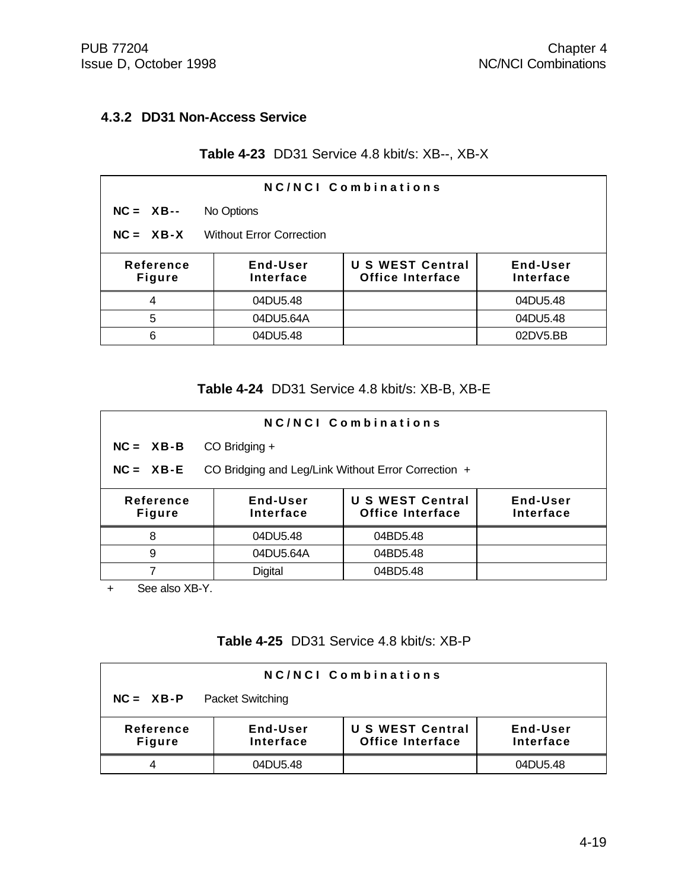### 4.3.2 DD31 Non-Access Service

**Table 4-23** DD31 Service 4.8 kbit/s: XB--, XB-X

| NC/NCI Combinations | | | |
|---|---|---|---|
| **NC = XB--** No Options | | | |
| **NC = XB-X** Without Error Correction | | | |
| **Reference Figure** | **End-User Interface** | **U S WEST Central Office Interface** | **End-User Interface** |
| 4 | 04DU5.48 | | 04DU5.48 |
| 5 | 04DU5.64A | | 04DU5.48 |
| 6 | 04DU5.48 | | 02DV5.BB |

**Table 4-24** DD31 Service 4.8 kbit/s: XB-B, XB-E

| NC/NCI Combinations | | | |
|---|---|---|---|
| **NC = XB-B** CO Bridging + | | | |
| **NC = XB-E** CO Bridging and Leg/Link Without Error Correction + | | | |
| **Reference Figure** | **End-User Interface** | **U S WEST Central Office Interface** | **End-User Interface** |
| 8 | 04DU5.48 | 04BD5.48 | |
| 9 | 04DU5.64A | 04BD5.48 | |
| 7 | Digital | 04BD5.48 | |

+ See also XB-Y.

**Table 4-25** DD31 Service 4.8 kbit/s: XB-P

| NC/NCI Combinations | | | |
|---|---|---|---|
| **NC = XB-P** Packet Switching | | | |
| **Reference Figure** | **End-User Interface** | **U S WEST Central Office Interface** | **End-User Interface** |
| 4 | 04DU5.48 | | 04DU5.48 |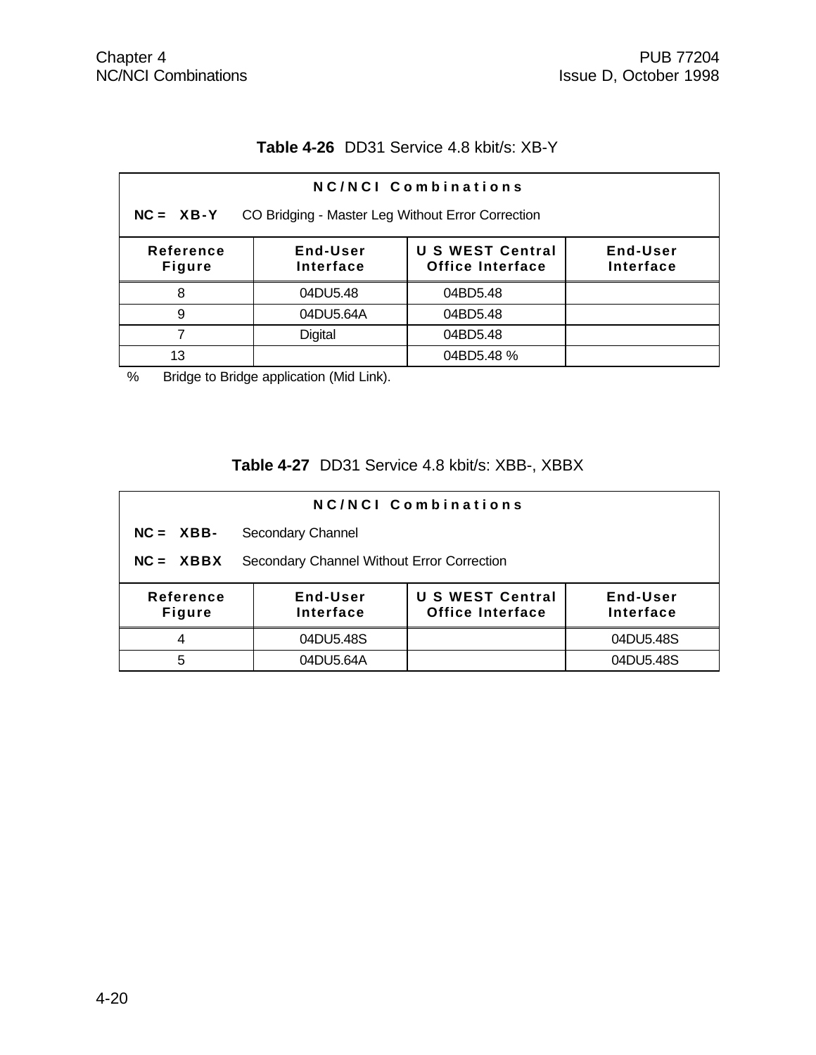**Table 4-26** DD31 Service 4.8 kbit/s: XB-Y

| NC/NCI Combinations | | | |
|---|---|---|---|
| **NC = XB-Y** CO Bridging - Master Leg Without Error Correction | | | |
| **Reference Figure** | **End-User Interface** | **U S WEST Central Office Interface** | **End-User Interface** |
| 8 | 04DU5.48 | 04BD5.48 | |
| 9 | 04DU5.64A | 04BD5.48 | |
| 7 | Digital | 04BD5.48 | |
| 13 | | 04BD5.48 % | |

% Bridge to Bridge application (Mid Link).

**Table 4-27** DD31 Service 4.8 kbit/s: XBB-, XBBX

| NC/NCI Combinations | | | |
|---|---|---|---|
| **NC = XBB-** Secondary Channel | | | |
| **NC = XBBX** Secondary Channel Without Error Correction | | | |
| **Reference Figure** | **End-User Interface** | **U S WEST Central Office Interface** | **End-User Interface** |
| 4 | 04DU5.48S | | 04DU5.48S |
| 5 | 04DU5.64A | | 04DU5.48S |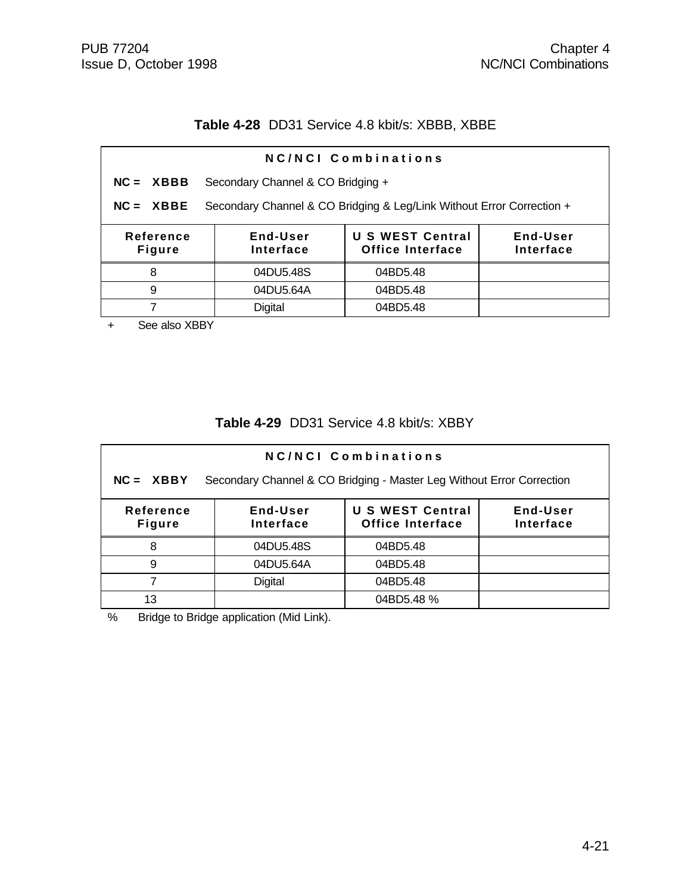**Table 4-28** DD31 Service 4.8 kbit/s: XBBB, XBBE

| NC/NCI Combinations | | | |
|---|---|---|---|
| **NC = XBBB** Secondary Channel & CO Bridging + | | | |
| **NC = XBBE** Secondary Channel & CO Bridging & Leg/Link Without Error Correction + | | | |
| **Reference Figure** | **End-User Interface** | **U S WEST Central Office Interface** | **End-User Interface** |
| 8 | 04DU5.48S | 04BD5.48 | |
| 9 | 04DU5.64A | 04BD5.48 | |
| 7 | Digital | 04BD5.48 | |

\+ See also XBBY

**Table 4-29** DD31 Service 4.8 kbit/s: XBBY

| NC/NCI Combinations | | | |
|---|---|---|---|
| **NC = XBBY** Secondary Channel & CO Bridging - Master Leg Without Error Correction | | | |
| **Reference Figure** | **End-User Interface** | **U S WEST Central Office Interface** | **End-User Interface** |
| 8 | 04DU5.48S | 04BD5.48 | |
| 9 | 04DU5.64A | 04BD5.48 | |
| 7 | Digital | 04BD5.48 | |
| 13 | | 04BD5.48 % | |

% Bridge to Bridge application (Mid Link).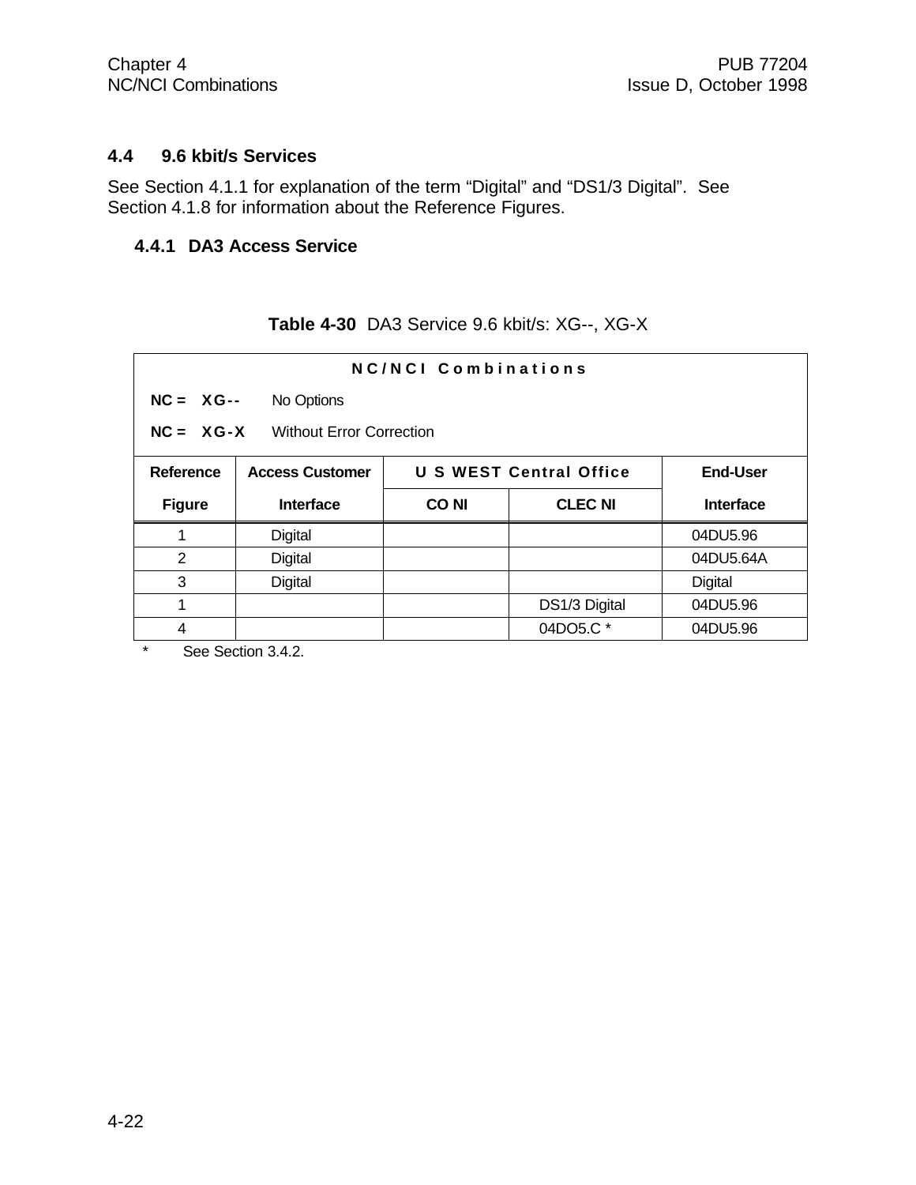## 4.4 9.6 kbit/s Services

See Section 4.1.1 for explanation of the term "Digital" and "DS1/3 Digital". See Section 4.1.8 for information about the Reference Figures.

### 4.4.1 DA3 Access Service

**Table 4-30** DA3 Service 9.6 kbit/s: XG--, XG-X

**NC/NCI Combinations**

**NC = XG--** No Options

**NC = XG-X** Without Error Correction

| Reference | Access Customer | U S WEST Central Office | | End-User |
|---|---|---|---|---|
| Figure | Interface | CO NI | CLEC NI | Interface |
| 1 | Digital | | | 04DU5.96 |
| 2 | Digital | | | 04DU5.64A |
| 3 | Digital | | | Digital |
| 1 | | | DS1/3 Digital | 04DU5.96 |
| 4 | | | 04DO5.C * | 04DU5.96 |

\* See Section 3.4.2.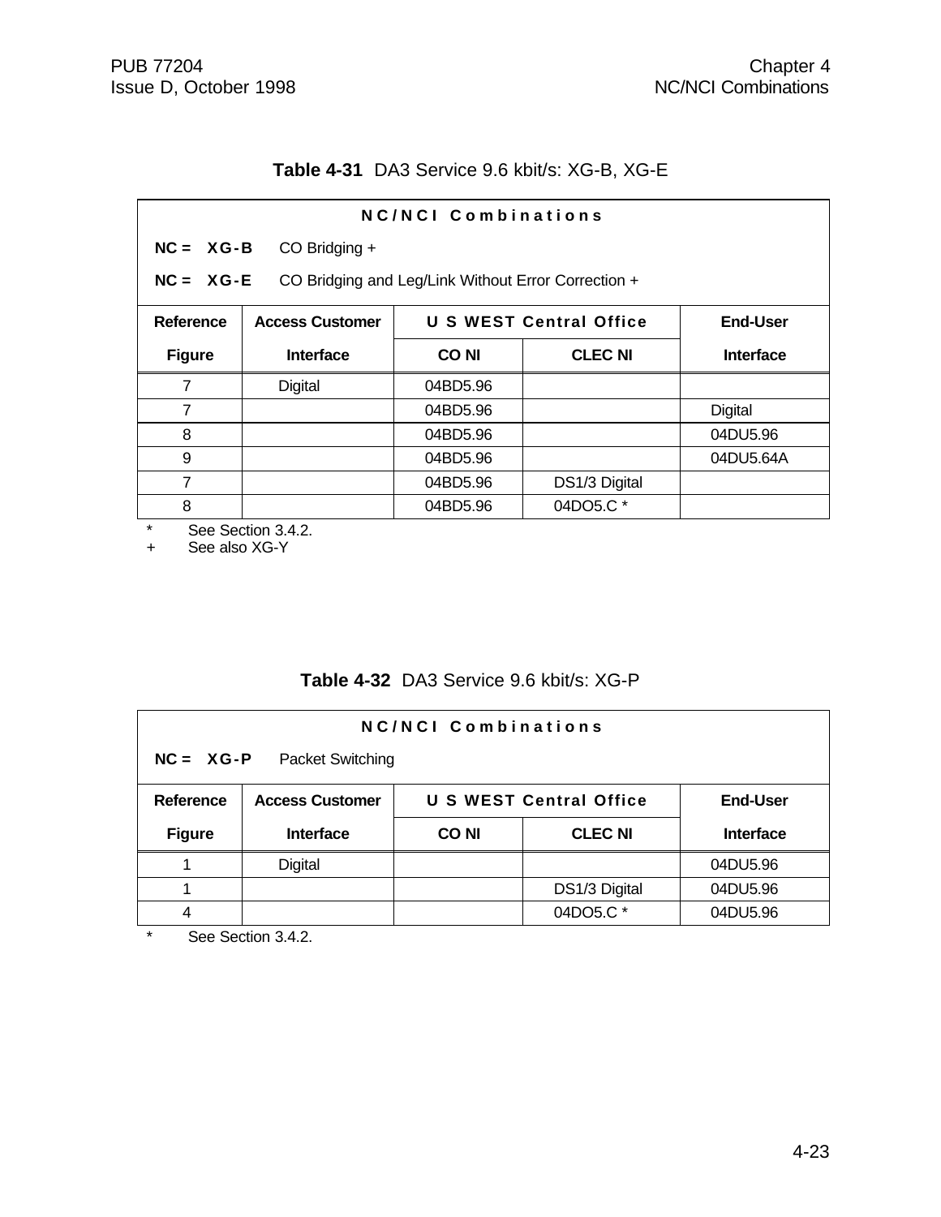**Table 4-31** DA3 Service 9.6 kbit/s: XG-B, XG-E

| NC/NCI Combinations | | | | |
|---|---|---|---|---|
| **NC = XG-B** CO Bridging + | | | | |
| **NC = XG-E** CO Bridging and Leg/Link Without Error Correction + | | | | |
| **Reference** | **Access Customer** | **U S WEST Central Office** | | **End-User** |
| **Figure** | **Interface** | **CO NI** | **CLEC NI** | **Interface** |
| 7 | Digital | 04BD5.96 | | |
| 7 | | 04BD5.96 | | Digital |
| 8 | | 04BD5.96 | | 04DU5.96 |
| 9 | | 04BD5.96 | | 04DU5.64A |
| 7 | | 04BD5.96 | DS1/3 Digital | |
| 8 | | 04BD5.96 | 04DO5.C * | |

\* See Section 3.4.2.
\+ See also XG-Y

**Table 4-32** DA3 Service 9.6 kbit/s: XG-P

| NC/NCI Combinations | | | | |
|---|---|---|---|---|
| **NC = XG-P** Packet Switching | | | | |
| **Reference** | **Access Customer** | **U S WEST Central Office** | | **End-User** |
| **Figure** | **Interface** | **CO NI** | **CLEC NI** | **Interface** |
| 1 | Digital | | | 04DU5.96 |
| 1 | | | DS1/3 Digital | 04DU5.96 |
| 4 | | | 04DO5.C * | 04DU5.96 |

\* See Section 3.4.2.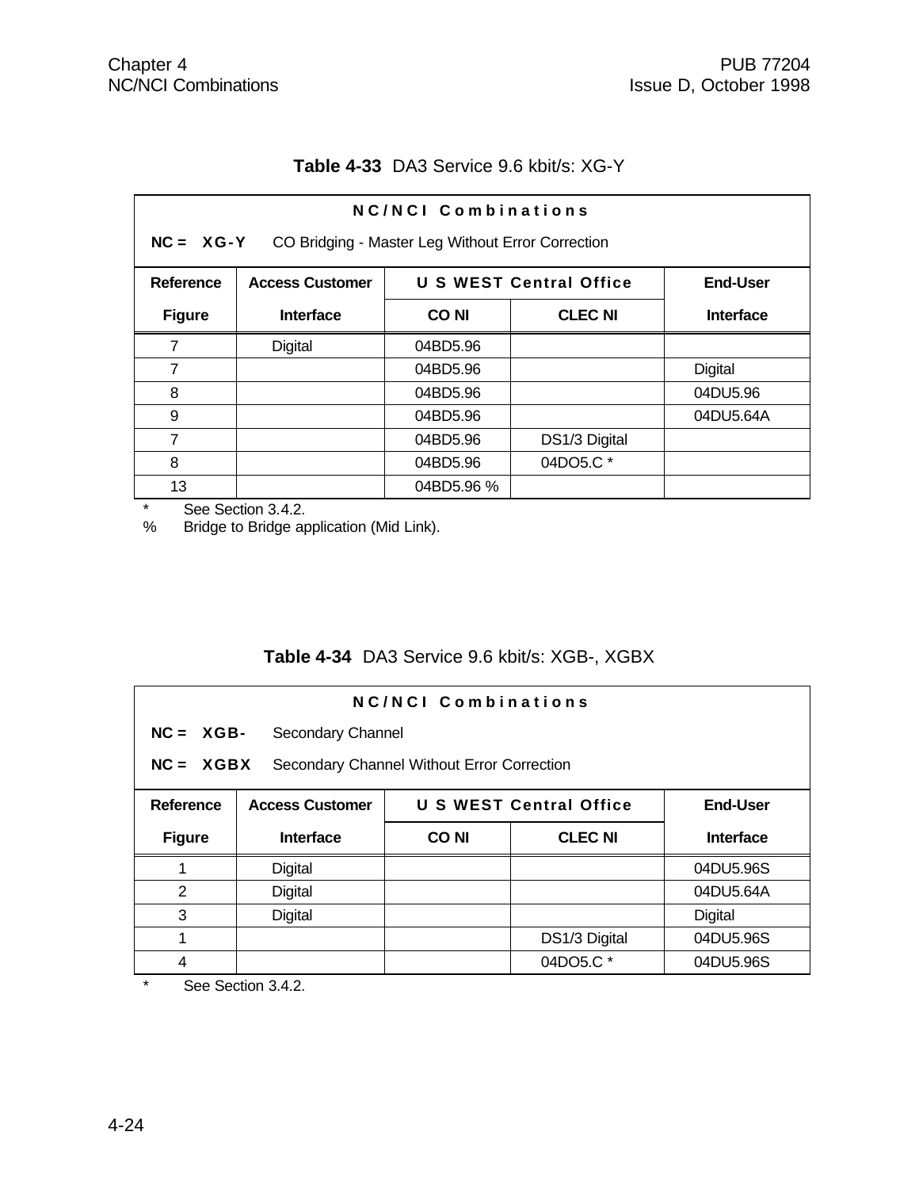**Table 4-33** DA3 Service 9.6 kbit/s: XG-Y

| NC/NCI Combinations | | | | |
|---|---|---|---|---|
| **NC = XG-Y** CO Bridging - Master Leg Without Error Correction | | | | |
| **Reference** | **Access Customer** | **U S WEST Central Office** | | **End-User** |
| **Figure** | **Interface** | **CO NI** | **CLEC NI** | **Interface** |
| 7 | Digital | 04BD5.96 | | |
| 7 | | 04BD5.96 | | Digital |
| 8 | | 04BD5.96 | | 04DU5.96 |
| 9 | | 04BD5.96 | | 04DU5.64A |
| 7 | | 04BD5.96 | DS1/3 Digital | |
| 8 | | 04BD5.96 | 04DO5.C * | |
| 13 | | 04BD5.96 % | | |

\* See Section 3.4.2.

% Bridge to Bridge application (Mid Link).

**Table 4-34** DA3 Service 9.6 kbit/s: XGB-, XGBX

| NC/NCI Combinations | | | | |
|---|---|---|---|---|
| **NC = XGB-** Secondary Channel | | | | |
| **NC = XGBX** Secondary Channel Without Error Correction | | | | |
| **Reference** | **Access Customer** | **U S WEST Central Office** | | **End-User** |
| **Figure** | **Interface** | **CO NI** | **CLEC NI** | **Interface** |
| 1 | Digital | | | 04DU5.96S |
| 2 | Digital | | | 04DU5.64A |
| 3 | Digital | | | Digital |
| 1 | | | DS1/3 Digital | 04DU5.96S |
| 4 | | | 04DO5.C * | 04DU5.96S |

\* See Section 3.4.2.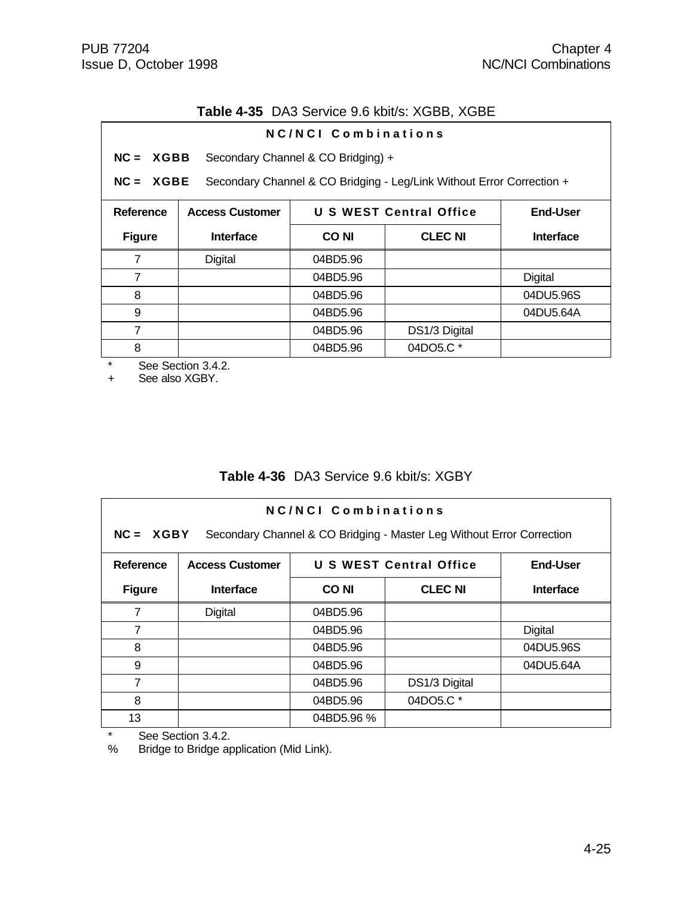**Table 4-35** DA3 Service 9.6 kbit/s: XGBB, XGBE

**NC/NCI Combinations**

**NC = XGBB** Secondary Channel & CO Bridging) +

**NC = XGBE** Secondary Channel & CO Bridging - Leg/Link Without Error Correction +

| Reference Figure | Access Customer Interface | U S WEST Central Office | | End-User Interface |
|---|---|---|---|---|
| | | CO NI | CLEC NI | |
| 7 | Digital | 04BD5.96 | | |
| 7 | | 04BD5.96 | | Digital |
| 8 | | 04BD5.96 | | 04DU5.96S |
| 9 | | 04BD5.96 | | 04DU5.64A |
| 7 | | 04BD5.96 | DS1/3 Digital | |
| 8 | | 04BD5.96 | 04DO5.C * | |

\* See Section 3.4.2.
\+ See also XGBY.

**Table 4-36** DA3 Service 9.6 kbit/s: XGBY

**NC/NCI Combinations**

**NC = XGBY** Secondary Channel & CO Bridging - Master Leg Without Error Correction

| Reference Figure | Access Customer Interface | U S WEST Central Office | | End-User Interface |
|---|---|---|---|---|
| | | CO NI | CLEC NI | |
| 7 | Digital | 04BD5.96 | | |
| 7 | | 04BD5.96 | | Digital |
| 8 | | 04BD5.96 | | 04DU5.96S |
| 9 | | 04BD5.96 | | 04DU5.64A |
| 7 | | 04BD5.96 | DS1/3 Digital | |
| 8 | | 04BD5.96 | 04DO5.C * | |
| 13 | | 04BD5.96 % | | |

\* See Section 3.4.2.
% Bridge to Bridge application (Mid Link).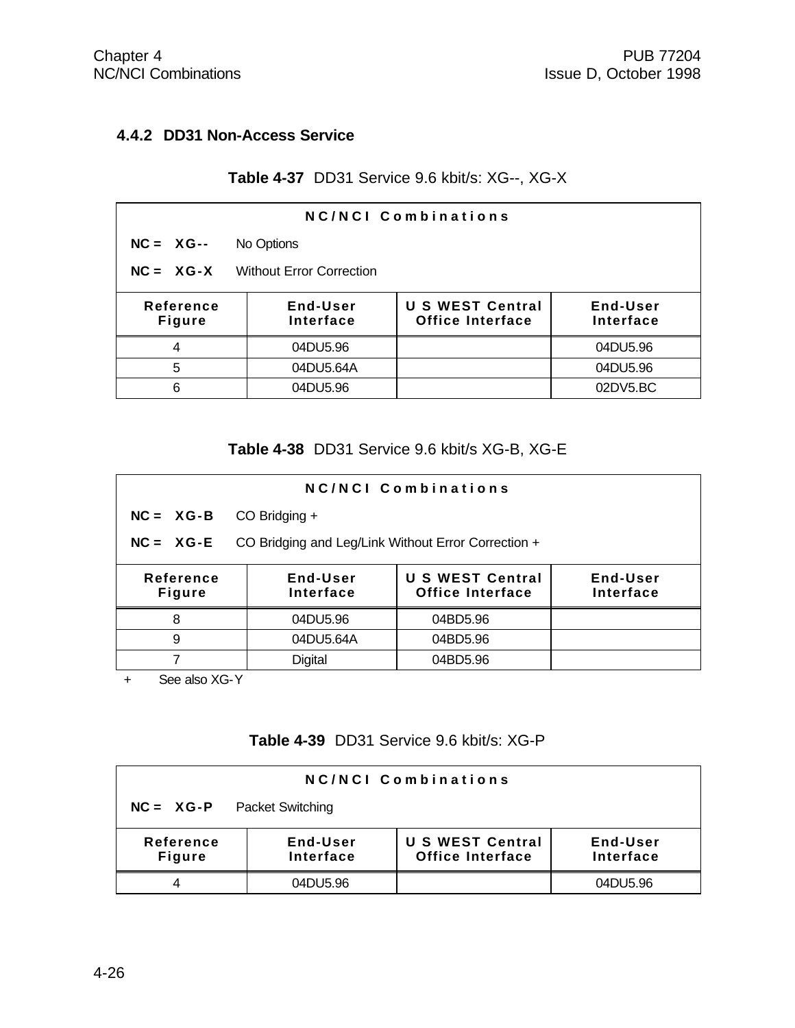### 4.4.2 DD31 Non-Access Service

**Table 4-37** DD31 Service 9.6 kbit/s: XG--, XG-X

| NC/NCI Combinations | | | |
|---|---|---|---|
| **NC = XG--** No Options | | | |
| **NC = XG-X** Without Error Correction | | | |
| **Reference Figure** | **End-User Interface** | **U S WEST Central Office Interface** | **End-User Interface** |
| 4 | 04DU5.96 | | 04DU5.96 |
| 5 | 04DU5.64A | | 04DU5.96 |
| 6 | 04DU5.96 | | 02DV5.BC |

**Table 4-38** DD31 Service 9.6 kbit/s XG-B, XG-E

| NC/NCI Combinations | | | |
|---|---|---|---|
| **NC = XG-B** CO Bridging + | | | |
| **NC = XG-E** CO Bridging and Leg/Link Without Error Correction + | | | |
| **Reference Figure** | **End-User Interface** | **U S WEST Central Office Interface** | **End-User Interface** |
| 8 | 04DU5.96 | 04BD5.96 | |
| 9 | 04DU5.64A | 04BD5.96 | |
| 7 | Digital | 04BD5.96 | |

\+ See also XG-Y

**Table 4-39** DD31 Service 9.6 kbit/s: XG-P

| NC/NCI Combinations | | | |
|---|---|---|---|
| **NC = XG-P** Packet Switching | | | |
| **Reference Figure** | **End-User Interface** | **U S WEST Central Office Interface** | **End-User Interface** |
| 4 | 04DU5.96 | | 04DU5.96 |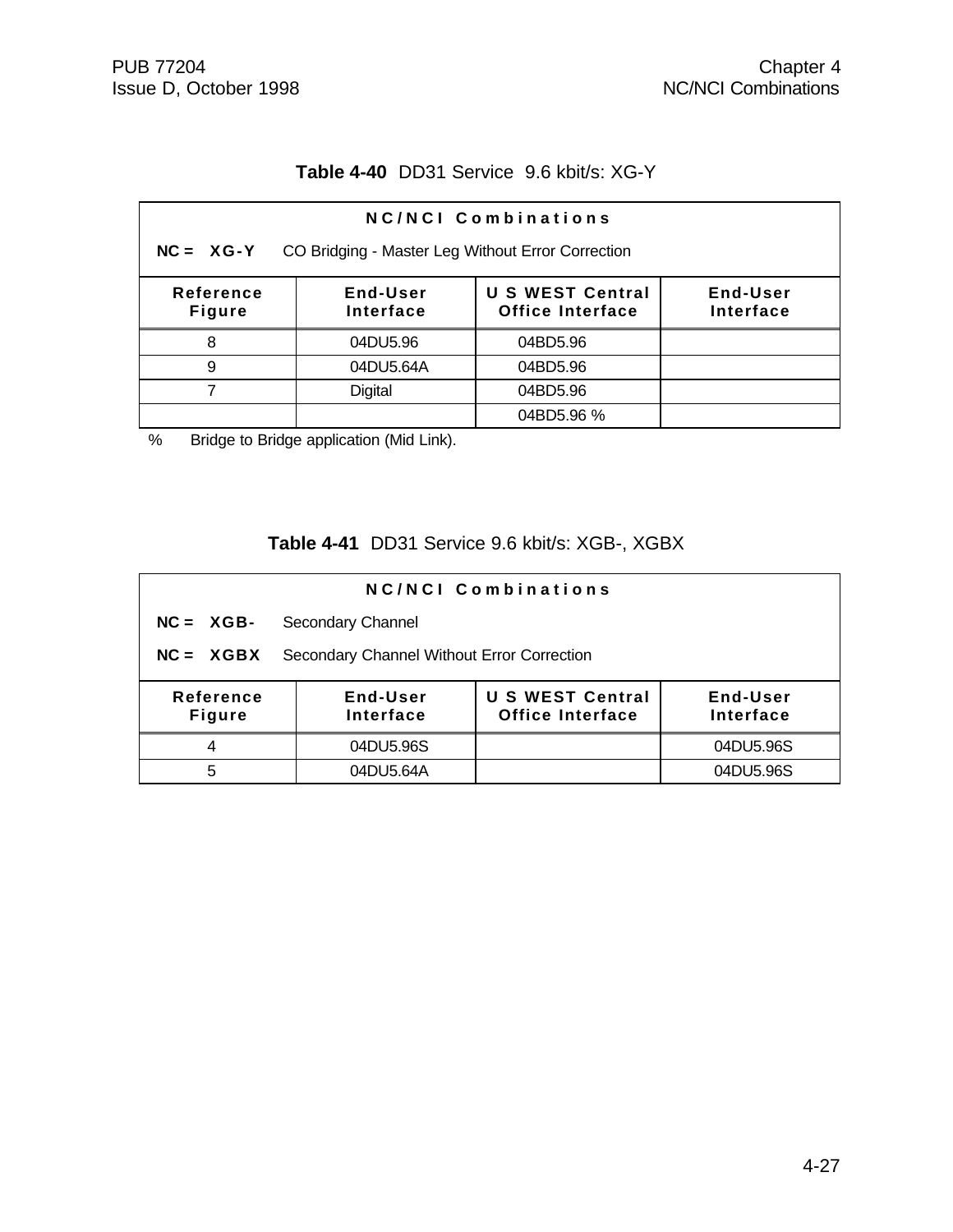**Table 4-40** DD31 Service 9.6 kbit/s: XG-Y

| NC/NCI Combinations | | | |
|---|---|---|---|
| **NC = XG-Y** CO Bridging - Master Leg Without Error Correction | | | |
| **Reference Figure** | **End-User Interface** | **U S WEST Central Office Interface** | **End-User Interface** |
| 8 | 04DU5.96 | 04BD5.96 | |
| 9 | 04DU5.64A | 04BD5.96 | |
| 7 | Digital | 04BD5.96 | |
| | | 04BD5.96 % | |

% Bridge to Bridge application (Mid Link).

**Table 4-41** DD31 Service 9.6 kbit/s: XGB-, XGBX

| NC/NCI Combinations | | | |
|---|---|---|---|
| **NC = XGB-** Secondary Channel | | | |
| **NC = XGBX** Secondary Channel Without Error Correction | | | |
| **Reference Figure** | **End-User Interface** | **U S WEST Central Office Interface** | **End-User Interface** |
| 4 | 04DU5.96S | | 04DU5.96S |
| 5 | 04DU5.64A | | 04DU5.96S |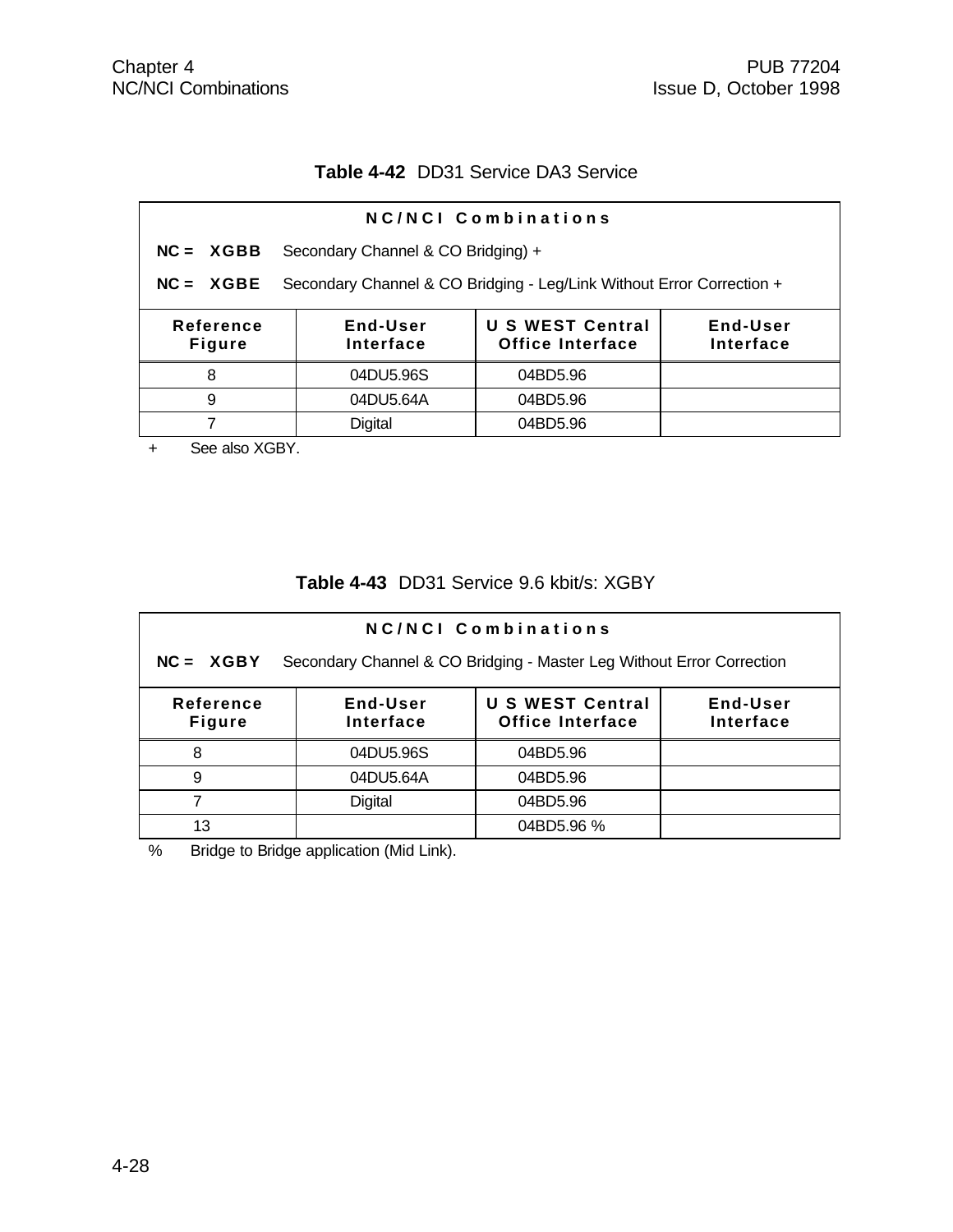**Table 4-42** DD31 Service DA3 Service

| NC/NCI Combinations | | | |
|---|---|---|---|
| **NC = XGBB** Secondary Channel & CO Bridging) + | | | |
| **NC = XGBE** Secondary Channel & CO Bridging - Leg/Link Without Error Correction + | | | |
| **Reference Figure** | **End-User Interface** | **U S WEST Central Office Interface** | **End-User Interface** |
| 8 | 04DU5.96S | 04BD5.96 | |
| 9 | 04DU5.64A | 04BD5.96 | |
| 7 | Digital | 04BD5.96 | |

\+ See also XGBY.

**Table 4-43** DD31 Service 9.6 kbit/s: XGBY

| NC/NCI Combinations | | | |
|---|---|---|---|
| **NC = XGBY** Secondary Channel & CO Bridging - Master Leg Without Error Correction | | | |
| **Reference Figure** | **End-User Interface** | **U S WEST Central Office Interface** | **End-User Interface** |
| 8 | 04DU5.96S | 04BD5.96 | |
| 9 | 04DU5.64A | 04BD5.96 | |
| 7 | Digital | 04BD5.96 | |
| 13 | | 04BD5.96 % | |

% Bridge to Bridge application (Mid Link).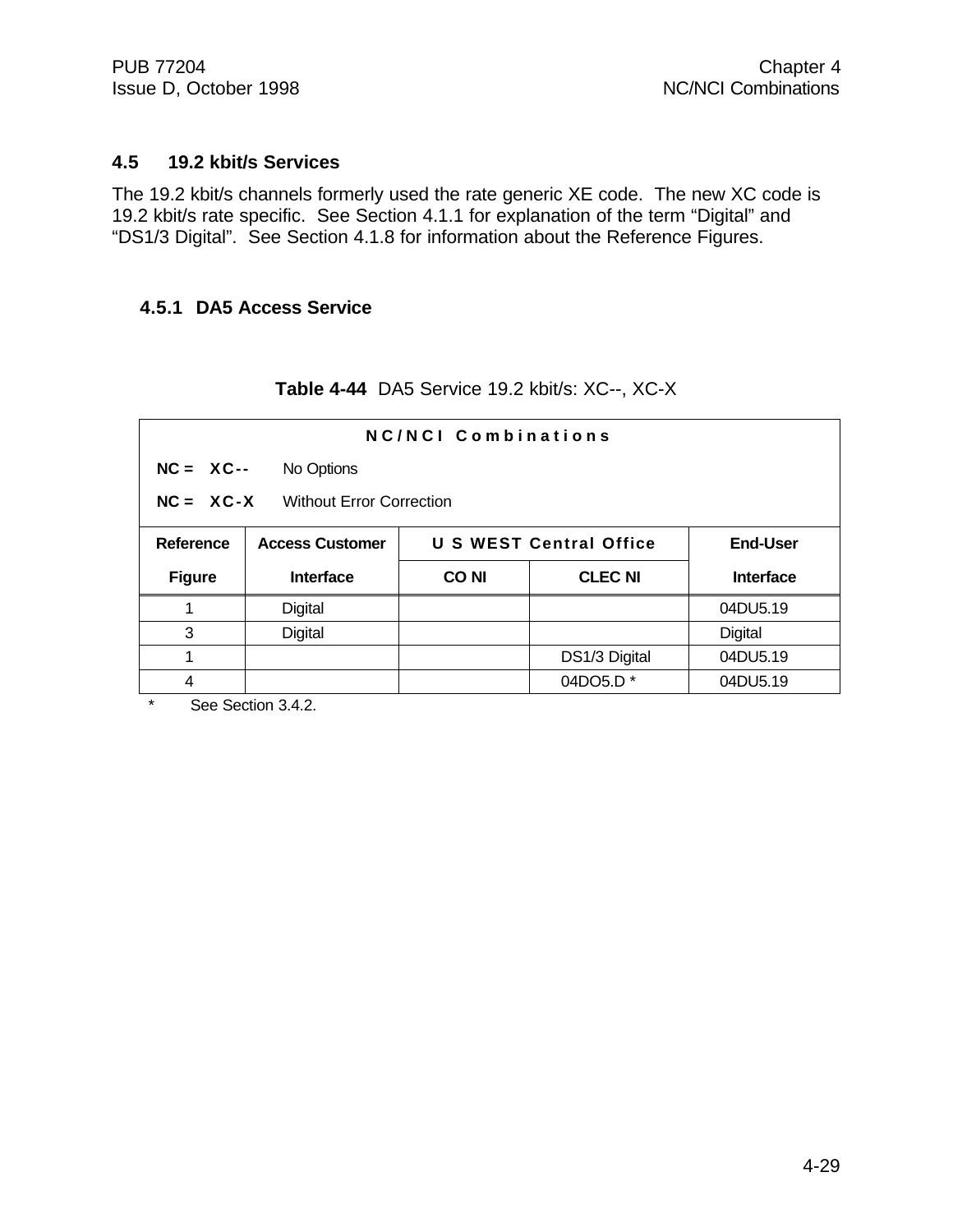## 4.5 19.2 kbit/s Services

The 19.2 kbit/s channels formerly used the rate generic XE code. The new XC code is 19.2 kbit/s rate specific. See Section 4.1.1 for explanation of the term “Digital” and “DS1/3 Digital”. See Section 4.1.8 for information about the Reference Figures.

### 4.5.1 DA5 Access Service

**Table 4-44** DA5 Service 19.2 kbit/s: XC--, XC-X

**NC/NCI Combinations**

**NC = XC--** No Options

**NC = XC-X** Without Error Correction

| Reference Figure | Access Customer Interface | U S WEST Central Office | | End-User Interface |
|---|---|---|---|---|
| | | CO NI | CLEC NI | |
| 1 | Digital | | | 04DU5.19 |
| 3 | Digital | | | Digital |
| 1 | | | DS1/3 Digital | 04DU5.19 |
| 4 | | | 04DO5.D * | 04DU5.19 |

\* See Section 3.4.2.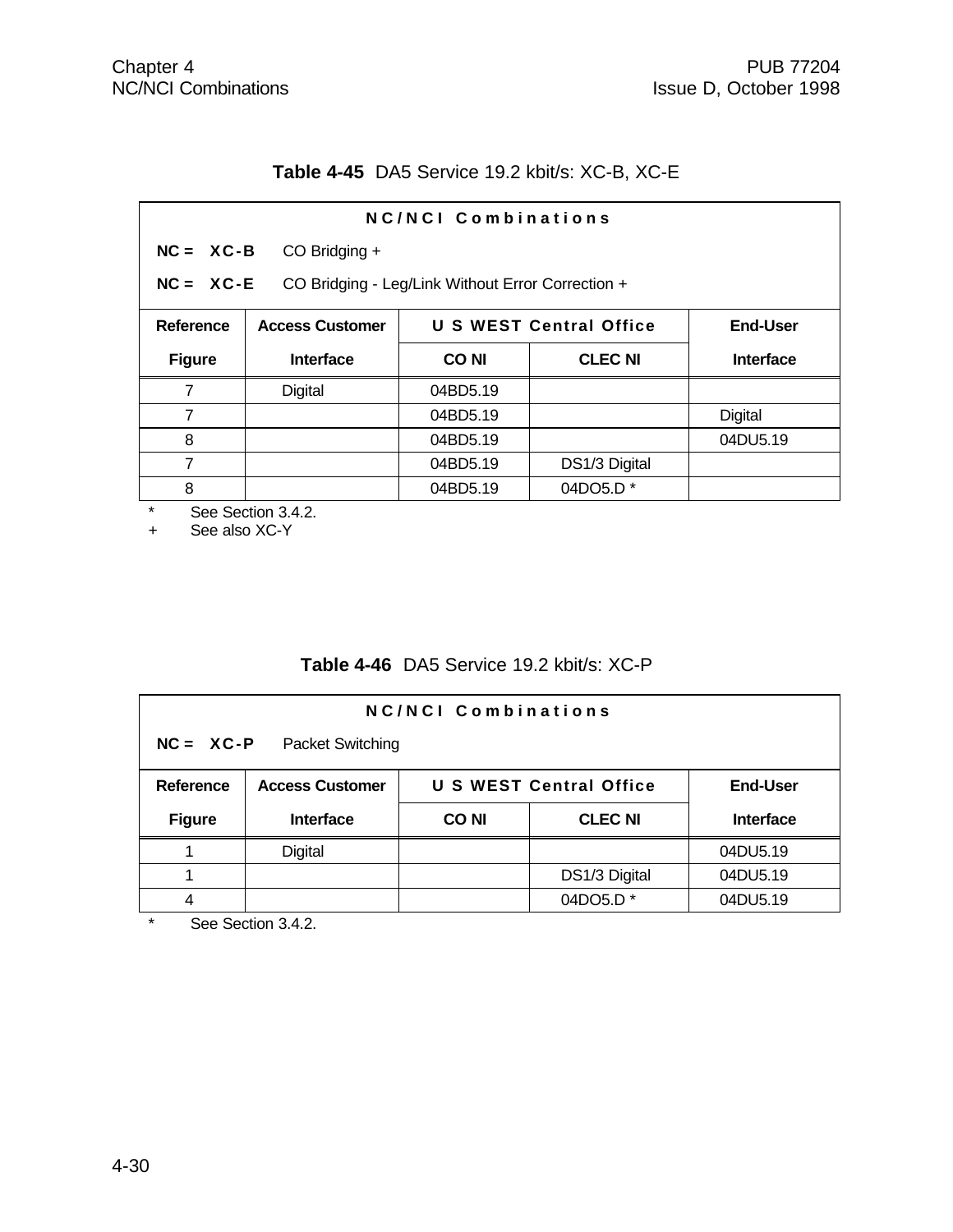**Table 4-45** DA5 Service 19.2 kbit/s: XC-B, XC-E

**NC/NCI Combinations**

**NC = XC-B** CO Bridging +

**NC = XC-E** CO Bridging - Leg/Link Without Error Correction +

| Reference Figure | Access Customer Interface | U S WEST Central Office CO NI | U S WEST Central Office CLEC NI | End-User Interface |
|---|---|---|---|---|
| 7 | Digital | 04BD5.19 | | |
| 7 | | 04BD5.19 | | Digital |
| 8 | | 04BD5.19 | | 04DU5.19 |
| 7 | | 04BD5.19 | DS1/3 Digital | |
| 8 | | 04BD5.19 | 04DO5.D * | |

\* See Section 3.4.2.

\+ See also XC-Y

**Table 4-46** DA5 Service 19.2 kbit/s: XC-P

**NC/NCI Combinations**

**NC = XC-P** Packet Switching

| Reference Figure | Access Customer Interface | U S WEST Central Office CO NI | U S WEST Central Office CLEC NI | End-User Interface |
|---|---|---|---|---|
| 1 | Digital | | | 04DU5.19 |
| 1 | | | DS1/3 Digital | 04DU5.19 |
| 4 | | | 04DO5.D * | 04DU5.19 |

\* See Section 3.4.2.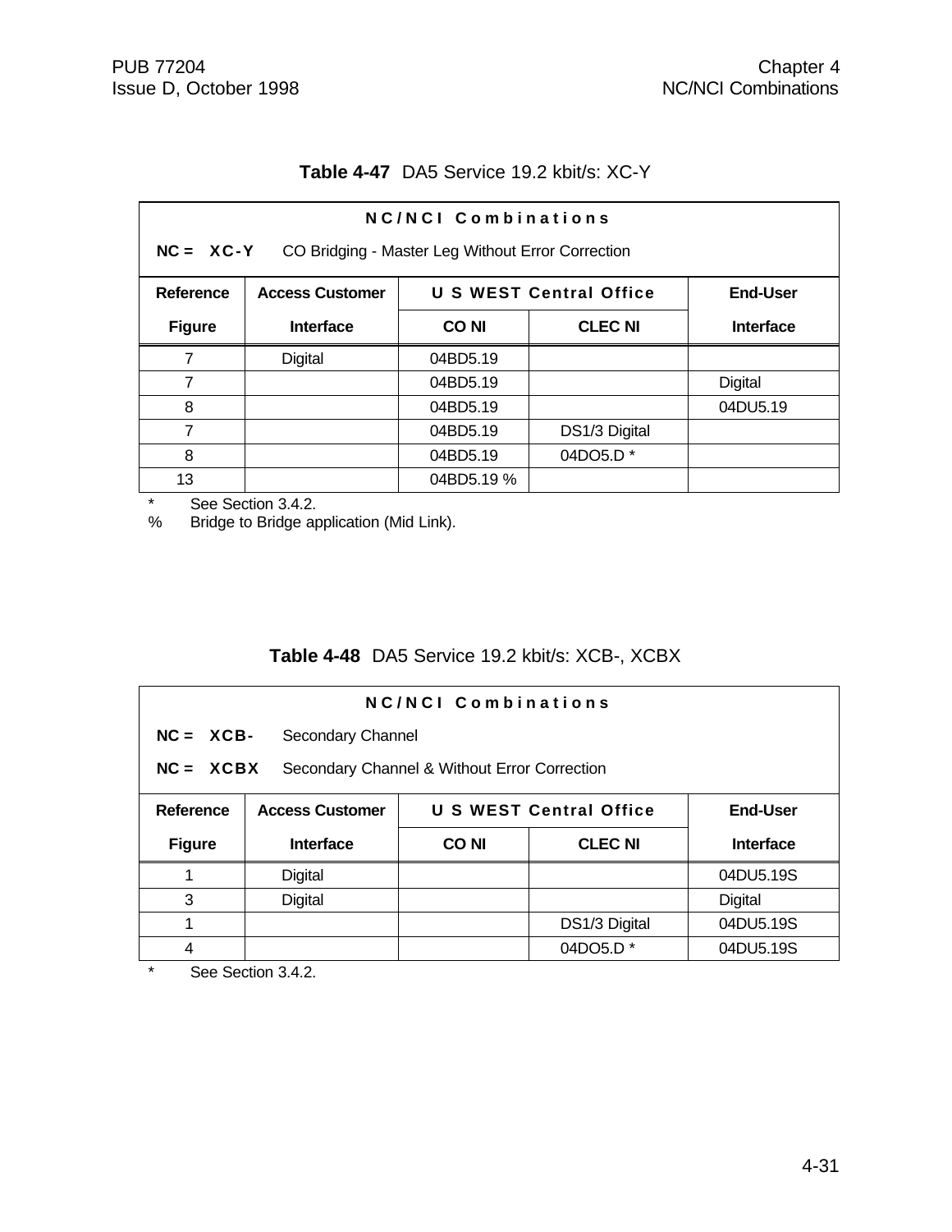**Table 4-47** DA5 Service 19.2 kbit/s: XC-Y

| NC/NCI Combinations | | | | |
|---|---|---|---|---|
| **NC = XC-Y** CO Bridging - Master Leg Without Error Correction | | | | |
| **Reference Figure** | **Access Customer Interface** | **U S WEST Central Office** | | **End-User Interface** |
| | | **CO NI** | **CLEC NI** | |
| 7 | Digital | 04BD5.19 | | |
| 7 | | 04BD5.19 | | Digital |
| 8 | | 04BD5.19 | | 04DU5.19 |
| 7 | | 04BD5.19 | DS1/3 Digital | |
| 8 | | 04BD5.19 | 04DO5.D * | |
| 13 | | 04BD5.19 % | | |

\* See Section 3.4.2.
% Bridge to Bridge application (Mid Link).

**Table 4-48** DA5 Service 19.2 kbit/s: XCB-, XCBX

| NC/NCI Combinations | | | | |
|---|---|---|---|---|
| **NC = XCB-** Secondary Channel | | | | |
| **NC = XCBX** Secondary Channel & Without Error Correction | | | | |
| **Reference Figure** | **Access Customer Interface** | **U S WEST Central Office** | | **End-User Interface** |
| | | **CO NI** | **CLEC NI** | |
| 1 | Digital | | | 04DU5.19S |
| 3 | Digital | | | Digital |
| 1 | | | DS1/3 Digital | 04DU5.19S |
| 4 | | | 04DO5.D * | 04DU5.19S |

\* See Section 3.4.2.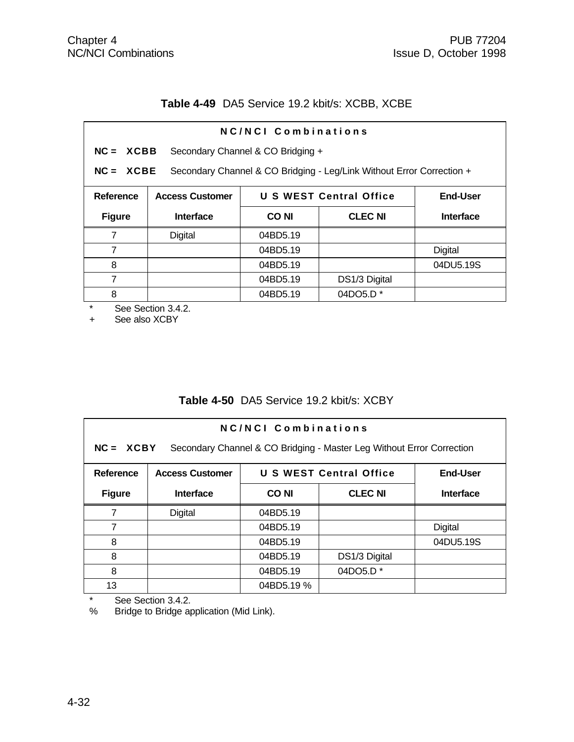**Table 4-49** DA5 Service 19.2 kbit/s: XCBB, XCBE

| **N C / N C I  C o m b i n a t i o n s** | | | | |
|---|---|---|---|---|
| **NC = XCBB** Secondary Channel & CO Bridging + | | | | |
| **NC = XCBE** Secondary Channel & CO Bridging - Leg/Link Without Error Correction + | | | | |
| **Reference Figure** | **Access Customer Interface** | **U S WEST Central Office** | | **End-User Interface** |
| | | **CO NI** | **CLEC NI** | |
| 7 | Digital | 04BD5.19 | | |
| 7 | | 04BD5.19 | | Digital |
| 8 | | 04BD5.19 | | 04DU5.19S |
| 7 | | 04BD5.19 | DS1/3 Digital | |
| 8 | | 04BD5.19 | 04DO5.D * | |

\* See Section 3.4.2.
\+ See also XCBY

**Table 4-50** DA5 Service 19.2 kbit/s: XCBY

| **N C / N C I  C o m b i n a t i o n s** | | | | |
|---|---|---|---|---|
| **NC = XCBY** Secondary Channel & CO Bridging - Master Leg Without Error Correction | | | | |
| **Reference Figure** | **Access Customer Interface** | **U S WEST Central Office** | | **End-User Interface** |
| | | **CO NI** | **CLEC NI** | |
| 7 | Digital | 04BD5.19 | | |
| 7 | | 04BD5.19 | | Digital |
| 8 | | 04BD5.19 | | 04DU5.19S |
| 8 | | 04BD5.19 | DS1/3 Digital | |
| 8 | | 04BD5.19 | 04DO5.D * | |
| 13 | | 04BD5.19 % | | |

\* See Section 3.4.2.
% Bridge to Bridge application (Mid Link).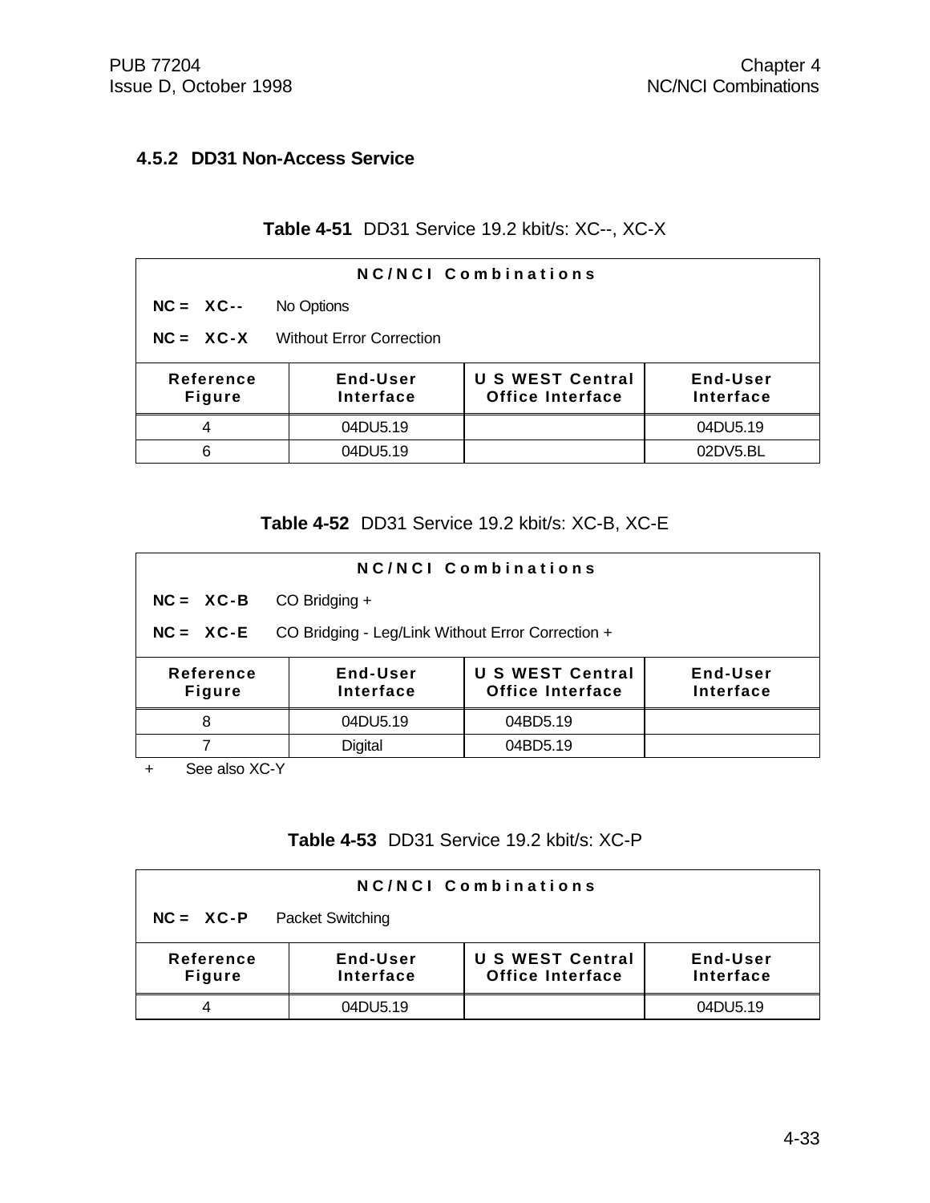### 4.5.2 DD31 Non-Access Service

**Table 4-51** DD31 Service 19.2 kbit/s: XC--, XC-X

| NC/NCI Combinations | | | |
|---|---|---|---|
| **NC = XC--** No Options | | | |
| **NC = XC-X** Without Error Correction | | | |
| **Reference Figure** | **End-User Interface** | **U S WEST Central Office Interface** | **End-User Interface** |
| 4 | 04DU5.19 | | 04DU5.19 |
| 6 | 04DU5.19 | | 02DV5.BL |

**Table 4-52** DD31 Service 19.2 kbit/s: XC-B, XC-E

| NC/NCI Combinations | | | |
|---|---|---|---|
| **NC = XC-B** CO Bridging + | | | |
| **NC = XC-E** CO Bridging - Leg/Link Without Error Correction + | | | |
| **Reference Figure** | **End-User Interface** | **U S WEST Central Office Interface** | **End-User Interface** |
| 8 | 04DU5.19 | 04BD5.19 | |
| 7 | Digital | 04BD5.19 | |

\+ See also XC-Y

**Table 4-53** DD31 Service 19.2 kbit/s: XC-P

| NC/NCI Combinations | | | |
|---|---|---|---|
| **NC = XC-P** Packet Switching | | | |
| **Reference Figure** | **End-User Interface** | **U S WEST Central Office Interface** | **End-User Interface** |
| 4 | 04DU5.19 | | 04DU5.19 |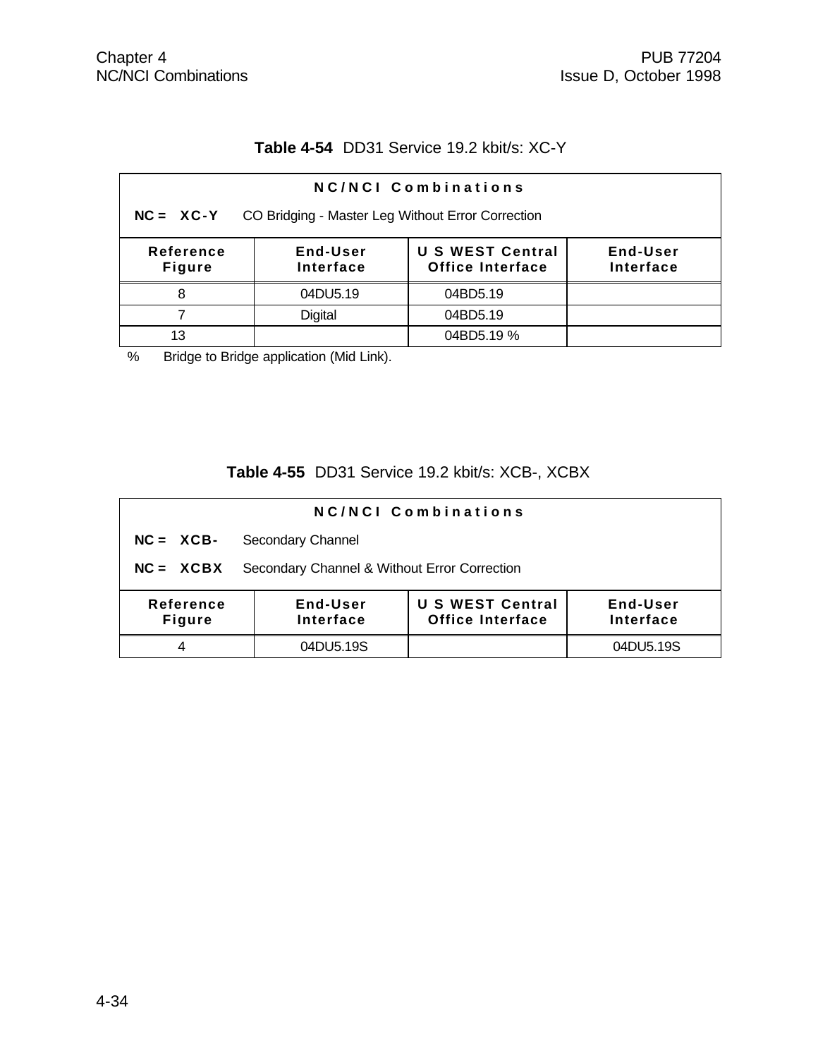**Table 4-54** DD31 Service 19.2 kbit/s: XC-Y

| NC/NCI Combinations | | | |
|---|---|---|---|
| **NC = XC-Y** CO Bridging - Master Leg Without Error Correction | | | |
| **Reference Figure** | **End-User Interface** | **U S WEST Central Office Interface** | **End-User Interface** |
| 8 | 04DU5.19 | 04BD5.19 | |
| 7 | Digital | 04BD5.19 | |
| 13 | | 04BD5.19 % | |

% Bridge to Bridge application (Mid Link).

**Table 4-55** DD31 Service 19.2 kbit/s: XCB-, XCBX

| NC/NCI Combinations | | | |
|---|---|---|---|
| **NC = XCB-** Secondary Channel | | | |
| **NC = XCBX** Secondary Channel & Without Error Correction | | | |
| **Reference Figure** | **End-User Interface** | **U S WEST Central Office Interface** | **End-User Interface** |
| 4 | 04DU5.19S | | 04DU5.19S |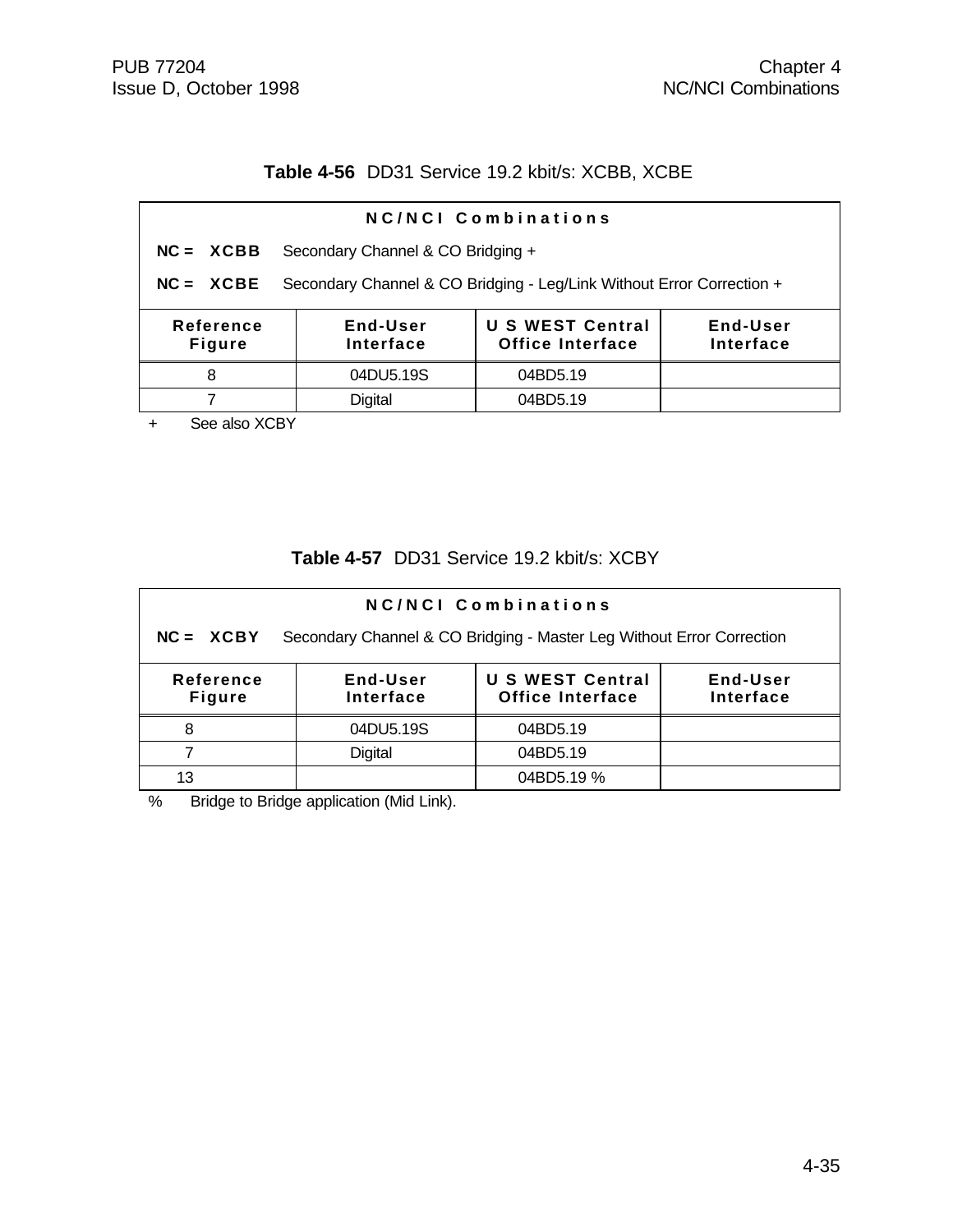**Table 4-56** DD31 Service 19.2 kbit/s: XCBB, XCBE

| NC/NCI Combinations | | | |
|---|---|---|---|
| NC = XCBB Secondary Channel & CO Bridging + | | | |
| NC = XCBE Secondary Channel & CO Bridging - Leg/Link Without Error Correction + | | | |
| **Reference Figure** | **End-User Interface** | **U S WEST Central Office Interface** | **End-User Interface** |
| 8 | 04DU5.19S | 04BD5.19 | |
| 7 | Digital | 04BD5.19 | |

\+ See also XCBY

**Table 4-57** DD31 Service 19.2 kbit/s: XCBY

| NC/NCI Combinations | | | |
|---|---|---|---|
| NC = XCBY Secondary Channel & CO Bridging - Master Leg Without Error Correction | | | |
| **Reference Figure** | **End-User Interface** | **U S WEST Central Office Interface** | **End-User Interface** |
| 8 | 04DU5.19S | 04BD5.19 | |
| 7 | Digital | 04BD5.19 | |
| 13 | | 04BD5.19 % | |

% Bridge to Bridge application (Mid Link).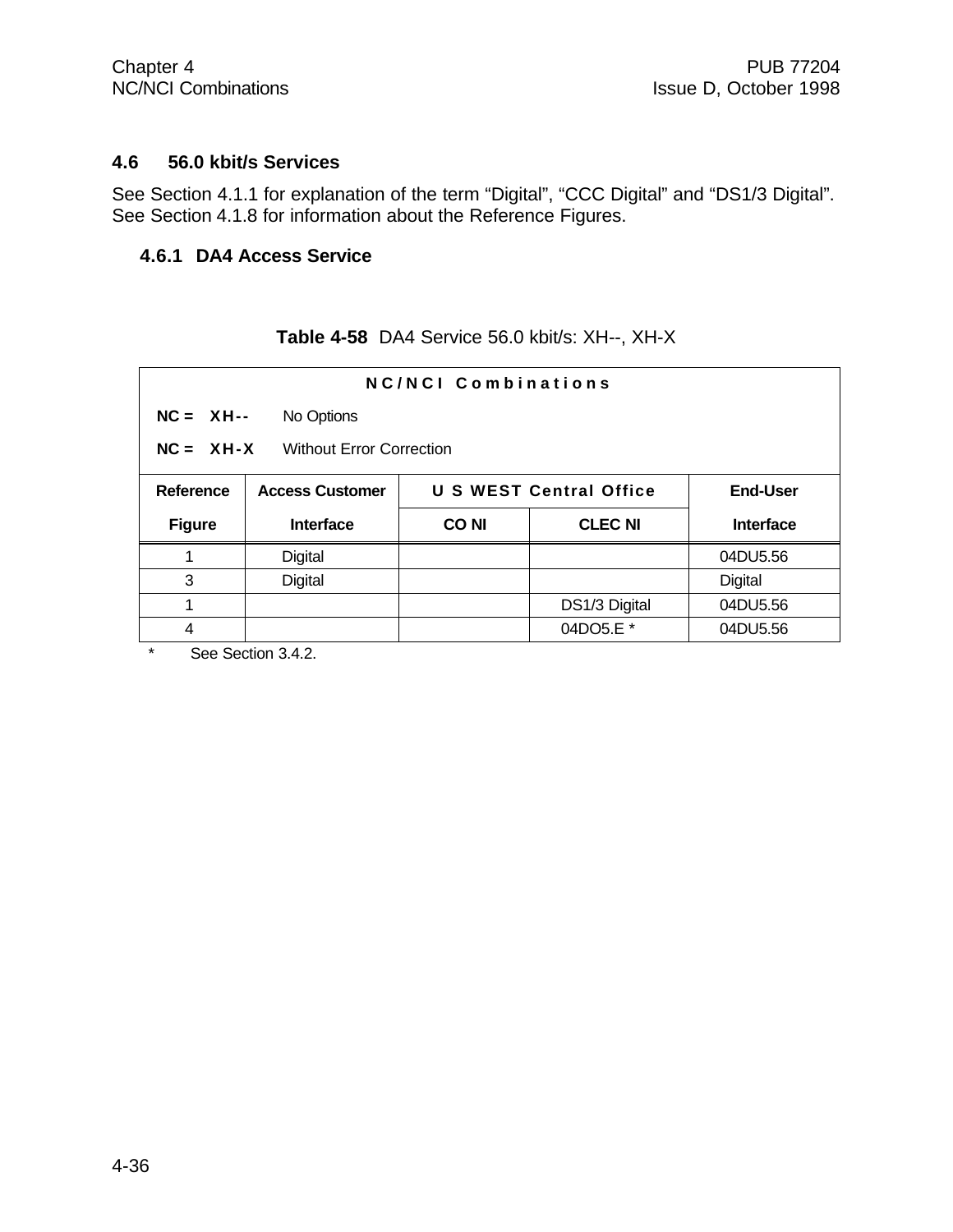## 4.6 56.0 kbit/s Services

See Section 4.1.1 for explanation of the term “Digital”, “CCC Digital” and “DS1/3 Digital”. See Section 4.1.8 for information about the Reference Figures.

### 4.6.1 DA4 Access Service

**Table 4-58** DA4 Service 56.0 kbit/s: XH--, XH-X

| NC/NCI Combinations | | | | |
|---|---|---|---|---|
| **NC = XH--** No Options | | | | |
| **NC = XH-X** Without Error Correction | | | | |
| **Reference** | **Access Customer** | **U S WEST Central Office** | | **End-User** |
| **Figure** | **Interface** | **CO NI** | **CLEC NI** | **Interface** |
| 1 | Digital | | | 04DU5.56 |
| 3 | Digital | | | Digital |
| 1 | | | DS1/3 Digital | 04DU5.56 |
| 4 | | | 04DO5.E * | 04DU5.56 |

\* See Section 3.4.2.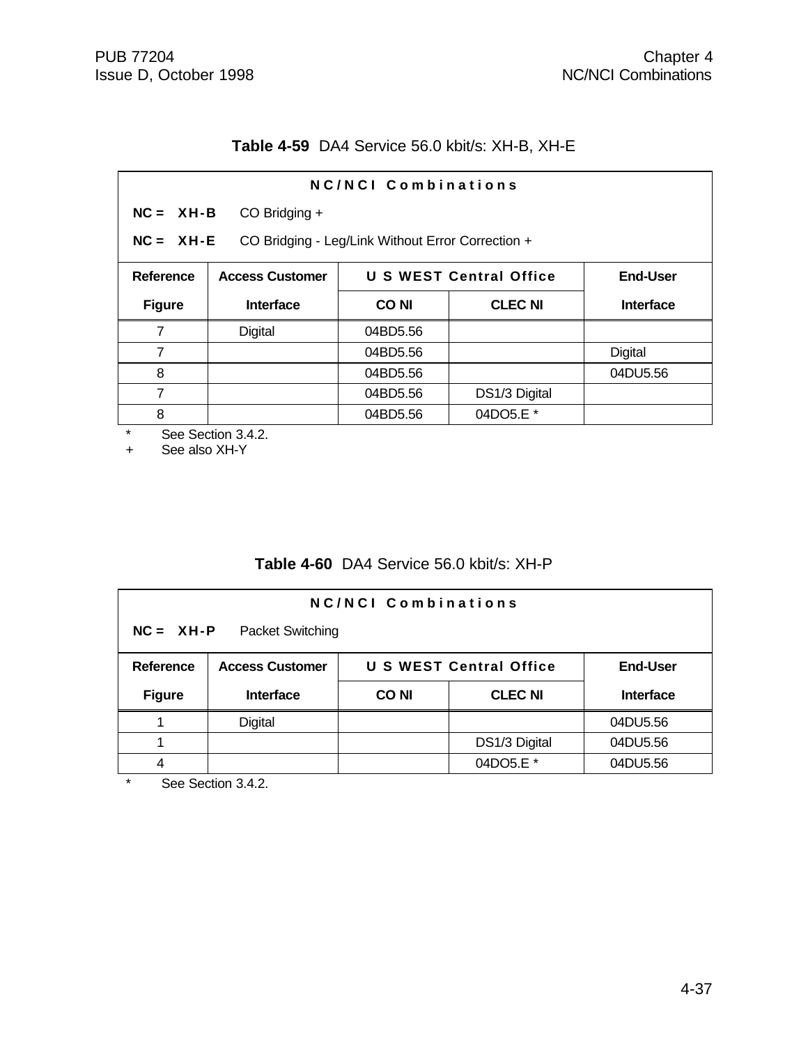**Table 4-59** DA4 Service 56.0 kbit/s: XH-B, XH-E

**N C / N C I   C o m b i n a t i o n s**

**NC = XH-B** CO Bridging +

**NC = XH-E** CO Bridging - Leg/Link Without Error Correction +

| Reference Figure | Access Customer Interface | U S WEST Central Office CO NI | U S WEST Central Office CLEC NI | End-User Interface |
|---|---|---|---|---|
| 7 | Digital | 04BD5.56 | | |
| 7 | | 04BD5.56 | | Digital |
| 8 | | 04BD5.56 | | 04DU5.56 |
| 7 | | 04BD5.56 | DS1/3 Digital | |
| 8 | | 04BD5.56 | 04DO5.E * | |

\* See Section 3.4.2.

\+ See also XH-Y

**Table 4-60** DA4 Service 56.0 kbit/s: XH-P

**N C / N C I   C o m b i n a t i o n s**

**NC = XH-P** Packet Switching

| Reference Figure | Access Customer Interface | U S WEST Central Office CO NI | U S WEST Central Office CLEC NI | End-User Interface |
|---|---|---|---|---|
| 1 | Digital | | | 04DU5.56 |
| 1 | | | DS1/3 Digital | 04DU5.56 |
| 4 | | | 04DO5.E * | 04DU5.56 |

\* See Section 3.4.2.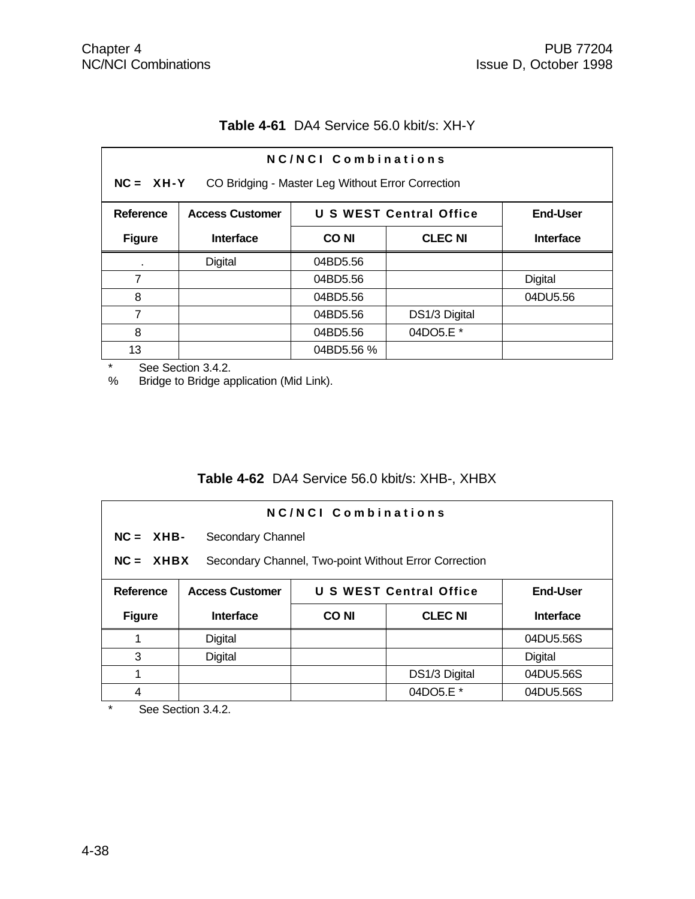**Table 4-61** DA4 Service 56.0 kbit/s: XH-Y

**N C / N C I  C o m b i n a t i o n s**

**NC = XH-Y** CO Bridging - Master Leg Without Error Correction

| Reference Figure | Access Customer Interface | U S WEST Central Office | | End-User Interface |
|---|---|---|---|---|
| | | CO NI | CLEC NI | |
| . | Digital | 04BD5.56 | | |
| 7 | | 04BD5.56 | | Digital |
| 8 | | 04BD5.56 | | 04DU5.56 |
| 7 | | 04BD5.56 | DS1/3 Digital | |
| 8 | | 04BD5.56 | 04DO5.E * | |
| 13 | | 04BD5.56 % | | |

\* See Section 3.4.2.

% Bridge to Bridge application (Mid Link).

**Table 4-62** DA4 Service 56.0 kbit/s: XHB-, XHBX

**N C / N C I  C o m b i n a t i o n s**

**NC = XHB-** Secondary Channel

**NC = XHBX** Secondary Channel, Two-point Without Error Correction

| Reference Figure | Access Customer Interface | U S WEST Central Office | | End-User Interface |
|---|---|---|---|---|
| | | CO NI | CLEC NI | |
| 1 | Digital | | | 04DU5.56S |
| 3 | Digital | | | Digital |
| 1 | | | DS1/3 Digital | 04DU5.56S |
| 4 | | | 04DO5.E * | 04DU5.56S |

\* See Section 3.4.2.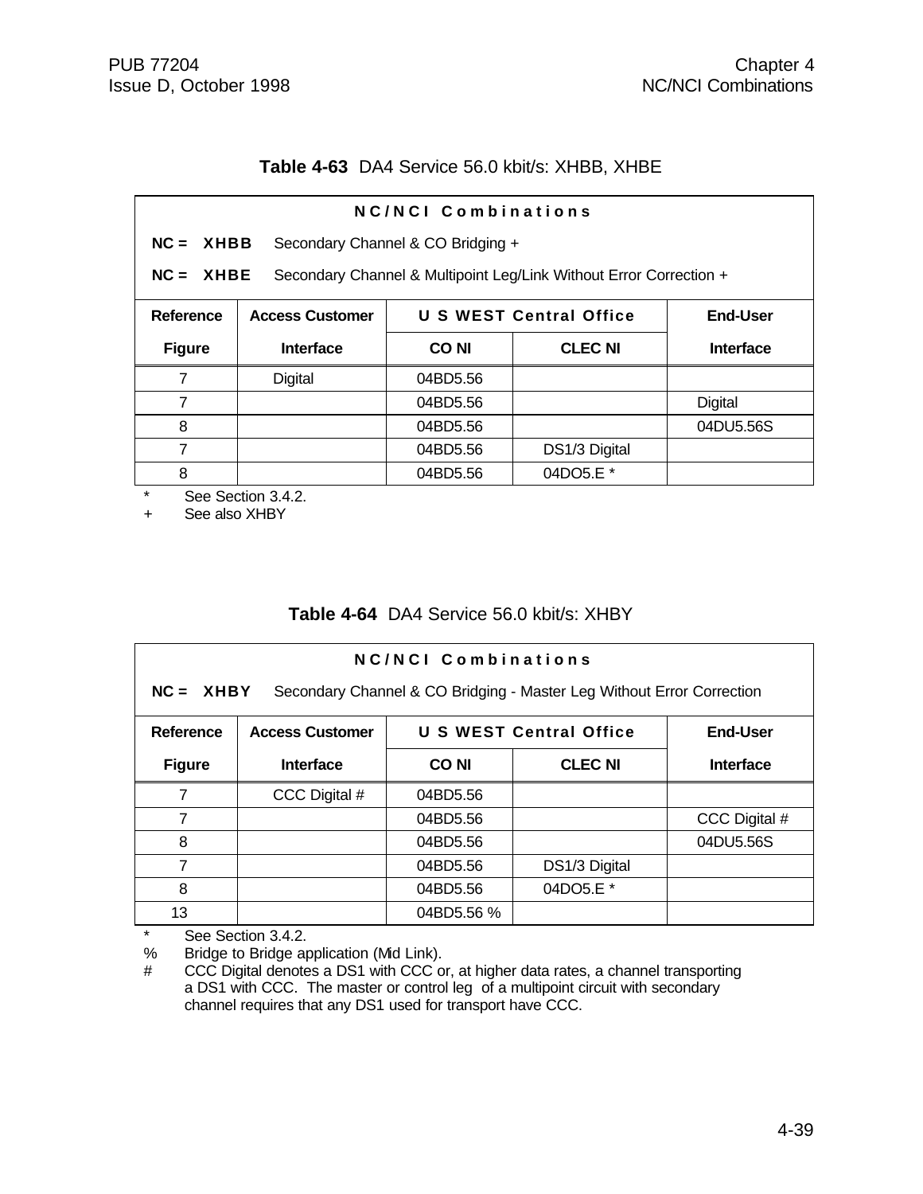**Table 4-63** DA4 Service 56.0 kbit/s: XHBB, XHBE

| NC/NCI Combinations | | | | |
|---|---|---|---|---|
| NC = **XHBB** Secondary Channel & CO Bridging + | | | | |
| NC = **XHBE** Secondary Channel & Multipoint Leg/Link Without Error Correction + | | | | |
| **Reference** | **Access Customer** | **U S WEST Central Office** | | **End-User** |
| **Figure** | **Interface** | **CO NI** | **CLEC NI** | **Interface** |
| 7 | Digital | 04BD5.56 | | |
| 7 | | 04BD5.56 | | Digital |
| 8 | | 04BD5.56 | | 04DU5.56S |
| 7 | | 04BD5.56 | DS1/3 Digital | |
| 8 | | 04BD5.56 | 04DO5.E * | |

\* See Section 3.4.2.
\+ See also XHBY

**Table 4-64** DA4 Service 56.0 kbit/s: XHBY

| NC/NCI Combinations | | | | |
|---|---|---|---|---|
| NC = **XHBY** Secondary Channel & CO Bridging - Master Leg Without Error Correction | | | | |
| **Reference** | **Access Customer** | **U S WEST Central Office** | | **End-User** |
| **Figure** | **Interface** | **CO NI** | **CLEC NI** | **Interface** |
| 7 | CCC Digital # | 04BD5.56 | | |
| 7 | | 04BD5.56 | | CCC Digital # |
| 8 | | 04BD5.56 | | 04DU5.56S |
| 7 | | 04BD5.56 | DS1/3 Digital | |
| 8 | | 04BD5.56 | 04DO5.E * | |
| 13 | | 04BD5.56 % | | |

\* See Section 3.4.2.
% Bridge to Bridge application (Mid Link).
\# CCC Digital denotes a DS1 with CCC or, at higher data rates, a channel transporting a DS1 with CCC. The master or control leg of a multipoint circuit with secondary channel requires that any DS1 used for transport have CCC.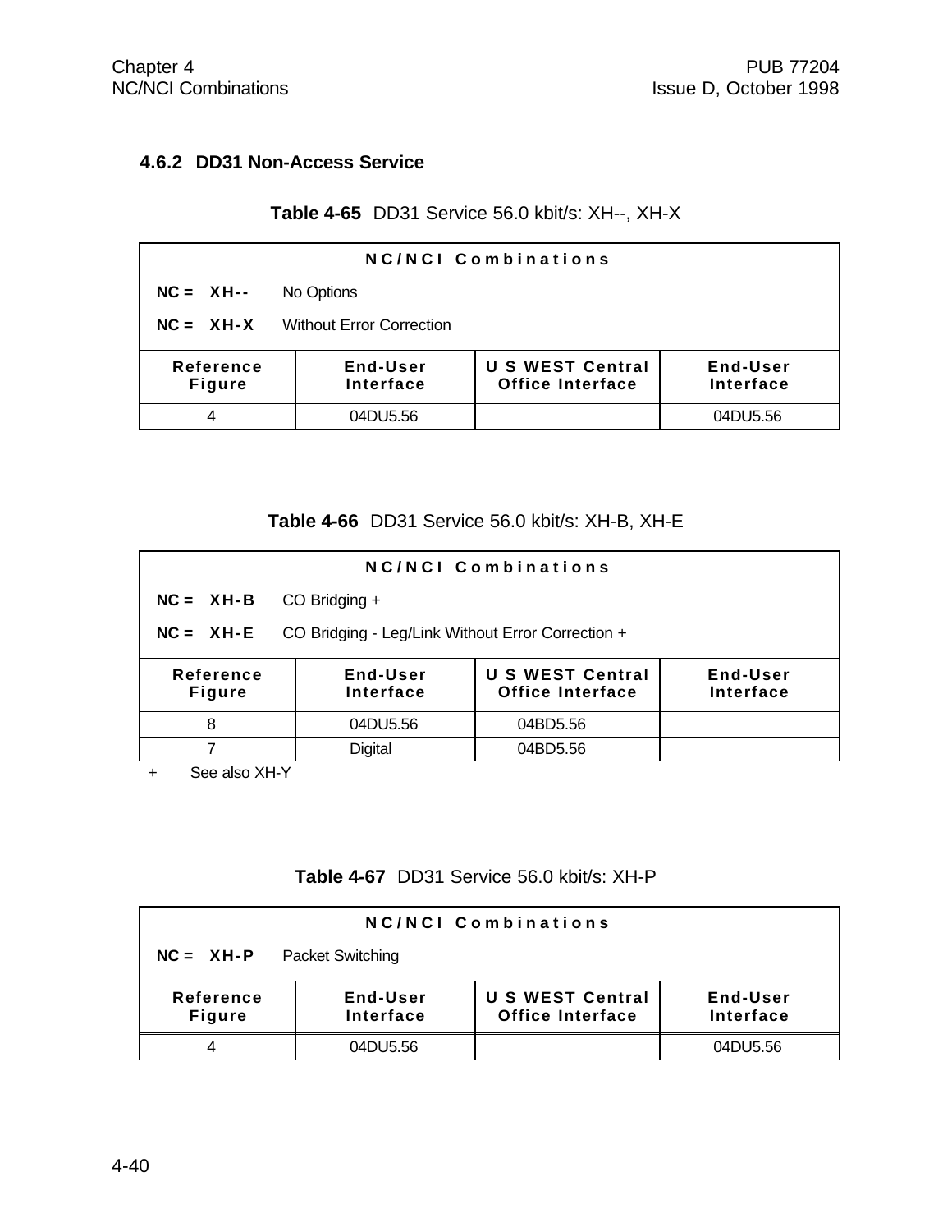### 4.6.2 DD31 Non-Access Service

**Table 4-65** DD31 Service 56.0 kbit/s: XH--, XH-X

| NC/NCI Combinations | | | |
|---|---|---|---|
| **NC = XH--** No Options | | | |
| **NC = XH-X** Without Error Correction | | | |
| **Reference Figure** | **End-User Interface** | **U S WEST Central Office Interface** | **End-User Interface** |
| 4 | 04DU5.56 | | 04DU5.56 |

**Table 4-66** DD31 Service 56.0 kbit/s: XH-B, XH-E

| NC/NCI Combinations | | | |
|---|---|---|---|
| **NC = XH-B** CO Bridging + | | | |
| **NC = XH-E** CO Bridging - Leg/Link Without Error Correction + | | | |
| **Reference Figure** | **End-User Interface** | **U S WEST Central Office Interface** | **End-User Interface** |
| 8 | 04DU5.56 | 04BD5.56 | |
| 7 | Digital | 04BD5.56 | |

\+ See also XH-Y

**Table 4-67** DD31 Service 56.0 kbit/s: XH-P

| NC/NCI Combinations | | | |
|---|---|---|---|
| **NC = XH-P** Packet Switching | | | |
| **Reference Figure** | **End-User Interface** | **U S WEST Central Office Interface** | **End-User Interface** |
| 4 | 04DU5.56 | | 04DU5.56 |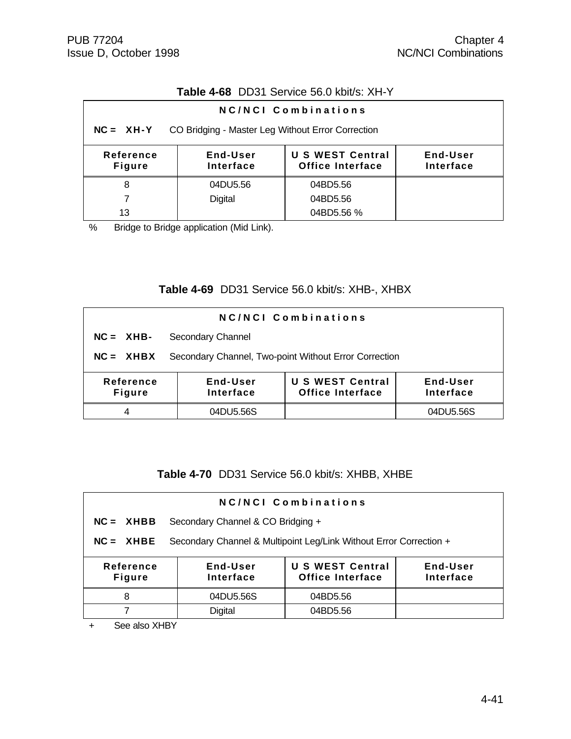**Table 4-68** DD31 Service 56.0 kbit/s: XH-Y

**NC/NCI Combinations**

**NC = XH-Y** CO Bridging - Master Leg Without Error Correction

| Reference Figure | End-User Interface | U S WEST Central Office Interface | End-User Interface |
|---|---|---|---|
| 8 | 04DU5.56 | 04BD5.56 | |
| 7 | Digital | 04BD5.56 | |
| 13 | | 04BD5.56 % | |

% Bridge to Bridge application (Mid Link).

**Table 4-69** DD31 Service 56.0 kbit/s: XHB-, XHBX

**NC/NCI Combinations**

**NC = XHB-** Secondary Channel

**NC = XHBX** Secondary Channel, Two-point Without Error Correction

| Reference Figure | End-User Interface | U S WEST Central Office Interface | End-User Interface |
|---|---|---|---|
| 4 | 04DU5.56S | | 04DU5.56S |

**Table 4-70** DD31 Service 56.0 kbit/s: XHBB, XHBE

**NC/NCI Combinations**

**NC = XHBB** Secondary Channel & CO Bridging +

**NC = XHBE** Secondary Channel & Multipoint Leg/Link Without Error Correction +

| Reference Figure | End-User Interface | U S WEST Central Office Interface | End-User Interface |
|---|---|---|---|
| 8 | 04DU5.56S | 04BD5.56 | |
| 7 | Digital | 04BD5.56 | |

+ See also XHBY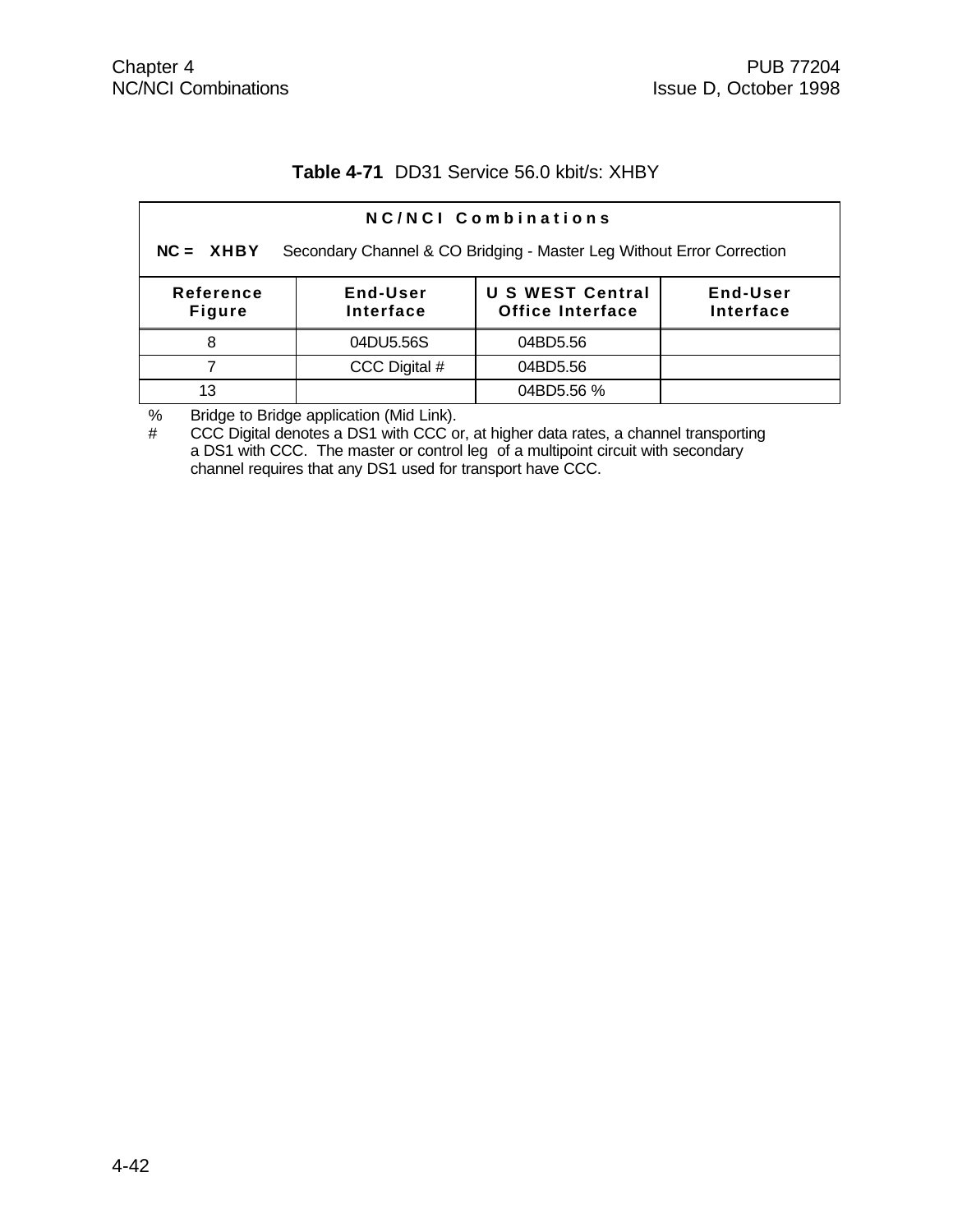**Table 4-71** DD31 Service 56.0 kbit/s: XHBY

| NC/NCI Combinations | | | |
|---|---|---|---|
| **NC = XHBY** Secondary Channel & CO Bridging - Master Leg Without Error Correction | | | |
| **Reference Figure** | **End-User Interface** | **U S WEST Central Office Interface** | **End-User Interface** |
| 8 | 04DU5.56S | 04BD5.56 | |
| 7 | CCC Digital # | 04BD5.56 | |
| 13 | | 04BD5.56 % | |

% Bridge to Bridge application (Mid Link).

# CCC Digital denotes a DS1 with CCC or, at higher data rates, a channel transporting a DS1 with CCC. The master or control leg of a multipoint circuit with secondary channel requires that any DS1 used for transport have CCC.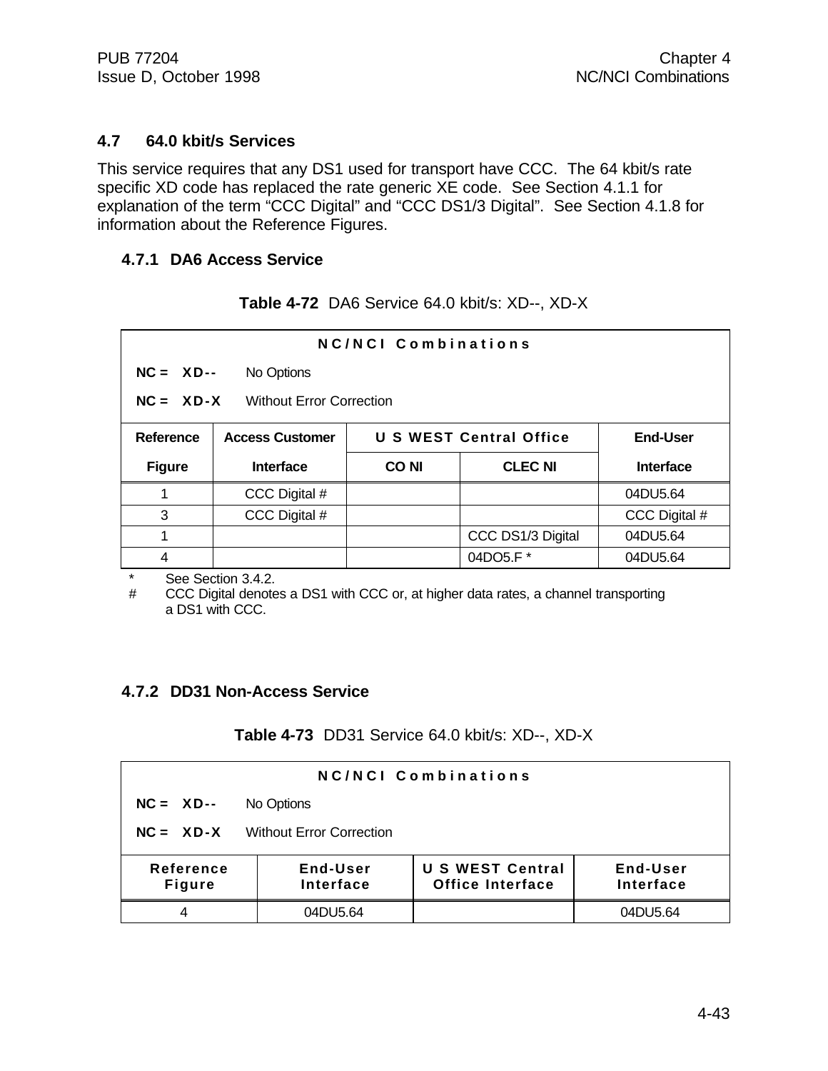## 4.7 64.0 kbit/s Services

This service requires that any DS1 used for transport have CCC. The 64 kbit/s rate specific XD code has replaced the rate generic XE code. See Section 4.1.1 for explanation of the term "CCC Digital" and "CCC DS1/3 Digital". See Section 4.1.8 for information about the Reference Figures.

### 4.7.1 DA6 Access Service

**Table 4-72** DA6 Service 64.0 kbit/s: XD--, XD-X

**N C / N C I Combinations**

**NC = XD--** No Options

**NC = XD-X** Without Error Correction

| Reference Figure | Access Customer Interface | U S WEST Central Office CO NI | U S WEST Central Office CLEC NI | End-User Interface |
|---|---|---|---|---|
| 1 | CCC Digital # | | | 04DU5.64 |
| 3 | CCC Digital # | | | CCC Digital # |
| 1 | | | CCC DS1/3 Digital | 04DU5.64 |
| 4 | | | 04DO5.F * | 04DU5.64 |

\* See Section 3.4.2.

\# CCC Digital denotes a DS1 with CCC or, at higher data rates, a channel transporting a DS1 with CCC.

### 4.7.2 DD31 Non-Access Service

**Table 4-73** DD31 Service 64.0 kbit/s: XD--, XD-X

**N C / N C I Combinations**

**NC = XD--** No Options

**NC = XD-X** Without Error Correction

| Reference Figure | End-User Interface | U S WEST Central Office Interface | End-User Interface |
|---|---|---|---|
| 4 | 04DU5.64 | | 04DU5.64 |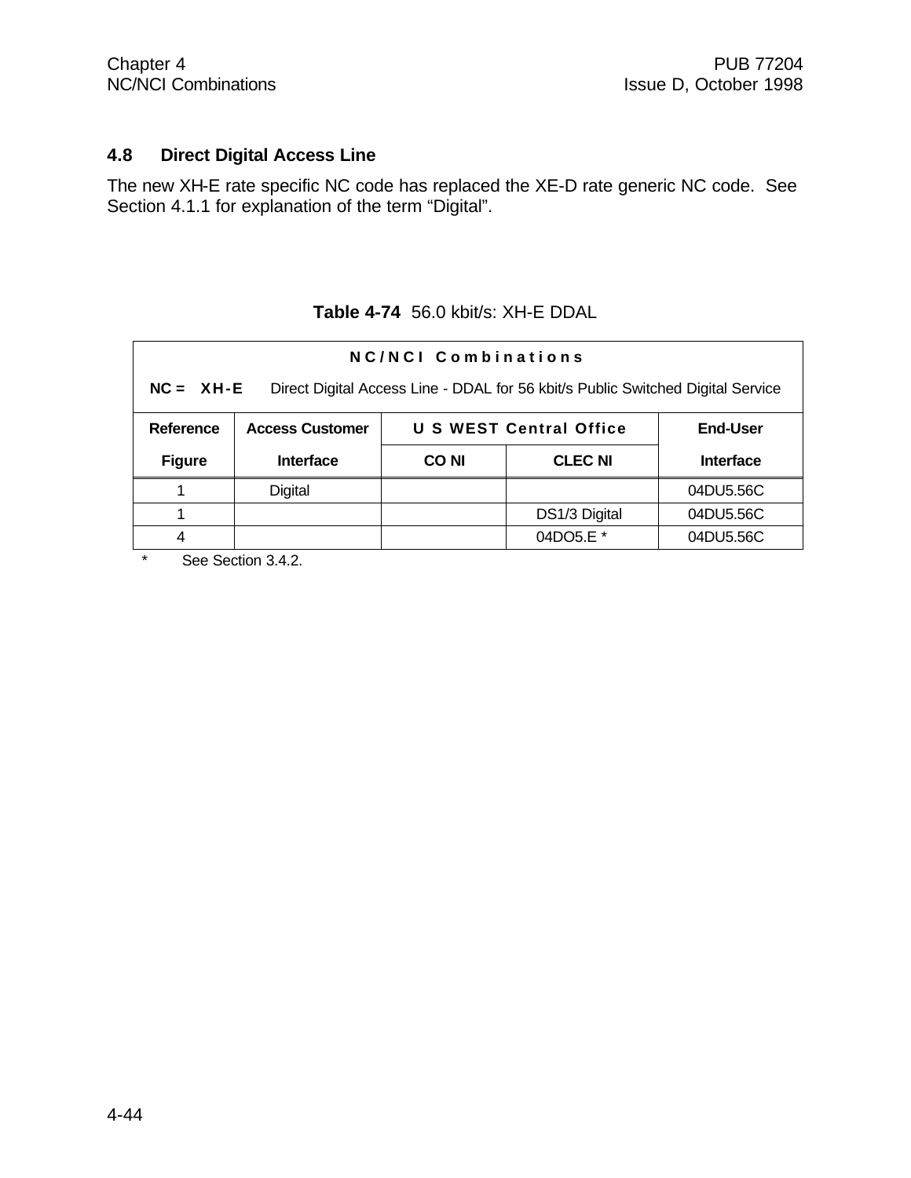## 4.8 Direct Digital Access Line

The new XH-E rate specific NC code has replaced the XE-D rate generic NC code. See Section 4.1.1 for explanation of the term "Digital".

**Table 4-74** 56.0 kbit/s: XH-E DDAL

| NC/NCI Combinations | | | | |
|---|---|---|---|---|
| **NC = XH-E** Direct Digital Access Line - DDAL for 56 kbit/s Public Switched Digital Service | | | | |
| **Reference Figure** | **Access Customer Interface** | **U S WEST Central Office** | | **End-User Interface** |
| | | **CO NI** | **CLEC NI** | |
| 1 | Digital | | | 04DU5.56C |
| 1 | | | DS1/3 Digital | 04DU5.56C |
| 4 | | | 04DO5.E * | 04DU5.56C |

\* See Section 3.4.2.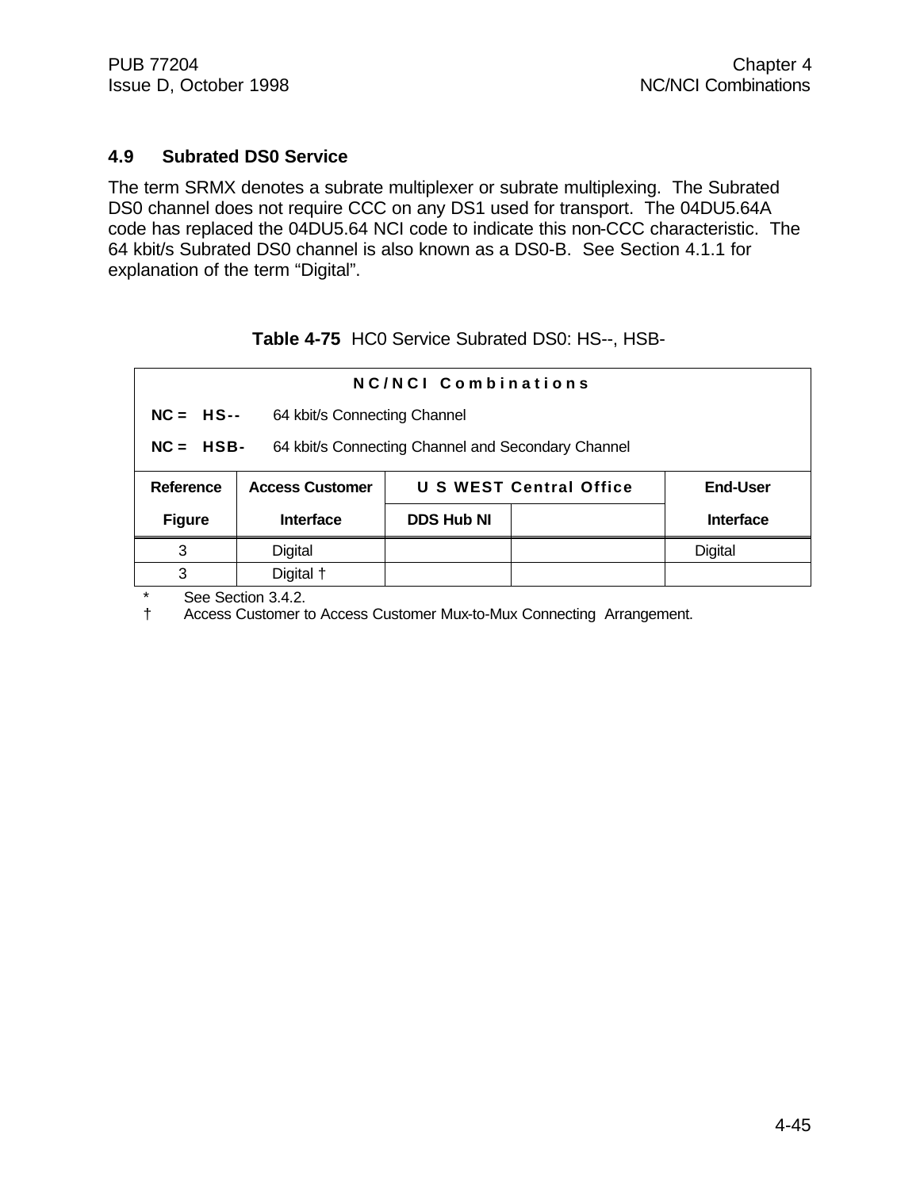## 4.9 Subrated DS0 Service

The term SRMX denotes a subrate multiplexer or subrate multiplexing. The Subrated DS0 channel does not require CCC on any DS1 used for transport. The 04DU5.64A code has replaced the 04DU5.64 NCI code to indicate this non-CCC characteristic. The 64 kbit/s Subrated DS0 channel is also known as a DS0-B. See Section 4.1.1 for explanation of the term "Digital".

**Table 4-75** HC0 Service Subrated DS0: HS--, HSB-

| **N C / N C I Combinations** | | | | |
|---|---|---|---|---|
| **NC = HS--** 64 kbit/s Connecting Channel | | | | |
| **NC = HSB-** 64 kbit/s Connecting Channel and Secondary Channel | | | | |
| **Reference Figure** | **Access Customer Interface** | **U S WEST Central Office** | | **End-User Interface** |
| | | **DDS Hub NI** | | |
| 3 | Digital | | | Digital |
| 3 | Digital † | | | |

\* See Section 3.4.2.

† Access Customer to Access Customer Mux-to-Mux Connecting Arrangement.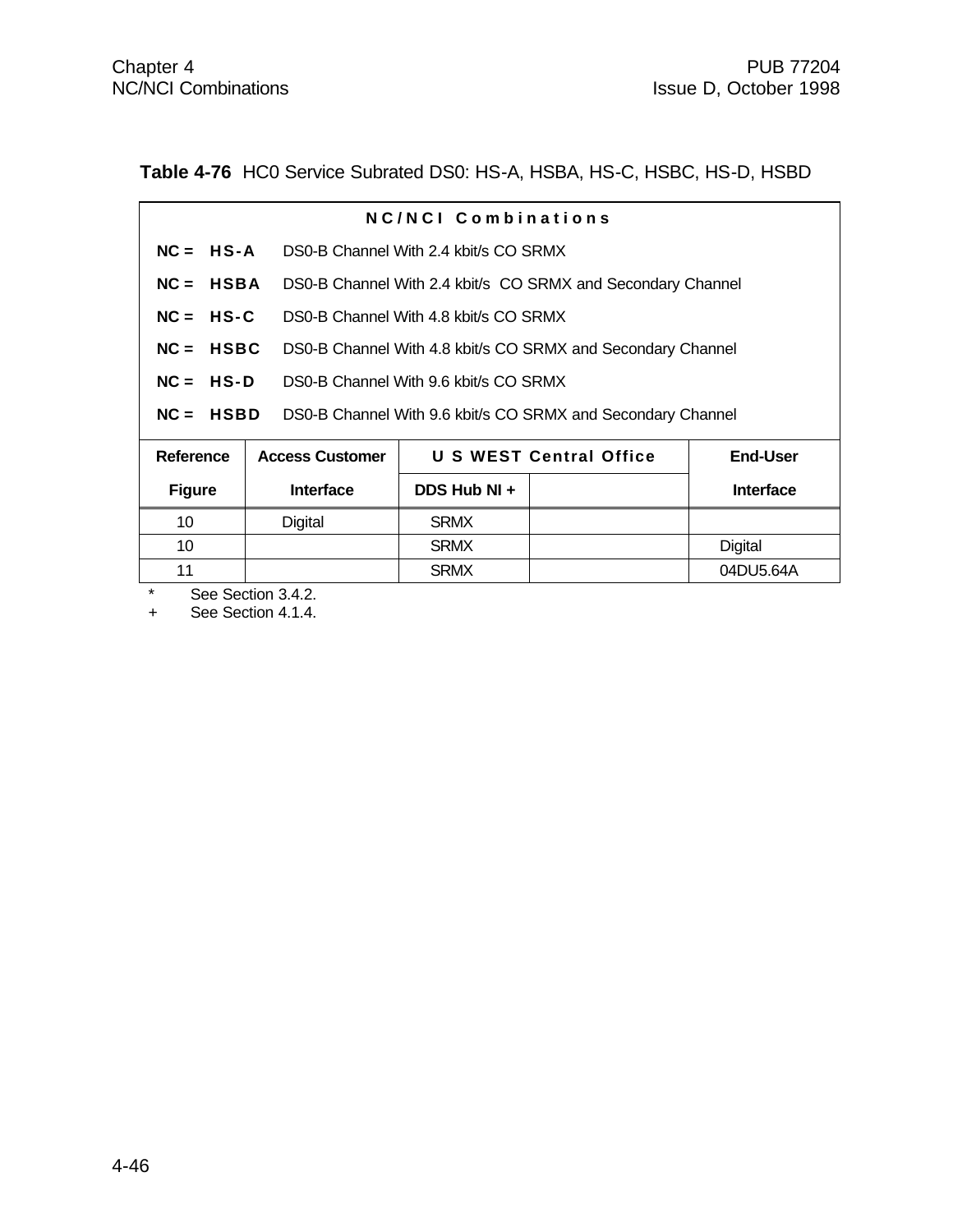**Table 4-76** HC0 Service Subrated DS0: HS-A, HSBA, HS-C, HSBC, HS-D, HSBD

| NC/NCI Combinations | | | | |
|---|---|---|---|---|
| NC = **HS-A** DS0-B Channel With 2.4 kbit/s CO SRMX | | | | |
| NC = **HSBA** DS0-B Channel With 2.4 kbit/s CO SRMX and Secondary Channel | | | | |
| NC = **HS-C** DS0-B Channel With 4.8 kbit/s CO SRMX | | | | |
| NC = **HSBC** DS0-B Channel With 4.8 kbit/s CO SRMX and Secondary Channel | | | | |
| NC = **HS-D** DS0-B Channel With 9.6 kbit/s CO SRMX | | | | |
| NC = **HSBD** DS0-B Channel With 9.6 kbit/s CO SRMX and Secondary Channel | | | | |
| **Reference** | **Access Customer** | **U S WEST Central Office** | | **End-User** |
| **Figure** | **Interface** | **DDS Hub NI +** | | **Interface** |
| 10 | Digital | SRMX | | |
| 10 | | SRMX | | Digital |
| 11 | | SRMX | | 04DU5.64A |

\* See Section 3.4.2.
+ See Section 4.1.4.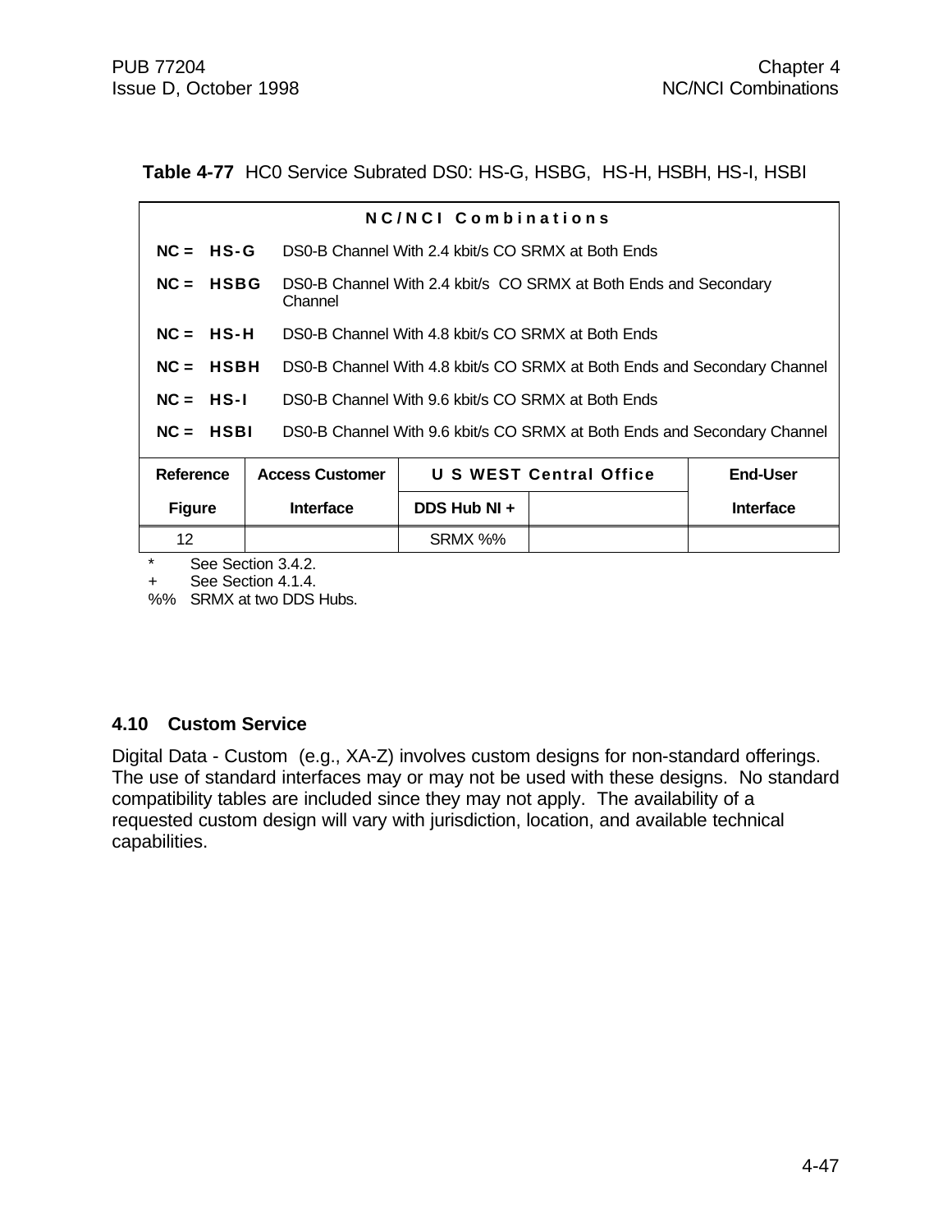**Table 4-77** HC0 Service Subrated DS0: HS-G, HSBG, HS-H, HSBH, HS-I, HSBI

| **N C / N C I Combinations** | | | | | |
|---|---|---|---|---|---|
| **NC = HS-G** | DS0-B Channel With 2.4 kbit/s CO SRMX at Both Ends | | | | |
| **NC = HSBG** | DS0-B Channel With 2.4 kbit/s CO SRMX at Both Ends and Secondary Channel | | | | |
| **NC = HS-H** | DS0-B Channel With 4.8 kbit/s CO SRMX at Both Ends | | | | |
| **NC = HSBH** | DS0-B Channel With 4.8 kbit/s CO SRMX at Both Ends and Secondary Channel | | | | |
| **NC = HS-I** | DS0-B Channel With 9.6 kbit/s CO SRMX at Both Ends | | | | |
| **NC = HSBI** | DS0-B Channel With 9.6 kbit/s CO SRMX at Both Ends and Secondary Channel | | | | |
| **Reference** | **Access Customer** | **U S WEST Central Office** | | **End-User** | |
| **Figure** | **Interface** | **DDS Hub NI +** | | **Interface** | |
| 12 | | SRMX %% | | | |

\* See Section 3.4.2.
\+ See Section 4.1.4.
%% SRMX at two DDS Hubs.

### 4.10 Custom Service

Digital Data - Custom (e.g., XA-Z) involves custom designs for non-standard offerings. The use of standard interfaces may or may not be used with these designs. No standard compatibility tables are included since they may not apply. The availability of a requested custom design will vary with jurisdiction, location, and available technical capabilities.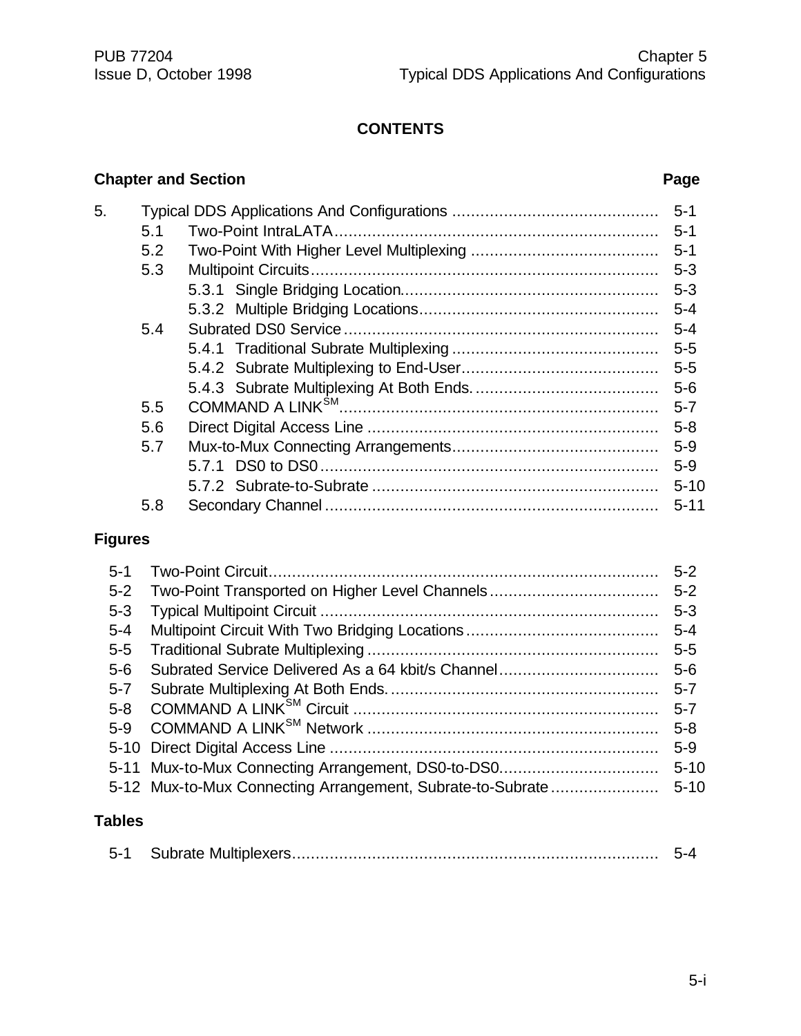## CONTENTS

| Chapter and Section | | | Page |
|---|---|---|---|
| 5. | Typical DDS Applications And Configurations | | 5-1 |
| | 5.1 | Two-Point IntraLATA | 5-1 |
| | 5.2 | Two-Point With Higher Level Multiplexing | 5-1 |
| | 5.3 | Multipoint Circuits | 5-3 |
| | | 5.3.1 Single Bridging Location | 5-3 |
| | | 5.3.2 Multiple Bridging Locations | 5-4 |
| | 5.4 | Subrated DS0 Service | 5-4 |
| | | 5.4.1 Traditional Subrate Multiplexing | 5-5 |
| | | 5.4.2 Subrate Multiplexing to End-User | 5-5 |
| | | 5.4.3 Subrate Multiplexing At Both Ends. | 5-6 |
| | 5.5 | COMMAND A LINK[SM] | 5-7 |
| | 5.6 | Direct Digital Access Line | 5-8 |
| | 5.7 | Mux-to-Mux Connecting Arrangements | 5-9 |
| | | 5.7.1 DS0 to DS0 | 5-9 |
| | | 5.7.2 Subrate-to-Subrate | 5-10 |
| | 5.8 | Secondary Channel | 5-11 |

**Figures**

| | | |
|---|---|---|
| 5-1 | Two-Point Circuit | 5-2 |
| 5-2 | Two-Point Transported on Higher Level Channels | 5-2 |
| 5-3 | Typical Multipoint Circuit | 5-3 |
| 5-4 | Multipoint Circuit With Two Bridging Locations | 5-4 |
| 5-5 | Traditional Subrate Multiplexing | 5-5 |
| 5-6 | Subrated Service Delivered As a 64 kbit/s Channel | 5-6 |
| 5-7 | Subrate Multiplexing At Both Ends. | 5-7 |
| 5-8 | COMMAND A LINK[SM] Circuit | 5-7 |
| 5-9 | COMMAND A LINK[SM] Network | 5-8 |
| 5-10 | Direct Digital Access Line | 5-9 |
| 5-11 | Mux-to-Mux Connecting Arrangement, DS0-to-DS0 | 5-10 |
| 5-12 | Mux-to-Mux Connecting Arrangement, Subrate-to-Subrate | 5-10 |

**Tables**

| | | |
|---|---|---|
| 5-1 | Subrate Multiplexers | 5-4 |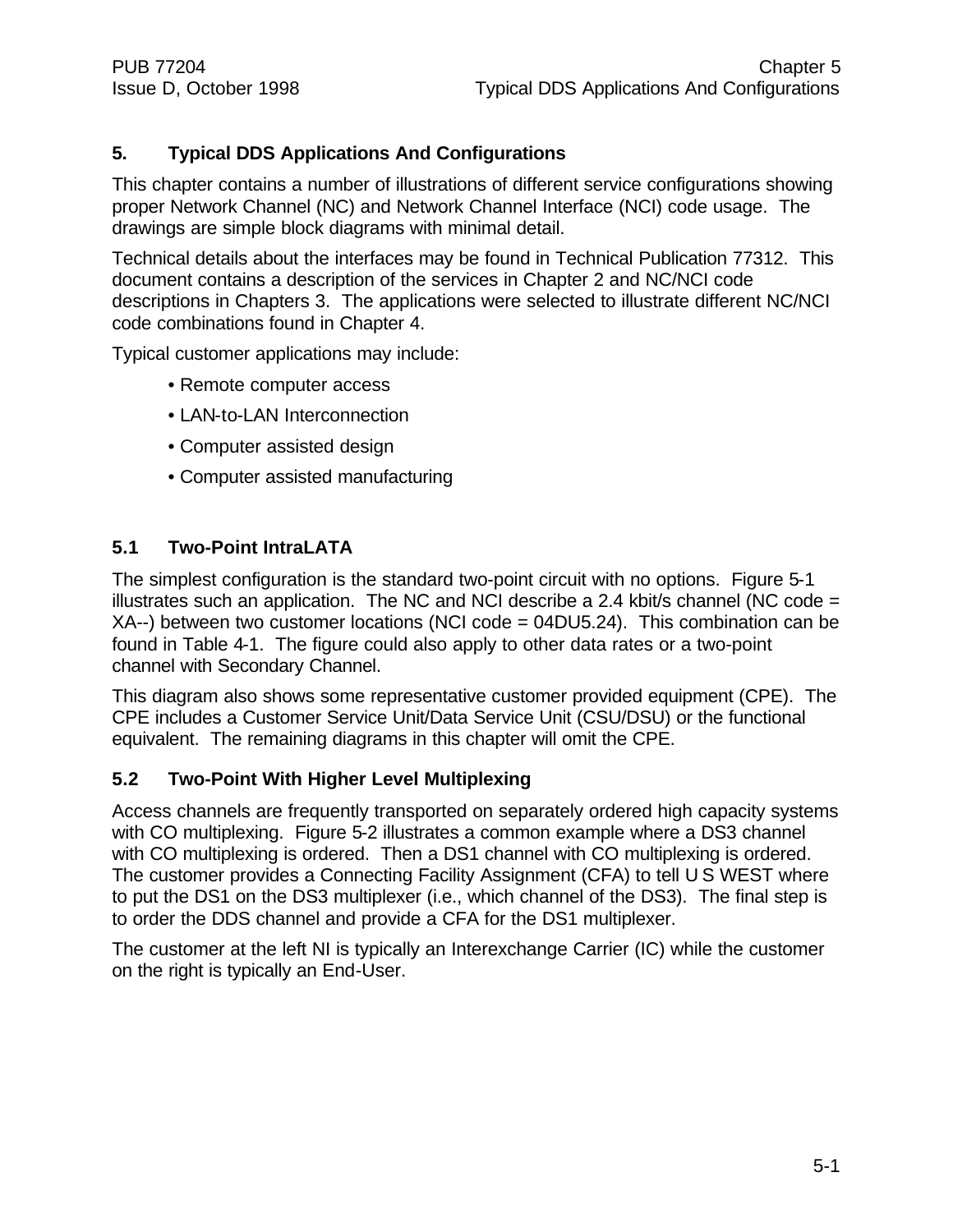## 5. Typical DDS Applications And Configurations

This chapter contains a number of illustrations of different service configurations showing proper Network Channel (NC) and Network Channel Interface (NCI) code usage. The drawings are simple block diagrams with minimal detail.

Technical details about the interfaces may be found in Technical Publication 77312. This document contains a description of the services in Chapter 2 and NC/NCI code descriptions in Chapters 3. The applications were selected to illustrate different NC/NCI code combinations found in Chapter 4.

Typical customer applications may include:

- Remote computer access
- LAN-to-LAN Interconnection
- Computer assisted design
- Computer assisted manufacturing

### 5.1 Two-Point IntraLATA

The simplest configuration is the standard two-point circuit with no options. Figure 5-1 illustrates such an application. The NC and NCI describe a 2.4 kbit/s channel (NC code = XA--) between two customer locations (NCI code = 04DU5.24). This combination can be found in Table 4-1. The figure could also apply to other data rates or a two-point channel with Secondary Channel.

This diagram also shows some representative customer provided equipment (CPE). The CPE includes a Customer Service Unit/Data Service Unit (CSU/DSU) or the functional equivalent. The remaining diagrams in this chapter will omit the CPE.

### 5.2 Two-Point With Higher Level Multiplexing

Access channels are frequently transported on separately ordered high capacity systems with CO multiplexing. Figure 5-2 illustrates a common example where a DS3 channel with CO multiplexing is ordered. Then a DS1 channel with CO multiplexing is ordered. The customer provides a Connecting Facility Assignment (CFA) to tell U S WEST where to put the DS1 on the DS3 multiplexer (i.e., which channel of the DS3). The final step is to order the DDS channel and provide a CFA for the DS1 multiplexer.

The customer at the left NI is typically an Interexchange Carrier (IC) while the customer on the right is typically an End-User.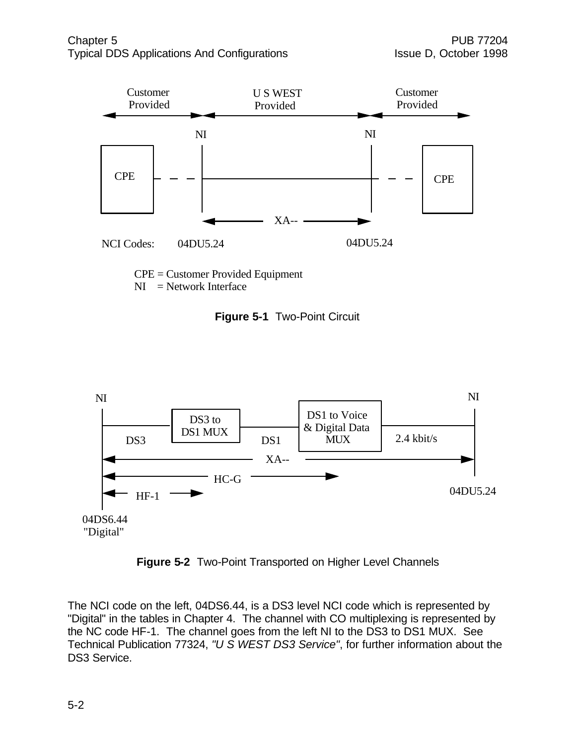Customer Provided | U S WEST Provided | Customer Provided

NI | NI

CPE — — — CPE

XA--

NCI Codes: 04DU5.24 04DU5.24

CPE = Customer Provided Equipment
NI = Network Interface

**Figure 5-1** Two-Point Circuit

NI | NI

DS3 | DS3 to DS1 MUX | DS1 | DS1 to Voice & Digital Data MUX | 2.4 kbit/s

XA--

HC-G

HF-1

04DS6.44 "Digital" | 04DU5.24

**Figure 5-2** Two-Point Transported on Higher Level Channels

The NCI code on the left, 04DS6.44, is a DS3 level NCI code which is represented by "Digital" in the tables in Chapter 4. The channel with CO multiplexing is represented by the NC code HF-1. The channel goes from the left NI to the DS3 to DS1 MUX. See Technical Publication 77324, *"U S WEST DS3 Service"*, for further information about the DS3 Service.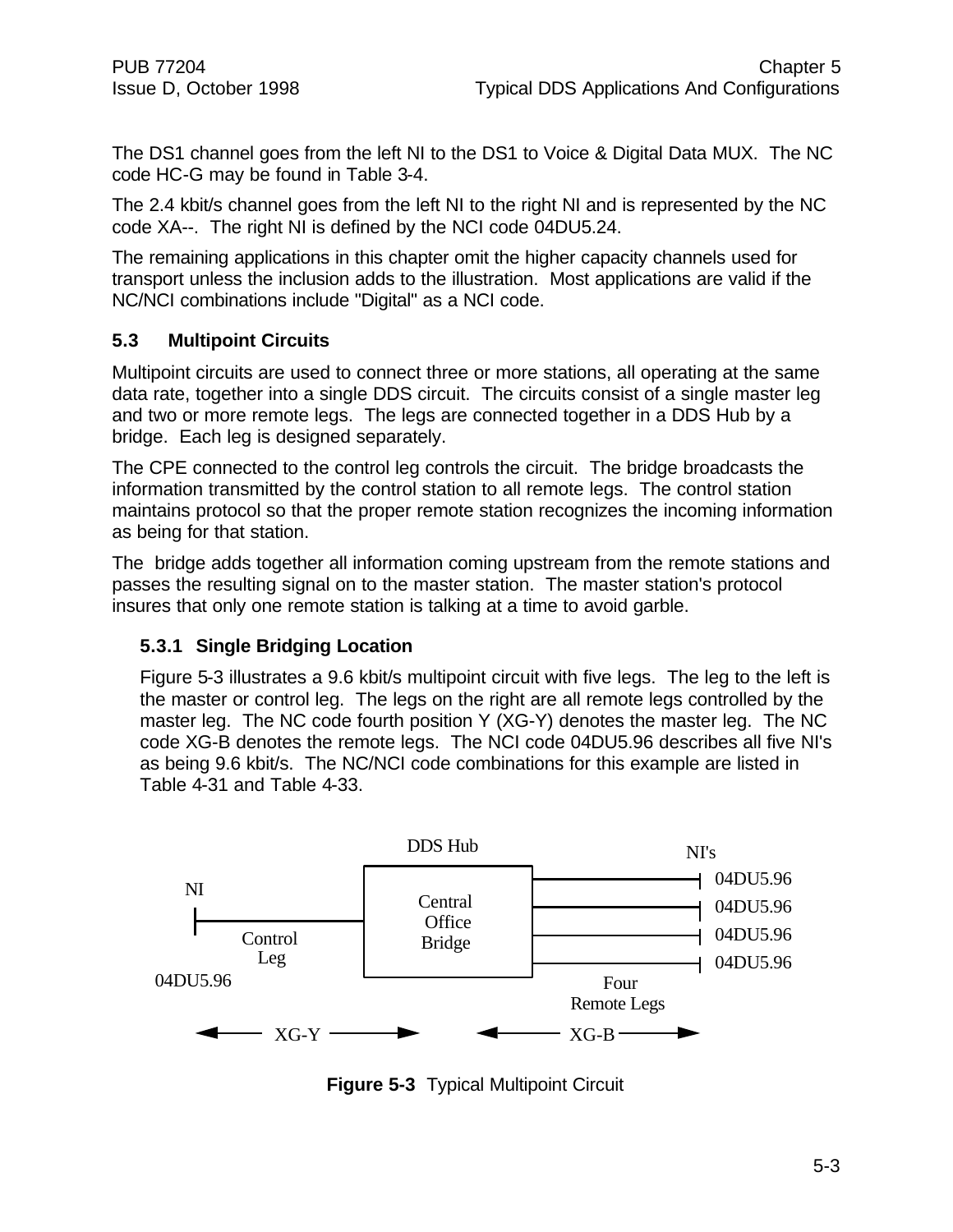The DS1 channel goes from the left NI to the DS1 to Voice & Digital Data MUX. The NC code HC-G may be found in Table 3-4.

The 2.4 kbit/s channel goes from the left NI to the right NI and is represented by the NC code XA--. The right NI is defined by the NCI code 04DU5.24.

The remaining applications in this chapter omit the higher capacity channels used for transport unless the inclusion adds to the illustration. Most applications are valid if the NC/NCI combinations include "Digital" as a NCI code.

## 5.3 Multipoint Circuits

Multipoint circuits are used to connect three or more stations, all operating at the same data rate, together into a single DDS circuit. The circuits consist of a single master leg and two or more remote legs. The legs are connected together in a DDS Hub by a bridge. Each leg is designed separately.

The CPE connected to the control leg controls the circuit. The bridge broadcasts the information transmitted by the control station to all remote legs. The control station maintains protocol so that the proper remote station recognizes the incoming information as being for that station.

The bridge adds together all information coming upstream from the remote stations and passes the resulting signal on to the master station. The master station's protocol insures that only one remote station is talking at a time to avoid garble.

### 5.3.1 Single Bridging Location

Figure 5-3 illustrates a 9.6 kbit/s multipoint circuit with five legs. The leg to the left is the master or control leg. The legs on the right are all remote legs controlled by the master leg. The NC code fourth position Y (XG-Y) denotes the master leg. The NC code XG-B denotes the remote legs. The NCI code 04DU5.96 describes all five NI's as being 9.6 kbit/s. The NC/NCI code combinations for this example are listed in Table 4-31 and Table 4-33.

DDS Hub

NI's

NI

Central Office Bridge

Control Leg

04DU5.96

04DU5.96

04DU5.96

04DU5.96

04DU5.96

Four Remote Legs

XG-Y

XG-B

**Figure 5-3** Typical Multipoint Circuit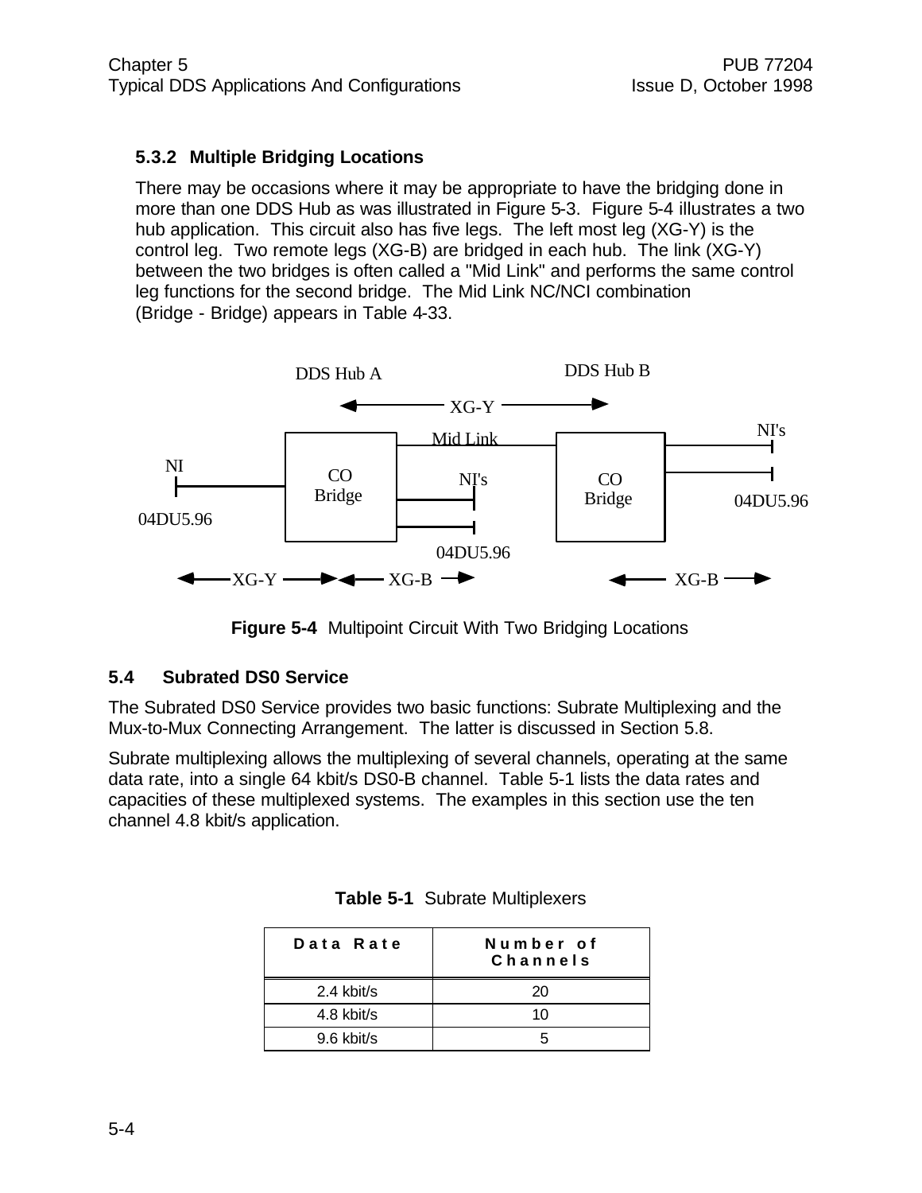### 5.3.2 Multiple Bridging Locations

There may be occasions where it may be appropriate to have the bridging done in more than one DDS Hub as was illustrated in Figure 5-3. Figure 5-4 illustrates a two hub application. This circuit also has five legs. The left most leg (XG-Y) is the control leg. Two remote legs (XG-B) are bridged in each hub. The link (XG-Y) between the two bridges is often called a "Mid Link" and performs the same control leg functions for the second bridge. The Mid Link NC/NCI combination (Bridge - Bridge) appears in Table 4-33.

**Figure 5-4** Multipoint Circuit With Two Bridging Locations

## 5.4 Subrated DS0 Service

The Subrated DS0 Service provides two basic functions: Subrate Multiplexing and the Mux-to-Mux Connecting Arrangement. The latter is discussed in Section 5.8.

Subrate multiplexing allows the multiplexing of several channels, operating at the same data rate, into a single 64 kbit/s DS0-B channel. Table 5-1 lists the data rates and capacities of these multiplexed systems. The examples in this section use the ten channel 4.8 kbit/s application.

**Table 5-1** Subrate Multiplexers

| Data Rate | Number of Channels |
|---|---|
| 2.4 kbit/s | 20 |
| 4.8 kbit/s | 10 |
| 9.6 kbit/s | 5 |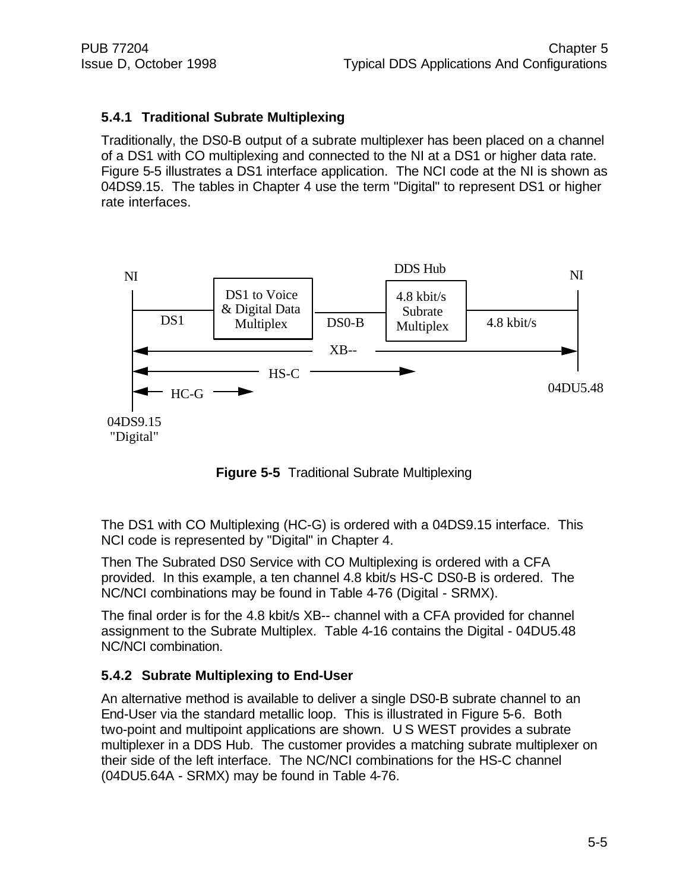### 5.4.1 Traditional Subrate Multiplexing

Traditionally, the DS0-B output of a subrate multiplexer has been placed on a channel of a DS1 with CO multiplexing and connected to the NI at a DS1 or higher data rate. Figure 5-5 illustrates a DS1 interface application. The NCI code at the NI is shown as 04DS9.15. The tables in Chapter 4 use the term "Digital" to represent DS1 or higher rate interfaces.

**Figure 5-5** Traditional Subrate Multiplexing

The DS1 with CO Multiplexing (HC-G) is ordered with a 04DS9.15 interface. This NCI code is represented by "Digital" in Chapter 4.

Then The Subrated DS0 Service with CO Multiplexing is ordered with a CFA provided. In this example, a ten channel 4.8 kbit/s HS-C DS0-B is ordered. The NC/NCI combinations may be found in Table 4-76 (Digital - SRMX).

The final order is for the 4.8 kbit/s XB-- channel with a CFA provided for channel assignment to the Subrate Multiplex. Table 4-16 contains the Digital - 04DU5.48 NC/NCI combination.

### 5.4.2 Subrate Multiplexing to End-User

An alternative method is available to deliver a single DS0-B subrate channel to an End-User via the standard metallic loop. This is illustrated in Figure 5-6. Both two-point and multipoint applications are shown. U S WEST provides a subrate multiplexer in a DDS Hub. The customer provides a matching subrate multiplexer on their side of the left interface. The NC/NCI combinations for the HS-C channel (04DU5.64A - SRMX) may be found in Table 4-76.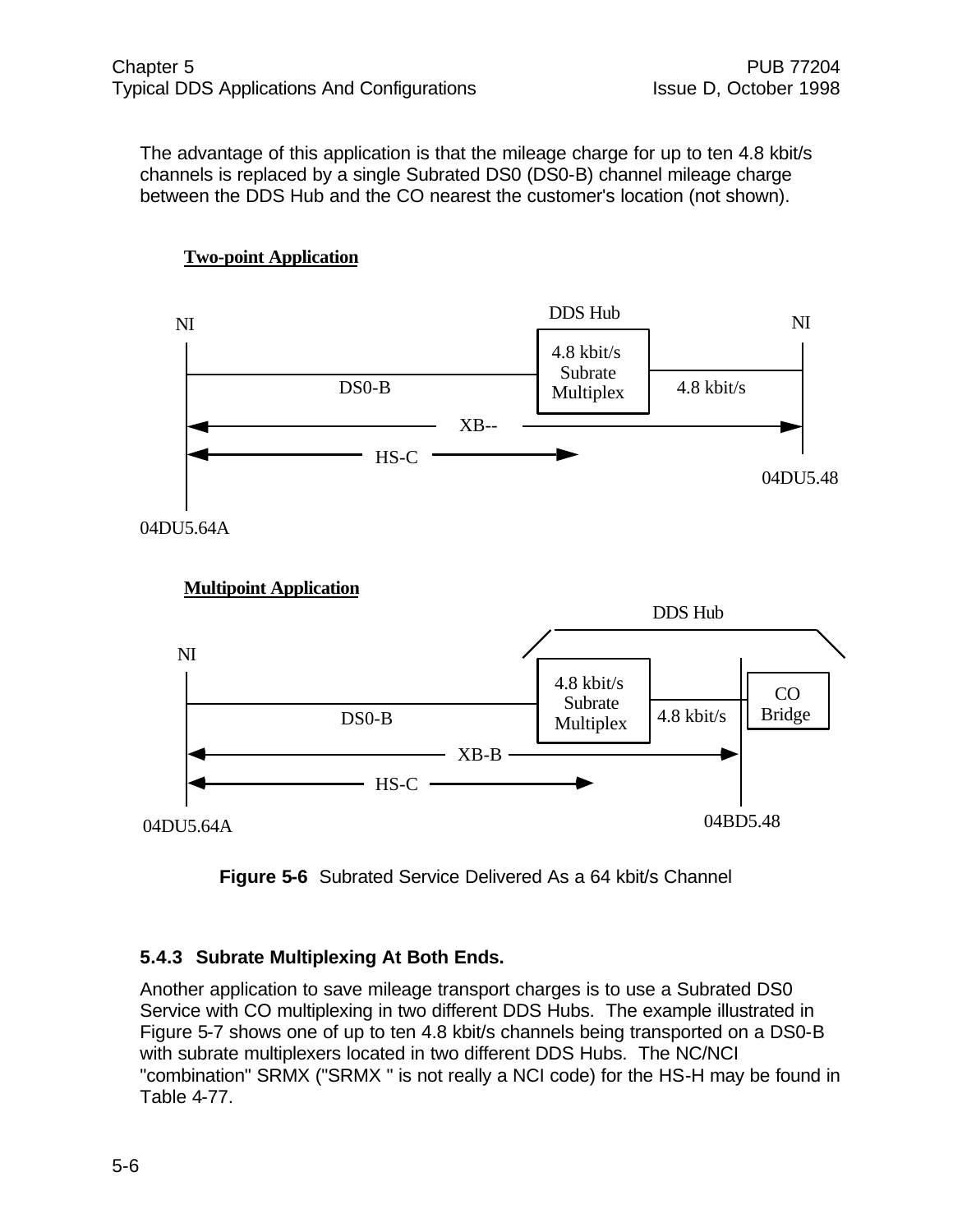The advantage of this application is that the mileage charge for up to ten 4.8 kbit/s channels is replaced by a single Subrated DS0 (DS0-B) channel mileage charge between the DDS Hub and the CO nearest the customer's location (not shown).

**Two-point Application**

NI

DDS Hub

NI

4.8 kbit/s Subrate Multiplex

DS0-B

4.8 kbit/s

XB--

HS-C

04DU5.48

04DU5.64A

**Multipoint Application**

DDS Hub

NI

4.8 kbit/s Subrate Multiplex

CO Bridge

DS0-B

4.8 kbit/s

XB-B

HS-C

04DU5.64A

04BD5.48

**Figure 5-6** Subrated Service Delivered As a 64 kbit/s Channel

### 5.4.3 Subrate Multiplexing At Both Ends.

Another application to save mileage transport charges is to use a Subrated DS0 Service with CO multiplexing in two different DDS Hubs. The example illustrated in Figure 5-7 shows one of up to ten 4.8 kbit/s channels being transported on a DS0-B with subrate multiplexers located in two different DDS Hubs. The NC/NCI "combination" SRMX ("SRMX " is not really a NCI code) for the HS-H may be found in Table 4-77.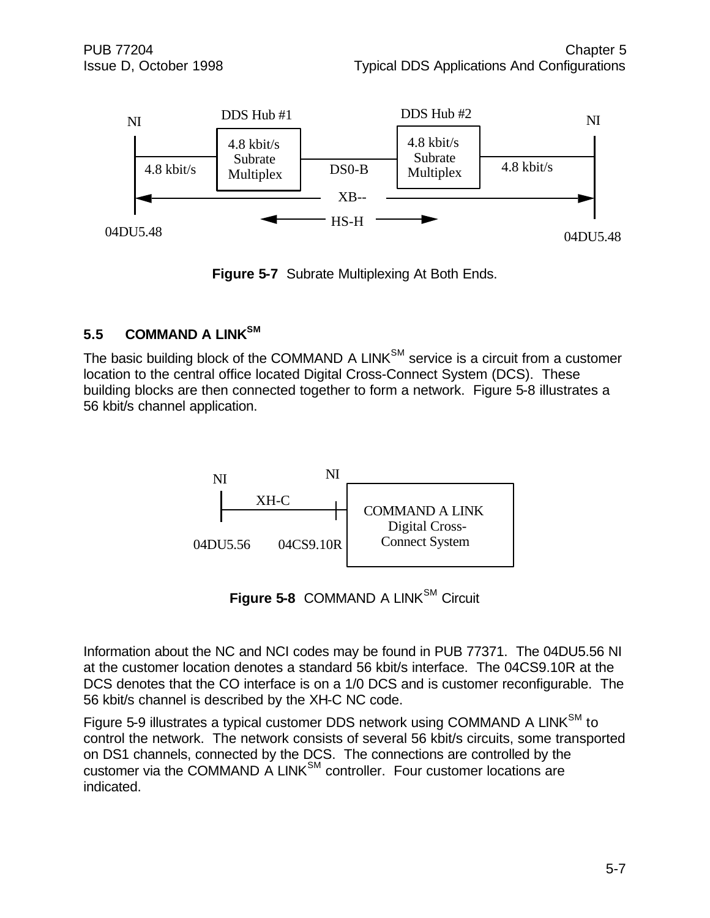Figure 5-7 Subrate Multiplexing At Both Ends.

## 5.5 COMMAND A LINK[SM]

The basic building block of the COMMAND A LINK[SM] service is a circuit from a customer location to the central office located Digital Cross-Connect System (DCS). These building blocks are then connected together to form a network. Figure 5-8 illustrates a 56 kbit/s channel application.

**Figure 5-8** COMMAND A LINK[SM] Circuit

Information about the NC and NCI codes may be found in PUB 77371. The 04DU5.56 NI at the customer location denotes a standard 56 kbit/s interface. The 04CS9.10R at the DCS denotes that the CO interface is on a 1/0 DCS and is customer reconfigurable. The 56 kbit/s channel is described by the XH-C NC code.

Figure 5-9 illustrates a typical customer DDS network using COMMAND A LINK[SM] to control the network. The network consists of several 56 kbit/s circuits, some transported on DS1 channels, connected by the DCS. The connections are controlled by the customer via the COMMAND A LINK[SM] controller. Four customer locations are indicated.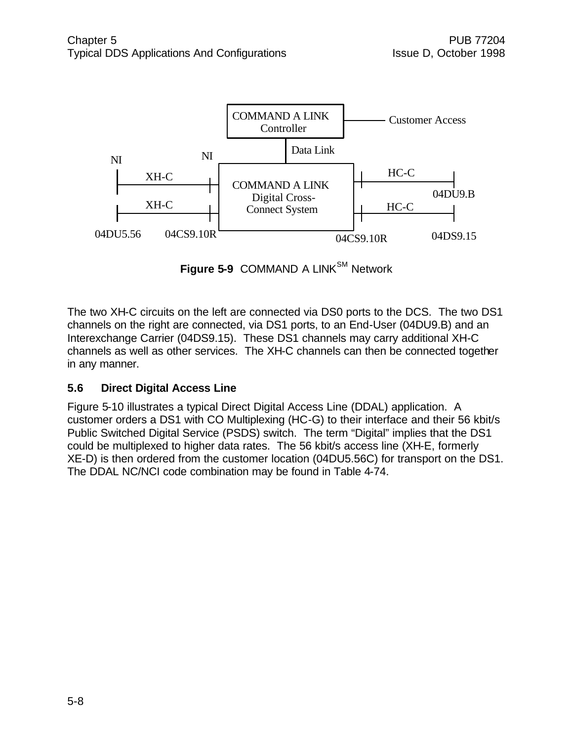COMMAND A LINK Controller — Customer Access

Data Link

NI — XH-C — NI — COMMAND A LINK Digital Cross-Connect System — HC-C — 04DU9.B

XH-C — HC-C

04DU5.56 — 04CS9.10R — 04CS9.10R — 04DS9.15

**Figure 5-9** COMMAND A LINK[SM] Network

The two XH-C circuits on the left are connected via DS0 ports to the DCS. The two DS1 channels on the right are connected, via DS1 ports, to an End-User (04DU9.B) and an Interexchange Carrier (04DS9.15). These DS1 channels may carry additional XH-C channels as well as other services. The XH-C channels can then be connected together in any manner.

## 5.6 Direct Digital Access Line

Figure 5-10 illustrates a typical Direct Digital Access Line (DDAL) application. A customer orders a DS1 with CO Multiplexing (HC-G) to their interface and their 56 kbit/s Public Switched Digital Service (PSDS) switch. The term "Digital" implies that the DS1 could be multiplexed to higher data rates. The 56 kbit/s access line (XH-E, formerly XE-D) is then ordered from the customer location (04DU5.56C) for transport on the DS1. The DDAL NC/NCI code combination may be found in Table 4-74.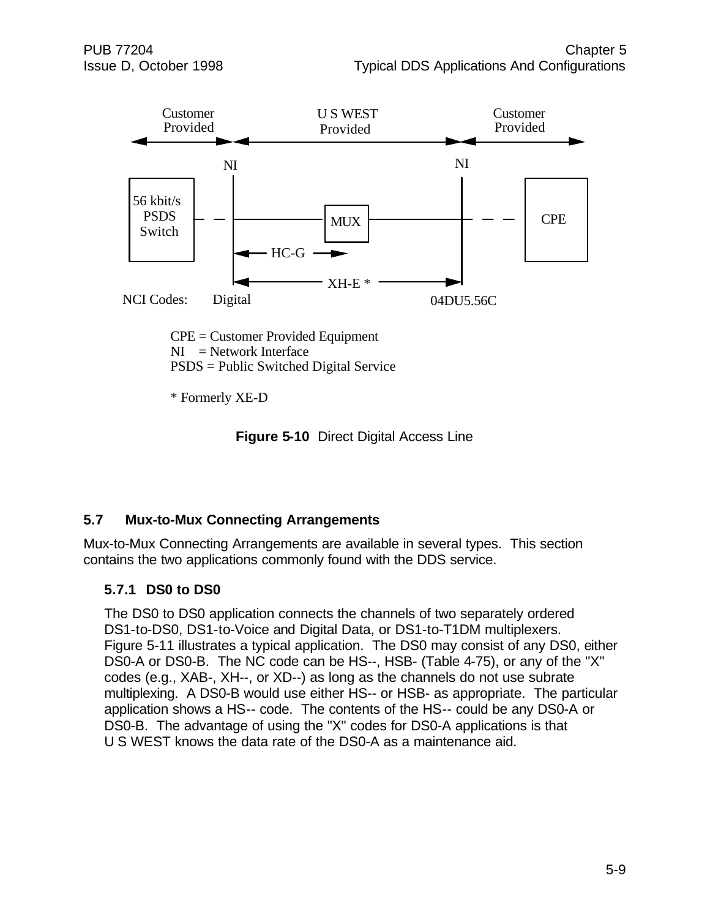Customer Provided — U S WEST Provided — Customer Provided

NI — NI

56 kbit/s PSDS Switch — MUX — CPE

HC-G

XH-E *

NCI Codes: Digital — 04DU5.56C

CPE = Customer Provided Equipment
NI = Network Interface
PSDS = Public Switched Digital Service

* Formerly XE-D

**Figure 5-10** Direct Digital Access Line

## 5.7 Mux-to-Mux Connecting Arrangements

Mux-to-Mux Connecting Arrangements are available in several types. This section contains the two applications commonly found with the DDS service.

### 5.7.1 DS0 to DS0

The DS0 to DS0 application connects the channels of two separately ordered DS1-to-DS0, DS1-to-Voice and Digital Data, or DS1-to-T1DM multiplexers. Figure 5-11 illustrates a typical application. The DS0 may consist of any DS0, either DS0-A or DS0-B. The NC code can be HS--, HSB- (Table 4-75), or any of the "X" codes (e.g., XAB-, XH--, or XD--) as long as the channels do not use subrate multiplexing. A DS0-B would use either HS-- or HSB- as appropriate. The particular application shows a HS-- code. The contents of the HS-- could be any DS0-A or DS0-B. The advantage of using the "X" codes for DS0-A applications is that U S WEST knows the data rate of the DS0-A as a maintenance aid.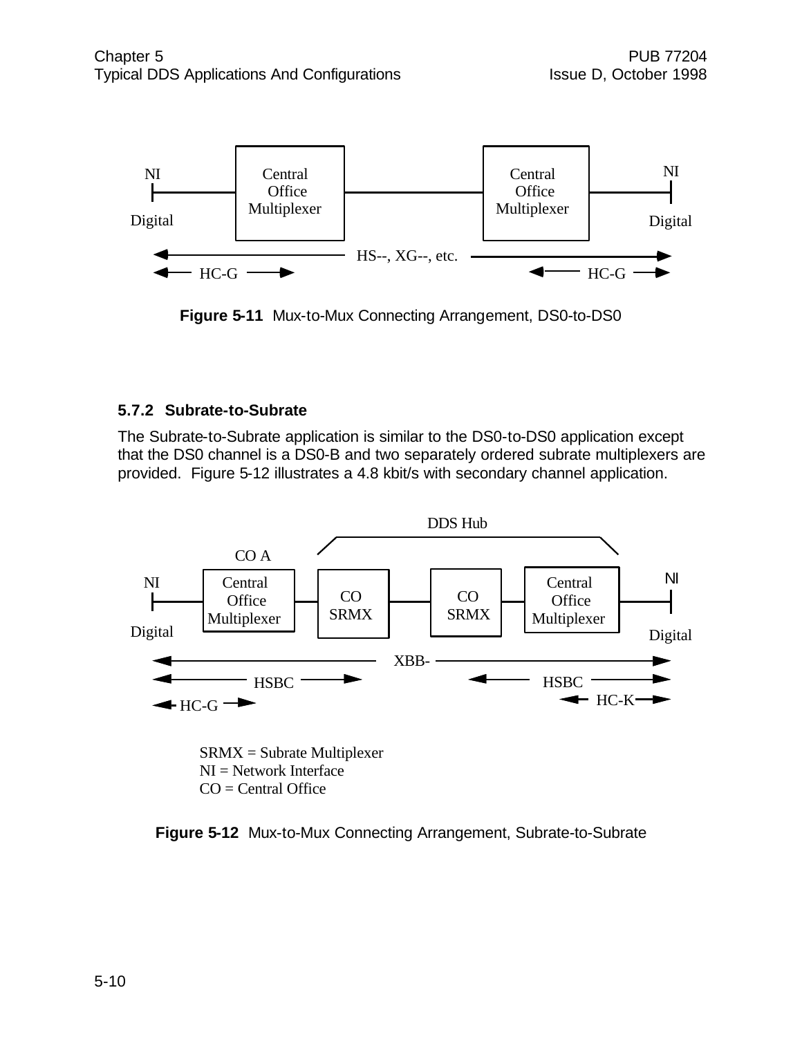Figure 5-11  Mux-to-Mux Connecting Arrangement, DS0-to-DS0

### 5.7.2 Subrate-to-Subrate

The Subrate-to-Subrate application is similar to the DS0-to-DS0 application except that the DS0 channel is a DS0-B and two separately ordered subrate multiplexers are provided.  Figure 5-12 illustrates a 4.8 kbit/s with secondary channel application.

SRMX = Subrate Multiplexer
NI = Network Interface
CO = Central Office

**Figure 5-12**  Mux-to-Mux Connecting Arrangement, Subrate-to-Subrate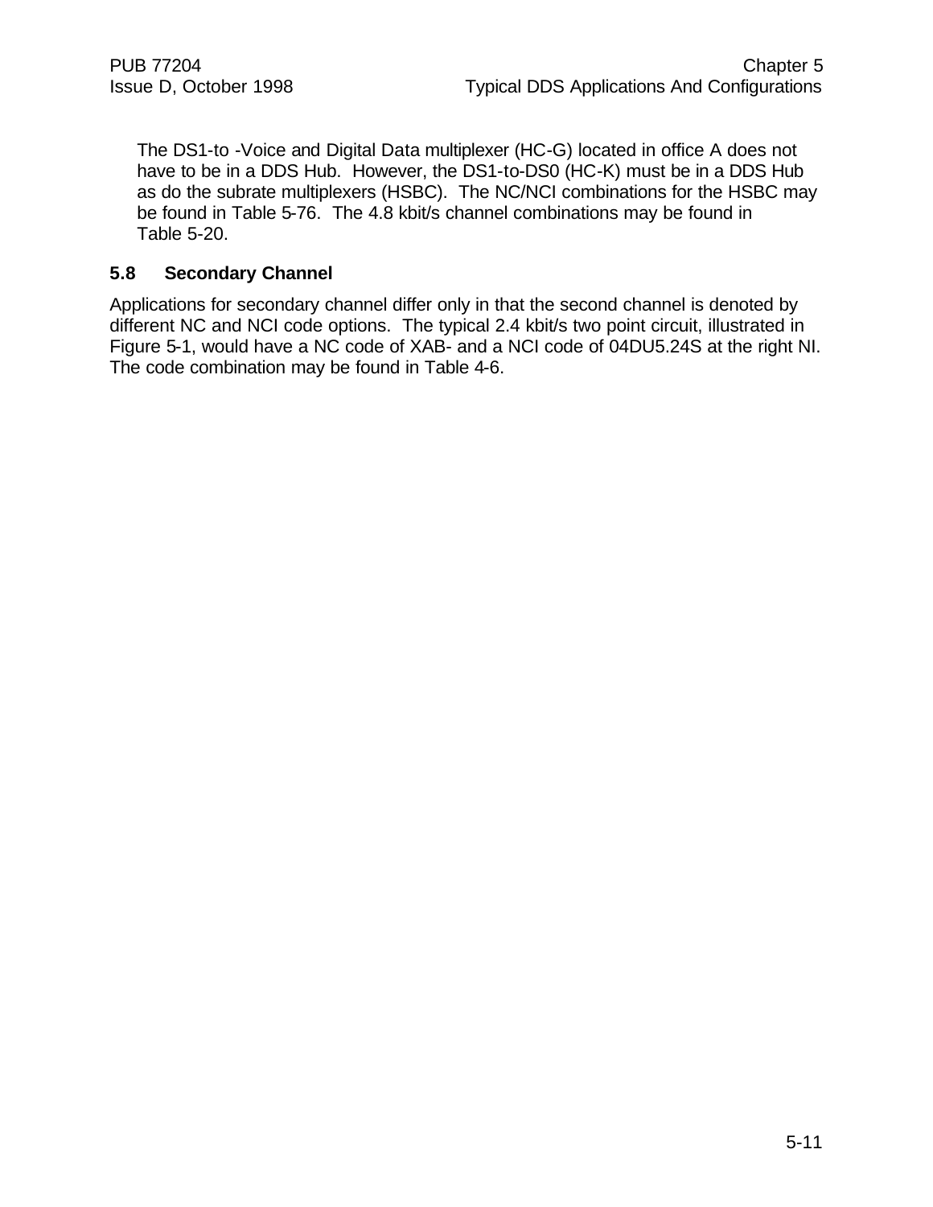The DS1-to -Voice and Digital Data multiplexer (HC-G) located in office A does not have to be in a DDS Hub. However, the DS1-to-DS0 (HC-K) must be in a DDS Hub as do the subrate multiplexers (HSBC). The NC/NCI combinations for the HSBC may be found in Table 5-76. The 4.8 kbit/s channel combinations may be found in Table 5-20.

## 5.8 Secondary Channel

Applications for secondary channel differ only in that the second channel is denoted by different NC and NCI code options. The typical 2.4 kbit/s two point circuit, illustrated in Figure 5-1, would have a NC code of XAB- and a NCI code of 04DU5.24S at the right NI. The code combination may be found in Table 4-6.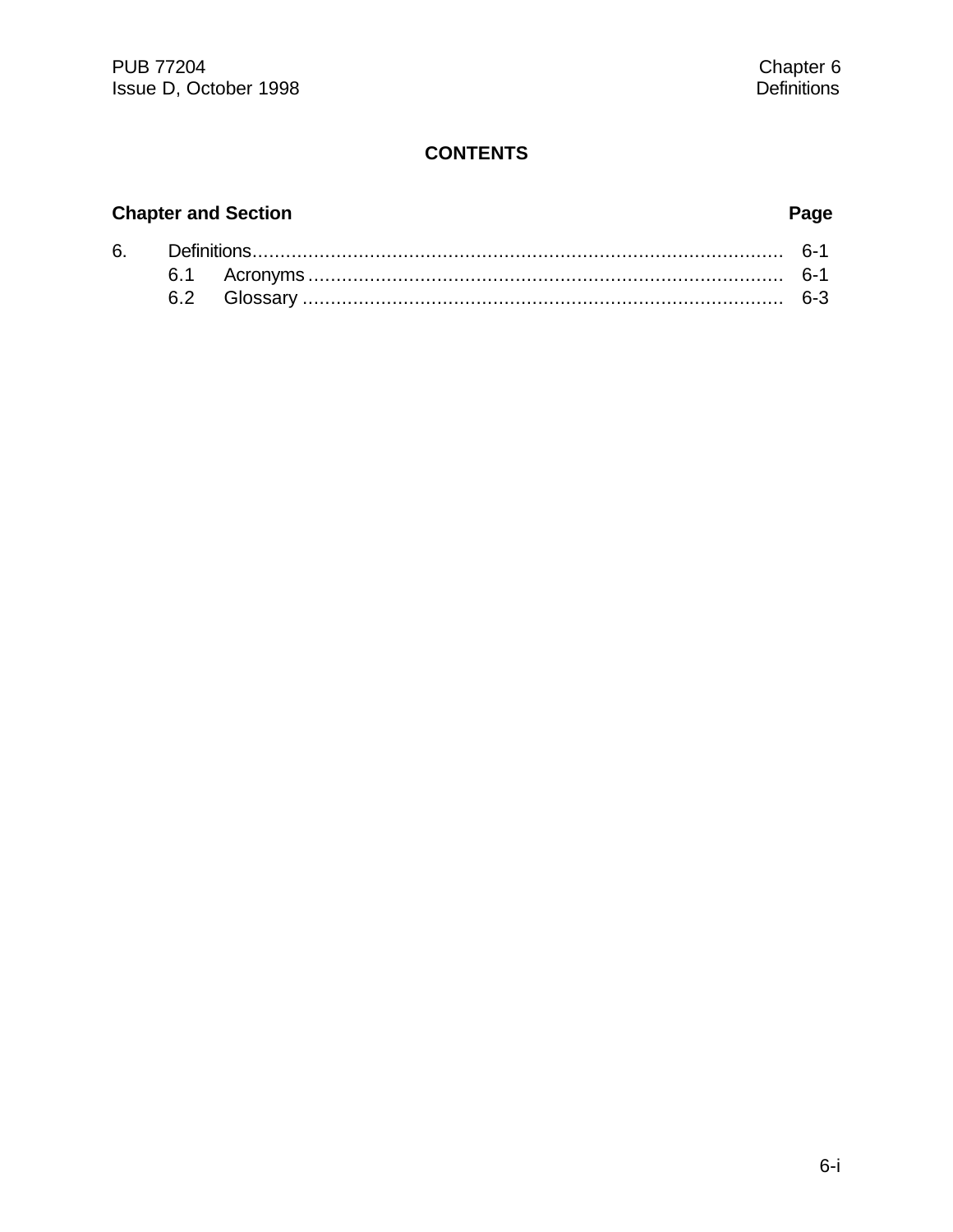## CONTENTS

| Chapter and Section | | Page |
|---|---|---|
| 6. | Definitions | 6-1 |
| | 6.1 Acronyms | 6-1 |
| | 6.2 Glossary | 6-3 |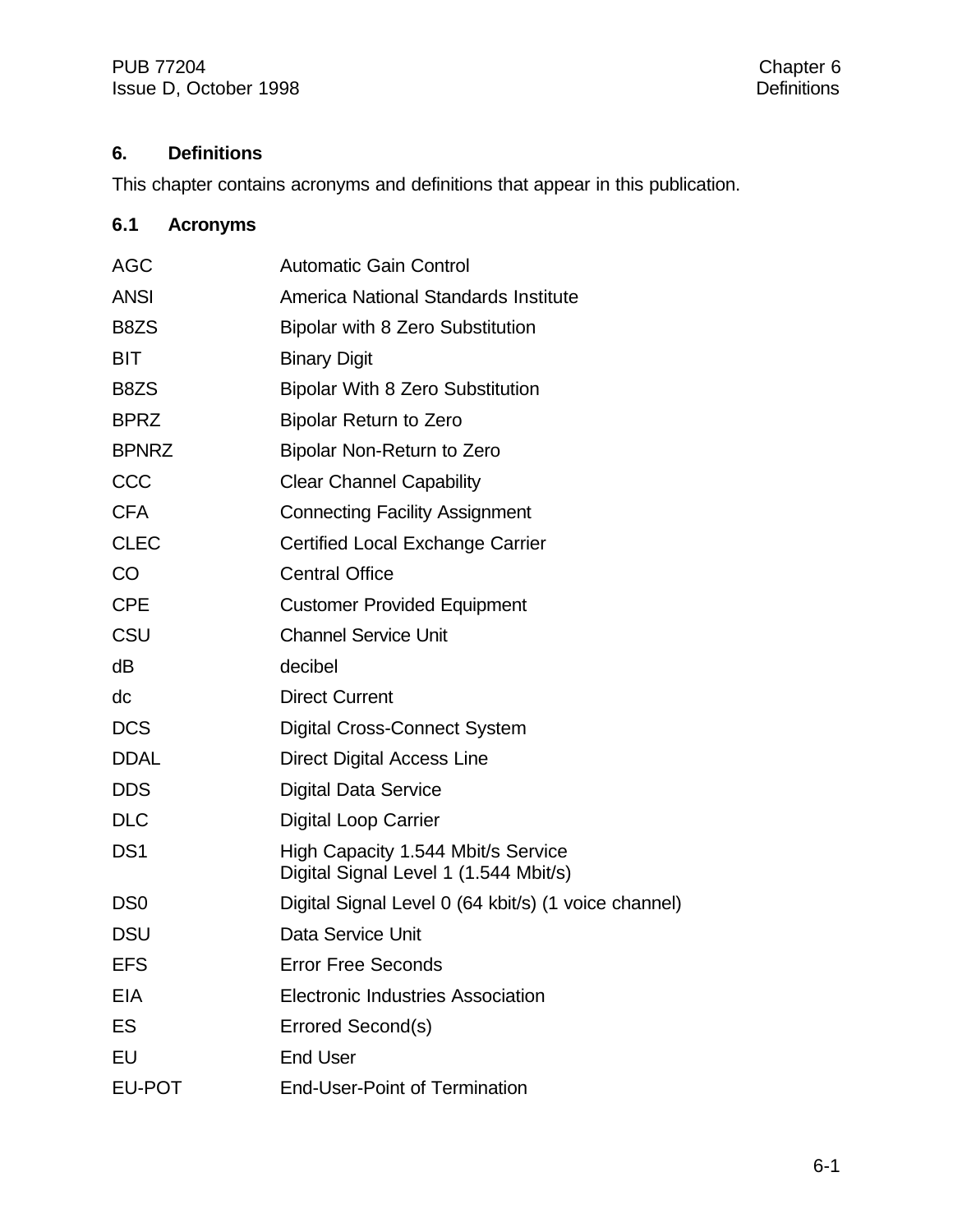## 6. Definitions

This chapter contains acronyms and definitions that appear in this publication.

### 6.1 Acronyms

| | |
|---|---|
| AGC | Automatic Gain Control |
| ANSI | America National Standards Institute |
| B8ZS | Bipolar with 8 Zero Substitution |
| BIT | Binary Digit |
| B8ZS | Bipolar With 8 Zero Substitution |
| BPRZ | Bipolar Return to Zero |
| BPNRZ | Bipolar Non-Return to Zero |
| CCC | Clear Channel Capability |
| CFA | Connecting Facility Assignment |
| CLEC | Certified Local Exchange Carrier |
| CO | Central Office |
| CPE | Customer Provided Equipment |
| CSU | Channel Service Unit |
| dB | decibel |
| dc | Direct Current |
| DCS | Digital Cross-Connect System |
| DDAL | Direct Digital Access Line |
| DDS | Digital Data Service |
| DLC | Digital Loop Carrier |
| DS1 | High Capacity 1.544 Mbit/s Service<br>Digital Signal Level 1 (1.544 Mbit/s) |
| DS0 | Digital Signal Level 0 (64 kbit/s) (1 voice channel) |
| DSU | Data Service Unit |
| EFS | Error Free Seconds |
| EIA | Electronic Industries Association |
| ES | Errored Second(s) |
| EU | End User |
| EU-POT | End-User-Point of Termination |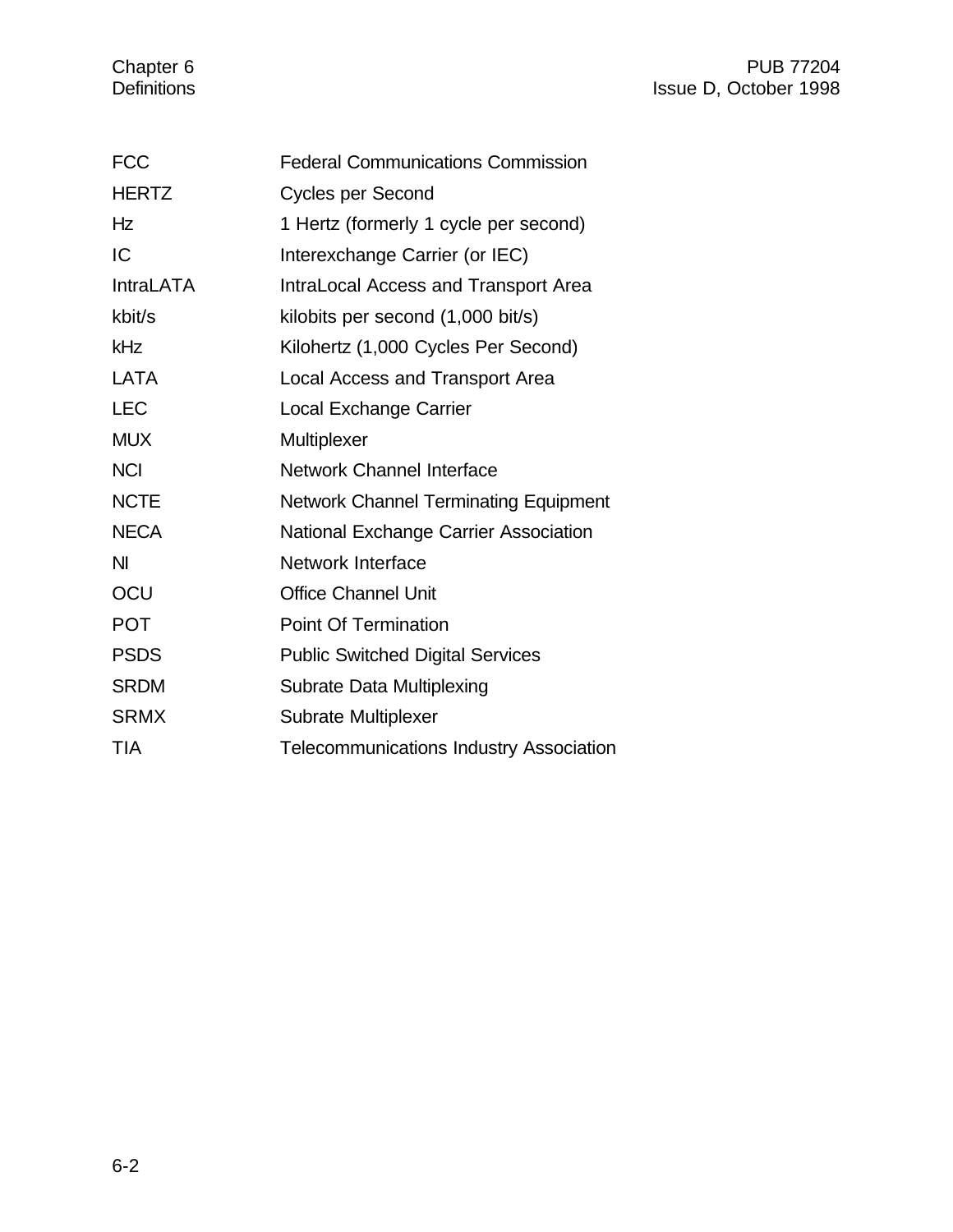| | |
|---|---|
| FCC | Federal Communications Commission |
| HERTZ | Cycles per Second |
| Hz | 1 Hertz (formerly 1 cycle per second) |
| IC | Interexchange Carrier (or IEC) |
| IntraLATA | IntraLocal Access and Transport Area |
| kbit/s | kilobits per second (1,000 bit/s) |
| kHz | Kilohertz (1,000 Cycles Per Second) |
| LATA | Local Access and Transport Area |
| LEC | Local Exchange Carrier |
| MUX | Multiplexer |
| NCI | Network Channel Interface |
| NCTE | Network Channel Terminating Equipment |
| NECA | National Exchange Carrier Association |
| NI | Network Interface |
| OCU | Office Channel Unit |
| POT | Point Of Termination |
| PSDS | Public Switched Digital Services |
| SRDM | Subrate Data Multiplexing |
| SRMX | Subrate Multiplexer |
| TIA | Telecommunications Industry Association |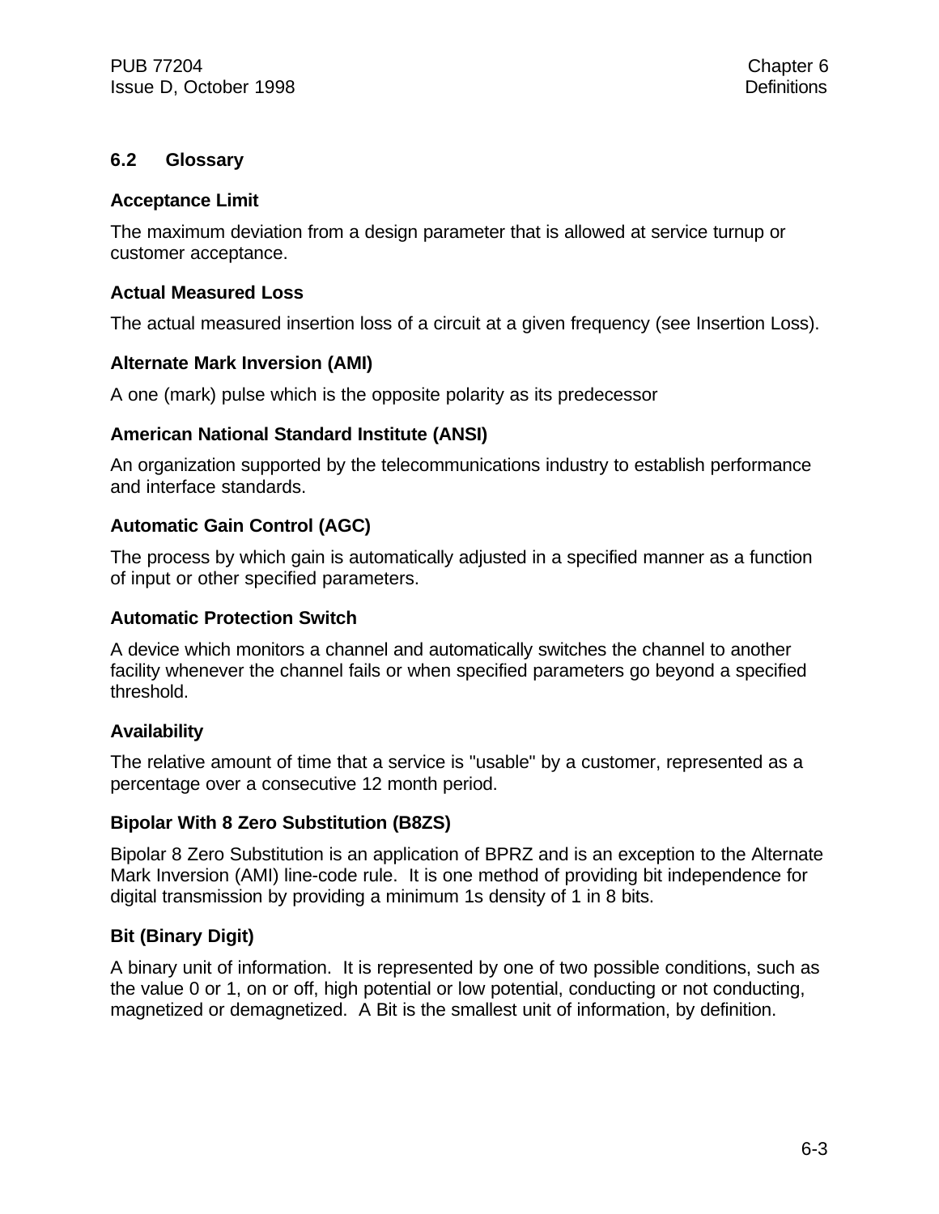## 6.2 Glossary

**Acceptance Limit**

The maximum deviation from a design parameter that is allowed at service turnup or customer acceptance.

**Actual Measured Loss**

The actual measured insertion loss of a circuit at a given frequency (see Insertion Loss).

**Alternate Mark Inversion (AMI)**

A one (mark) pulse which is the opposite polarity as its predecessor

**American National Standard Institute (ANSI)**

An organization supported by the telecommunications industry to establish performance and interface standards.

**Automatic Gain Control (AGC)**

The process by which gain is automatically adjusted in a specified manner as a function of input or other specified parameters.

**Automatic Protection Switch**

A device which monitors a channel and automatically switches the channel to another facility whenever the channel fails or when specified parameters go beyond a specified threshold.

**Availability**

The relative amount of time that a service is "usable" by a customer, represented as a percentage over a consecutive 12 month period.

**Bipolar With 8 Zero Substitution (B8ZS)**

Bipolar 8 Zero Substitution is an application of BPRZ and is an exception to the Alternate Mark Inversion (AMI) line-code rule. It is one method of providing bit independence for digital transmission by providing a minimum 1s density of 1 in 8 bits.

**Bit (Binary Digit)**

A binary unit of information. It is represented by one of two possible conditions, such as the value 0 or 1, on or off, high potential or low potential, conducting or not conducting, magnetized or demagnetized. A Bit is the smallest unit of information, by definition.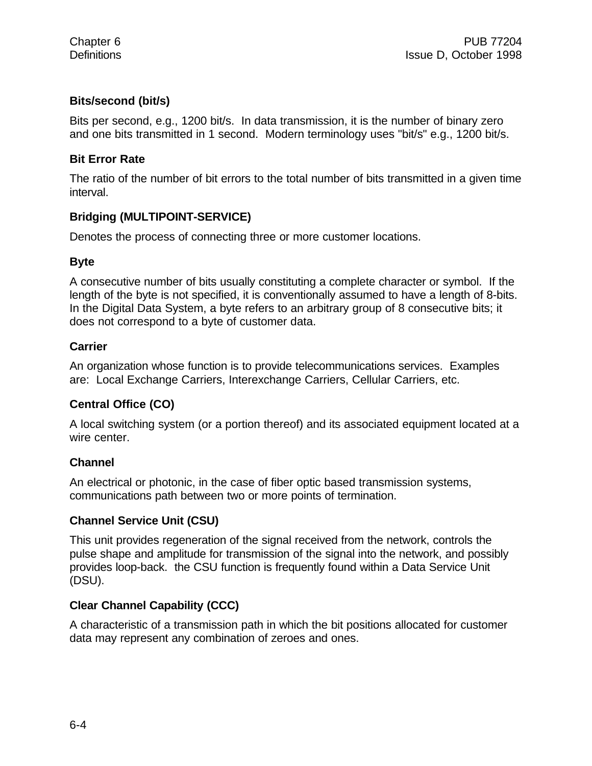**Bits/second (bit/s)**

Bits per second, e.g., 1200 bit/s. In data transmission, it is the number of binary zero and one bits transmitted in 1 second. Modern terminology uses "bit/s" e.g., 1200 bit/s.

**Bit Error Rate**

The ratio of the number of bit errors to the total number of bits transmitted in a given time interval.

**Bridging (MULTIPOINT-SERVICE)**

Denotes the process of connecting three or more customer locations.

**Byte**

A consecutive number of bits usually constituting a complete character or symbol. If the length of the byte is not specified, it is conventionally assumed to have a length of 8-bits. In the Digital Data System, a byte refers to an arbitrary group of 8 consecutive bits; it does not correspond to a byte of customer data.

**Carrier**

An organization whose function is to provide telecommunications services. Examples are: Local Exchange Carriers, Interexchange Carriers, Cellular Carriers, etc.

**Central Office (CO)**

A local switching system (or a portion thereof) and its associated equipment located at a wire center.

**Channel**

An electrical or photonic, in the case of fiber optic based transmission systems, communications path between two or more points of termination.

**Channel Service Unit (CSU)**

This unit provides regeneration of the signal received from the network, controls the pulse shape and amplitude for transmission of the signal into the network, and possibly provides loop-back. the CSU function is frequently found within a Data Service Unit (DSU).

**Clear Channel Capability (CCC)**

A characteristic of a transmission path in which the bit positions allocated for customer data may represent any combination of zeroes and ones.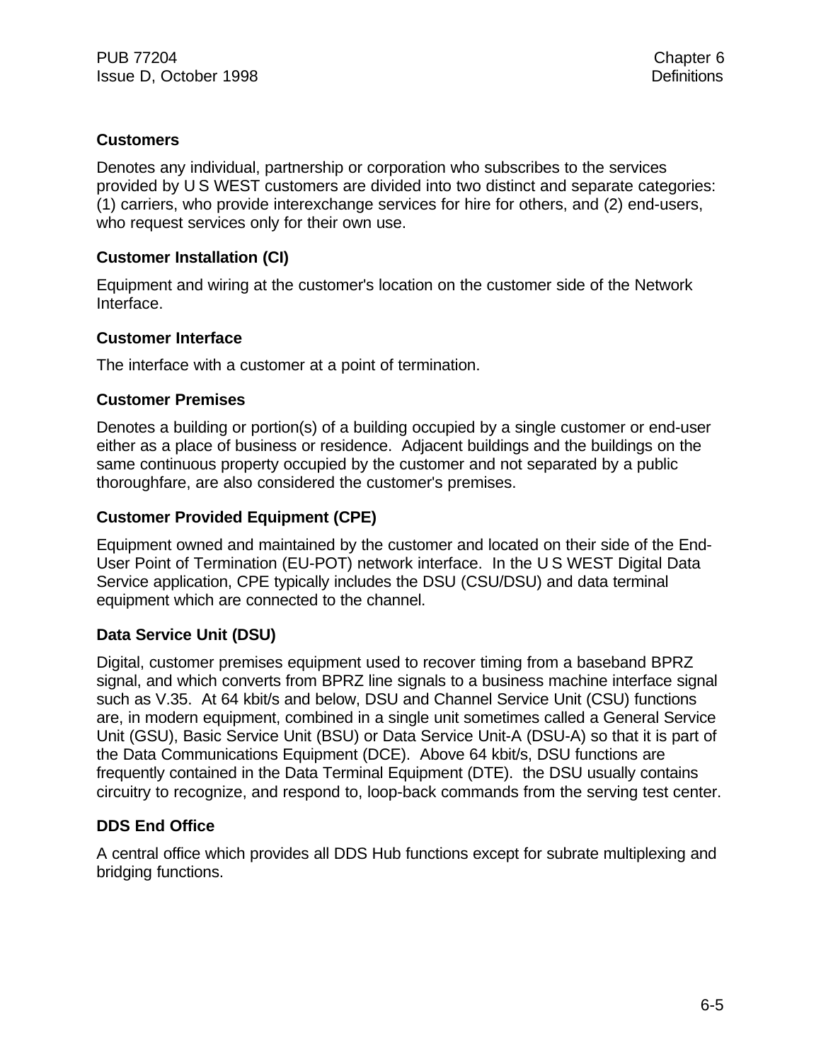### Customers

Denotes any individual, partnership or corporation who subscribes to the services provided by U S WEST customers are divided into two distinct and separate categories: (1) carriers, who provide interexchange services for hire for others, and (2) end-users, who request services only for their own use.

### Customer Installation (CI)

Equipment and wiring at the customer's location on the customer side of the Network Interface.

### Customer Interface

The interface with a customer at a point of termination.

### Customer Premises

Denotes a building or portion(s) of a building occupied by a single customer or end-user either as a place of business or residence. Adjacent buildings and the buildings on the same continuous property occupied by the customer and not separated by a public thoroughfare, are also considered the customer's premises.

### Customer Provided Equipment (CPE)

Equipment owned and maintained by the customer and located on their side of the End-User Point of Termination (EU-POT) network interface. In the U S WEST Digital Data Service application, CPE typically includes the DSU (CSU/DSU) and data terminal equipment which are connected to the channel.

### Data Service Unit (DSU)

Digital, customer premises equipment used to recover timing from a baseband BPRZ signal, and which converts from BPRZ line signals to a business machine interface signal such as V.35. At 64 kbit/s and below, DSU and Channel Service Unit (CSU) functions are, in modern equipment, combined in a single unit sometimes called a General Service Unit (GSU), Basic Service Unit (BSU) or Data Service Unit-A (DSU-A) so that it is part of the Data Communications Equipment (DCE). Above 64 kbit/s, DSU functions are frequently contained in the Data Terminal Equipment (DTE). the DSU usually contains circuitry to recognize, and respond to, loop-back commands from the serving test center.

### DDS End Office

A central office which provides all DDS Hub functions except for subrate multiplexing and bridging functions.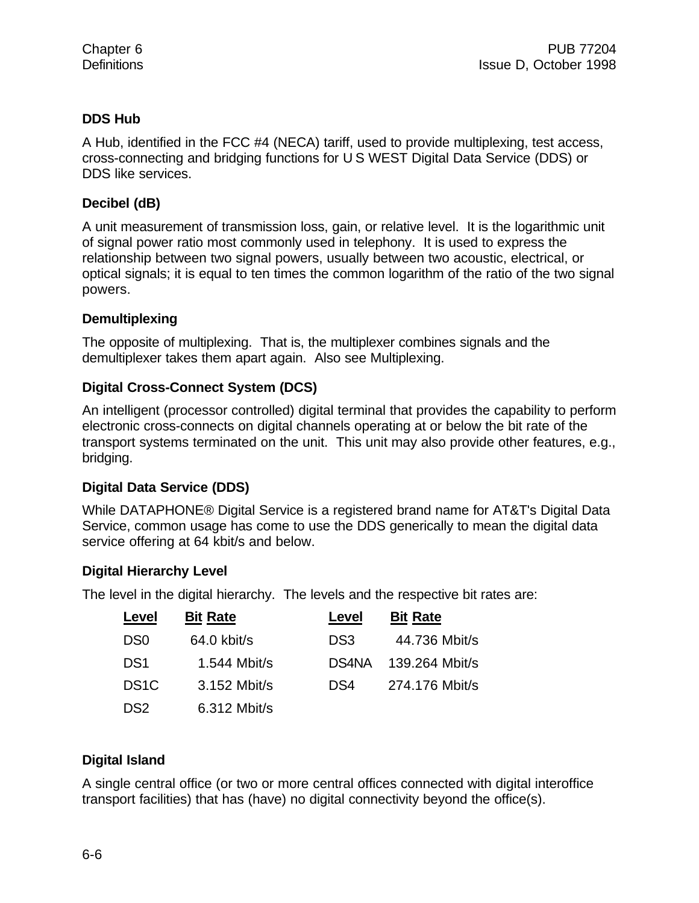**DDS Hub**

A Hub, identified in the FCC #4 (NECA) tariff, used to provide multiplexing, test access, cross-connecting and bridging functions for U S WEST Digital Data Service (DDS) or DDS like services.

**Decibel (dB)**

A unit measurement of transmission loss, gain, or relative level. It is the logarithmic unit of signal power ratio most commonly used in telephony. It is used to express the relationship between two signal powers, usually between two acoustic, electrical, or optical signals; it is equal to ten times the common logarithm of the ratio of the two signal powers.

**Demultiplexing**

The opposite of multiplexing. That is, the multiplexer combines signals and the demultiplexer takes them apart again. Also see Multiplexing.

**Digital Cross-Connect System (DCS)**

An intelligent (processor controlled) digital terminal that provides the capability to perform electronic cross-connects on digital channels operating at or below the bit rate of the transport systems terminated on the unit. This unit may also provide other features, e.g., bridging.

**Digital Data Service (DDS)**

While DATAPHONE® Digital Service is a registered brand name for AT&T's Digital Data Service, common usage has come to use the DDS generically to mean the digital data service offering at 64 kbit/s and below.

**Digital Hierarchy Level**

The level in the digital hierarchy. The levels and the respective bit rates are:

| Level | Bit Rate | Level | Bit Rate |
|---|---|---|---|
| DS0 | 64.0 kbit/s | DS3 | 44.736 Mbit/s |
| DS1 | 1.544 Mbit/s | DS4NA | 139.264 Mbit/s |
| DS1C | 3.152 Mbit/s | DS4 | 274.176 Mbit/s |
| DS2 | 6.312 Mbit/s | | |

**Digital Island**

A single central office (or two or more central offices connected with digital interoffice transport facilities) that has (have) no digital connectivity beyond the office(s).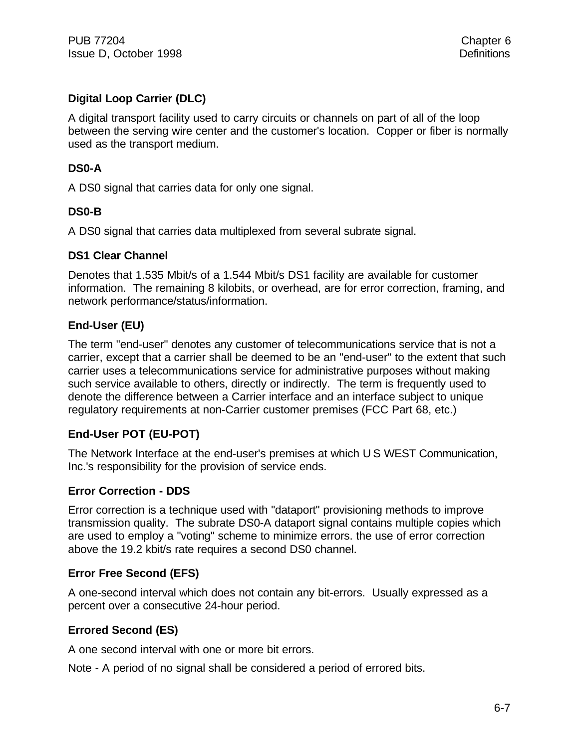### Digital Loop Carrier (DLC)

A digital transport facility used to carry circuits or channels on part of all of the loop between the serving wire center and the customer's location. Copper or fiber is normally used as the transport medium.

### DS0-A

A DS0 signal that carries data for only one signal.

### DS0-B

A DS0 signal that carries data multiplexed from several subrate signal.

### DS1 Clear Channel

Denotes that 1.535 Mbit/s of a 1.544 Mbit/s DS1 facility are available for customer information. The remaining 8 kilobits, or overhead, are for error correction, framing, and network performance/status/information.

### End-User (EU)

The term "end-user" denotes any customer of telecommunications service that is not a carrier, except that a carrier shall be deemed to be an "end-user" to the extent that such carrier uses a telecommunications service for administrative purposes without making such service available to others, directly or indirectly. The term is frequently used to denote the difference between a Carrier interface and an interface subject to unique regulatory requirements at non-Carrier customer premises (FCC Part 68, etc.)

### End-User POT (EU-POT)

The Network Interface at the end-user's premises at which U S WEST Communication, Inc.'s responsibility for the provision of service ends.

### Error Correction - DDS

Error correction is a technique used with "dataport" provisioning methods to improve transmission quality. The subrate DS0-A dataport signal contains multiple copies which are used to employ a "voting" scheme to minimize errors. the use of error correction above the 19.2 kbit/s rate requires a second DS0 channel.

### Error Free Second (EFS)

A one-second interval which does not contain any bit-errors. Usually expressed as a percent over a consecutive 24-hour period.

### Errored Second (ES)

A one second interval with one or more bit errors.

Note - A period of no signal shall be considered a period of errored bits.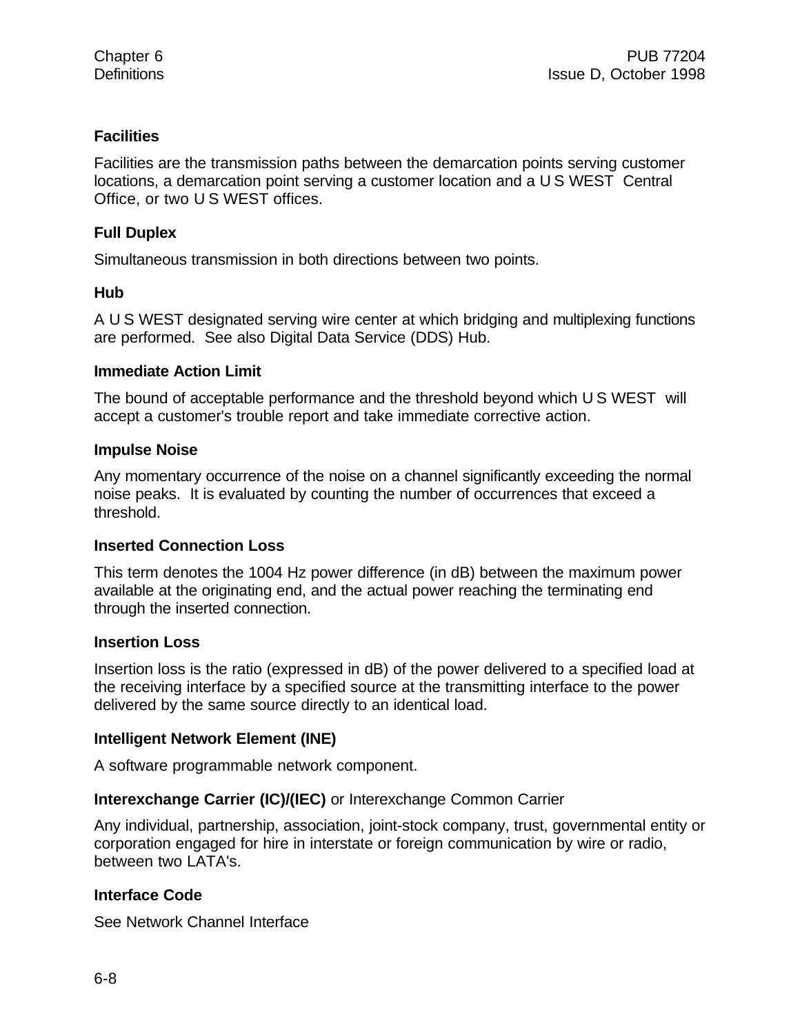**Facilities**

Facilities are the transmission paths between the demarcation points serving customer locations, a demarcation point serving a customer location and a U S WEST Central Office, or two U S WEST offices.

**Full Duplex**

Simultaneous transmission in both directions between two points.

**Hub**

A U S WEST designated serving wire center at which bridging and multiplexing functions are performed. See also Digital Data Service (DDS) Hub.

**Immediate Action Limit**

The bound of acceptable performance and the threshold beyond which U S WEST will accept a customer's trouble report and take immediate corrective action.

**Impulse Noise**

Any momentary occurrence of the noise on a channel significantly exceeding the normal noise peaks. It is evaluated by counting the number of occurrences that exceed a threshold.

**Inserted Connection Loss**

This term denotes the 1004 Hz power difference (in dB) between the maximum power available at the originating end, and the actual power reaching the terminating end through the inserted connection.

**Insertion Loss**

Insertion loss is the ratio (expressed in dB) of the power delivered to a specified load at the receiving interface by a specified source at the transmitting interface to the power delivered by the same source directly to an identical load.

**Intelligent Network Element (INE)**

A software programmable network component.

**Interexchange Carrier (IC)/(IEC)** or Interexchange Common Carrier

Any individual, partnership, association, joint-stock company, trust, governmental entity or corporation engaged for hire in interstate or foreign communication by wire or radio, between two LATA's.

**Interface Code**

See Network Channel Interface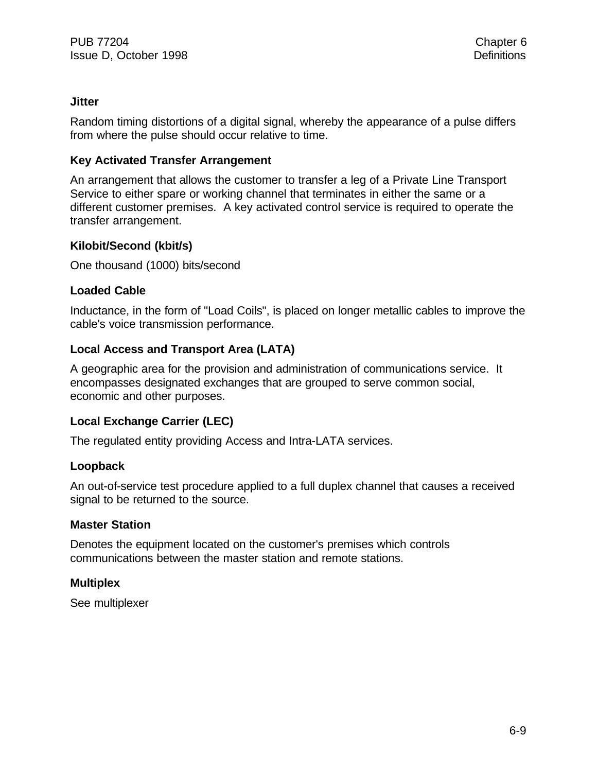**Jitter**

Random timing distortions of a digital signal, whereby the appearance of a pulse differs from where the pulse should occur relative to time.

**Key Activated Transfer Arrangement**

An arrangement that allows the customer to transfer a leg of a Private Line Transport Service to either spare or working channel that terminates in either the same or a different customer premises. A key activated control service is required to operate the transfer arrangement.

**Kilobit/Second (kbit/s)**

One thousand (1000) bits/second

**Loaded Cable**

Inductance, in the form of "Load Coils", is placed on longer metallic cables to improve the cable's voice transmission performance.

**Local Access and Transport Area (LATA)**

A geographic area for the provision and administration of communications service. It encompasses designated exchanges that are grouped to serve common social, economic and other purposes.

**Local Exchange Carrier (LEC)**

The regulated entity providing Access and Intra-LATA services.

**Loopback**

An out-of-service test procedure applied to a full duplex channel that causes a received signal to be returned to the source.

**Master Station**

Denotes the equipment located on the customer's premises which controls communications between the master station and remote stations.

**Multiplex**

See multiplexer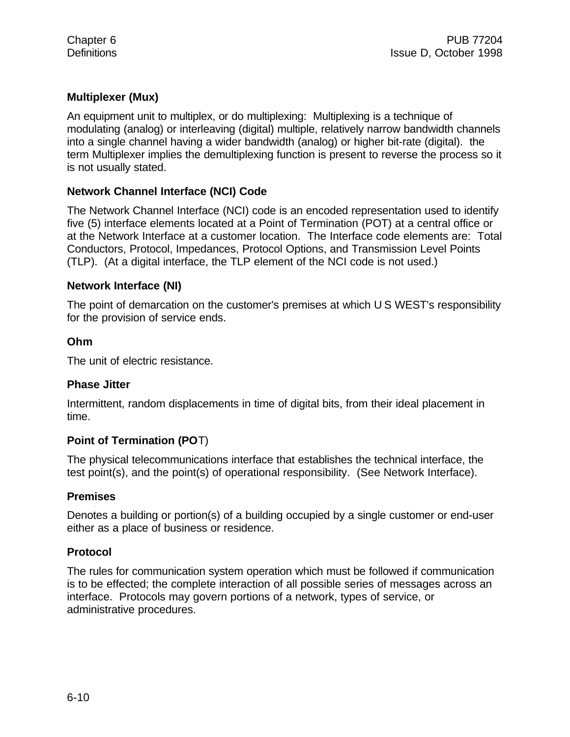**Multiplexer (Mux)**

An equipment unit to multiplex, or do multiplexing: Multiplexing is a technique of modulating (analog) or interleaving (digital) multiple, relatively narrow bandwidth channels into a single channel having a wider bandwidth (analog) or higher bit-rate (digital). the term Multiplexer implies the demultiplexing function is present to reverse the process so it is not usually stated.

**Network Channel Interface (NCI) Code**

The Network Channel Interface (NCI) code is an encoded representation used to identify five (5) interface elements located at a Point of Termination (POT) at a central office or at the Network Interface at a customer location. The Interface code elements are: Total Conductors, Protocol, Impedances, Protocol Options, and Transmission Level Points (TLP). (At a digital interface, the TLP element of the NCI code is not used.)

**Network Interface (NI)**

The point of demarcation on the customer's premises at which U S WEST's responsibility for the provision of service ends.

**Ohm**

The unit of electric resistance.

**Phase Jitter**

Intermittent, random displacements in time of digital bits, from their ideal placement in time.

**Point of Termination (POT)**

The physical telecommunications interface that establishes the technical interface, the test point(s), and the point(s) of operational responsibility. (See Network Interface).

**Premises**

Denotes a building or portion(s) of a building occupied by a single customer or end-user either as a place of business or residence.

**Protocol**

The rules for communication system operation which must be followed if communication is to be effected; the complete interaction of all possible series of messages across an interface. Protocols may govern portions of a network, types of service, or administrative procedures.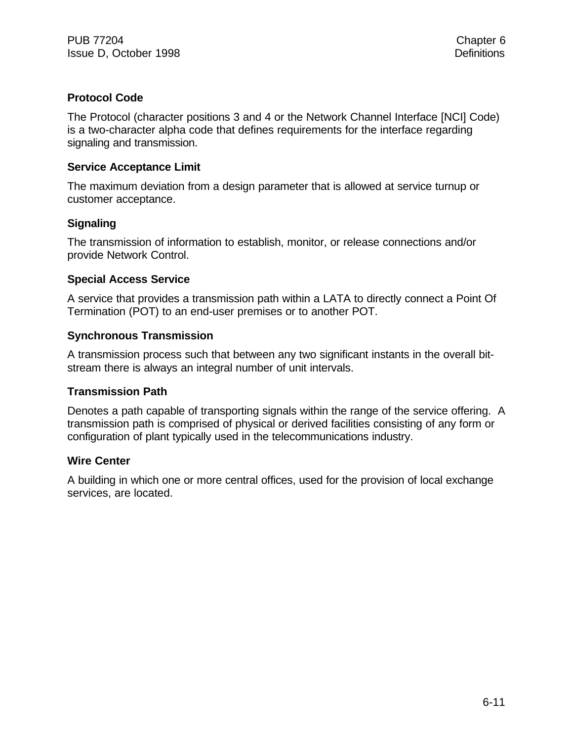**Protocol Code**

The Protocol (character positions 3 and 4 or the Network Channel Interface [NCI] Code) is a two-character alpha code that defines requirements for the interface regarding signaling and transmission.

**Service Acceptance Limit**

The maximum deviation from a design parameter that is allowed at service turnup or customer acceptance.

**Signaling**

The transmission of information to establish, monitor, or release connections and/or provide Network Control.

**Special Access Service**

A service that provides a transmission path within a LATA to directly connect a Point Of Termination (POT) to an end-user premises or to another POT.

**Synchronous Transmission**

A transmission process such that between any two significant instants in the overall bit-stream there is always an integral number of unit intervals.

**Transmission Path**

Denotes a path capable of transporting signals within the range of the service offering. A transmission path is comprised of physical or derived facilities consisting of any form or configuration of plant typically used in the telecommunications industry.

**Wire Center**

A building in which one or more central offices, used for the provision of local exchange services, are located.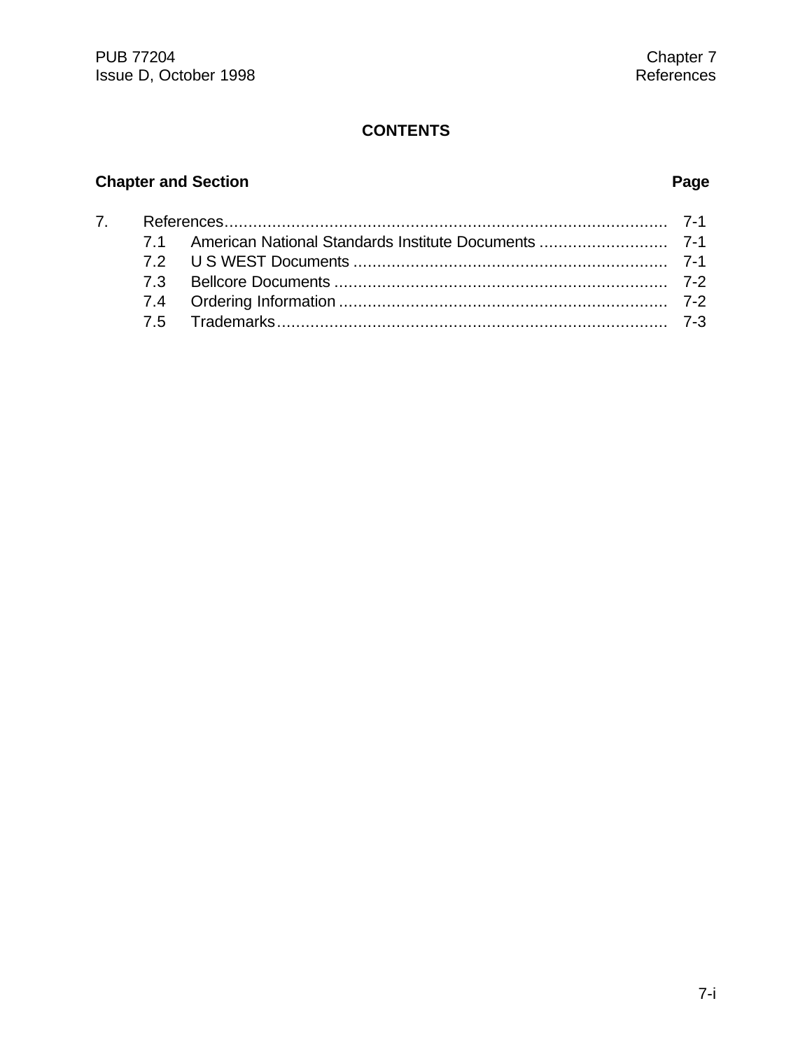## CONTENTS

| Chapter and Section | | Page |
|---|---|---|
| 7. | References | 7-1 |
| 7.1 | American National Standards Institute Documents | 7-1 |
| 7.2 | U S WEST Documents | 7-1 |
| 7.3 | Bellcore Documents | 7-2 |
| 7.4 | Ordering Information | 7-2 |
| 7.5 | Trademarks | 7-3 |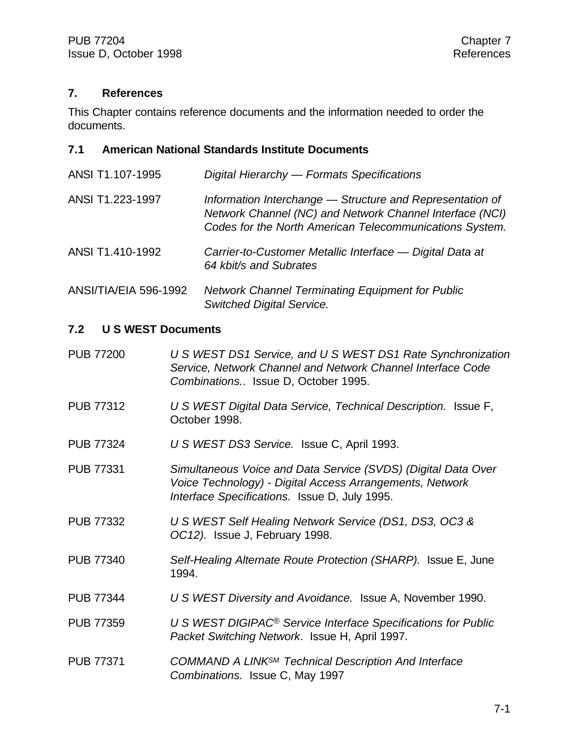## 7. References

This Chapter contains reference documents and the information needed to order the documents.

### 7.1 American National Standards Institute Documents

ANSI T1.107-1995 — *Digital Hierarchy — Formats Specifications*

ANSI T1.223-1997 — *Information Interchange — Structure and Representation of Network Channel (NC) and Network Channel Interface (NCI) Codes for the North American Telecommunications System.*

ANSI T1.410-1992 — *Carrier-to-Customer Metallic Interface — Digital Data at 64 kbit/s and Subrates*

ANSI/TIA/EIA 596-1992 — *Network Channel Terminating Equipment for Public Switched Digital Service.*

### 7.2 U S WEST Documents

PUB 77200 — *U S WEST DS1 Service, and U S WEST DS1 Rate Synchronization Service, Network Channel and Network Channel Interface Code Combinations..* Issue D, October 1995.

PUB 77312 — *U S WEST Digital Data Service, Technical Description.* Issue F, October 1998.

PUB 77324 — *U S WEST DS3 Service.* Issue C, April 1993.

PUB 77331 — *Simultaneous Voice and Data Service (SVDS) (Digital Data Over Voice Technology) - Digital Access Arrangements, Network Interface Specifications.* Issue D, July 1995.

PUB 77332 — *U S WEST Self Healing Network Service (DS1, DS3, OC3 & OC12).* Issue J, February 1998.

PUB 77340 — *Self-Healing Alternate Route Protection (SHARP).* Issue E, June 1994.

PUB 77344 — *U S WEST Diversity and Avoidance.* Issue A, November 1990.

PUB 77359 — *U S WEST DIGIPAC® Service Interface Specifications for Public Packet Switching Network.* Issue H, April 1997.

PUB 77371 — *COMMAND A LINK℠ Technical Description And Interface Combinations.* Issue C, May 1997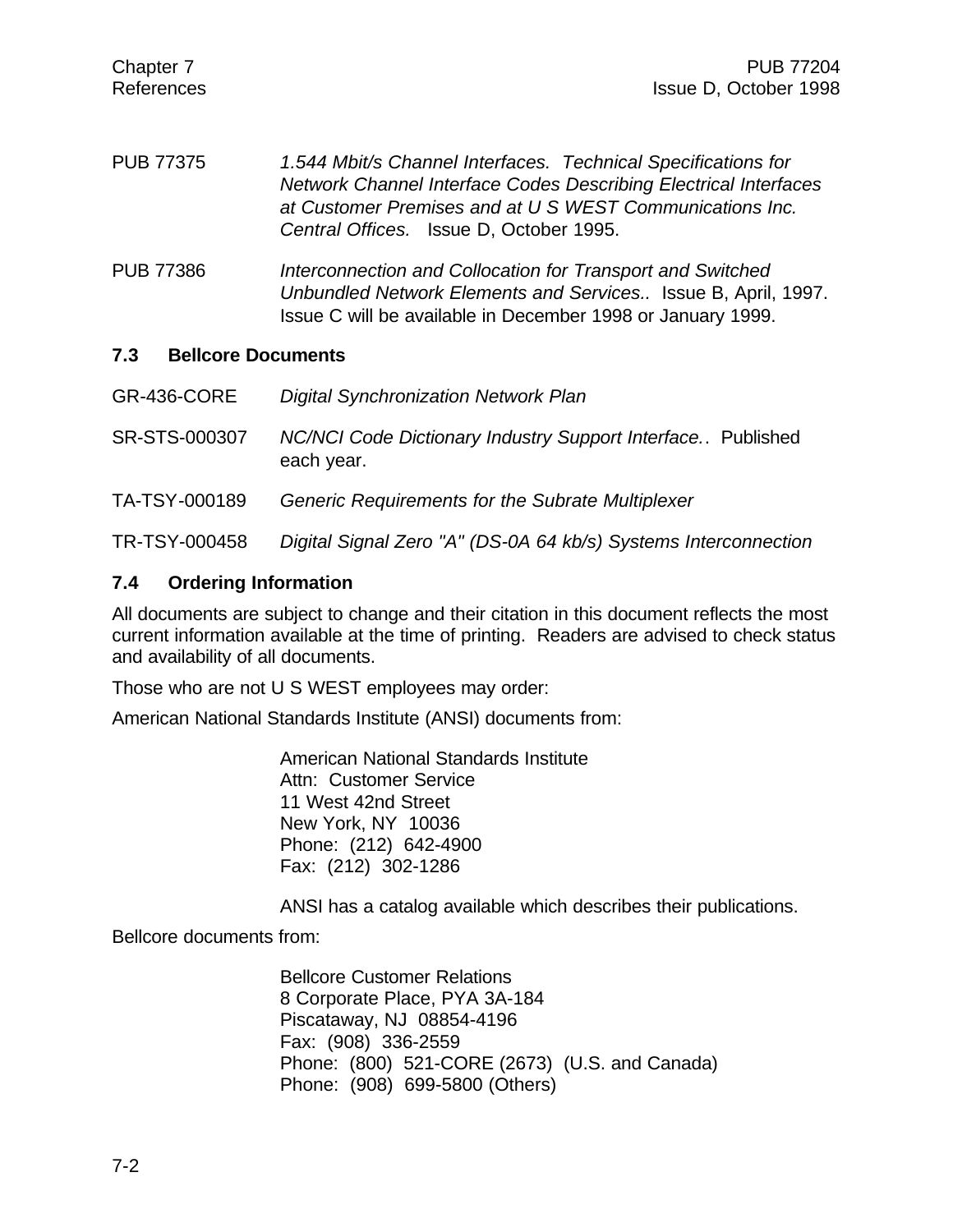PUB 77375 *1.544 Mbit/s Channel Interfaces. Technical Specifications for Network Channel Interface Codes Describing Electrical Interfaces at Customer Premises and at U S WEST Communications Inc. Central Offices.* Issue D, October 1995.

PUB 77386 *Interconnection and Collocation for Transport and Switched Unbundled Network Elements and Services..* Issue B, April, 1997. Issue C will be available in December 1998 or January 1999.

### 7.3 Bellcore Documents

GR-436-CORE *Digital Synchronization Network Plan*

SR-STS-000307 *NC/NCI Code Dictionary Industry Support Interface.*. Published each year.

TA-TSY-000189 *Generic Requirements for the Subrate Multiplexer*

TR-TSY-000458 *Digital Signal Zero "A" (DS-0A 64 kb/s) Systems Interconnection*

### 7.4 Ordering Information

All documents are subject to change and their citation in this document reflects the most current information available at the time of printing. Readers are advised to check status and availability of all documents.

Those who are not U S WEST employees may order:

American National Standards Institute (ANSI) documents from:

American National Standards Institute
Attn: Customer Service
11 West 42nd Street
New York, NY 10036
Phone: (212) 642-4900
Fax: (212) 302-1286

ANSI has a catalog available which describes their publications.

Bellcore documents from:

Bellcore Customer Relations
8 Corporate Place, PYA 3A-184
Piscataway, NJ 08854-4196
Fax: (908) 336-2559
Phone: (800) 521-CORE (2673) (U.S. and Canada)
Phone: (908) 699-5800 (Others)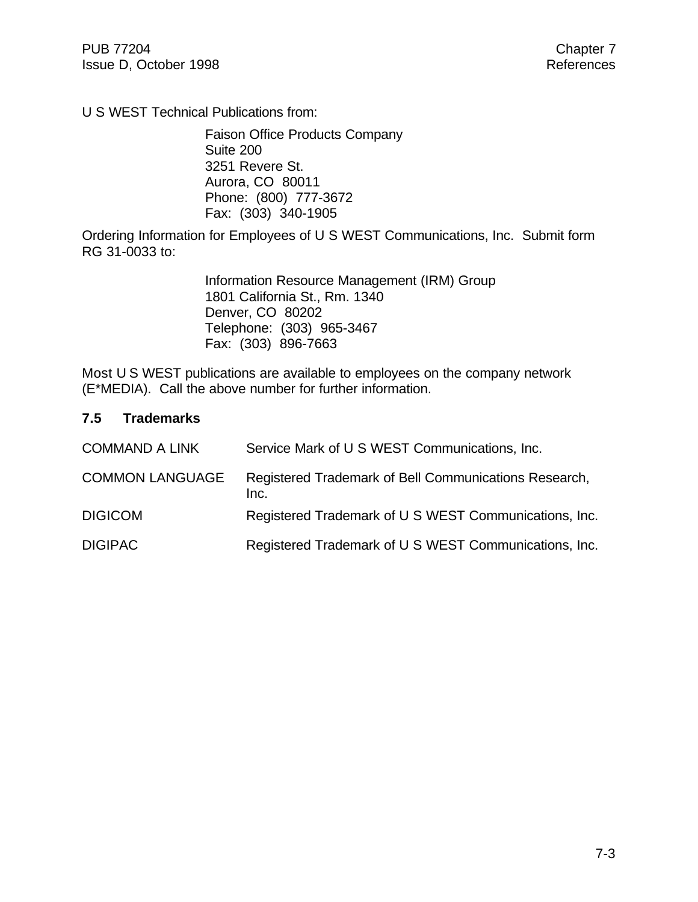U S WEST Technical Publications from:

> Faison Office Products Company
> Suite 200
> 3251 Revere St.
> Aurora, CO 80011
> Phone: (800) 777-3672
> Fax: (303) 340-1905

Ordering Information for Employees of U S WEST Communications, Inc. Submit form RG 31-0033 to:

> Information Resource Management (IRM) Group
> 1801 California St., Rm. 1340
> Denver, CO 80202
> Telephone: (303) 965-3467
> Fax: (303) 896-7663

Most U S WEST publications are available to employees on the company network (E*MEDIA). Call the above number for further information.

## 7.5 Trademarks

| | |
|---|---|
| COMMAND A LINK | Service Mark of U S WEST Communications, Inc. |
| COMMON LANGUAGE | Registered Trademark of Bell Communications Research, Inc. |
| DIGICOM | Registered Trademark of U S WEST Communications, Inc. |
| DIGIPAC | Registered Trademark of U S WEST Communications, Inc. |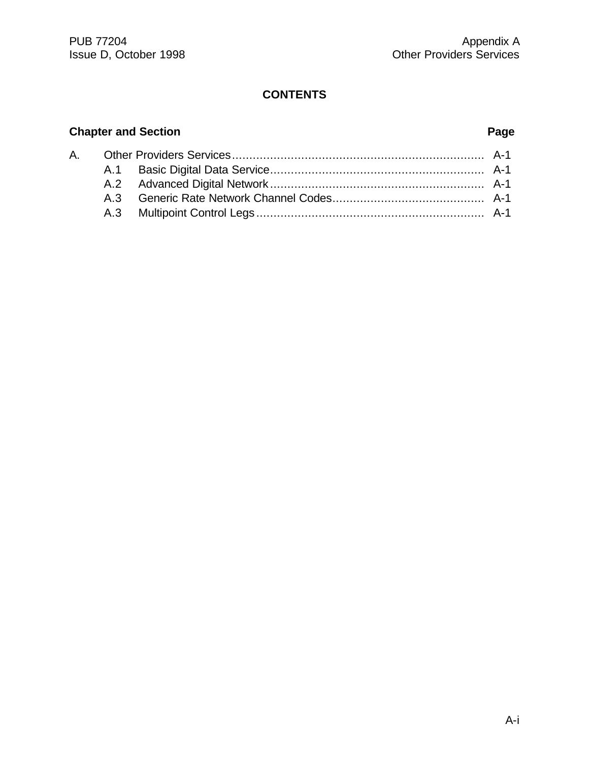## CONTENTS

| Chapter and Section | | | Page |
|---|---|---|---|
| A. | Other Providers Services | | A-1 |
| | A.1 | Basic Digital Data Service | A-1 |
| | A.2 | Advanced Digital Network | A-1 |
| | A.3 | Generic Rate Network Channel Codes | A-1 |
| | A.3 | Multipoint Control Legs | A-1 |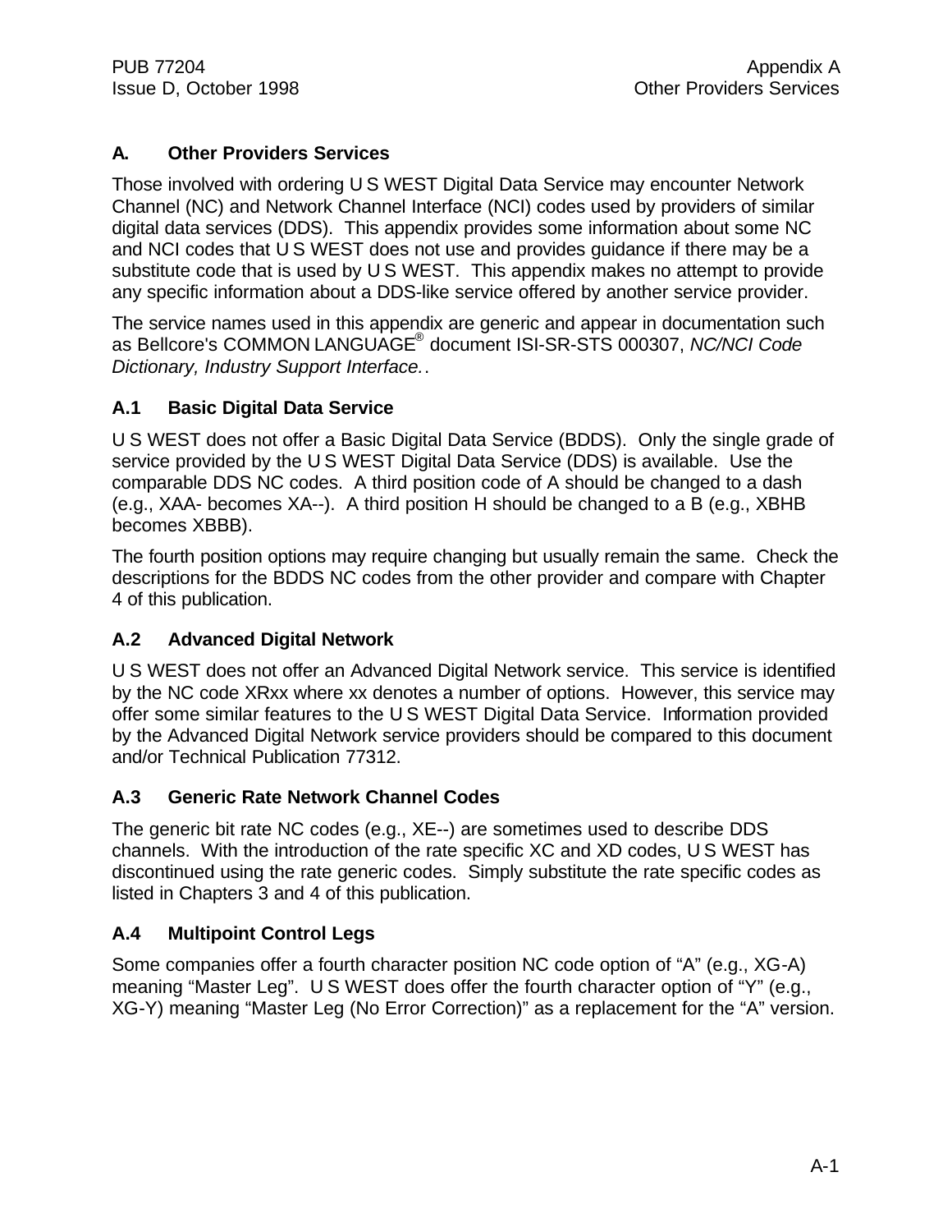# A. Other Providers Services

Those involved with ordering U S WEST Digital Data Service may encounter Network Channel (NC) and Network Channel Interface (NCI) codes used by providers of similar digital data services (DDS). This appendix provides some information about some NC and NCI codes that U S WEST does not use and provides guidance if there may be a substitute code that is used by U S WEST. This appendix makes no attempt to provide any specific information about a DDS-like service offered by another service provider.

The service names used in this appendix are generic and appear in documentation such as Bellcore's COMMON LANGUAGE® document ISI-SR-STS 000307, *NC/NCI Code Dictionary, Industry Support Interface.*.

## A.1 Basic Digital Data Service

U S WEST does not offer a Basic Digital Data Service (BDDS). Only the single grade of service provided by the U S WEST Digital Data Service (DDS) is available. Use the comparable DDS NC codes. A third position code of A should be changed to a dash (e.g., XAA- becomes XA--). A third position H should be changed to a B (e.g., XBHB becomes XBBB).

The fourth position options may require changing but usually remain the same. Check the descriptions for the BDDS NC codes from the other provider and compare with Chapter 4 of this publication.

## A.2 Advanced Digital Network

U S WEST does not offer an Advanced Digital Network service. This service is identified by the NC code XRxx where xx denotes a number of options. However, this service may offer some similar features to the U S WEST Digital Data Service. Information provided by the Advanced Digital Network service providers should be compared to this document and/or Technical Publication 77312.

## A.3 Generic Rate Network Channel Codes

The generic bit rate NC codes (e.g., XE--) are sometimes used to describe DDS channels. With the introduction of the rate specific XC and XD codes, U S WEST has discontinued using the rate generic codes. Simply substitute the rate specific codes as listed in Chapters 3 and 4 of this publication.

## A.4 Multipoint Control Legs

Some companies offer a fourth character position NC code option of "A" (e.g., XG-A) meaning "Master Leg". U S WEST does offer the fourth character option of "Y" (e.g., XG-Y) meaning "Master Leg (No Error Correction)" as a replacement for the "A" version.